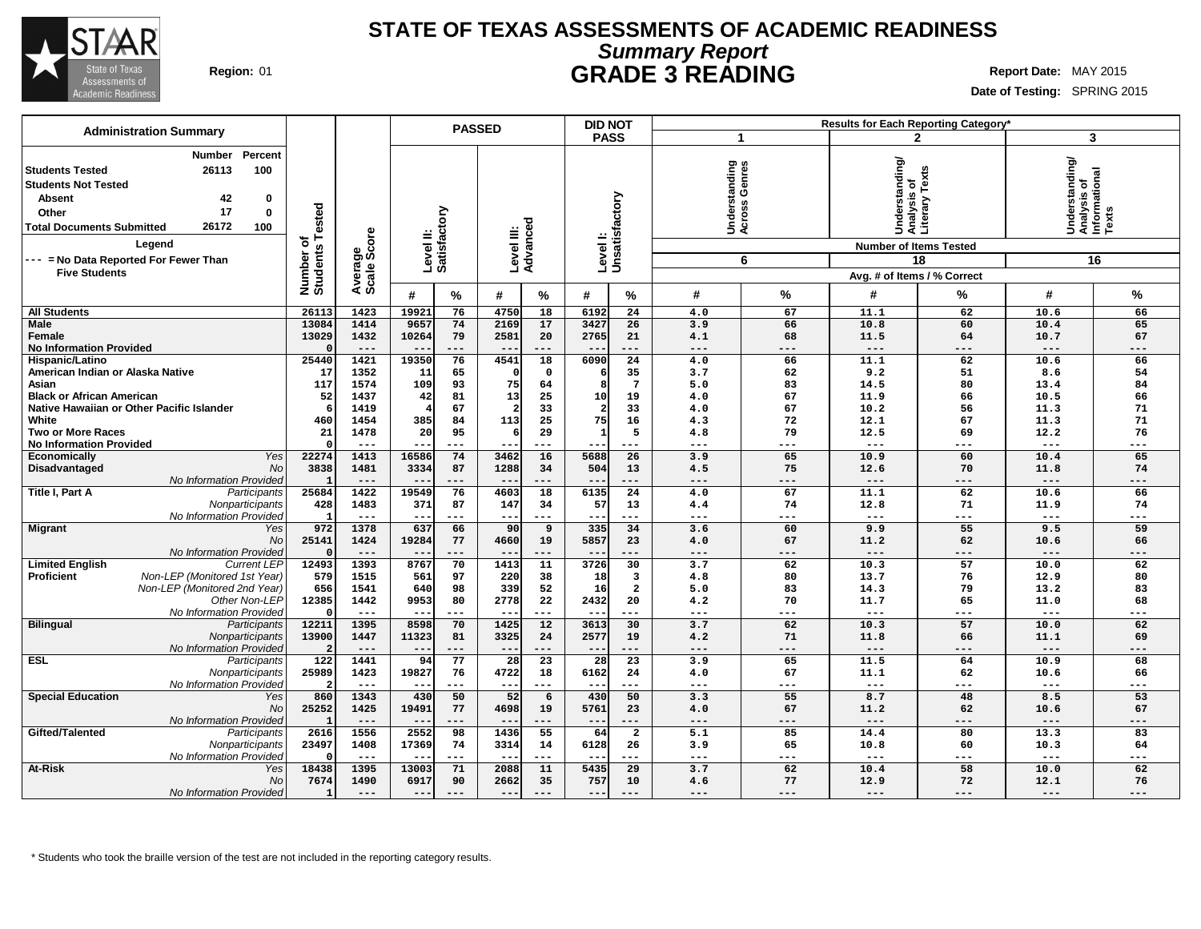# STATE OF TEXAS ASSESSMENTS OF ACADEMIC READINESS
## *Summary Report*
## GRADE 3 READING

**Region:** 01

**Report Date:** MAY 2015
**Date of Testing:** SPRING 2015

### Administration Summary

| | Number | Percent |
|---|---|---|
| **Students Tested** | 26113 | 100 |
| **Students Not Tested** | | |
| Absent | 42 | 0 |
| Other | 17 | 0 |
| **Total Documents Submitted** | 26172 | 100 |

**Legend**
--- = No Data Reported For Fewer Than Five Students

| | | Number of Students Tested | Average Scale Score | PASSED | | | | DID NOT PASS | | Results for Each Reporting Category* | | | | | |
|---|---|---|---|---|---|---|---|---|---|---|---|---|---|---|---|
| | | | | Level II: Satisfactory | | Level III: Advanced | | Level I: Unsatisfactory | | 1 Understanding Across Genres | | 2 Understanding/ Analysis of Literary Texts | | 3 Understanding/ Analysis of Informational Texts | |
| | | | | | | | | | | Number of Items Tested: 6 | | 18 | | 16 | |
| | | | | # | % | # | % | # | % | # | % | # | % | # | % |
| **All Students** | | 26113 | 1423 | 19921 | 76 | 4750 | 18 | 6192 | 24 | 4.0 | 67 | 11.1 | 62 | 10.6 | 66 |
| **Male** | | 13084 | 1414 | 9657 | 74 | 2169 | 17 | 3427 | 26 | 3.9 | 66 | 10.8 | 60 | 10.4 | 65 |
| **Female** | | 13029 | 1432 | 10264 | 79 | 2581 | 20 | 2765 | 21 | 4.1 | 68 | 11.5 | 64 | 10.7 | 67 |
| **No Information Provided** | | 0 | --- | --- | --- | --- | --- | --- | --- | --- | --- | --- | --- | --- | --- |
| **Hispanic/Latino** | | 25440 | 1421 | 19350 | 76 | 4541 | 18 | 6090 | 24 | 4.0 | 66 | 11.1 | 62 | 10.6 | 66 |
| **American Indian or Alaska Native** | | 17 | 1352 | 11 | 65 | 0 | 0 | 6 | 35 | 3.7 | 62 | 9.2 | 51 | 8.6 | 54 |
| **Asian** | | 117 | 1574 | 109 | 93 | 75 | 64 | 8 | 7 | 5.0 | 83 | 14.5 | 80 | 13.4 | 84 |
| **Black or African American** | | 52 | 1437 | 42 | 81 | 13 | 25 | 10 | 19 | 4.0 | 67 | 11.9 | 66 | 10.5 | 66 |
| **Native Hawaiian or Other Pacific Islander** | | 6 | 1419 | 4 | 67 | 2 | 33 | 2 | 33 | 4.0 | 67 | 10.2 | 56 | 11.3 | 71 |
| **White** | | 460 | 1454 | 385 | 84 | 113 | 25 | 75 | 16 | 4.3 | 72 | 12.1 | 67 | 11.3 | 71 |
| **Two or More Races** | | 21 | 1478 | 20 | 95 | 6 | 29 | 1 | 5 | 4.8 | 79 | 12.5 | 69 | 12.2 | 76 |
| **No Information Provided** | | 0 | --- | --- | --- | --- | --- | --- | --- | --- | --- | --- | --- | --- | --- |
| **Economically Disadvantaged** | *Yes* | 22274 | 1413 | 16586 | 74 | 3462 | 16 | 5688 | 26 | 3.9 | 65 | 10.9 | 60 | 10.4 | 65 |
| | *No* | 3838 | 1481 | 3334 | 87 | 1288 | 34 | 504 | 13 | 4.5 | 75 | 12.6 | 70 | 11.8 | 74 |
| | *No Information Provided* | 1 | --- | --- | --- | --- | --- | --- | --- | --- | --- | --- | --- | --- | --- |
| **Title I, Part A** | *Participants* | 25684 | 1422 | 19549 | 76 | 4603 | 18 | 6135 | 24 | 4.0 | 67 | 11.1 | 62 | 10.6 | 66 |
| | *Nonparticipants* | 428 | 1483 | 371 | 87 | 147 | 34 | 57 | 13 | 4.4 | 74 | 12.8 | 71 | 11.9 | 74 |
| | *No Information Provided* | 1 | --- | --- | --- | --- | --- | --- | --- | --- | --- | --- | --- | --- | --- |
| **Migrant** | *Yes* | 972 | 1378 | 637 | 66 | 90 | 9 | 335 | 34 | 3.6 | 60 | 9.9 | 55 | 9.5 | 59 |
| | *No* | 25141 | 1424 | 19284 | 77 | 4660 | 19 | 5857 | 23 | 4.0 | 67 | 11.2 | 62 | 10.6 | 66 |
| | *No Information Provided* | 0 | --- | --- | --- | --- | --- | --- | --- | --- | --- | --- | --- | --- | --- |
| **Limited English Proficient** | *Current LEP* | 12493 | 1393 | 8767 | 70 | 1413 | 11 | 3726 | 30 | 3.7 | 62 | 10.3 | 57 | 10.0 | 62 |
| | *Non-LEP (Monitored 1st Year)* | 579 | 1515 | 561 | 97 | 220 | 38 | 18 | 3 | 4.8 | 80 | 13.7 | 76 | 12.9 | 80 |
| | *Non-LEP (Monitored 2nd Year)* | 656 | 1541 | 640 | 98 | 339 | 52 | 16 | 2 | 5.0 | 83 | 14.3 | 79 | 13.2 | 83 |
| | *Other Non-LEP* | 12385 | 1442 | 9953 | 80 | 2778 | 22 | 2432 | 20 | 4.2 | 70 | 11.7 | 65 | 11.0 | 68 |
| | *No Information Provided* | 0 | --- | --- | --- | --- | --- | --- | --- | --- | --- | --- | --- | --- | --- |
| **Bilingual** | *Participants* | 12211 | 1395 | 8598 | 70 | 1425 | 12 | 3613 | 30 | 3.7 | 62 | 10.3 | 57 | 10.0 | 62 |
| | *Nonparticipants* | 13900 | 1447 | 11323 | 81 | 3325 | 24 | 2577 | 19 | 4.2 | 71 | 11.8 | 66 | 11.1 | 69 |
| | *No Information Provided* | 2 | --- | --- | --- | --- | --- | --- | --- | --- | --- | --- | --- | --- | --- |
| **ESL** | *Participants* | 122 | 1441 | 94 | 77 | 28 | 23 | 28 | 23 | 3.9 | 65 | 11.5 | 64 | 10.9 | 68 |
| | *Nonparticipants* | 25989 | 1423 | 19827 | 76 | 4722 | 18 | 6162 | 24 | 4.0 | 67 | 11.1 | 62 | 10.6 | 66 |
| | *No Information Provided* | 2 | --- | --- | --- | --- | --- | --- | --- | --- | --- | --- | --- | --- | --- |
| **Special Education** | *Yes* | 860 | 1343 | 430 | 50 | 52 | 6 | 430 | 50 | 3.3 | 55 | 8.7 | 48 | 8.5 | 53 |
| | *No* | 25252 | 1425 | 19491 | 77 | 4698 | 19 | 5761 | 23 | 4.0 | 67 | 11.2 | 62 | 10.6 | 67 |
| | *No Information Provided* | 1 | --- | --- | --- | --- | --- | --- | --- | --- | --- | --- | --- | --- | --- |
| **Gifted/Talented** | *Participants* | 2616 | 1556 | 2552 | 98 | 1436 | 55 | 64 | 2 | 5.1 | 85 | 14.4 | 80 | 13.3 | 83 |
| | *Nonparticipants* | 23497 | 1408 | 17369 | 74 | 3314 | 14 | 6128 | 26 | 3.9 | 65 | 10.8 | 60 | 10.3 | 64 |
| | *No Information Provided* | 0 | --- | --- | --- | --- | --- | --- | --- | --- | --- | --- | --- | --- | --- |
| **At-Risk** | *Yes* | 18438 | 1395 | 13003 | 71 | 2088 | 11 | 5435 | 29 | 3.7 | 62 | 10.4 | 58 | 10.0 | 62 |
| | *No* | 7674 | 1490 | 6917 | 90 | 2662 | 35 | 757 | 10 | 4.6 | 77 | 12.9 | 72 | 12.1 | 76 |
| | *No Information Provided* | 1 | --- | --- | --- | --- | --- | --- | --- | --- | --- | --- | --- | --- | --- |

\* Students who took the braille version of the test are not included in the reporting category results.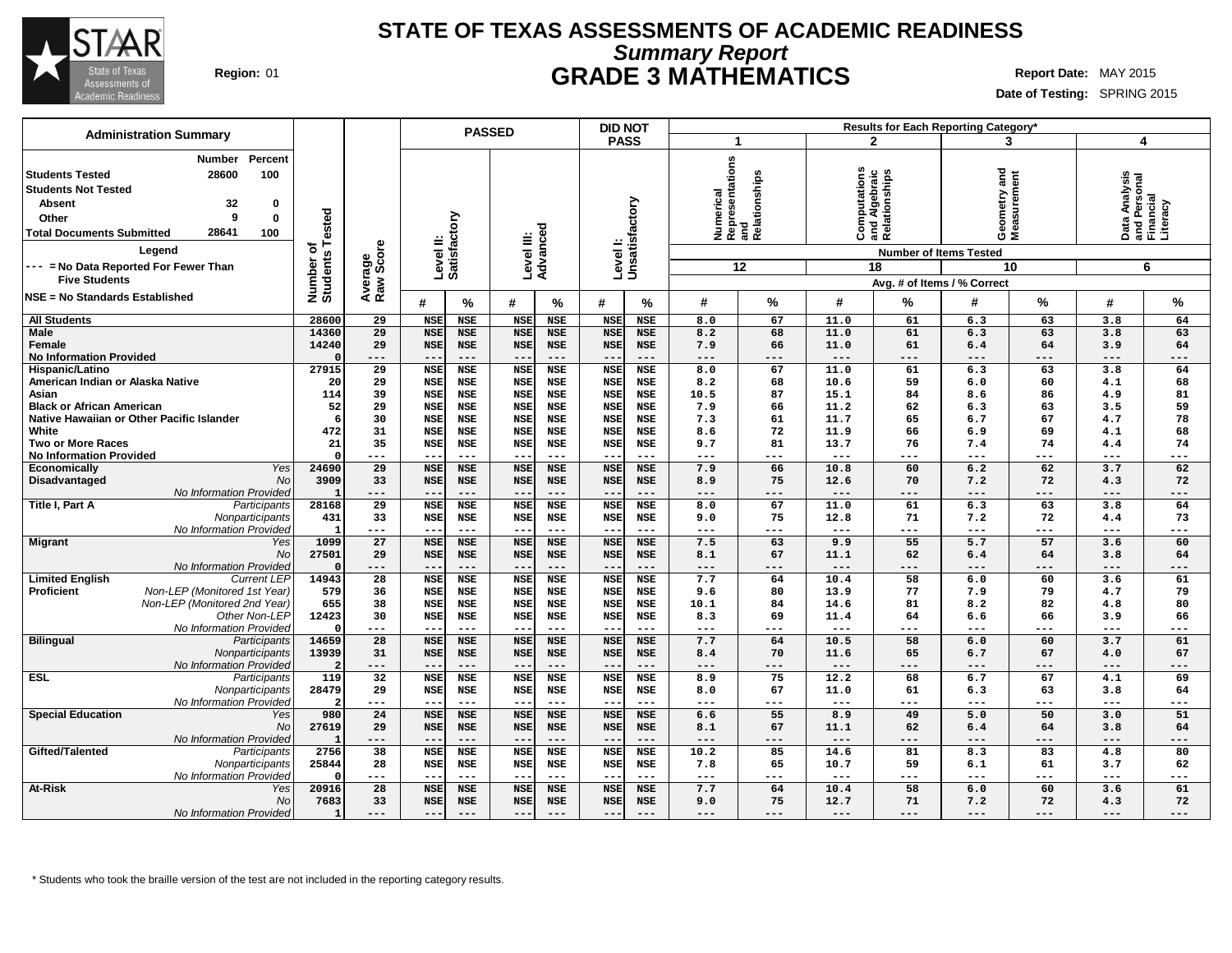# STATE OF TEXAS ASSESSMENTS OF ACADEMIC READINESS

## *Summary Report*

## GRADE 3 MATHEMATICS

**Region:** 01

**Report Date:** MAY 2015

**Date of Testing:** SPRING 2015

**Administration Summary**

| | Number | Percent |
|---|---|---|
| Students Tested | 28600 | 100 |
| Students Not Tested | | |
| Absent | 32 | 0 |
| Other | 9 | 0 |
| Total Documents Submitted | 28641 | 100 |

**Legend**

--- = No Data Reported For Fewer Than Five Students

NSE = No Standards Established

| | | Number of Students Tested | Average Raw Score | PASSED | | | | DID NOT PASS | | Results for Each Reporting Category* | | | | | | | |
|---|---|---|---|---|---|---|---|---|---|---|---|---|---|---|---|---|---|
| | | | | Level II: Satisfactory | | Level III: Advanced | | Level I: Unsatisfactory | | 1 Numerical Representations and Relationships (12 items) | | 2 Computations and Algebraic Relationships (18 items) | | 3 Geometry and Measurement (10 items) | | 4 Data Analysis and Personal Financial Literacy (6 items) | |
| | | | | # | % | # | % | # | % | # | % | # | % | # | % | # | % |
| All Students | | 28600 | 29 | NSE | NSE | NSE | NSE | NSE | NSE | 8.0 | 67 | 11.0 | 61 | 6.3 | 63 | 3.8 | 64 |
| Male | | 14360 | 29 | NSE | NSE | NSE | NSE | NSE | NSE | 8.2 | 68 | 11.0 | 61 | 6.3 | 63 | 3.8 | 63 |
| Female | | 14240 | 29 | NSE | NSE | NSE | NSE | NSE | NSE | 7.9 | 66 | 11.0 | 61 | 6.4 | 64 | 3.9 | 64 |
| No Information Provided | | 0 | --- | --- | --- | --- | --- | --- | --- | --- | --- | --- | --- | --- | --- | --- | --- |
| Hispanic/Latino | | 27915 | 29 | NSE | NSE | NSE | NSE | NSE | NSE | 8.0 | 67 | 11.0 | 61 | 6.3 | 63 | 3.8 | 64 |
| American Indian or Alaska Native | | 20 | 29 | NSE | NSE | NSE | NSE | NSE | NSE | 8.2 | 68 | 10.6 | 59 | 6.0 | 60 | 4.1 | 68 |
| Asian | | 114 | 39 | NSE | NSE | NSE | NSE | NSE | NSE | 10.5 | 87 | 15.1 | 84 | 8.6 | 86 | 4.9 | 81 |
| Black or African American | | 52 | 29 | NSE | NSE | NSE | NSE | NSE | NSE | 7.9 | 66 | 11.2 | 62 | 6.3 | 63 | 3.5 | 59 |
| Native Hawaiian or Other Pacific Islander | | 6 | 30 | NSE | NSE | NSE | NSE | NSE | NSE | 7.3 | 61 | 11.7 | 65 | 6.7 | 67 | 4.7 | 78 |
| White | | 472 | 31 | NSE | NSE | NSE | NSE | NSE | NSE | 8.6 | 72 | 11.9 | 66 | 6.9 | 69 | 4.1 | 68 |
| Two or More Races | | 21 | 35 | NSE | NSE | NSE | NSE | NSE | NSE | 9.7 | 81 | 13.7 | 76 | 7.4 | 74 | 4.4 | 74 |
| No Information Provided | | 0 | --- | --- | --- | --- | --- | --- | --- | --- | --- | --- | --- | --- | --- | --- | --- |
| Economically Disadvantaged | Yes | 24690 | 29 | NSE | NSE | NSE | NSE | NSE | NSE | 7.9 | 66 | 10.8 | 60 | 6.2 | 62 | 3.7 | 62 |
| | No | 3909 | 33 | NSE | NSE | NSE | NSE | NSE | NSE | 8.9 | 75 | 12.6 | 70 | 7.2 | 72 | 4.3 | 72 |
| | No Information Provided | 1 | --- | --- | --- | --- | --- | --- | --- | --- | --- | --- | --- | --- | --- | --- | --- |
| Title I, Part A | Participants | 28168 | 29 | NSE | NSE | NSE | NSE | NSE | NSE | 8.0 | 67 | 11.0 | 61 | 6.3 | 63 | 3.8 | 64 |
| | Nonparticipants | 431 | 33 | NSE | NSE | NSE | NSE | NSE | NSE | 9.0 | 75 | 12.8 | 71 | 7.2 | 72 | 4.4 | 73 |
| | No Information Provided | 1 | --- | --- | --- | --- | --- | --- | --- | --- | --- | --- | --- | --- | --- | --- | --- |
| Migrant | Yes | 1099 | 27 | NSE | NSE | NSE | NSE | NSE | NSE | 7.5 | 63 | 9.9 | 55 | 5.7 | 57 | 3.6 | 60 |
| | No | 27501 | 29 | NSE | NSE | NSE | NSE | NSE | NSE | 8.1 | 67 | 11.1 | 62 | 6.4 | 64 | 3.8 | 64 |
| | No Information Provided | 0 | --- | --- | --- | --- | --- | --- | --- | --- | --- | --- | --- | --- | --- | --- | --- |
| Limited English Proficient | Current LEP | 14943 | 28 | NSE | NSE | NSE | NSE | NSE | NSE | 7.7 | 64 | 10.4 | 58 | 6.0 | 60 | 3.6 | 61 |
| | Non-LEP (Monitored 1st Year) | 579 | 36 | NSE | NSE | NSE | NSE | NSE | NSE | 9.6 | 80 | 13.9 | 77 | 7.9 | 79 | 4.7 | 79 |
| | Non-LEP (Monitored 2nd Year) | 655 | 38 | NSE | NSE | NSE | NSE | NSE | NSE | 10.1 | 84 | 14.6 | 81 | 8.2 | 82 | 4.8 | 80 |
| | Other Non-LEP | 12423 | 30 | NSE | NSE | NSE | NSE | NSE | NSE | 8.3 | 69 | 11.4 | 64 | 6.6 | 66 | 3.9 | 66 |
| | No Information Provided | 0 | --- | --- | --- | --- | --- | --- | --- | --- | --- | --- | --- | --- | --- | --- | --- |
| Bilingual | Participants | 14659 | 28 | NSE | NSE | NSE | NSE | NSE | NSE | 7.7 | 64 | 10.5 | 58 | 6.0 | 60 | 3.7 | 61 |
| | Nonparticipants | 13939 | 31 | NSE | NSE | NSE | NSE | NSE | NSE | 8.4 | 70 | 11.6 | 65 | 6.7 | 67 | 4.0 | 67 |
| | No Information Provided | 2 | --- | --- | --- | --- | --- | --- | --- | --- | --- | --- | --- | --- | --- | --- | --- |
| ESL | Participants | 119 | 32 | NSE | NSE | NSE | NSE | NSE | NSE | 8.9 | 75 | 12.2 | 68 | 6.7 | 67 | 4.1 | 69 |
| | Nonparticipants | 28479 | 29 | NSE | NSE | NSE | NSE | NSE | NSE | 8.0 | 67 | 11.0 | 61 | 6.3 | 63 | 3.8 | 64 |
| | No Information Provided | 2 | --- | --- | --- | --- | --- | --- | --- | --- | --- | --- | --- | --- | --- | --- | --- |
| Special Education | Yes | 980 | 24 | NSE | NSE | NSE | NSE | NSE | NSE | 6.6 | 55 | 8.9 | 49 | 5.0 | 50 | 3.0 | 51 |
| | No | 27619 | 29 | NSE | NSE | NSE | NSE | NSE | NSE | 8.1 | 67 | 11.1 | 62 | 6.4 | 64 | 3.8 | 64 |
| | No Information Provided | 1 | --- | --- | --- | --- | --- | --- | --- | --- | --- | --- | --- | --- | --- | --- | --- |
| Gifted/Talented | Participants | 2756 | 38 | NSE | NSE | NSE | NSE | NSE | NSE | 10.2 | 85 | 14.6 | 81 | 8.3 | 83 | 4.8 | 80 |
| | Nonparticipants | 25844 | 28 | NSE | NSE | NSE | NSE | NSE | NSE | 7.8 | 65 | 10.7 | 59 | 6.1 | 61 | 3.7 | 62 |
| | No Information Provided | 0 | --- | --- | --- | --- | --- | --- | --- | --- | --- | --- | --- | --- | --- | --- | --- |
| At-Risk | Yes | 20916 | 28 | NSE | NSE | NSE | NSE | NSE | NSE | 7.7 | 64 | 10.4 | 58 | 6.0 | 60 | 3.6 | 61 |
| | No | 7683 | 33 | NSE | NSE | NSE | NSE | NSE | NSE | 9.0 | 75 | 12.7 | 71 | 7.2 | 72 | 4.3 | 72 |
| | No Information Provided | 1 | --- | --- | --- | --- | --- | --- | --- | --- | --- | --- | --- | --- | --- | --- | --- |

\* Students who took the braille version of the test are not included in the reporting category results.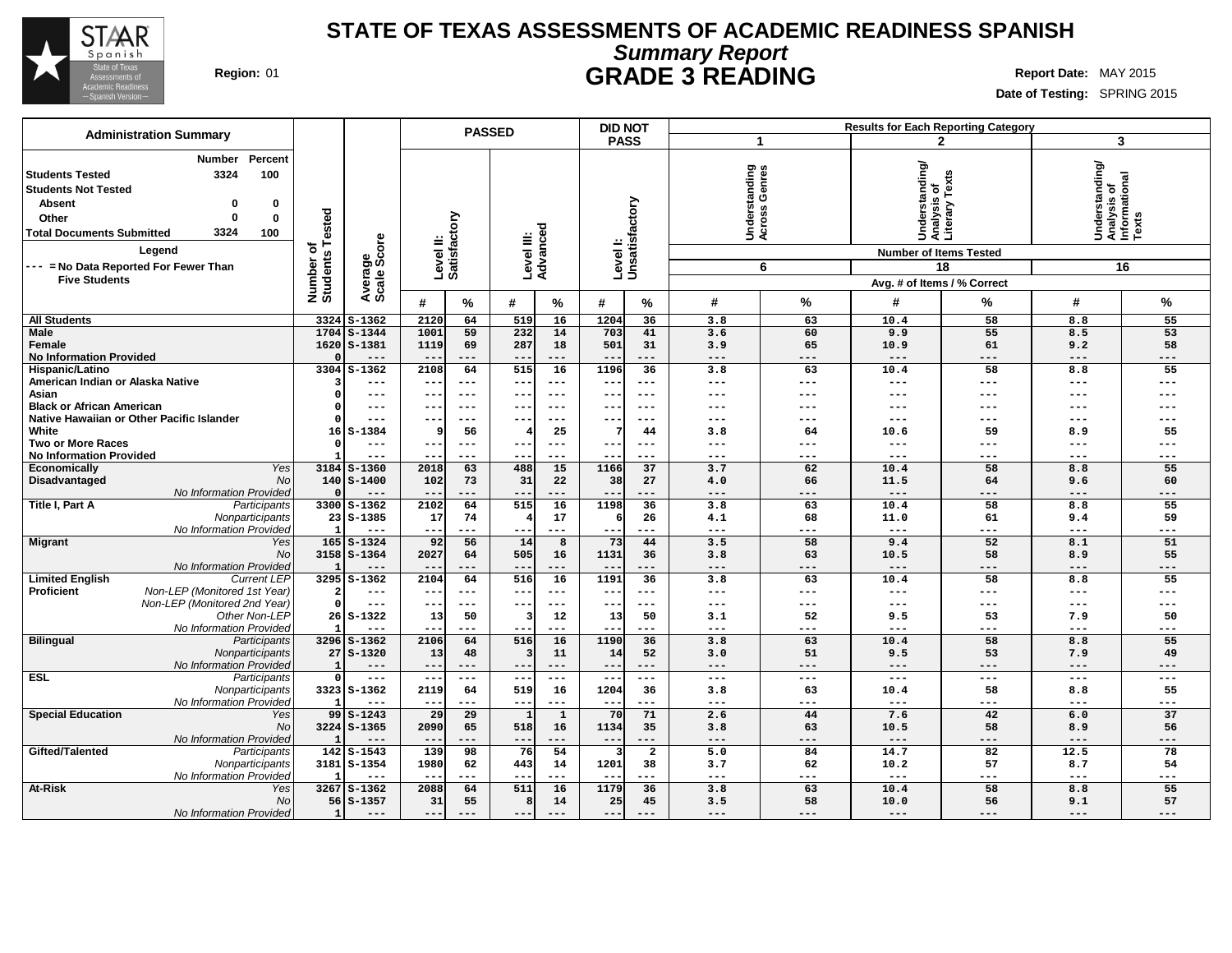# STATE OF TEXAS ASSESSMENTS OF ACADEMIC READINESS SPANISH

## *Summary Report*

## GRADE 3 READING

**Region:** 01

**Report Date:** MAY 2015

**Date of Testing:** SPRING 2015

### Administration Summary

| | Number | Percent |
|---|---|---|
| **Students Tested** | 3324 | 100 |
| **Students Not Tested** | | |
| Absent | 0 | 0 |
| Other | 0 | 0 |
| **Total Documents Submitted** | 3324 | 100 |

**Legend**

--- = No Data Reported For Fewer Than Five Students

| | | Number of Students Tested | Average Scale Score | PASSED | | | | DID NOT PASS | | Results for Each Reporting Category | | | | | |
|---|---|---|---|---|---|---|---|---|---|---|---|---|---|---|---|
| | | | | Level II: Satisfactory | | Level III: Advanced | | Level I: Unsatisfactory | | 1 Understanding Across Genres (6 items) | | 2 Understanding/ Analysis of Literary Texts (18 items) | | 3 Understanding/ Analysis of Informational Texts (16 items) | |
| | | | | # | % | # | % | # | % | # | % | # | % | # | % |
| **All Students** | | 3324 | S-1362 | 2120 | 64 | 519 | 16 | 1204 | 36 | 3.8 | 63 | 10.4 | 58 | 8.8 | 55 |
| **Male** | | 1704 | S-1344 | 1001 | 59 | 232 | 14 | 703 | 41 | 3.6 | 60 | 9.9 | 55 | 8.5 | 53 |
| **Female** | | 1620 | S-1381 | 1119 | 69 | 287 | 18 | 501 | 31 | 3.9 | 65 | 10.9 | 61 | 9.2 | 58 |
| **No Information Provided** | | 0 | --- | --- | --- | --- | --- | --- | --- | --- | --- | --- | --- | --- | --- |
| **Hispanic/Latino** | | 3304 | S-1362 | 2108 | 64 | 515 | 16 | 1196 | 36 | 3.8 | 63 | 10.4 | 58 | 8.8 | 55 |
| **American Indian or Alaska Native** | | 3 | --- | --- | --- | --- | --- | --- | --- | --- | --- | --- | --- | --- | --- |
| **Asian** | | 0 | --- | --- | --- | --- | --- | --- | --- | --- | --- | --- | --- | --- | --- |
| **Black or African American** | | 0 | --- | --- | --- | --- | --- | --- | --- | --- | --- | --- | --- | --- | --- |
| **Native Hawaiian or Other Pacific Islander** | | 0 | --- | --- | --- | --- | --- | --- | --- | --- | --- | --- | --- | --- | --- |
| **White** | | 16 | S-1384 | 9 | 56 | 4 | 25 | 7 | 44 | 3.8 | 64 | 10.6 | 59 | 8.9 | 55 |
| **Two or More Races** | | 0 | --- | --- | --- | --- | --- | --- | --- | --- | --- | --- | --- | --- | --- |
| **No Information Provided** | | 1 | --- | --- | --- | --- | --- | --- | --- | --- | --- | --- | --- | --- | --- |
| **Economically Disadvantaged** | *Yes* | 3184 | S-1360 | 2018 | 63 | 488 | 15 | 1166 | 37 | 3.7 | 62 | 10.4 | 58 | 8.8 | 55 |
| | *No* | 140 | S-1400 | 102 | 73 | 31 | 22 | 38 | 27 | 4.0 | 66 | 11.5 | 64 | 9.6 | 60 |
| | *No Information Provided* | 0 | --- | --- | --- | --- | --- | --- | --- | --- | --- | --- | --- | --- | --- |
| **Title I, Part A** | *Participants* | 3300 | S-1362 | 2102 | 64 | 515 | 16 | 1198 | 36 | 3.8 | 63 | 10.4 | 58 | 8.8 | 55 |
| | *Nonparticipants* | 23 | S-1385 | 17 | 74 | 4 | 17 | 6 | 26 | 4.1 | 68 | 11.0 | 61 | 9.4 | 59 |
| | *No Information Provided* | 1 | --- | --- | --- | --- | --- | --- | --- | --- | --- | --- | --- | --- | --- |
| **Migrant** | *Yes* | 165 | S-1324 | 92 | 56 | 14 | 8 | 73 | 44 | 3.5 | 58 | 9.4 | 52 | 8.1 | 51 |
| | *No* | 3158 | S-1364 | 2027 | 64 | 505 | 16 | 1131 | 36 | 3.8 | 63 | 10.5 | 58 | 8.9 | 55 |
| | *No Information Provided* | 1 | --- | --- | --- | --- | --- | --- | --- | --- | --- | --- | --- | --- | --- |
| **Limited English Proficient** | *Current LEP* | 3295 | S-1362 | 2104 | 64 | 516 | 16 | 1191 | 36 | 3.8 | 63 | 10.4 | 58 | 8.8 | 55 |
| | *Non-LEP (Monitored 1st Year)* | 2 | --- | --- | --- | --- | --- | --- | --- | --- | --- | --- | --- | --- | --- |
| | *Non-LEP (Monitored 2nd Year)* | 0 | --- | --- | --- | --- | --- | --- | --- | --- | --- | --- | --- | --- | --- |
| | *Other Non-LEP* | 26 | S-1322 | 13 | 50 | 3 | 12 | 13 | 50 | 3.1 | 52 | 9.5 | 53 | 7.9 | 50 |
| | *No Information Provided* | 1 | --- | --- | --- | --- | --- | --- | --- | --- | --- | --- | --- | --- | --- |
| **Bilingual** | *Participants* | 3296 | S-1362 | 2106 | 64 | 516 | 16 | 1190 | 36 | 3.8 | 63 | 10.4 | 58 | 8.8 | 55 |
| | *Nonparticipants* | 27 | S-1320 | 13 | 48 | 3 | 11 | 14 | 52 | 3.0 | 51 | 9.5 | 53 | 7.9 | 49 |
| | *No Information Provided* | 1 | --- | --- | --- | --- | --- | --- | --- | --- | --- | --- | --- | --- | --- |
| **ESL** | *Participants* | 0 | --- | --- | --- | --- | --- | --- | --- | --- | --- | --- | --- | --- | --- |
| | *Nonparticipants* | 3323 | S-1362 | 2119 | 64 | 519 | 16 | 1204 | 36 | 3.8 | 63 | 10.4 | 58 | 8.8 | 55 |
| | *No Information Provided* | 1 | --- | --- | --- | --- | --- | --- | --- | --- | --- | --- | --- | --- | --- |
| **Special Education** | *Yes* | 99 | S-1243 | 29 | 29 | 1 | 1 | 70 | 71 | 2.6 | 44 | 7.6 | 42 | 6.0 | 37 |
| | *No* | 3224 | S-1365 | 2090 | 65 | 518 | 16 | 1134 | 35 | 3.8 | 63 | 10.5 | 58 | 8.9 | 56 |
| | *No Information Provided* | 1 | --- | --- | --- | --- | --- | --- | --- | --- | --- | --- | --- | --- | --- |
| **Gifted/Talented** | *Participants* | 142 | S-1543 | 139 | 98 | 76 | 54 | 3 | 2 | 5.0 | 84 | 14.7 | 82 | 12.5 | 78 |
| | *Nonparticipants* | 3181 | S-1354 | 1980 | 62 | 443 | 14 | 1201 | 38 | 3.7 | 62 | 10.2 | 57 | 8.7 | 54 |
| | *No Information Provided* | 1 | --- | --- | --- | --- | --- | --- | --- | --- | --- | --- | --- | --- | --- |
| **At-Risk** | *Yes* | 3267 | S-1362 | 2088 | 64 | 511 | 16 | 1179 | 36 | 3.8 | 63 | 10.4 | 58 | 8.8 | 55 |
| | *No* | 56 | S-1357 | 31 | 55 | 8 | 14 | 25 | 45 | 3.5 | 58 | 10.0 | 56 | 9.1 | 57 |
| | *No Information Provided* | 1 | --- | --- | --- | --- | --- | --- | --- | --- | --- | --- | --- | --- | --- |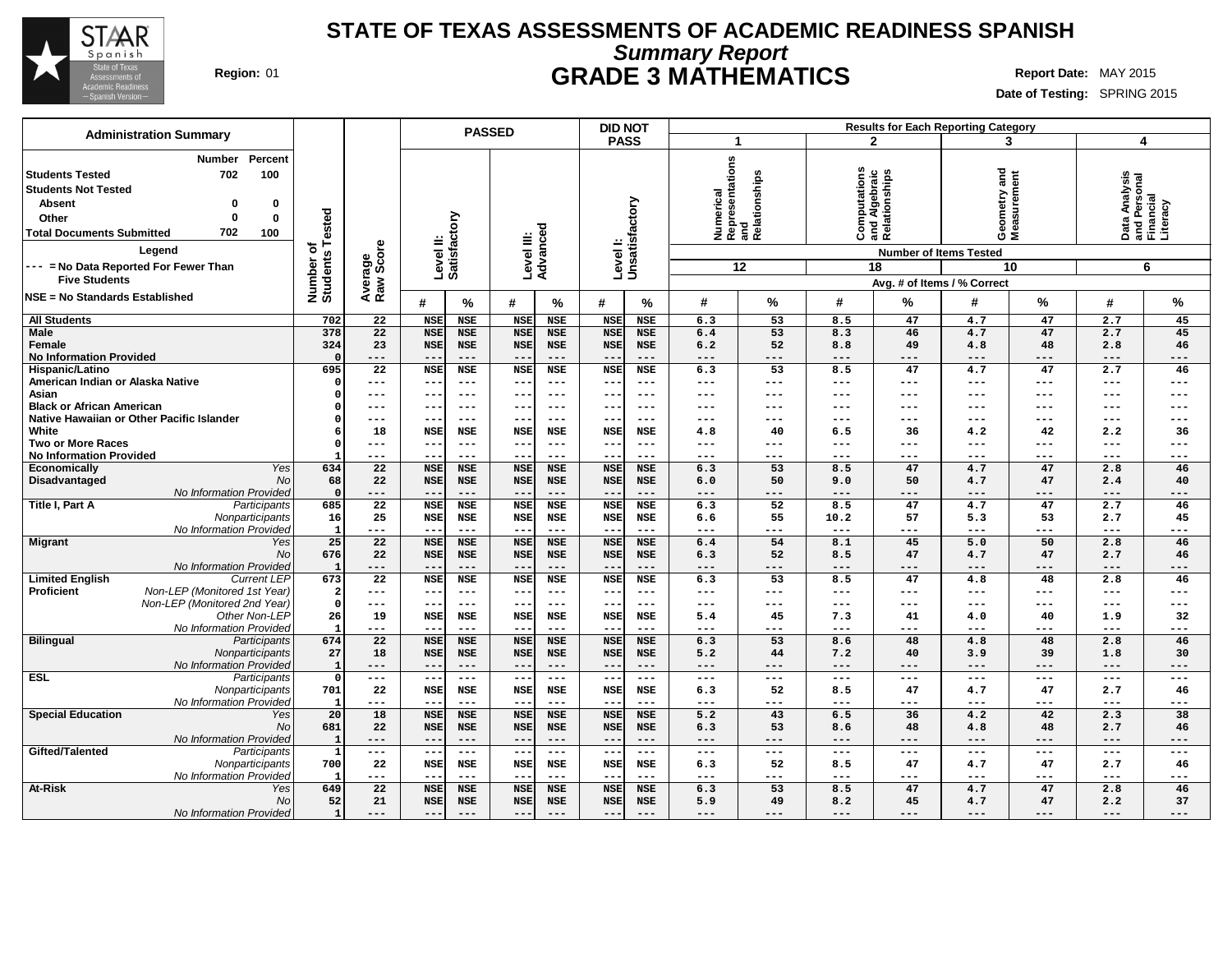# STATE OF TEXAS ASSESSMENTS OF ACADEMIC READINESS SPANISH

## *Summary Report*

## GRADE 3 MATHEMATICS

**Region:** 01

**Report Date:** MAY 2015

**Date of Testing:** SPRING 2015

### Administration Summary

| | Number | Percent |
|---|---|---|
| Students Tested | 702 | 100 |
| Students Not Tested | | |
| Absent | 0 | 0 |
| Other | 0 | 0 |
| Total Documents Submitted | 702 | 100 |

**Legend**

--- = No Data Reported For Fewer Than Five Students

NSE = No Standards Established

Results for Each Reporting Category (Avg. # of Items / % Correct): 1 = Numerical Representations and Relationships (12 items); 2 = Computations and Algebraic Relationships (18 items); 3 = Geometry and Measurement (10 items); 4 = Data Analysis and Personal Financial Literacy (6 items)

| Group | Subgroup | Number of Students Tested | Average Raw Score | Level II: Satisfactory # | Level II: Satisfactory % | Level III: Advanced # | Level III: Advanced % | Level I: Unsatisfactory # | Level I: Unsatisfactory % | 1 # | 1 % | 2 # | 2 % | 3 # | 3 % | 4 # | 4 % |
|---|---|---|---|---|---|---|---|---|---|---|---|---|---|---|---|---|---|
| All Students | | 702 | 22 | NSE | NSE | NSE | NSE | NSE | NSE | 6.3 | 53 | 8.5 | 47 | 4.7 | 47 | 2.7 | 45 |
| Male | | 378 | 22 | NSE | NSE | NSE | NSE | NSE | NSE | 6.4 | 53 | 8.3 | 46 | 4.7 | 47 | 2.7 | 45 |
| Female | | 324 | 23 | NSE | NSE | NSE | NSE | NSE | NSE | 6.2 | 52 | 8.8 | 49 | 4.8 | 48 | 2.8 | 46 |
| No Information Provided | | 0 | --- | --- | --- | --- | --- | --- | --- | --- | --- | --- | --- | --- | --- | --- | --- |
| Hispanic/Latino | | 695 | 22 | NSE | NSE | NSE | NSE | NSE | NSE | 6.3 | 53 | 8.5 | 47 | 4.7 | 47 | 2.7 | 46 |
| American Indian or Alaska Native | | 0 | --- | --- | --- | --- | --- | --- | --- | --- | --- | --- | --- | --- | --- | --- | --- |
| Asian | | 0 | --- | --- | --- | --- | --- | --- | --- | --- | --- | --- | --- | --- | --- | --- | --- |
| Black or African American | | 0 | --- | --- | --- | --- | --- | --- | --- | --- | --- | --- | --- | --- | --- | --- | --- |
| Native Hawaiian or Other Pacific Islander | | 0 | --- | --- | --- | --- | --- | --- | --- | --- | --- | --- | --- | --- | --- | --- | --- |
| White | | 6 | 18 | NSE | NSE | NSE | NSE | NSE | NSE | 4.8 | 40 | 6.5 | 36 | 4.2 | 42 | 2.2 | 36 |
| Two or More Races | | 0 | --- | --- | --- | --- | --- | --- | --- | --- | --- | --- | --- | --- | --- | --- | --- |
| No Information Provided | | 1 | --- | --- | --- | --- | --- | --- | --- | --- | --- | --- | --- | --- | --- | --- | --- |
| Economically Disadvantaged | *Yes* | 634 | 22 | NSE | NSE | NSE | NSE | NSE | NSE | 6.3 | 53 | 8.5 | 47 | 4.7 | 47 | 2.8 | 46 |
| | *No* | 68 | 22 | NSE | NSE | NSE | NSE | NSE | NSE | 6.0 | 50 | 9.0 | 50 | 4.7 | 47 | 2.4 | 40 |
| | *No Information Provided* | 0 | --- | --- | --- | --- | --- | --- | --- | --- | --- | --- | --- | --- | --- | --- | --- |
| Title I, Part A | *Participants* | 685 | 22 | NSE | NSE | NSE | NSE | NSE | NSE | 6.3 | 52 | 8.5 | 47 | 4.7 | 47 | 2.7 | 46 |
| | *Nonparticipants* | 16 | 25 | NSE | NSE | NSE | NSE | NSE | NSE | 6.6 | 55 | 10.2 | 57 | 5.3 | 53 | 2.7 | 45 |
| | *No Information Provided* | 1 | --- | --- | --- | --- | --- | --- | --- | --- | --- | --- | --- | --- | --- | --- | --- |
| Migrant | *Yes* | 25 | 22 | NSE | NSE | NSE | NSE | NSE | NSE | 6.4 | 54 | 8.1 | 45 | 5.0 | 50 | 2.8 | 46 |
| | *No* | 676 | 22 | NSE | NSE | NSE | NSE | NSE | NSE | 6.3 | 52 | 8.5 | 47 | 4.7 | 47 | 2.7 | 46 |
| | *No Information Provided* | 1 | --- | --- | --- | --- | --- | --- | --- | --- | --- | --- | --- | --- | --- | --- | --- |
| Limited English Proficient | *Current LEP* | 673 | 22 | NSE | NSE | NSE | NSE | NSE | NSE | 6.3 | 53 | 8.5 | 47 | 4.8 | 48 | 2.8 | 46 |
| | *Non-LEP (Monitored 1st Year)* | 2 | --- | --- | --- | --- | --- | --- | --- | --- | --- | --- | --- | --- | --- | --- | --- |
| | *Non-LEP (Monitored 2nd Year)* | 0 | --- | --- | --- | --- | --- | --- | --- | --- | --- | --- | --- | --- | --- | --- | --- |
| | *Other Non-LEP* | 26 | 19 | NSE | NSE | NSE | NSE | NSE | NSE | 5.4 | 45 | 7.3 | 41 | 4.0 | 40 | 1.9 | 32 |
| | *No Information Provided* | 1 | --- | --- | --- | --- | --- | --- | --- | --- | --- | --- | --- | --- | --- | --- | --- |
| Bilingual | *Participants* | 674 | 22 | NSE | NSE | NSE | NSE | NSE | NSE | 6.3 | 53 | 8.6 | 48 | 4.8 | 48 | 2.8 | 46 |
| | *Nonparticipants* | 27 | 18 | NSE | NSE | NSE | NSE | NSE | NSE | 5.2 | 44 | 7.2 | 40 | 3.9 | 39 | 1.8 | 30 |
| | *No Information Provided* | 1 | --- | --- | --- | --- | --- | --- | --- | --- | --- | --- | --- | --- | --- | --- | --- |
| ESL | *Participants* | 0 | --- | --- | --- | --- | --- | --- | --- | --- | --- | --- | --- | --- | --- | --- | --- |
| | *Nonparticipants* | 701 | 22 | NSE | NSE | NSE | NSE | NSE | NSE | 6.3 | 52 | 8.5 | 47 | 4.7 | 47 | 2.7 | 46 |
| | *No Information Provided* | 1 | --- | --- | --- | --- | --- | --- | --- | --- | --- | --- | --- | --- | --- | --- | --- |
| Special Education | *Yes* | 20 | 18 | NSE | NSE | NSE | NSE | NSE | NSE | 5.2 | 43 | 6.5 | 36 | 4.2 | 42 | 2.3 | 38 |
| | *No* | 681 | 22 | NSE | NSE | NSE | NSE | NSE | NSE | 6.3 | 53 | 8.6 | 48 | 4.8 | 48 | 2.7 | 46 |
| | *No Information Provided* | 1 | --- | --- | --- | --- | --- | --- | --- | --- | --- | --- | --- | --- | --- | --- | --- |
| Gifted/Talented | *Participants* | 1 | --- | --- | --- | --- | --- | --- | --- | --- | --- | --- | --- | --- | --- | --- | --- |
| | *Nonparticipants* | 700 | 22 | NSE | NSE | NSE | NSE | NSE | NSE | 6.3 | 52 | 8.5 | 47 | 4.7 | 47 | 2.7 | 46 |
| | *No Information Provided* | 1 | --- | --- | --- | --- | --- | --- | --- | --- | --- | --- | --- | --- | --- | --- | --- |
| At-Risk | *Yes* | 649 | 22 | NSE | NSE | NSE | NSE | NSE | NSE | 6.3 | 53 | 8.5 | 47 | 4.7 | 47 | 2.8 | 46 |
| | *No* | 52 | 21 | NSE | NSE | NSE | NSE | NSE | NSE | 5.9 | 49 | 8.2 | 45 | 4.7 | 47 | 2.2 | 37 |
| | *No Information Provided* | 1 | --- | --- | --- | --- | --- | --- | --- | --- | --- | --- | --- | --- | --- | --- | --- |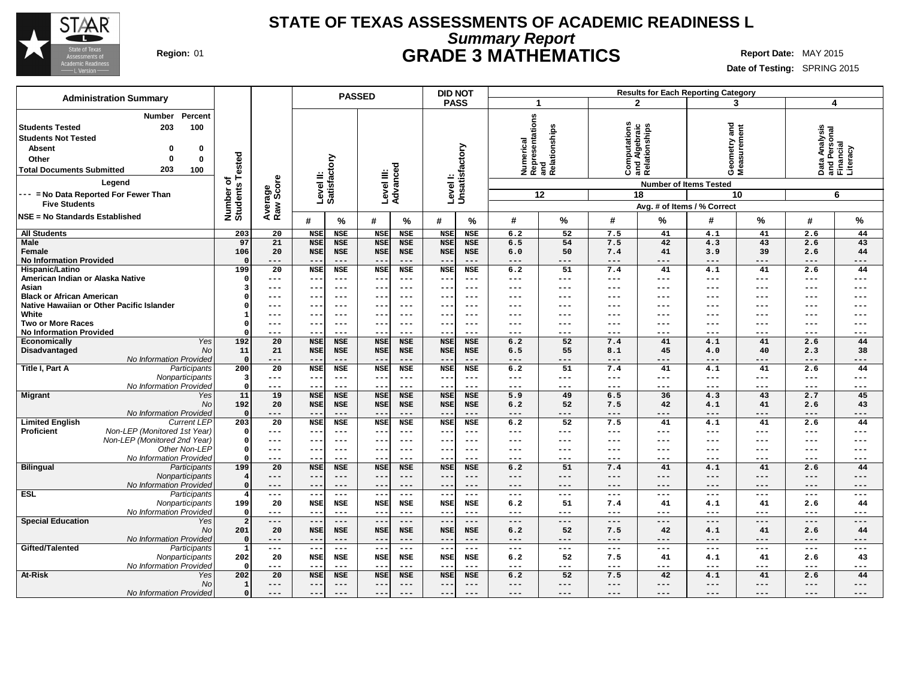# STATE OF TEXAS ASSESSMENTS OF ACADEMIC READINESS L

## *Summary Report*

## GRADE 3 MATHEMATICS

**Region:** 01

**Report Date:** MAY 2015

**Date of Testing:** SPRING 2015

| Administration Summary | Number | Percent |
|---|---|---|
| Students Tested | 203 | 100 |
| Students Not Tested | | |
| Absent | 0 | 0 |
| Other | 0 | 0 |
| Total Documents Submitted | 203 | 100 |

**Legend**

--- = No Data Reported For Fewer Than Five Students

NSE = No Standards Established

Results for Each Reporting Category: 1 = Numerical Representations and Relationships (Number of Items Tested: 12); 2 = Computations and Algebraic Relationships (18); 3 = Geometry and Measurement (10); 4 = Data Analysis and Personal Financial Literacy (6). Values are Avg. # of Items / % Correct.

| Group | | Number of Students Tested | Average Raw Score | PASSED Level II: Satisfactory # | Level II: Satisfactory % | PASSED Level III: Advanced # | Level III: Advanced % | DID NOT PASS Level I: Unsatisfactory # | Level I: Unsatisfactory % | 1 # | 1 % | 2 # | 2 % | 3 # | 3 % | 4 # | 4 % |
|---|---|---|---|---|---|---|---|---|---|---|---|---|---|---|---|---|---|
| All Students | | 203 | 20 | NSE | NSE | NSE | NSE | NSE | NSE | 6.2 | 52 | 7.5 | 41 | 4.1 | 41 | 2.6 | 44 |
| Male | | 97 | 21 | NSE | NSE | NSE | NSE | NSE | NSE | 6.5 | 54 | 7.5 | 42 | 4.3 | 43 | 2.6 | 43 |
| Female | | 106 | 20 | NSE | NSE | NSE | NSE | NSE | NSE | 6.0 | 50 | 7.4 | 41 | 3.9 | 39 | 2.6 | 44 |
| No Information Provided | | 0 | --- | --- | --- | --- | --- | --- | --- | --- | --- | --- | --- | --- | --- | --- | --- |
| Hispanic/Latino | | 199 | 20 | NSE | NSE | NSE | NSE | NSE | NSE | 6.2 | 51 | 7.4 | 41 | 4.1 | 41 | 2.6 | 44 |
| American Indian or Alaska Native | | 0 | --- | --- | --- | --- | --- | --- | --- | --- | --- | --- | --- | --- | --- | --- | --- |
| Asian | | 3 | --- | --- | --- | --- | --- | --- | --- | --- | --- | --- | --- | --- | --- | --- | --- |
| Black or African American | | 0 | --- | --- | --- | --- | --- | --- | --- | --- | --- | --- | --- | --- | --- | --- | --- |
| Native Hawaiian or Other Pacific Islander | | 0 | --- | --- | --- | --- | --- | --- | --- | --- | --- | --- | --- | --- | --- | --- | --- |
| White | | 1 | --- | --- | --- | --- | --- | --- | --- | --- | --- | --- | --- | --- | --- | --- | --- |
| Two or More Races | | 0 | --- | --- | --- | --- | --- | --- | --- | --- | --- | --- | --- | --- | --- | --- | --- |
| No Information Provided | | 0 | --- | --- | --- | --- | --- | --- | --- | --- | --- | --- | --- | --- | --- | --- | --- |
| Economically Disadvantaged | *Yes* | 192 | 20 | NSE | NSE | NSE | NSE | NSE | NSE | 6.2 | 52 | 7.4 | 41 | 4.1 | 41 | 2.6 | 44 |
| | *No* | 11 | 21 | NSE | NSE | NSE | NSE | NSE | NSE | 6.5 | 55 | 8.1 | 45 | 4.0 | 40 | 2.3 | 38 |
| | *No Information Provided* | 0 | --- | --- | --- | --- | --- | --- | --- | --- | --- | --- | --- | --- | --- | --- | --- |
| Title I, Part A | *Participants* | 200 | 20 | NSE | NSE | NSE | NSE | NSE | NSE | 6.2 | 51 | 7.4 | 41 | 4.1 | 41 | 2.6 | 44 |
| | *Nonparticipants* | 3 | --- | --- | --- | --- | --- | --- | --- | --- | --- | --- | --- | --- | --- | --- | --- |
| | *No Information Provided* | 0 | --- | --- | --- | --- | --- | --- | --- | --- | --- | --- | --- | --- | --- | --- | --- |
| Migrant | *Yes* | 11 | 19 | NSE | NSE | NSE | NSE | NSE | NSE | 5.9 | 49 | 6.5 | 36 | 4.3 | 43 | 2.7 | 45 |
| | *No* | 192 | 20 | NSE | NSE | NSE | NSE | NSE | NSE | 6.2 | 52 | 7.5 | 42 | 4.1 | 41 | 2.6 | 43 |
| | *No Information Provided* | 0 | --- | --- | --- | --- | --- | --- | --- | --- | --- | --- | --- | --- | --- | --- | --- |
| Limited English Proficient | *Current LEP* | 203 | 20 | NSE | NSE | NSE | NSE | NSE | NSE | 6.2 | 52 | 7.5 | 41 | 4.1 | 41 | 2.6 | 44 |
| | *Non-LEP (Monitored 1st Year)* | 0 | --- | --- | --- | --- | --- | --- | --- | --- | --- | --- | --- | --- | --- | --- | --- |
| | *Non-LEP (Monitored 2nd Year)* | 0 | --- | --- | --- | --- | --- | --- | --- | --- | --- | --- | --- | --- | --- | --- | --- |
| | *Other Non-LEP* | 0 | --- | --- | --- | --- | --- | --- | --- | --- | --- | --- | --- | --- | --- | --- | --- |
| | *No Information Provided* | 0 | --- | --- | --- | --- | --- | --- | --- | --- | --- | --- | --- | --- | --- | --- | --- |
| Bilingual | *Participants* | 199 | 20 | NSE | NSE | NSE | NSE | NSE | NSE | 6.2 | 51 | 7.4 | 41 | 4.1 | 41 | 2.6 | 44 |
| | *Nonparticipants* | 4 | --- | --- | --- | --- | --- | --- | --- | --- | --- | --- | --- | --- | --- | --- | --- |
| | *No Information Provided* | 0 | --- | --- | --- | --- | --- | --- | --- | --- | --- | --- | --- | --- | --- | --- | --- |
| ESL | *Participants* | 4 | --- | --- | --- | --- | --- | --- | --- | --- | --- | --- | --- | --- | --- | --- | --- |
| | *Nonparticipants* | 199 | 20 | NSE | NSE | NSE | NSE | NSE | NSE | 6.2 | 51 | 7.4 | 41 | 4.1 | 41 | 2.6 | 44 |
| | *No Information Provided* | 0 | --- | --- | --- | --- | --- | --- | --- | --- | --- | --- | --- | --- | --- | --- | --- |
| Special Education | *Yes* | 2 | --- | --- | --- | --- | --- | --- | --- | --- | --- | --- | --- | --- | --- | --- | --- |
| | *No* | 201 | 20 | NSE | NSE | NSE | NSE | NSE | NSE | 6.2 | 52 | 7.5 | 42 | 4.1 | 41 | 2.6 | 44 |
| | *No Information Provided* | 0 | --- | --- | --- | --- | --- | --- | --- | --- | --- | --- | --- | --- | --- | --- | --- |
| Gifted/Talented | *Participants* | 1 | --- | --- | --- | --- | --- | --- | --- | --- | --- | --- | --- | --- | --- | --- | --- |
| | *Nonparticipants* | 202 | 20 | NSE | NSE | NSE | NSE | NSE | NSE | 6.2 | 52 | 7.5 | 41 | 4.1 | 41 | 2.6 | 43 |
| | *No Information Provided* | 0 | --- | --- | --- | --- | --- | --- | --- | --- | --- | --- | --- | --- | --- | --- | --- |
| At-Risk | *Yes* | 202 | 20 | NSE | NSE | NSE | NSE | NSE | NSE | 6.2 | 52 | 7.5 | 42 | 4.1 | 41 | 2.6 | 44 |
| | *No* | 1 | --- | --- | --- | --- | --- | --- | --- | --- | --- | --- | --- | --- | --- | --- | --- |
| | *No Information Provided* | 0 | --- | --- | --- | --- | --- | --- | --- | --- | --- | --- | --- | --- | --- | --- | --- |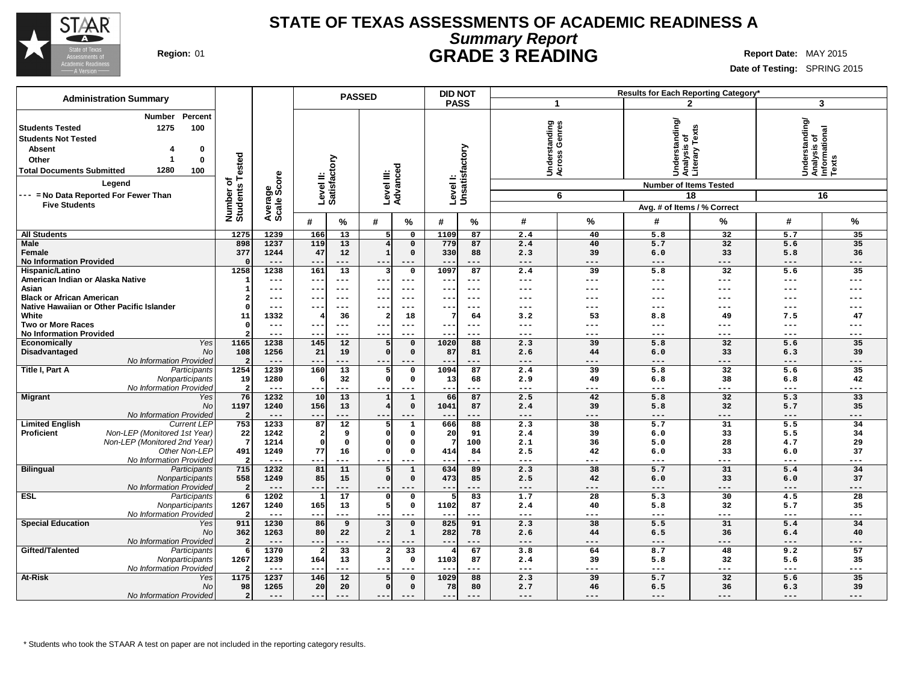# STATE OF TEXAS ASSESSMENTS OF ACADEMIC READINESS A

## *Summary Report*

## GRADE 3 READING

**Region:** 01

**Report Date:** MAY 2015
**Date of Testing:** SPRING 2015

### Administration Summary

| | Number | Percent |
|---|---|---|
| **Students Tested** | 1275 | 100 |
| **Students Not Tested** | | |
| Absent | 4 | 0 |
| Other | 1 | 0 |
| **Total Documents Submitted** | 1280 | 100 |

**Legend**

--- = No Data Reported For Fewer Than Five Students

| | | Number of Students Tested | Average Scale Score | PASSED | | | | DID NOT PASS | | Results for Each Reporting Category* | | | | | |
|---|---|---|---|---|---|---|---|---|---|---|---|---|---|---|---|
| | | | | Level II: Satisfactory | | Level III: Advanced | | Level I: Unsatisfactory | | 1 Understanding Across Genres | | 2 Understanding/ Analysis of Literary Texts | | 3 Understanding/ Analysis of Informational Texts | |
| | | | | | | | | | | Number of Items Tested: 6 | | 18 | | 16 | |
| | | | | # | % | # | % | # | % | # | % | # | % | # | % |
| **All Students** | | 1275 | 1239 | 166 | 13 | 5 | 0 | 1109 | 87 | 2.4 | 40 | 5.8 | 32 | 5.7 | 35 |
| **Male** | | 898 | 1237 | 119 | 13 | 4 | 0 | 779 | 87 | 2.4 | 40 | 5.7 | 32 | 5.6 | 35 |
| **Female** | | 377 | 1244 | 47 | 12 | 1 | 0 | 330 | 88 | 2.3 | 39 | 6.0 | 33 | 5.8 | 36 |
| **No Information Provided** | | 0 | --- | --- | --- | --- | --- | --- | --- | --- | --- | --- | --- | --- | --- |
| **Hispanic/Latino** | | 1258 | 1238 | 161 | 13 | 3 | 0 | 1097 | 87 | 2.4 | 39 | 5.8 | 32 | 5.6 | 35 |
| **American Indian or Alaska Native** | | 1 | --- | --- | --- | --- | --- | --- | --- | --- | --- | --- | --- | --- | --- |
| **Asian** | | 1 | --- | --- | --- | --- | --- | --- | --- | --- | --- | --- | --- | --- | --- |
| **Black or African American** | | 2 | --- | --- | --- | --- | --- | --- | --- | --- | --- | --- | --- | --- | --- |
| **Native Hawaiian or Other Pacific Islander** | | 0 | --- | --- | --- | --- | --- | --- | --- | --- | --- | --- | --- | --- | --- |
| **White** | | 11 | 1332 | 4 | 36 | 2 | 18 | 7 | 64 | 3.2 | 53 | 8.8 | 49 | 7.5 | 47 |
| **Two or More Races** | | 0 | --- | --- | --- | --- | --- | --- | --- | --- | --- | --- | --- | --- | --- |
| **No Information Provided** | | 2 | --- | --- | --- | --- | --- | --- | --- | --- | --- | --- | --- | --- | --- |
| **Economically Disadvantaged** | *Yes* | 1165 | 1238 | 145 | 12 | 5 | 0 | 1020 | 88 | 2.3 | 39 | 5.8 | 32 | 5.6 | 35 |
| | *No* | 108 | 1256 | 21 | 19 | 0 | 0 | 87 | 81 | 2.6 | 44 | 6.0 | 33 | 6.3 | 39 |
| | *No Information Provided* | 2 | --- | --- | --- | --- | --- | --- | --- | --- | --- | --- | --- | --- | --- |
| **Title I, Part A** | *Participants* | 1254 | 1239 | 160 | 13 | 5 | 0 | 1094 | 87 | 2.4 | 39 | 5.8 | 32 | 5.6 | 35 |
| | *Nonparticipants* | 19 | 1280 | 6 | 32 | 0 | 0 | 13 | 68 | 2.9 | 49 | 6.8 | 38 | 6.8 | 42 |
| | *No Information Provided* | 2 | --- | --- | --- | --- | --- | --- | --- | --- | --- | --- | --- | --- | --- |
| **Migrant** | *Yes* | 76 | 1232 | 10 | 13 | 1 | 1 | 66 | 87 | 2.5 | 42 | 5.8 | 32 | 5.3 | 33 |
| | *No* | 1197 | 1240 | 156 | 13 | 4 | 0 | 1041 | 87 | 2.4 | 39 | 5.8 | 32 | 5.7 | 35 |
| | *No Information Provided* | 2 | --- | --- | --- | --- | --- | --- | --- | --- | --- | --- | --- | --- | --- |
| **Limited English Proficient** | *Current LEP* | 753 | 1233 | 87 | 12 | 5 | 1 | 666 | 88 | 2.3 | 38 | 5.7 | 31 | 5.5 | 34 |
| | *Non-LEP (Monitored 1st Year)* | 22 | 1242 | 2 | 9 | 0 | 0 | 20 | 91 | 2.4 | 39 | 6.0 | 33 | 5.5 | 34 |
| | *Non-LEP (Monitored 2nd Year)* | 7 | 1214 | 0 | 0 | 0 | 0 | 7 | 100 | 2.1 | 36 | 5.0 | 28 | 4.7 | 29 |
| | *Other Non-LEP* | 491 | 1249 | 77 | 16 | 0 | 0 | 414 | 84 | 2.5 | 42 | 6.0 | 33 | 6.0 | 37 |
| | *No Information Provided* | 2 | --- | --- | --- | --- | --- | --- | --- | --- | --- | --- | --- | --- | --- |
| **Bilingual** | *Participants* | 715 | 1232 | 81 | 11 | 5 | 1 | 634 | 89 | 2.3 | 38 | 5.7 | 31 | 5.4 | 34 |
| | *Nonparticipants* | 558 | 1249 | 85 | 15 | 0 | 0 | 473 | 85 | 2.5 | 42 | 6.0 | 33 | 6.0 | 37 |
| | *No Information Provided* | 2 | --- | --- | --- | --- | --- | --- | --- | --- | --- | --- | --- | --- | --- |
| **ESL** | *Participants* | 6 | 1202 | 1 | 17 | 0 | 0 | 5 | 83 | 1.7 | 28 | 5.3 | 30 | 4.5 | 28 |
| | *Nonparticipants* | 1267 | 1240 | 165 | 13 | 5 | 0 | 1102 | 87 | 2.4 | 40 | 5.8 | 32 | 5.7 | 35 |
| | *No Information Provided* | 2 | --- | --- | --- | --- | --- | --- | --- | --- | --- | --- | --- | --- | --- |
| **Special Education** | *Yes* | 911 | 1230 | 86 | 9 | 3 | 0 | 825 | 91 | 2.3 | 38 | 5.5 | 31 | 5.4 | 34 |
| | *No* | 362 | 1263 | 80 | 22 | 2 | 1 | 282 | 78 | 2.6 | 44 | 6.5 | 36 | 6.4 | 40 |
| | *No Information Provided* | 2 | --- | --- | --- | --- | --- | --- | --- | --- | --- | --- | --- | --- | --- |
| **Gifted/Talented** | *Participants* | 6 | 1370 | 2 | 33 | 2 | 33 | 4 | 67 | 3.8 | 64 | 8.7 | 48 | 9.2 | 57 |
| | *Nonparticipants* | 1267 | 1239 | 164 | 13 | 3 | 0 | 1103 | 87 | 2.4 | 39 | 5.8 | 32 | 5.6 | 35 |
| | *No Information Provided* | 2 | --- | --- | --- | --- | --- | --- | --- | --- | --- | --- | --- | --- | --- |
| **At-Risk** | *Yes* | 1175 | 1237 | 146 | 12 | 5 | 0 | 1029 | 88 | 2.3 | 39 | 5.7 | 32 | 5.6 | 35 |
| | *No* | 98 | 1265 | 20 | 20 | 0 | 0 | 78 | 80 | 2.7 | 46 | 6.5 | 36 | 6.3 | 39 |
| | *No Information Provided* | 2 | --- | --- | --- | --- | --- | --- | --- | --- | --- | --- | --- | --- | --- |

\* Students who took the STAAR A test on paper are not included in the reporting category results.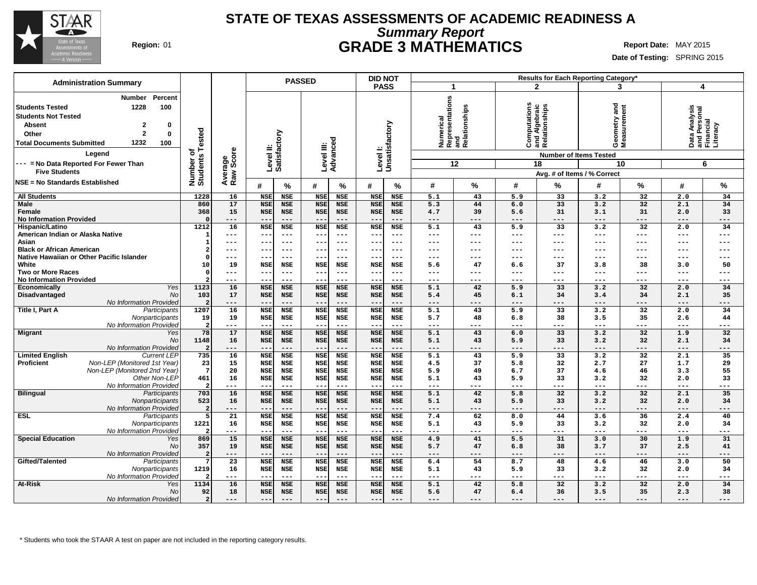# STATE OF TEXAS ASSESSMENTS OF ACADEMIC READINESS A

## *Summary Report*

## GRADE 3 MATHEMATICS

**Region:** 01

**Report Date:** MAY 2015

**Date of Testing:** SPRING 2015

### Administration Summary

| | Number | Percent |
|---|---|---|
| **Students Tested** | 1228 | 100 |
| **Students Not Tested** | | |
| Absent | 2 | 0 |
| Other | 2 | 0 |
| **Total Documents Submitted** | 1232 | 100 |

**Legend**

--- = No Data Reported For Fewer Than Five Students

NSE = No Standards Established

| | | Number of Students Tested | Average Raw Score | PASSED Level II: Satisfactory # | PASSED Level II: Satisfactory % | PASSED Level III: Advanced # | PASSED Level III: Advanced % | DID NOT PASS Level I: Unsatisfactory # | DID NOT PASS Level I: Unsatisfactory % | 1 Numerical Representations and Relationships (12 items) # | 1 % | 2 Computations and Algebraic Relationships (18 items) # | 2 % | 3 Geometry and Measurement (10 items) # | 3 % | 4 Data Analysis and Personal Financial Literacy (6 items) # | 4 % |
|---|---|---|---|---|---|---|---|---|---|---|---|---|---|---|---|---|---|
| **All Students** | | 1228 | 16 | NSE | NSE | NSE | NSE | NSE | NSE | 5.1 | 43 | 5.9 | 33 | 3.2 | 32 | 2.0 | 34 |
| **Male** | | 860 | 17 | NSE | NSE | NSE | NSE | NSE | NSE | 5.3 | 44 | 6.0 | 33 | 3.2 | 32 | 2.1 | 34 |
| **Female** | | 368 | 15 | NSE | NSE | NSE | NSE | NSE | NSE | 4.7 | 39 | 5.6 | 31 | 3.1 | 31 | 2.0 | 33 |
| **No Information Provided** | | 0 | --- | --- | --- | --- | --- | --- | --- | --- | --- | --- | --- | --- | --- | --- | --- |
| **Hispanic/Latino** | | 1212 | 16 | NSE | NSE | NSE | NSE | NSE | NSE | 5.1 | 43 | 5.9 | 33 | 3.2 | 32 | 2.0 | 34 |
| **American Indian or Alaska Native** | | 1 | --- | --- | --- | --- | --- | --- | --- | --- | --- | --- | --- | --- | --- | --- | --- |
| **Asian** | | 1 | --- | --- | --- | --- | --- | --- | --- | --- | --- | --- | --- | --- | --- | --- | --- |
| **Black or African American** | | 2 | --- | --- | --- | --- | --- | --- | --- | --- | --- | --- | --- | --- | --- | --- | --- |
| **Native Hawaiian or Other Pacific Islander** | | 0 | --- | --- | --- | --- | --- | --- | --- | --- | --- | --- | --- | --- | --- | --- | --- |
| **White** | | 10 | 19 | NSE | NSE | NSE | NSE | NSE | NSE | 5.6 | 47 | 6.6 | 37 | 3.8 | 38 | 3.0 | 50 |
| **Two or More Races** | | 0 | --- | --- | --- | --- | --- | --- | --- | --- | --- | --- | --- | --- | --- | --- | --- |
| **No Information Provided** | | 2 | --- | --- | --- | --- | --- | --- | --- | --- | --- | --- | --- | --- | --- | --- | --- |
| **Economically Disadvantaged** | *Yes* | 1123 | 16 | NSE | NSE | NSE | NSE | NSE | NSE | 5.1 | 42 | 5.9 | 33 | 3.2 | 32 | 2.0 | 34 |
| | *No* | 103 | 17 | NSE | NSE | NSE | NSE | NSE | NSE | 5.4 | 45 | 6.1 | 34 | 3.4 | 34 | 2.1 | 35 |
| | *No Information Provided* | 2 | --- | --- | --- | --- | --- | --- | --- | --- | --- | --- | --- | --- | --- | --- | --- |
| **Title I, Part A** | *Participants* | 1207 | 16 | NSE | NSE | NSE | NSE | NSE | NSE | 5.1 | 43 | 5.9 | 33 | 3.2 | 32 | 2.0 | 34 |
| | *Nonparticipants* | 19 | 19 | NSE | NSE | NSE | NSE | NSE | NSE | 5.7 | 48 | 6.8 | 38 | 3.5 | 35 | 2.6 | 44 |
| | *No Information Provided* | 2 | --- | --- | --- | --- | --- | --- | --- | --- | --- | --- | --- | --- | --- | --- | --- |
| **Migrant** | *Yes* | 78 | 17 | NSE | NSE | NSE | NSE | NSE | NSE | 5.1 | 43 | 6.0 | 33 | 3.2 | 32 | 1.9 | 32 |
| | *No* | 1148 | 16 | NSE | NSE | NSE | NSE | NSE | NSE | 5.1 | 43 | 5.9 | 33 | 3.2 | 32 | 2.1 | 34 |
| | *No Information Provided* | 2 | --- | --- | --- | --- | --- | --- | --- | --- | --- | --- | --- | --- | --- | --- | --- |
| **Limited English Proficient** | *Current LEP* | 735 | 16 | NSE | NSE | NSE | NSE | NSE | NSE | 5.1 | 43 | 5.9 | 33 | 3.2 | 32 | 2.1 | 35 |
| | *Non-LEP (Monitored 1st Year)* | 23 | 15 | NSE | NSE | NSE | NSE | NSE | NSE | 4.5 | 37 | 5.8 | 32 | 2.7 | 27 | 1.7 | 29 |
| | *Non-LEP (Monitored 2nd Year)* | 7 | 20 | NSE | NSE | NSE | NSE | NSE | NSE | 5.9 | 49 | 6.7 | 37 | 4.6 | 46 | 3.3 | 55 |
| | *Other Non-LEP* | 461 | 16 | NSE | NSE | NSE | NSE | NSE | NSE | 5.1 | 43 | 5.9 | 33 | 3.2 | 32 | 2.0 | 33 |
| | *No Information Provided* | 2 | --- | --- | --- | --- | --- | --- | --- | --- | --- | --- | --- | --- | --- | --- | --- |
| **Bilingual** | *Participants* | 703 | 16 | NSE | NSE | NSE | NSE | NSE | NSE | 5.1 | 42 | 5.8 | 32 | 3.2 | 32 | 2.1 | 35 |
| | *Nonparticipants* | 523 | 16 | NSE | NSE | NSE | NSE | NSE | NSE | 5.1 | 43 | 5.9 | 33 | 3.2 | 32 | 2.0 | 34 |
| | *No Information Provided* | 2 | --- | --- | --- | --- | --- | --- | --- | --- | --- | --- | --- | --- | --- | --- | --- |
| **ESL** | *Participants* | 5 | 21 | NSE | NSE | NSE | NSE | NSE | NSE | 7.4 | 62 | 8.0 | 44 | 3.6 | 36 | 2.4 | 40 |
| | *Nonparticipants* | 1221 | 16 | NSE | NSE | NSE | NSE | NSE | NSE | 5.1 | 43 | 5.9 | 33 | 3.2 | 32 | 2.0 | 34 |
| | *No Information Provided* | 2 | --- | --- | --- | --- | --- | --- | --- | --- | --- | --- | --- | --- | --- | --- | --- |
| **Special Education** | *Yes* | 869 | 15 | NSE | NSE | NSE | NSE | NSE | NSE | 4.9 | 41 | 5.5 | 31 | 3.0 | 30 | 1.9 | 31 |
| | *No* | 357 | 19 | NSE | NSE | NSE | NSE | NSE | NSE | 5.7 | 47 | 6.8 | 38 | 3.7 | 37 | 2.5 | 41 |
| | *No Information Provided* | 2 | --- | --- | --- | --- | --- | --- | --- | --- | --- | --- | --- | --- | --- | --- | --- |
| **Gifted/Talented** | *Participants* | 7 | 23 | NSE | NSE | NSE | NSE | NSE | NSE | 6.4 | 54 | 8.7 | 48 | 4.6 | 46 | 3.0 | 50 |
| | *Nonparticipants* | 1219 | 16 | NSE | NSE | NSE | NSE | NSE | NSE | 5.1 | 43 | 5.9 | 33 | 3.2 | 32 | 2.0 | 34 |
| | *No Information Provided* | 2 | --- | --- | --- | --- | --- | --- | --- | --- | --- | --- | --- | --- | --- | --- | --- |
| **At-Risk** | *Yes* | 1134 | 16 | NSE | NSE | NSE | NSE | NSE | NSE | 5.1 | 42 | 5.8 | 32 | 3.2 | 32 | 2.0 | 34 |
| | *No* | 92 | 18 | NSE | NSE | NSE | NSE | NSE | NSE | 5.6 | 47 | 6.4 | 36 | 3.5 | 35 | 2.3 | 38 |
| | *No Information Provided* | 2 | --- | --- | --- | --- | --- | --- | --- | --- | --- | --- | --- | --- | --- | --- | --- |

Results for Each Reporting Category*: Number of Items Tested; Avg. # of Items / % Correct

\* Students who took the STAAR A test on paper are not included in the reporting category results.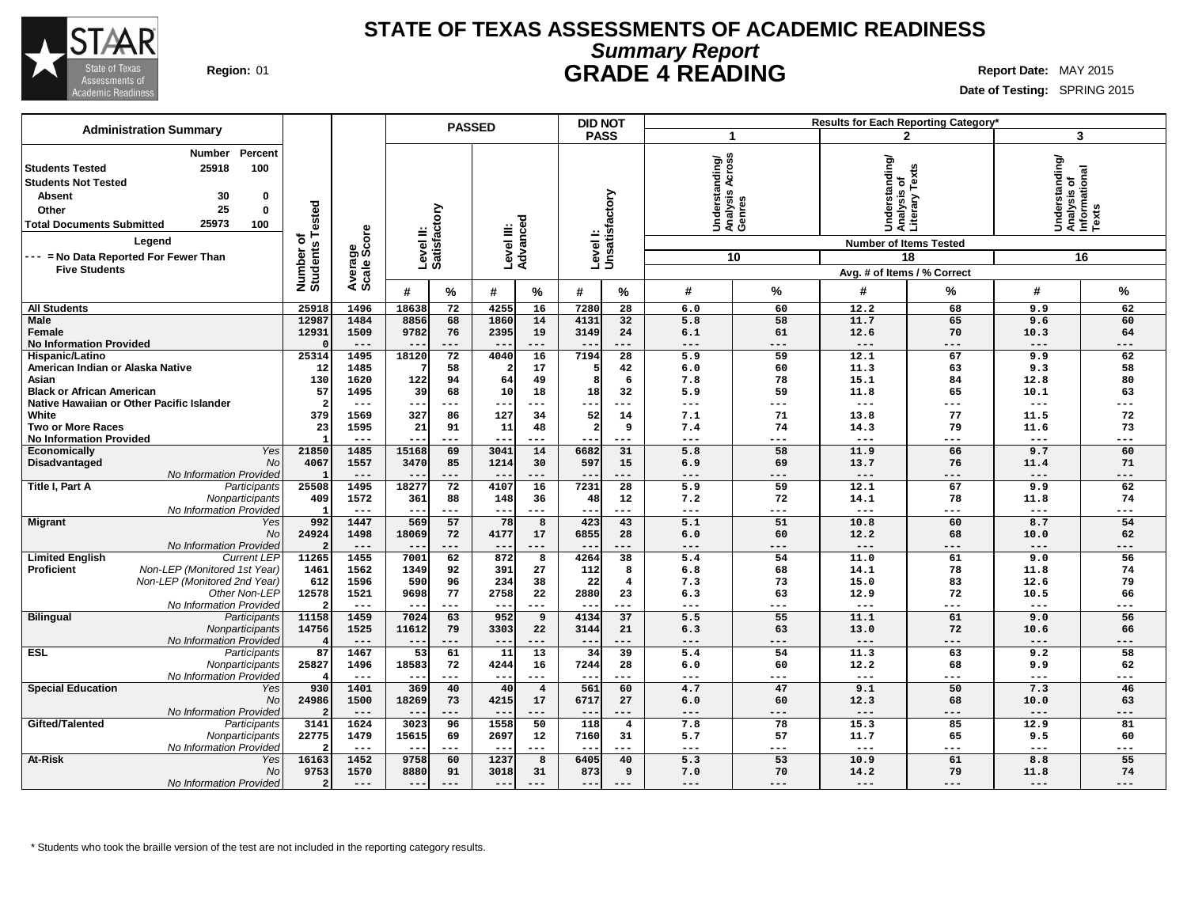# STATE OF TEXAS ASSESSMENTS OF ACADEMIC READINESS

## *Summary Report*

## GRADE 4 READING

**Region:** 01

**Report Date:** MAY 2015

**Date of Testing:** SPRING 2015

### Administration Summary

| | Number | Percent |
|---|---|---|
| **Students Tested** | 25918 | 100 |
| **Students Not Tested** | | |
| Absent | 30 | 0 |
| Other | 25 | 0 |
| **Total Documents Submitted** | 25973 | 100 |

**Legend**

--- = No Data Reported For Fewer Than Five Students

| | | Number of Students Tested | Average Scale Score | PASSED: Level II: Satisfactory # | PASSED: Level II: Satisfactory % | PASSED: Level III: Advanced # | PASSED: Level III: Advanced % | DID NOT PASS: Level I: Unsatisfactory # | DID NOT PASS: Level I: Unsatisfactory % | 1: Understanding/ Analysis Across Genres (10 items) # | 1: % | 2: Understanding/ Analysis of Literary Texts (18 items) # | 2: % | 3: Understanding/ Analysis of Informational Texts (16 items) # | 3: % |
|---|---|---|---|---|---|---|---|---|---|---|---|---|---|---|---|
| **All Students** | | 25918 | 1496 | 18638 | 72 | 4255 | 16 | 7280 | 28 | 6.0 | 60 | 12.2 | 68 | 9.9 | 62 |
| **Male** | | 12987 | 1484 | 8856 | 68 | 1860 | 14 | 4131 | 32 | 5.8 | 58 | 11.7 | 65 | 9.6 | 60 |
| **Female** | | 12931 | 1509 | 9782 | 76 | 2395 | 19 | 3149 | 24 | 6.1 | 61 | 12.6 | 70 | 10.3 | 64 |
| **No Information Provided** | | 0 | --- | --- | --- | --- | --- | --- | --- | --- | --- | --- | --- | --- | --- |
| **Hispanic/Latino** | | 25314 | 1495 | 18120 | 72 | 4040 | 16 | 7194 | 28 | 5.9 | 59 | 12.1 | 67 | 9.9 | 62 |
| **American Indian or Alaska Native** | | 12 | 1485 | 7 | 58 | 2 | 17 | 5 | 42 | 6.0 | 60 | 11.3 | 63 | 9.3 | 58 |
| **Asian** | | 130 | 1620 | 122 | 94 | 64 | 49 | 8 | 6 | 7.8 | 78 | 15.1 | 84 | 12.8 | 80 |
| **Black or African American** | | 57 | 1495 | 39 | 68 | 10 | 18 | 18 | 32 | 5.9 | 59 | 11.8 | 65 | 10.1 | 63 |
| **Native Hawaiian or Other Pacific Islander** | | 2 | --- | --- | --- | --- | --- | --- | --- | --- | --- | --- | --- | --- | --- |
| **White** | | 379 | 1569 | 327 | 86 | 127 | 34 | 52 | 14 | 7.1 | 71 | 13.8 | 77 | 11.5 | 72 |
| **Two or More Races** | | 23 | 1595 | 21 | 91 | 11 | 48 | 2 | 9 | 7.4 | 74 | 14.3 | 79 | 11.6 | 73 |
| **No Information Provided** | | 1 | --- | --- | --- | --- | --- | --- | --- | --- | --- | --- | --- | --- | --- |
| **Economically Disadvantaged** | *Yes* | 21850 | 1485 | 15168 | 69 | 3041 | 14 | 6682 | 31 | 5.8 | 58 | 11.9 | 66 | 9.7 | 60 |
| | *No* | 4067 | 1557 | 3470 | 85 | 1214 | 30 | 597 | 15 | 6.9 | 69 | 13.7 | 76 | 11.4 | 71 |
| | *No Information Provided* | 1 | --- | --- | --- | --- | --- | --- | --- | --- | --- | --- | --- | --- | --- |
| **Title I, Part A** | *Participants* | 25508 | 1495 | 18277 | 72 | 4107 | 16 | 7231 | 28 | 5.9 | 59 | 12.1 | 67 | 9.9 | 62 |
| | *Nonparticipants* | 409 | 1572 | 361 | 88 | 148 | 36 | 48 | 12 | 7.2 | 72 | 14.1 | 78 | 11.8 | 74 |
| | *No Information Provided* | 1 | --- | --- | --- | --- | --- | --- | --- | --- | --- | --- | --- | --- | --- |
| **Migrant** | *Yes* | 992 | 1447 | 569 | 57 | 78 | 8 | 423 | 43 | 5.1 | 51 | 10.8 | 60 | 8.7 | 54 |
| | *No* | 24924 | 1498 | 18069 | 72 | 4177 | 17 | 6855 | 28 | 6.0 | 60 | 12.2 | 68 | 10.0 | 62 |
| | *No Information Provided* | 2 | --- | --- | --- | --- | --- | --- | --- | --- | --- | --- | --- | --- | --- |
| **Limited English Proficient** | *Current LEP* | 11265 | 1455 | 7001 | 62 | 872 | 8 | 4264 | 38 | 5.4 | 54 | 11.0 | 61 | 9.0 | 56 |
| | *Non-LEP (Monitored 1st Year)* | 1461 | 1562 | 1349 | 92 | 391 | 27 | 112 | 8 | 6.8 | 68 | 14.1 | 78 | 11.8 | 74 |
| | *Non-LEP (Monitored 2nd Year)* | 612 | 1596 | 590 | 96 | 234 | 38 | 22 | 4 | 7.3 | 73 | 15.0 | 83 | 12.6 | 79 |
| | *Other Non-LEP* | 12578 | 1521 | 9698 | 77 | 2758 | 22 | 2880 | 23 | 6.3 | 63 | 12.9 | 72 | 10.5 | 66 |
| | *No Information Provided* | 2 | --- | --- | --- | --- | --- | --- | --- | --- | --- | --- | --- | --- | --- |
| **Bilingual** | *Participants* | 11158 | 1459 | 7024 | 63 | 952 | 9 | 4134 | 37 | 5.5 | 55 | 11.1 | 61 | 9.0 | 56 |
| | *Nonparticipants* | 14756 | 1525 | 11612 | 79 | 3303 | 22 | 3144 | 21 | 6.3 | 63 | 13.0 | 72 | 10.6 | 66 |
| | *No Information Provided* | 4 | --- | --- | --- | --- | --- | --- | --- | --- | --- | --- | --- | --- | --- |
| **ESL** | *Participants* | 87 | 1467 | 53 | 61 | 11 | 13 | 34 | 39 | 5.4 | 54 | 11.3 | 63 | 9.2 | 58 |
| | *Nonparticipants* | 25827 | 1496 | 18583 | 72 | 4244 | 16 | 7244 | 28 | 6.0 | 60 | 12.2 | 68 | 9.9 | 62 |
| | *No Information Provided* | 4 | --- | --- | --- | --- | --- | --- | --- | --- | --- | --- | --- | --- | --- |
| **Special Education** | *Yes* | 930 | 1401 | 369 | 40 | 40 | 4 | 561 | 60 | 4.7 | 47 | 9.1 | 50 | 7.3 | 46 |
| | *No* | 24986 | 1500 | 18269 | 73 | 4215 | 17 | 6717 | 27 | 6.0 | 60 | 12.3 | 68 | 10.0 | 63 |
| | *No Information Provided* | 2 | --- | --- | --- | --- | --- | --- | --- | --- | --- | --- | --- | --- | --- |
| **Gifted/Talented** | *Participants* | 3141 | 1624 | 3023 | 96 | 1558 | 50 | 118 | 4 | 7.8 | 78 | 15.3 | 85 | 12.9 | 81 |
| | *Nonparticipants* | 22775 | 1479 | 15615 | 69 | 2697 | 12 | 7160 | 31 | 5.7 | 57 | 11.7 | 65 | 9.5 | 60 |
| | *No Information Provided* | 2 | --- | --- | --- | --- | --- | --- | --- | --- | --- | --- | --- | --- | --- |
| **At-Risk** | *Yes* | 16163 | 1452 | 9758 | 60 | 1237 | 8 | 6405 | 40 | 5.3 | 53 | 10.9 | 61 | 8.8 | 55 |
| | *No* | 9753 | 1570 | 8880 | 91 | 3018 | 31 | 873 | 9 | 7.0 | 70 | 14.2 | 79 | 11.8 | 74 |
| | *No Information Provided* | 2 | --- | --- | --- | --- | --- | --- | --- | --- | --- | --- | --- | --- | --- |

Results for Each Reporting Category*: Number of Items Tested; Avg. # of Items / % Correct

\* Students who took the braille version of the test are not included in the reporting category results.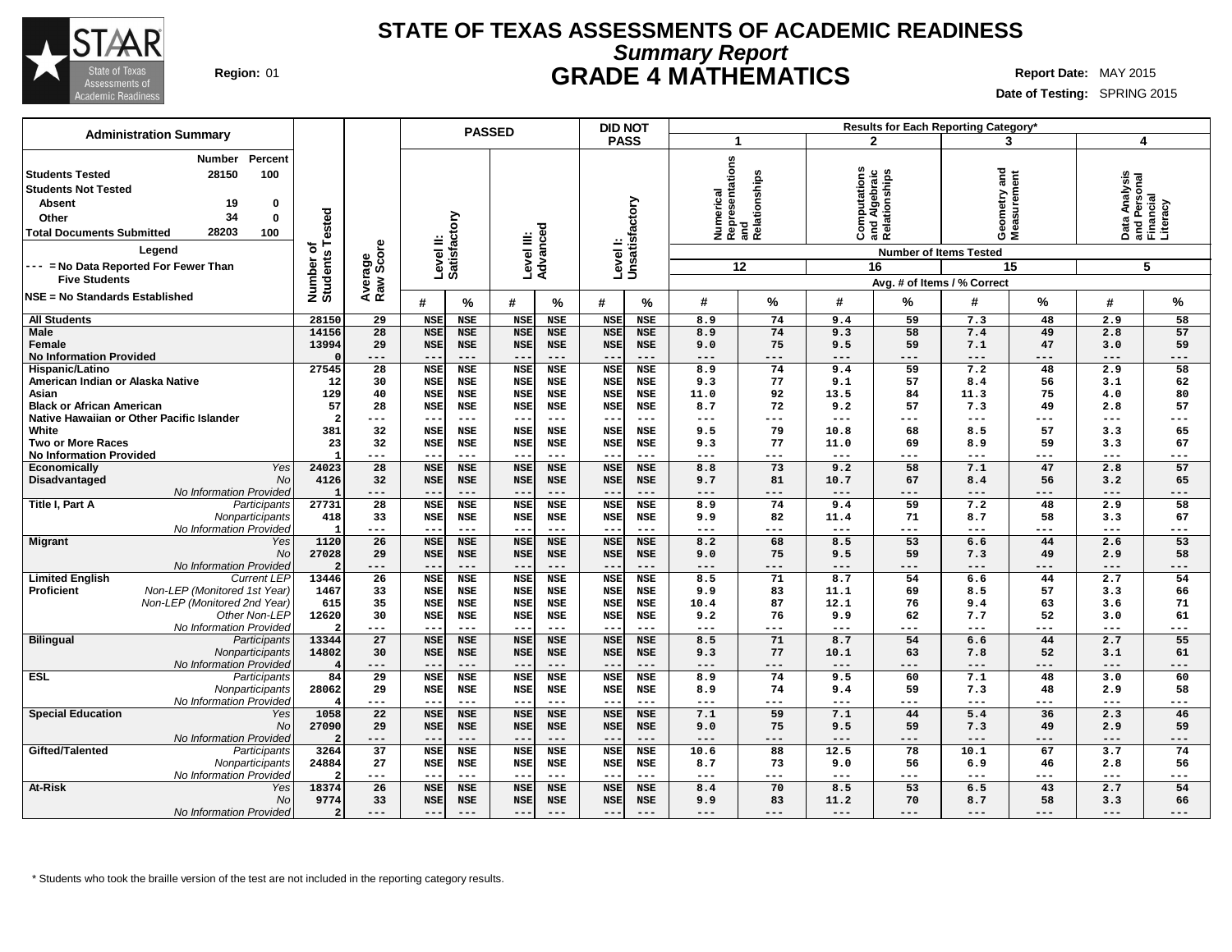# STATE OF TEXAS ASSESSMENTS OF ACADEMIC READINESS

## *Summary Report*

## GRADE 4 MATHEMATICS

**Region:** 01

**Report Date:** MAY 2015

**Date of Testing:** SPRING 2015

| Administration Summary | Number | Percent |
|---|---|---|
| Students Tested | 28150 | 100 |
| Students Not Tested | | |
| Absent | 19 | 0 |
| Other | 34 | 0 |
| Total Documents Submitted | 28203 | 100 |

**Legend**

--- = No Data Reported For Fewer Than Five Students

NSE = No Standards Established

| | | Number of Students Tested | Average Raw Score | PASSED | | | | DID NOT PASS | | Results for Each Reporting Category* | | | | | | | |
|---|---|---|---|---|---|---|---|---|---|---|---|---|---|---|---|---|---|
| | | | | Level II: Satisfactory | | Level III: Advanced | | Level I: Unsatisfactory | | 1 Numerical Representations and Relationships | | 2 Computations and Algebraic Relationships | | 3 Geometry and Measurement | | 4 Data Analysis and Personal Financial Literacy | |
| | | | | | | | | | | Number of Items Tested: 12 | | 16 | | 15 | | 5 | |
| | | | | # | % | # | % | # | % | # | % | # | % | # | % | # | % |
| **All Students** | | 28150 | 29 | NSE | NSE | NSE | NSE | NSE | NSE | 8.9 | 74 | 9.4 | 59 | 7.3 | 48 | 2.9 | 58 |
| **Male** | | 14156 | 28 | NSE | NSE | NSE | NSE | NSE | NSE | 8.9 | 74 | 9.3 | 58 | 7.4 | 49 | 2.8 | 57 |
| **Female** | | 13994 | 29 | NSE | NSE | NSE | NSE | NSE | NSE | 9.0 | 75 | 9.5 | 59 | 7.1 | 47 | 3.0 | 59 |
| **No Information Provided** | | 0 | --- | --- | --- | --- | --- | --- | --- | --- | --- | --- | --- | --- | --- | --- | --- |
| **Hispanic/Latino** | | 27545 | 28 | NSE | NSE | NSE | NSE | NSE | NSE | 8.9 | 74 | 9.4 | 59 | 7.2 | 48 | 2.9 | 58 |
| **American Indian or Alaska Native** | | 12 | 30 | NSE | NSE | NSE | NSE | NSE | NSE | 9.3 | 77 | 9.1 | 57 | 8.4 | 56 | 3.1 | 62 |
| **Asian** | | 129 | 40 | NSE | NSE | NSE | NSE | NSE | NSE | 11.0 | 92 | 13.5 | 84 | 11.3 | 75 | 4.0 | 80 |
| **Black or African American** | | 57 | 28 | NSE | NSE | NSE | NSE | NSE | NSE | 8.7 | 72 | 9.2 | 57 | 7.3 | 49 | 2.8 | 57 |
| **Native Hawaiian or Other Pacific Islander** | | 2 | --- | --- | --- | --- | --- | --- | --- | --- | --- | --- | --- | --- | --- | --- | --- |
| **White** | | 381 | 32 | NSE | NSE | NSE | NSE | NSE | NSE | 9.5 | 79 | 10.8 | 68 | 8.5 | 57 | 3.3 | 65 |
| **Two or More Races** | | 23 | 32 | NSE | NSE | NSE | NSE | NSE | NSE | 9.3 | 77 | 11.0 | 69 | 8.9 | 59 | 3.3 | 67 |
| **No Information Provided** | | 1 | --- | --- | --- | --- | --- | --- | --- | --- | --- | --- | --- | --- | --- | --- | --- |
| **Economically Disadvantaged** | *Yes* | 24023 | 28 | NSE | NSE | NSE | NSE | NSE | NSE | 8.8 | 73 | 9.2 | 58 | 7.1 | 47 | 2.8 | 57 |
| | *No* | 4126 | 32 | NSE | NSE | NSE | NSE | NSE | NSE | 9.7 | 81 | 10.7 | 67 | 8.4 | 56 | 3.2 | 65 |
| | *No Information Provided* | 1 | --- | --- | --- | --- | --- | --- | --- | --- | --- | --- | --- | --- | --- | --- | --- |
| **Title I, Part A** | *Participants* | 27731 | 28 | NSE | NSE | NSE | NSE | NSE | NSE | 8.9 | 74 | 9.4 | 59 | 7.2 | 48 | 2.9 | 58 |
| | *Nonparticipants* | 418 | 33 | NSE | NSE | NSE | NSE | NSE | NSE | 9.9 | 82 | 11.4 | 71 | 8.7 | 58 | 3.3 | 67 |
| | *No Information Provided* | 1 | --- | --- | --- | --- | --- | --- | --- | --- | --- | --- | --- | --- | --- | --- | --- |
| **Migrant** | *Yes* | 1120 | 26 | NSE | NSE | NSE | NSE | NSE | NSE | 8.2 | 68 | 8.5 | 53 | 6.6 | 44 | 2.6 | 53 |
| | *No* | 27028 | 29 | NSE | NSE | NSE | NSE | NSE | NSE | 9.0 | 75 | 9.5 | 59 | 7.3 | 49 | 2.9 | 58 |
| | *No Information Provided* | 2 | --- | --- | --- | --- | --- | --- | --- | --- | --- | --- | --- | --- | --- | --- | --- |
| **Limited English Proficient** | *Current LEP* | 13446 | 26 | NSE | NSE | NSE | NSE | NSE | NSE | 8.5 | 71 | 8.7 | 54 | 6.6 | 44 | 2.7 | 54 |
| | *Non-LEP (Monitored 1st Year)* | 1467 | 33 | NSE | NSE | NSE | NSE | NSE | NSE | 9.9 | 83 | 11.1 | 69 | 8.5 | 57 | 3.3 | 66 |
| | *Non-LEP (Monitored 2nd Year)* | 615 | 35 | NSE | NSE | NSE | NSE | NSE | NSE | 10.4 | 87 | 12.1 | 76 | 9.4 | 63 | 3.6 | 71 |
| | *Other Non-LEP* | 12620 | 30 | NSE | NSE | NSE | NSE | NSE | NSE | 9.2 | 76 | 9.9 | 62 | 7.7 | 52 | 3.0 | 61 |
| | *No Information Provided* | 2 | --- | --- | --- | --- | --- | --- | --- | --- | --- | --- | --- | --- | --- | --- | --- |
| **Bilingual** | *Participants* | 13344 | 27 | NSE | NSE | NSE | NSE | NSE | NSE | 8.5 | 71 | 8.7 | 54 | 6.6 | 44 | 2.7 | 55 |
| | *Nonparticipants* | 14802 | 30 | NSE | NSE | NSE | NSE | NSE | NSE | 9.3 | 77 | 10.1 | 63 | 7.8 | 52 | 3.1 | 61 |
| | *No Information Provided* | 4 | --- | --- | --- | --- | --- | --- | --- | --- | --- | --- | --- | --- | --- | --- | --- |
| **ESL** | *Participants* | 84 | 29 | NSE | NSE | NSE | NSE | NSE | NSE | 8.9 | 74 | 9.5 | 60 | 7.1 | 48 | 3.0 | 60 |
| | *Nonparticipants* | 28062 | 29 | NSE | NSE | NSE | NSE | NSE | NSE | 8.9 | 74 | 9.4 | 59 | 7.3 | 48 | 2.9 | 58 |
| | *No Information Provided* | 4 | --- | --- | --- | --- | --- | --- | --- | --- | --- | --- | --- | --- | --- | --- | --- |
| **Special Education** | *Yes* | 1058 | 22 | NSE | NSE | NSE | NSE | NSE | NSE | 7.1 | 59 | 7.1 | 44 | 5.4 | 36 | 2.3 | 46 |
| | *No* | 27090 | 29 | NSE | NSE | NSE | NSE | NSE | NSE | 9.0 | 75 | 9.5 | 59 | 7.3 | 49 | 2.9 | 59 |
| | *No Information Provided* | 2 | --- | --- | --- | --- | --- | --- | --- | --- | --- | --- | --- | --- | --- | --- | --- |
| **Gifted/Talented** | *Participants* | 3264 | 37 | NSE | NSE | NSE | NSE | NSE | NSE | 10.6 | 88 | 12.5 | 78 | 10.1 | 67 | 3.7 | 74 |
| | *Nonparticipants* | 24884 | 27 | NSE | NSE | NSE | NSE | NSE | NSE | 8.7 | 73 | 9.0 | 56 | 6.9 | 46 | 2.8 | 56 |
| | *No Information Provided* | 2 | --- | --- | --- | --- | --- | --- | --- | --- | --- | --- | --- | --- | --- | --- | --- |
| **At-Risk** | *Yes* | 18374 | 26 | NSE | NSE | NSE | NSE | NSE | NSE | 8.4 | 70 | 8.5 | 53 | 6.5 | 43 | 2.7 | 54 |
| | *No* | 9774 | 33 | NSE | NSE | NSE | NSE | NSE | NSE | 9.9 | 83 | 11.2 | 70 | 8.7 | 58 | 3.3 | 66 |
| | *No Information Provided* | 2 | --- | --- | --- | --- | --- | --- | --- | --- | --- | --- | --- | --- | --- | --- | --- |

Avg. # of Items / % Correct

\* Students who took the braille version of the test are not included in the reporting category results.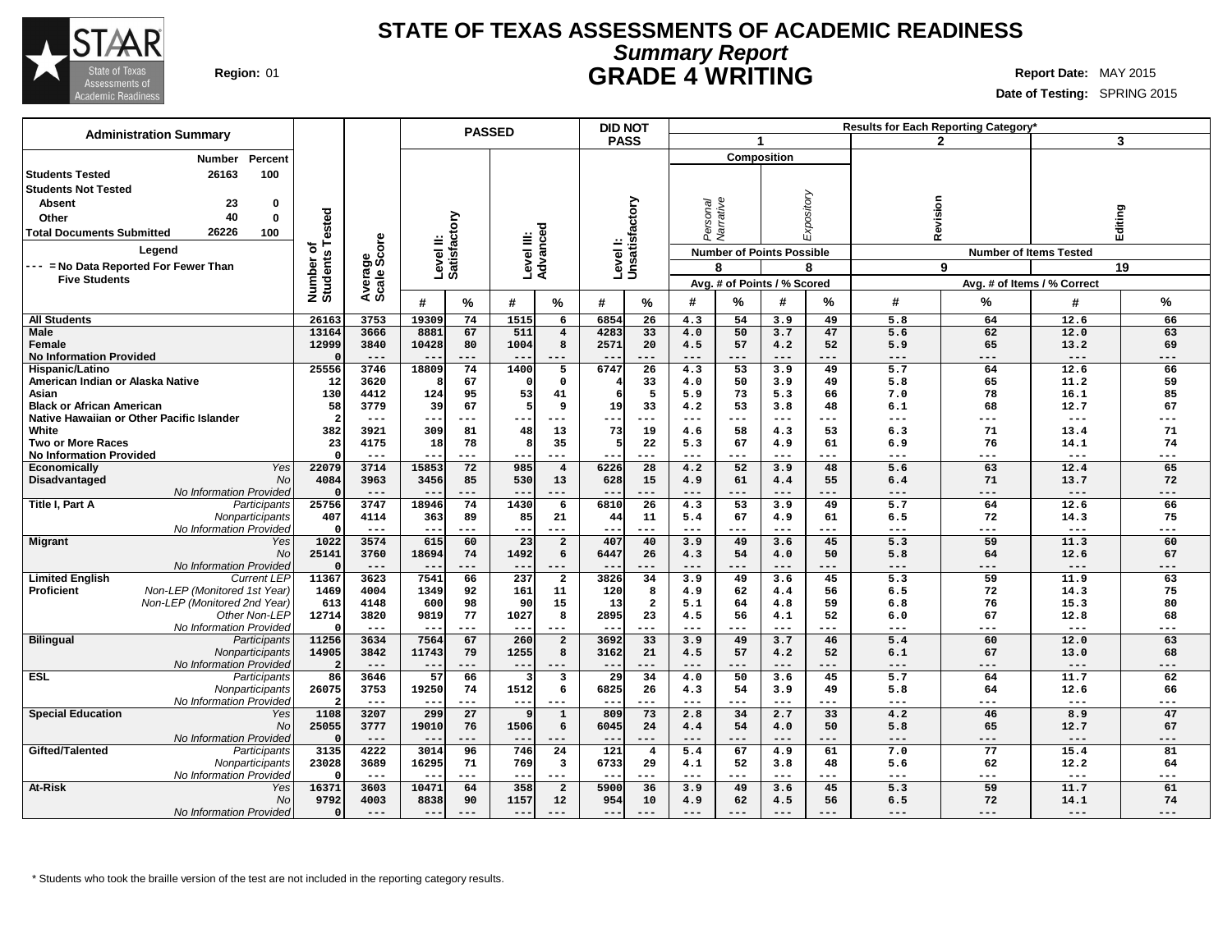# STATE OF TEXAS ASSESSMENTS OF ACADEMIC READINESS

## *Summary Report*

## GRADE 4 WRITING

**Region:** 01

**Report Date:** MAY 2015

**Date of Testing:** SPRING 2015

### Administration Summary

| | Number | Percent |
|---|---|---|
| **Students Tested** | 26163 | 100 |
| **Students Not Tested** | | |
| Absent | 23 | 0 |
| Other | 40 | 0 |
| **Total Documents Submitted** | 26226 | 100 |

**Legend**

--- = No Data Reported For Fewer Than Five Students

| Group | Subgroup | Number of Students Tested | Average Scale Score | PASSED Level II: Satisfactory # | PASSED Level II: Satisfactory % | PASSED Level III: Advanced # | PASSED Level III: Advanced % | DID NOT PASS Level I: Unsatisfactory # | DID NOT PASS Level I: Unsatisfactory % | 1 Composition Personal Narrative (8 points) Avg. # | 1 Composition Personal Narrative % | 1 Composition Expository (8 points) Avg. # | 1 Composition Expository % | 2 Revision (9 items) Avg. # | 2 Revision % | 3 Editing (19 items) Avg. # | 3 Editing % |
|---|---|---|---|---|---|---|---|---|---|---|---|---|---|---|---|---|---|
| **All Students** | | 26163 | 3753 | 19309 | 74 | 1515 | 6 | 6854 | 26 | 4.3 | 54 | 3.9 | 49 | 5.8 | 64 | 12.6 | 66 |
| **Male** | | 13164 | 3666 | 8881 | 67 | 511 | 4 | 4283 | 33 | 4.0 | 50 | 3.7 | 47 | 5.6 | 62 | 12.0 | 63 |
| **Female** | | 12999 | 3840 | 10428 | 80 | 1004 | 8 | 2571 | 20 | 4.5 | 57 | 4.2 | 52 | 5.9 | 65 | 13.2 | 69 |
| **No Information Provided** | | 0 | --- | --- | --- | --- | --- | --- | --- | --- | --- | --- | --- | --- | --- | --- | --- |
| **Hispanic/Latino** | | 25556 | 3746 | 18809 | 74 | 1400 | 5 | 6747 | 26 | 4.3 | 53 | 3.9 | 49 | 5.7 | 64 | 12.6 | 66 |
| **American Indian or Alaska Native** | | 12 | 3620 | 8 | 67 | 0 | 0 | 4 | 33 | 4.0 | 50 | 3.9 | 49 | 5.8 | 65 | 11.2 | 59 |
| **Asian** | | 130 | 4412 | 124 | 95 | 53 | 41 | 6 | 5 | 5.9 | 73 | 5.3 | 66 | 7.0 | 78 | 16.1 | 85 |
| **Black or African American** | | 58 | 3779 | 39 | 67 | 5 | 9 | 19 | 33 | 4.2 | 53 | 3.8 | 48 | 6.1 | 68 | 12.7 | 67 |
| **Native Hawaiian or Other Pacific Islander** | | 2 | --- | --- | --- | --- | --- | --- | --- | --- | --- | --- | --- | --- | --- | --- | --- |
| **White** | | 382 | 3921 | 309 | 81 | 48 | 13 | 73 | 19 | 4.6 | 58 | 4.3 | 53 | 6.3 | 71 | 13.4 | 71 |
| **Two or More Races** | | 23 | 4175 | 18 | 78 | 8 | 35 | 5 | 22 | 5.3 | 67 | 4.9 | 61 | 6.9 | 76 | 14.1 | 74 |
| **No Information Provided** | | 0 | --- | --- | --- | --- | --- | --- | --- | --- | --- | --- | --- | --- | --- | --- | --- |
| **Economically Disadvantaged** | *Yes* | 22079 | 3714 | 15853 | 72 | 985 | 4 | 6226 | 28 | 4.2 | 52 | 3.9 | 48 | 5.6 | 63 | 12.4 | 65 |
| | *No* | 4084 | 3963 | 3456 | 85 | 530 | 13 | 628 | 15 | 4.9 | 61 | 4.4 | 55 | 6.4 | 71 | 13.7 | 72 |
| | *No Information Provided* | 0 | --- | --- | --- | --- | --- | --- | --- | --- | --- | --- | --- | --- | --- | --- | --- |
| **Title I, Part A** | *Participants* | 25756 | 3747 | 18946 | 74 | 1430 | 6 | 6810 | 26 | 4.3 | 53 | 3.9 | 49 | 5.7 | 64 | 12.6 | 66 |
| | *Nonparticipants* | 407 | 4114 | 363 | 89 | 85 | 21 | 44 | 11 | 5.4 | 67 | 4.9 | 61 | 6.5 | 72 | 14.3 | 75 |
| | *No Information Provided* | 0 | --- | --- | --- | --- | --- | --- | --- | --- | --- | --- | --- | --- | --- | --- | --- |
| **Migrant** | *Yes* | 1022 | 3574 | 615 | 60 | 23 | 2 | 407 | 40 | 3.9 | 49 | 3.6 | 45 | 5.3 | 59 | 11.3 | 60 |
| | *No* | 25141 | 3760 | 18694 | 74 | 1492 | 6 | 6447 | 26 | 4.3 | 54 | 4.0 | 50 | 5.8 | 64 | 12.6 | 67 |
| | *No Information Provided* | 0 | --- | --- | --- | --- | --- | --- | --- | --- | --- | --- | --- | --- | --- | --- | --- |
| **Limited English Proficient** | *Current LEP* | 11367 | 3623 | 7541 | 66 | 237 | 2 | 3826 | 34 | 3.9 | 49 | 3.6 | 45 | 5.3 | 59 | 11.9 | 63 |
| | *Non-LEP (Monitored 1st Year)* | 1469 | 4004 | 1349 | 92 | 161 | 11 | 120 | 8 | 4.9 | 62 | 4.4 | 56 | 6.5 | 72 | 14.3 | 75 |
| | *Non-LEP (Monitored 2nd Year)* | 613 | 4148 | 600 | 98 | 90 | 15 | 13 | 2 | 5.1 | 64 | 4.8 | 59 | 6.8 | 76 | 15.3 | 80 |
| | *Other Non-LEP* | 12714 | 3820 | 9819 | 77 | 1027 | 8 | 2895 | 23 | 4.5 | 56 | 4.1 | 52 | 6.0 | 67 | 12.8 | 68 |
| | *No Information Provided* | 0 | --- | --- | --- | --- | --- | --- | --- | --- | --- | --- | --- | --- | --- | --- | --- |
| **Bilingual** | *Participants* | 11256 | 3634 | 7564 | 67 | 260 | 2 | 3692 | 33 | 3.9 | 49 | 3.7 | 46 | 5.4 | 60 | 12.0 | 63 |
| | *Nonparticipants* | 14905 | 3842 | 11743 | 79 | 1255 | 8 | 3162 | 21 | 4.5 | 57 | 4.2 | 52 | 6.1 | 67 | 13.0 | 68 |
| | *No Information Provided* | 2 | --- | --- | --- | --- | --- | --- | --- | --- | --- | --- | --- | --- | --- | --- | --- |
| **ESL** | *Participants* | 86 | 3646 | 57 | 66 | 3 | 3 | 29 | 34 | 4.0 | 50 | 3.6 | 45 | 5.7 | 64 | 11.7 | 62 |
| | *Nonparticipants* | 26075 | 3753 | 19250 | 74 | 1512 | 6 | 6825 | 26 | 4.3 | 54 | 3.9 | 49 | 5.8 | 64 | 12.6 | 66 |
| | *No Information Provided* | 2 | --- | --- | --- | --- | --- | --- | --- | --- | --- | --- | --- | --- | --- | --- | --- |
| **Special Education** | *Yes* | 1108 | 3207 | 299 | 27 | 9 | 1 | 809 | 73 | 2.8 | 34 | 2.7 | 33 | 4.2 | 46 | 8.9 | 47 |
| | *No* | 25055 | 3777 | 19010 | 76 | 1506 | 6 | 6045 | 24 | 4.4 | 54 | 4.0 | 50 | 5.8 | 65 | 12.7 | 67 |
| | *No Information Provided* | 0 | --- | --- | --- | --- | --- | --- | --- | --- | --- | --- | --- | --- | --- | --- | --- |
| **Gifted/Talented** | *Participants* | 3135 | 4222 | 3014 | 96 | 746 | 24 | 121 | 4 | 5.4 | 67 | 4.9 | 61 | 7.0 | 77 | 15.4 | 81 |
| | *Nonparticipants* | 23028 | 3689 | 16295 | 71 | 769 | 3 | 6733 | 29 | 4.1 | 52 | 3.8 | 48 | 5.6 | 62 | 12.2 | 64 |
| | *No Information Provided* | 0 | --- | --- | --- | --- | --- | --- | --- | --- | --- | --- | --- | --- | --- | --- | --- |
| **At-Risk** | *Yes* | 16371 | 3603 | 10471 | 64 | 358 | 2 | 5900 | 36 | 3.9 | 49 | 3.6 | 45 | 5.3 | 59 | 11.7 | 61 |
| | *No* | 9792 | 4003 | 8838 | 90 | 1157 | 12 | 954 | 10 | 4.9 | 62 | 4.5 | 56 | 6.5 | 72 | 14.1 | 74 |
| | *No Information Provided* | 0 | --- | --- | --- | --- | --- | --- | --- | --- | --- | --- | --- | --- | --- | --- | --- |

\* Students who took the braille version of the test are not included in the reporting category results.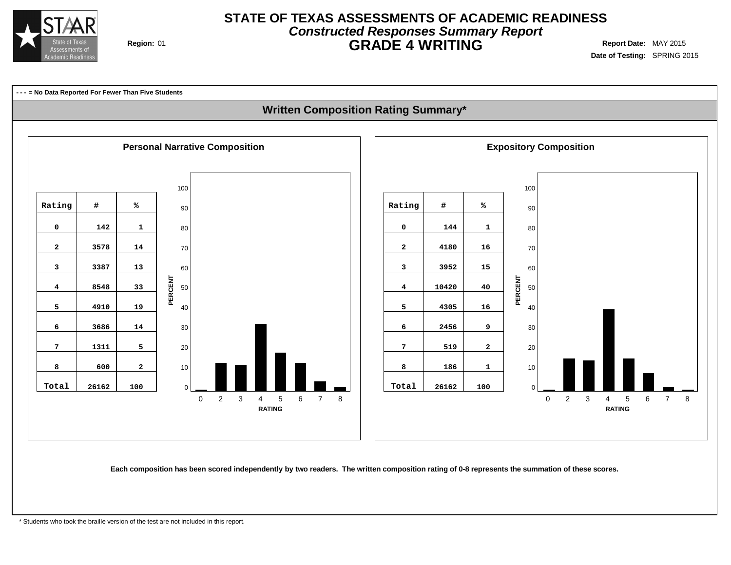# STATE OF TEXAS ASSESSMENTS OF ACADEMIC READINESS

## *Constructed Responses Summary Report*

## GRADE 4 WRITING

**Region:** 01

**Report Date:** MAY 2015

**Date of Testing:** SPRING 2015

**- - - = No Data Reported For Fewer Than Five Students**

## Written Composition Rating Summary*

### Personal Narrative Composition

| Rating | # | % |
|---|---|---|
| 0 | 142 | 1 |
| 2 | 3578 | 14 |
| 3 | 3387 | 13 |
| 4 | 8548 | 33 |
| 5 | 4910 | 19 |
| 6 | 3686 | 14 |
| 7 | 1311 | 5 |
| 8 | 600 | 2 |
| Total | 26162 | 100 |

### Expository Composition

| Rating | # | % |
|---|---|---|
| 0 | 144 | 1 |
| 2 | 4180 | 16 |
| 3 | 3952 | 15 |
| 4 | 10420 | 40 |
| 5 | 4305 | 16 |
| 6 | 2456 | 9 |
| 7 | 519 | 2 |
| 8 | 186 | 1 |
| Total | 26162 | 100 |

**Each composition has been scored independently by two readers. The written composition rating of 0-8 represents the summation of these scores.**

* Students who took the braille version of the test are not included in this report.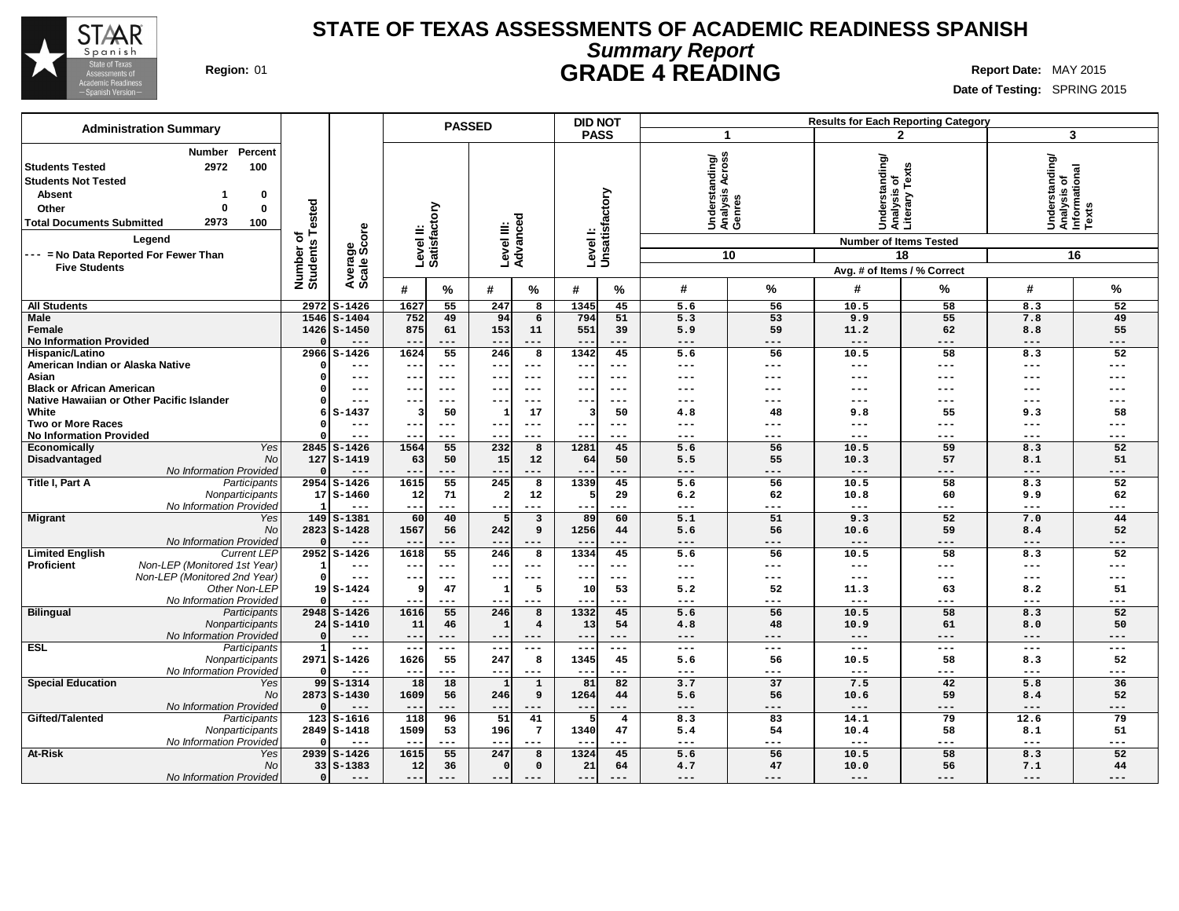# STATE OF TEXAS ASSESSMENTS OF ACADEMIC READINESS SPANISH

## *Summary Report*

## GRADE 4 READING

**Region:** 01

**Report Date:** MAY 2015
**Date of Testing:** SPRING 2015

**Administration Summary**

| | Number | Percent |
|---|---|---|
| Students Tested | 2972 | 100 |
| Students Not Tested | | |
| Absent | 1 | 0 |
| Other | 0 | 0 |
| Total Documents Submitted | 2973 | 100 |

**Legend**

--- = No Data Reported For Fewer Than Five Students

| | | Number of Students Tested | Average Scale Score | PASSED | | | | DID NOT PASS | | Results for Each Reporting Category | | | | | |
|---|---|---|---|---|---|---|---|---|---|---|---|---|---|---|---|
| | | | | Level II: Satisfactory | | Level III: Advanced | | Level I: Unsatisfactory | | 1 Understanding/ Analysis Across Genres | | 2 Understanding/ Analysis of Literary Texts | | 3 Understanding/ Analysis of Informational Texts | |
| | | | | | | | | | | Number of Items Tested: 10 | | 18 | | 16 | |
| | | | | # | % | # | % | # | % | # | % | # | % | # | % |
| All Students | | 2972 | S-1426 | 1627 | 55 | 247 | 8 | 1345 | 45 | 5.6 | 56 | 10.5 | 58 | 8.3 | 52 |
| Male | | 1546 | S-1404 | 752 | 49 | 94 | 6 | 794 | 51 | 5.3 | 53 | 9.9 | 55 | 7.8 | 49 |
| Female | | 1426 | S-1450 | 875 | 61 | 153 | 11 | 551 | 39 | 5.9 | 59 | 11.2 | 62 | 8.8 | 55 |
| No Information Provided | | 0 | --- | --- | --- | --- | --- | --- | --- | --- | --- | --- | --- | --- | --- |
| Hispanic/Latino | | 2966 | S-1426 | 1624 | 55 | 246 | 8 | 1342 | 45 | 5.6 | 56 | 10.5 | 58 | 8.3 | 52 |
| American Indian or Alaska Native | | 0 | --- | --- | --- | --- | --- | --- | --- | --- | --- | --- | --- | --- | --- |
| Asian | | 0 | --- | --- | --- | --- | --- | --- | --- | --- | --- | --- | --- | --- | --- |
| Black or African American | | 0 | --- | --- | --- | --- | --- | --- | --- | --- | --- | --- | --- | --- | --- |
| Native Hawaiian or Other Pacific Islander | | 0 | --- | --- | --- | --- | --- | --- | --- | --- | --- | --- | --- | --- | --- |
| White | | 6 | S-1437 | 3 | 50 | 1 | 17 | 3 | 50 | 4.8 | 48 | 9.8 | 55 | 9.3 | 58 |
| Two or More Races | | 0 | --- | --- | --- | --- | --- | --- | --- | --- | --- | --- | --- | --- | --- |
| No Information Provided | | 0 | --- | --- | --- | --- | --- | --- | --- | --- | --- | --- | --- | --- | --- |
| Economically Disadvantaged | Yes | 2845 | S-1426 | 1564 | 55 | 232 | 8 | 1281 | 45 | 5.6 | 56 | 10.5 | 59 | 8.3 | 52 |
| | No | 127 | S-1419 | 63 | 50 | 15 | 12 | 64 | 50 | 5.5 | 55 | 10.3 | 57 | 8.1 | 51 |
| | No Information Provided | 0 | --- | --- | --- | --- | --- | --- | --- | --- | --- | --- | --- | --- | --- |
| Title I, Part A | Participants | 2954 | S-1426 | 1615 | 55 | 245 | 8 | 1339 | 45 | 5.6 | 56 | 10.5 | 58 | 8.3 | 52 |
| | Nonparticipants | 17 | S-1460 | 12 | 71 | 2 | 12 | 5 | 29 | 6.2 | 62 | 10.8 | 60 | 9.9 | 62 |
| | No Information Provided | 1 | --- | --- | --- | --- | --- | --- | --- | --- | --- | --- | --- | --- | --- |
| Migrant | Yes | 149 | S-1381 | 60 | 40 | 5 | 3 | 89 | 60 | 5.1 | 51 | 9.3 | 52 | 7.0 | 44 |
| | No | 2823 | S-1428 | 1567 | 56 | 242 | 9 | 1256 | 44 | 5.6 | 56 | 10.6 | 59 | 8.4 | 52 |
| | No Information Provided | 0 | --- | --- | --- | --- | --- | --- | --- | --- | --- | --- | --- | --- | --- |
| Limited English Proficient | Current LEP | 2952 | S-1426 | 1618 | 55 | 246 | 8 | 1334 | 45 | 5.6 | 56 | 10.5 | 58 | 8.3 | 52 |
| | Non-LEP (Monitored 1st Year) | 1 | --- | --- | --- | --- | --- | --- | --- | --- | --- | --- | --- | --- | --- |
| | Non-LEP (Monitored 2nd Year) | 0 | --- | --- | --- | --- | --- | --- | --- | --- | --- | --- | --- | --- | --- |
| | Other Non-LEP | 19 | S-1424 | 9 | 47 | 1 | 5 | 10 | 53 | 5.2 | 52 | 11.3 | 63 | 8.2 | 51 |
| | No Information Provided | 0 | --- | --- | --- | --- | --- | --- | --- | --- | --- | --- | --- | --- | --- |
| Bilingual | Participants | 2948 | S-1426 | 1616 | 55 | 246 | 8 | 1332 | 45 | 5.6 | 56 | 10.5 | 58 | 8.3 | 52 |
| | Nonparticipants | 24 | S-1410 | 11 | 46 | 1 | 4 | 13 | 54 | 4.8 | 48 | 10.9 | 61 | 8.0 | 50 |
| | No Information Provided | 0 | --- | --- | --- | --- | --- | --- | --- | --- | --- | --- | --- | --- | --- |
| ESL | Participants | 1 | --- | --- | --- | --- | --- | --- | --- | --- | --- | --- | --- | --- | --- |
| | Nonparticipants | 2971 | S-1426 | 1626 | 55 | 247 | 8 | 1345 | 45 | 5.6 | 56 | 10.5 | 58 | 8.3 | 52 |
| | No Information Provided | 0 | --- | --- | --- | --- | --- | --- | --- | --- | --- | --- | --- | --- | --- |
| Special Education | Yes | 99 | S-1314 | 18 | 18 | 1 | 1 | 81 | 82 | 3.7 | 37 | 7.5 | 42 | 5.8 | 36 |
| | No | 2873 | S-1430 | 1609 | 56 | 246 | 9 | 1264 | 44 | 5.6 | 56 | 10.6 | 59 | 8.4 | 52 |
| | No Information Provided | 0 | --- | --- | --- | --- | --- | --- | --- | --- | --- | --- | --- | --- | --- |
| Gifted/Talented | Participants | 123 | S-1616 | 118 | 96 | 51 | 41 | 5 | 4 | 8.3 | 83 | 14.1 | 79 | 12.6 | 79 |
| | Nonparticipants | 2849 | S-1418 | 1509 | 53 | 196 | 7 | 1340 | 47 | 5.4 | 54 | 10.4 | 58 | 8.1 | 51 |
| | No Information Provided | 0 | --- | --- | --- | --- | --- | --- | --- | --- | --- | --- | --- | --- | --- |
| At-Risk | Yes | 2939 | S-1426 | 1615 | 55 | 247 | 8 | 1324 | 45 | 5.6 | 56 | 10.5 | 58 | 8.3 | 52 |
| | No | 33 | S-1383 | 12 | 36 | 0 | 0 | 21 | 64 | 4.7 | 47 | 10.0 | 56 | 7.1 | 44 |
| | No Information Provided | 0 | --- | --- | --- | --- | --- | --- | --- | --- | --- | --- | --- | --- | --- |

Avg. # of Items / % Correct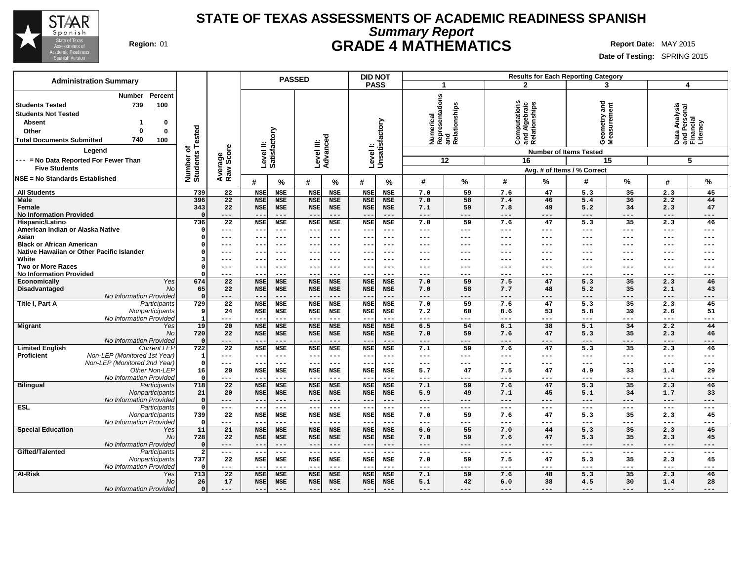# STATE OF TEXAS ASSESSMENTS OF ACADEMIC READINESS SPANISH

## *Summary Report*

## GRADE 4 MATHEMATICS

**Region:** 01

**Report Date:** MAY 2015

**Date of Testing:** SPRING 2015

**Administration Summary**

| | Number | Percent |
|---|---|---|
| Students Tested | 739 | 100 |
| Students Not Tested | | |
| Absent | 1 | 0 |
| Other | 0 | 0 |
| Total Documents Submitted | 740 | 100 |

**Legend**

--- = No Data Reported For Fewer Than Five Students

NSE = No Standards Established

| Group | | Number of Students Tested | Average Raw Score | PASSED Level II: Satisfactory # | PASSED Level II: Satisfactory % | PASSED Level III: Advanced # | PASSED Level III: Advanced % | DID NOT PASS Level I: Unsatisfactory # | DID NOT PASS Level I: Unsatisfactory % | 1 Numerical Representations and Relationships (12 items) # | 1 % | 2 Computations and Algebraic Relationships (16 items) # | 2 % | 3 Geometry and Measurement (15 items) # | 3 % | 4 Data Analysis and Personal Financial Literacy (5 items) # | 4 % |
|---|---|---|---|---|---|---|---|---|---|---|---|---|---|---|---|---|---|
| All Students | | 739 | 22 | NSE | NSE | NSE | NSE | NSE | NSE | 7.0 | 59 | 7.6 | 47 | 5.3 | 35 | 2.3 | 45 |
| Male | | 396 | 22 | NSE | NSE | NSE | NSE | NSE | NSE | 7.0 | 58 | 7.4 | 46 | 5.4 | 36 | 2.2 | 44 |
| Female | | 343 | 22 | NSE | NSE | NSE | NSE | NSE | NSE | 7.1 | 59 | 7.8 | 49 | 5.2 | 34 | 2.3 | 47 |
| No Information Provided | | 0 | --- | --- | --- | --- | --- | --- | --- | --- | --- | --- | --- | --- | --- | --- | --- |
| Hispanic/Latino | | 736 | 22 | NSE | NSE | NSE | NSE | NSE | NSE | 7.0 | 59 | 7.6 | 47 | 5.3 | 35 | 2.3 | 46 |
| American Indian or Alaska Native | | 0 | --- | --- | --- | --- | --- | --- | --- | --- | --- | --- | --- | --- | --- | --- | --- |
| Asian | | 0 | --- | --- | --- | --- | --- | --- | --- | --- | --- | --- | --- | --- | --- | --- | --- |
| Black or African American | | 0 | --- | --- | --- | --- | --- | --- | --- | --- | --- | --- | --- | --- | --- | --- | --- |
| Native Hawaiian or Other Pacific Islander | | 0 | --- | --- | --- | --- | --- | --- | --- | --- | --- | --- | --- | --- | --- | --- | --- |
| White | | 3 | --- | --- | --- | --- | --- | --- | --- | --- | --- | --- | --- | --- | --- | --- | --- |
| Two or More Races | | 0 | --- | --- | --- | --- | --- | --- | --- | --- | --- | --- | --- | --- | --- | --- | --- |
| No Information Provided | | 0 | --- | --- | --- | --- | --- | --- | --- | --- | --- | --- | --- | --- | --- | --- | --- |
| Economically Disadvantaged | *Yes* | 674 | 22 | NSE | NSE | NSE | NSE | NSE | NSE | 7.0 | 59 | 7.5 | 47 | 5.3 | 35 | 2.3 | 46 |
| | *No* | 65 | 22 | NSE | NSE | NSE | NSE | NSE | NSE | 7.0 | 58 | 7.7 | 48 | 5.2 | 35 | 2.1 | 43 |
| | *No Information Provided* | 0 | --- | --- | --- | --- | --- | --- | --- | --- | --- | --- | --- | --- | --- | --- | --- |
| Title I, Part A | *Participants* | 729 | 22 | NSE | NSE | NSE | NSE | NSE | NSE | 7.0 | 59 | 7.6 | 47 | 5.3 | 35 | 2.3 | 45 |
| | *Nonparticipants* | 9 | 24 | NSE | NSE | NSE | NSE | NSE | NSE | 7.2 | 60 | 8.6 | 53 | 5.8 | 39 | 2.6 | 51 |
| | *No Information Provided* | 1 | --- | --- | --- | --- | --- | --- | --- | --- | --- | --- | --- | --- | --- | --- | --- |
| Migrant | *Yes* | 19 | 20 | NSE | NSE | NSE | NSE | NSE | NSE | 6.5 | 54 | 6.1 | 38 | 5.1 | 34 | 2.2 | 44 |
| | *No* | 720 | 22 | NSE | NSE | NSE | NSE | NSE | NSE | 7.0 | 59 | 7.6 | 47 | 5.3 | 35 | 2.3 | 46 |
| | *No Information Provided* | 0 | --- | --- | --- | --- | --- | --- | --- | --- | --- | --- | --- | --- | --- | --- | --- |
| Limited English Proficient | *Current LEP* | 722 | 22 | NSE | NSE | NSE | NSE | NSE | NSE | 7.1 | 59 | 7.6 | 47 | 5.3 | 35 | 2.3 | 46 |
| | *Non-LEP (Monitored 1st Year)* | 1 | --- | --- | --- | --- | --- | --- | --- | --- | --- | --- | --- | --- | --- | --- | --- |
| | *Non-LEP (Monitored 2nd Year)* | 0 | --- | --- | --- | --- | --- | --- | --- | --- | --- | --- | --- | --- | --- | --- | --- |
| | *Other Non-LEP* | 16 | 20 | NSE | NSE | NSE | NSE | NSE | NSE | 5.7 | 47 | 7.5 | 47 | 4.9 | 33 | 1.4 | 29 |
| | *No Information Provided* | 0 | --- | --- | --- | --- | --- | --- | --- | --- | --- | --- | --- | --- | --- | --- | --- |
| Bilingual | *Participants* | 718 | 22 | NSE | NSE | NSE | NSE | NSE | NSE | 7.1 | 59 | 7.6 | 47 | 5.3 | 35 | 2.3 | 46 |
| | *Nonparticipants* | 21 | 20 | NSE | NSE | NSE | NSE | NSE | NSE | 5.9 | 49 | 7.1 | 45 | 5.1 | 34 | 1.7 | 33 |
| | *No Information Provided* | 0 | --- | --- | --- | --- | --- | --- | --- | --- | --- | --- | --- | --- | --- | --- | --- |
| ESL | *Participants* | 0 | --- | --- | --- | --- | --- | --- | --- | --- | --- | --- | --- | --- | --- | --- | --- |
| | *Nonparticipants* | 739 | 22 | NSE | NSE | NSE | NSE | NSE | NSE | 7.0 | 59 | 7.6 | 47 | 5.3 | 35 | 2.3 | 45 |
| | *No Information Provided* | 0 | --- | --- | --- | --- | --- | --- | --- | --- | --- | --- | --- | --- | --- | --- | --- |
| Special Education | *Yes* | 11 | 21 | NSE | NSE | NSE | NSE | NSE | NSE | 6.6 | 55 | 7.0 | 44 | 5.3 | 35 | 2.3 | 45 |
| | *No* | 728 | 22 | NSE | NSE | NSE | NSE | NSE | NSE | 7.0 | 59 | 7.6 | 47 | 5.3 | 35 | 2.3 | 45 |
| | *No Information Provided* | 0 | --- | --- | --- | --- | --- | --- | --- | --- | --- | --- | --- | --- | --- | --- | --- |
| Gifted/Talented | *Participants* | 2 | --- | --- | --- | --- | --- | --- | --- | --- | --- | --- | --- | --- | --- | --- | --- |
| | *Nonparticipants* | 737 | 22 | NSE | NSE | NSE | NSE | NSE | NSE | 7.0 | 59 | 7.5 | 47 | 5.3 | 35 | 2.3 | 45 |
| | *No Information Provided* | 0 | --- | --- | --- | --- | --- | --- | --- | --- | --- | --- | --- | --- | --- | --- | --- |
| At-Risk | *Yes* | 713 | 22 | NSE | NSE | NSE | NSE | NSE | NSE | 7.1 | 59 | 7.6 | 48 | 5.3 | 35 | 2.3 | 46 |
| | *No* | 26 | 17 | NSE | NSE | NSE | NSE | NSE | NSE | 5.1 | 42 | 6.0 | 38 | 4.5 | 30 | 1.4 | 28 |
| | *No Information Provided* | 0 | --- | --- | --- | --- | --- | --- | --- | --- | --- | --- | --- | --- | --- | --- | --- |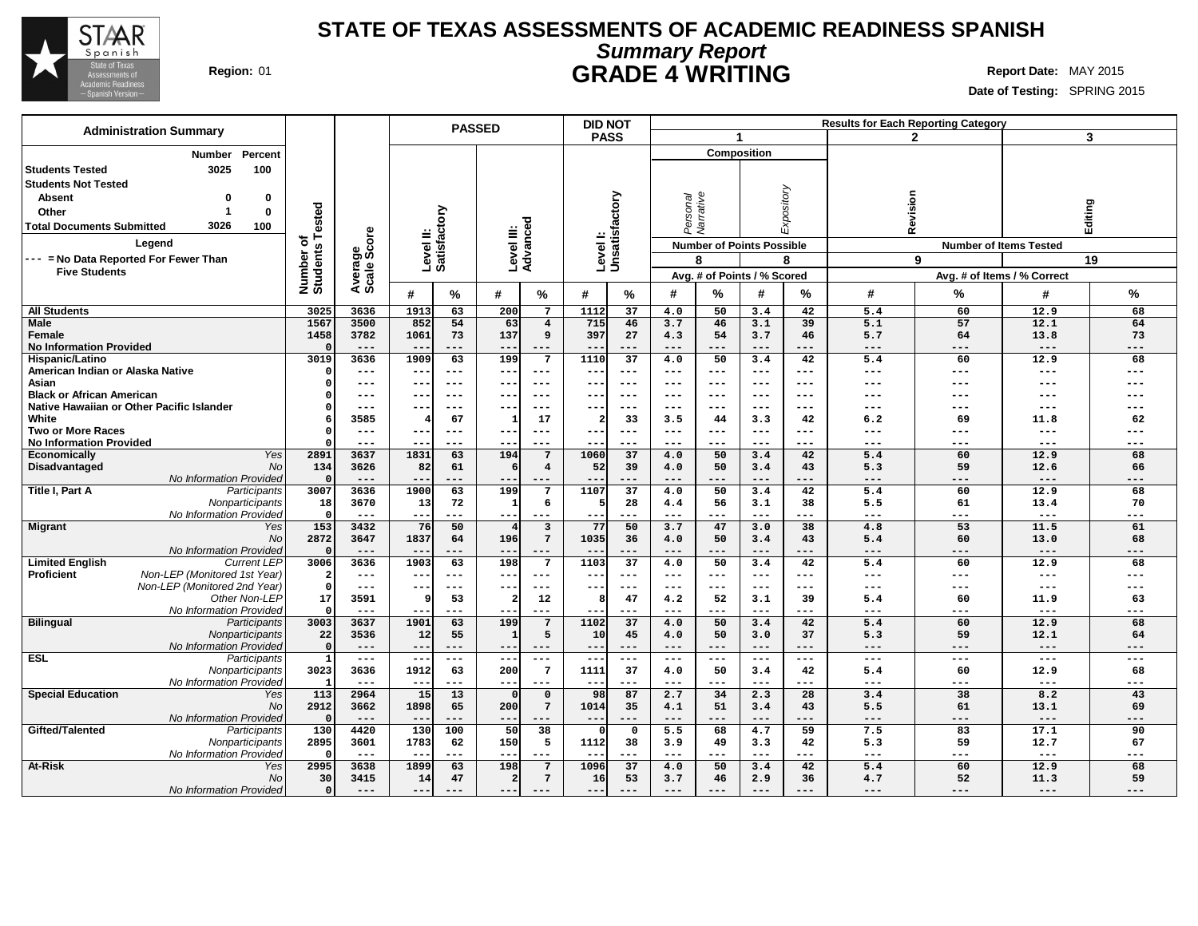# STATE OF TEXAS ASSESSMENTS OF ACADEMIC READINESS SPANISH

## *Summary Report*

## GRADE 4 WRITING

**Region:** 01

**Report Date:** MAY 2015

**Date of Testing:** SPRING 2015

| Administration Summary | Number | Percent |
|---|---|---|
| Students Tested | 3025 | 100 |
| Students Not Tested | | |
| Absent | 0 | 0 |
| Other | 1 | 0 |
| Total Documents Submitted | 3026 | 100 |

Legend

--- = No Data Reported For Fewer Than Five Students

| | | Number of Students Tested | Average Scale Score | PASSED Level II: Satisfactory # | PASSED Level II: Satisfactory % | PASSED Level III: Advanced # | PASSED Level III: Advanced % | DID NOT PASS Level I: Unsatisfactory # | DID NOT PASS Level I: Unsatisfactory % | 1 Composition Personal Narrative (8 pts) # | 1 Composition Personal Narrative (8 pts) % | 1 Composition Expository (8 pts) # | 1 Composition Expository (8 pts) % | 2 Revision (9 items) # | 2 Revision (9 items) % | 3 Editing (19 items) # | 3 Editing (19 items) % |
|---|---|---|---|---|---|---|---|---|---|---|---|---|---|---|---|---|---|
| All Students | | 3025 | 3636 | 1913 | 63 | 200 | 7 | 1112 | 37 | 4.0 | 50 | 3.4 | 42 | 5.4 | 60 | 12.9 | 68 |
| Male | | 1567 | 3500 | 852 | 54 | 63 | 4 | 715 | 46 | 3.7 | 46 | 3.1 | 39 | 5.1 | 57 | 12.1 | 64 |
| Female | | 1458 | 3782 | 1061 | 73 | 137 | 9 | 397 | 27 | 4.3 | 54 | 3.7 | 46 | 5.7 | 64 | 13.8 | 73 |
| No Information Provided | | 0 | --- | --- | --- | --- | --- | --- | --- | --- | --- | --- | --- | --- | --- | --- | --- |
| Hispanic/Latino | | 3019 | 3636 | 1909 | 63 | 199 | 7 | 1110 | 37 | 4.0 | 50 | 3.4 | 42 | 5.4 | 60 | 12.9 | 68 |
| American Indian or Alaska Native | | 0 | --- | --- | --- | --- | --- | --- | --- | --- | --- | --- | --- | --- | --- | --- | --- |
| Asian | | 0 | --- | --- | --- | --- | --- | --- | --- | --- | --- | --- | --- | --- | --- | --- | --- |
| Black or African American | | 0 | --- | --- | --- | --- | --- | --- | --- | --- | --- | --- | --- | --- | --- | --- | --- |
| Native Hawaiian or Other Pacific Islander | | 0 | --- | --- | --- | --- | --- | --- | --- | --- | --- | --- | --- | --- | --- | --- | --- |
| White | | 6 | 3585 | 4 | 67 | 1 | 17 | 2 | 33 | 3.5 | 44 | 3.3 | 42 | 6.2 | 69 | 11.8 | 62 |
| Two or More Races | | 0 | --- | --- | --- | --- | --- | --- | --- | --- | --- | --- | --- | --- | --- | --- | --- |
| No Information Provided | | 0 | --- | --- | --- | --- | --- | --- | --- | --- | --- | --- | --- | --- | --- | --- | --- |
| Economically Disadvantaged | *Yes* | 2891 | 3637 | 1831 | 63 | 194 | 7 | 1060 | 37 | 4.0 | 50 | 3.4 | 42 | 5.4 | 60 | 12.9 | 68 |
| | *No* | 134 | 3626 | 82 | 61 | 6 | 4 | 52 | 39 | 4.0 | 50 | 3.4 | 43 | 5.3 | 59 | 12.6 | 66 |
| | *No Information Provided* | 0 | --- | --- | --- | --- | --- | --- | --- | --- | --- | --- | --- | --- | --- | --- | --- |
| Title I, Part A | *Participants* | 3007 | 3636 | 1900 | 63 | 199 | 7 | 1107 | 37 | 4.0 | 50 | 3.4 | 42 | 5.4 | 60 | 12.9 | 68 |
| | *Nonparticipants* | 18 | 3670 | 13 | 72 | 1 | 6 | 5 | 28 | 4.4 | 56 | 3.1 | 38 | 5.5 | 61 | 13.4 | 70 |
| | *No Information Provided* | 0 | --- | --- | --- | --- | --- | --- | --- | --- | --- | --- | --- | --- | --- | --- | --- |
| Migrant | *Yes* | 153 | 3432 | 76 | 50 | 4 | 3 | 77 | 50 | 3.7 | 47 | 3.0 | 38 | 4.8 | 53 | 11.5 | 61 |
| | *No* | 2872 | 3647 | 1837 | 64 | 196 | 7 | 1035 | 36 | 4.0 | 50 | 3.4 | 43 | 5.4 | 60 | 13.0 | 68 |
| | *No Information Provided* | 0 | --- | --- | --- | --- | --- | --- | --- | --- | --- | --- | --- | --- | --- | --- | --- |
| Limited English Proficient | *Current LEP* | 3006 | 3636 | 1903 | 63 | 198 | 7 | 1103 | 37 | 4.0 | 50 | 3.4 | 42 | 5.4 | 60 | 12.9 | 68 |
| | *Non-LEP (Monitored 1st Year)* | 2 | --- | --- | --- | --- | --- | --- | --- | --- | --- | --- | --- | --- | --- | --- | --- |
| | *Non-LEP (Monitored 2nd Year)* | 0 | --- | --- | --- | --- | --- | --- | --- | --- | --- | --- | --- | --- | --- | --- | --- |
| | *Other Non-LEP* | 17 | 3591 | 9 | 53 | 2 | 12 | 8 | 47 | 4.2 | 52 | 3.1 | 39 | 5.4 | 60 | 11.9 | 63 |
| | *No Information Provided* | 0 | --- | --- | --- | --- | --- | --- | --- | --- | --- | --- | --- | --- | --- | --- | --- |
| Bilingual | *Participants* | 3003 | 3637 | 1901 | 63 | 199 | 7 | 1102 | 37 | 4.0 | 50 | 3.4 | 42 | 5.4 | 60 | 12.9 | 68 |
| | *Nonparticipants* | 22 | 3536 | 12 | 55 | 1 | 5 | 10 | 45 | 4.0 | 50 | 3.0 | 37 | 5.3 | 59 | 12.1 | 64 |
| | *No Information Provided* | 0 | --- | --- | --- | --- | --- | --- | --- | --- | --- | --- | --- | --- | --- | --- | --- |
| ESL | *Participants* | 1 | --- | --- | --- | --- | --- | --- | --- | --- | --- | --- | --- | --- | --- | --- | --- |
| | *Nonparticipants* | 3023 | 3636 | 1912 | 63 | 200 | 7 | 1111 | 37 | 4.0 | 50 | 3.4 | 42 | 5.4 | 60 | 12.9 | 68 |
| | *No Information Provided* | 1 | --- | --- | --- | --- | --- | --- | --- | --- | --- | --- | --- | --- | --- | --- | --- |
| Special Education | *Yes* | 113 | 2964 | 15 | 13 | 0 | 0 | 98 | 87 | 2.7 | 34 | 2.3 | 28 | 3.4 | 38 | 8.2 | 43 |
| | *No* | 2912 | 3662 | 1898 | 65 | 200 | 7 | 1014 | 35 | 4.1 | 51 | 3.4 | 43 | 5.5 | 61 | 13.1 | 69 |
| | *No Information Provided* | 0 | --- | --- | --- | --- | --- | --- | --- | --- | --- | --- | --- | --- | --- | --- | --- |
| Gifted/Talented | *Participants* | 130 | 4420 | 130 | 100 | 50 | 38 | 0 | 0 | 5.5 | 68 | 4.7 | 59 | 7.5 | 83 | 17.1 | 90 |
| | *Nonparticipants* | 2895 | 3601 | 1783 | 62 | 150 | 5 | 1112 | 38 | 3.9 | 49 | 3.3 | 42 | 5.3 | 59 | 12.7 | 67 |
| | *No Information Provided* | 0 | --- | --- | --- | --- | --- | --- | --- | --- | --- | --- | --- | --- | --- | --- | --- |
| At-Risk | *Yes* | 2995 | 3638 | 1899 | 63 | 198 | 7 | 1096 | 37 | 4.0 | 50 | 3.4 | 42 | 5.4 | 60 | 12.9 | 68 |
| | *No* | 30 | 3415 | 14 | 47 | 2 | 7 | 16 | 53 | 3.7 | 46 | 2.9 | 36 | 4.7 | 52 | 11.3 | 59 |
| | *No Information Provided* | 0 | --- | --- | --- | --- | --- | --- | --- | --- | --- | --- | --- | --- | --- | --- | --- |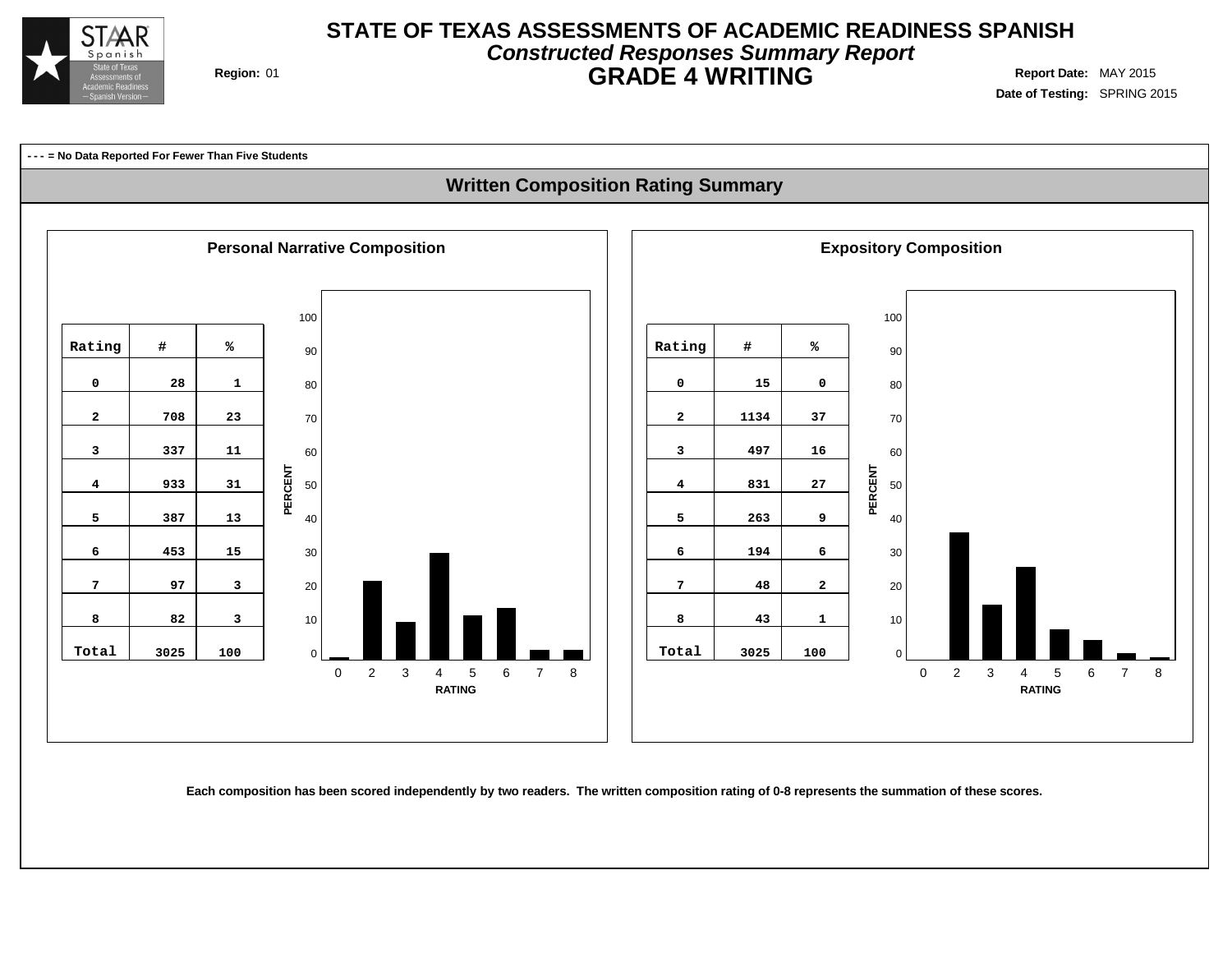# STATE OF TEXAS ASSESSMENTS OF ACADEMIC READINESS SPANISH

## *Constructed Responses Summary Report*

## GRADE 4 WRITING

**Region:** 01

**Report Date:** MAY 2015

**Date of Testing:** SPRING 2015

**- - - = No Data Reported For Fewer Than Five Students**

## Written Composition Rating Summary

### Personal Narrative Composition

| Rating | # | % |
|---|---|---|
| 0 | 28 | 1 |
| 2 | 708 | 23 |
| 3 | 337 | 11 |
| 4 | 933 | 31 |
| 5 | 387 | 13 |
| 6 | 453 | 15 |
| 7 | 97 | 3 |
| 8 | 82 | 3 |
| Total | 3025 | 100 |

### Expository Composition

| Rating | # | % |
|---|---|---|
| 0 | 15 | 0 |
| 2 | 1134 | 37 |
| 3 | 497 | 16 |
| 4 | 831 | 27 |
| 5 | 263 | 9 |
| 6 | 194 | 6 |
| 7 | 48 | 2 |
| 8 | 43 | 1 |
| Total | 3025 | 100 |

**Each composition has been scored independently by two readers. The written composition rating of 0-8 represents the summation of these scores.**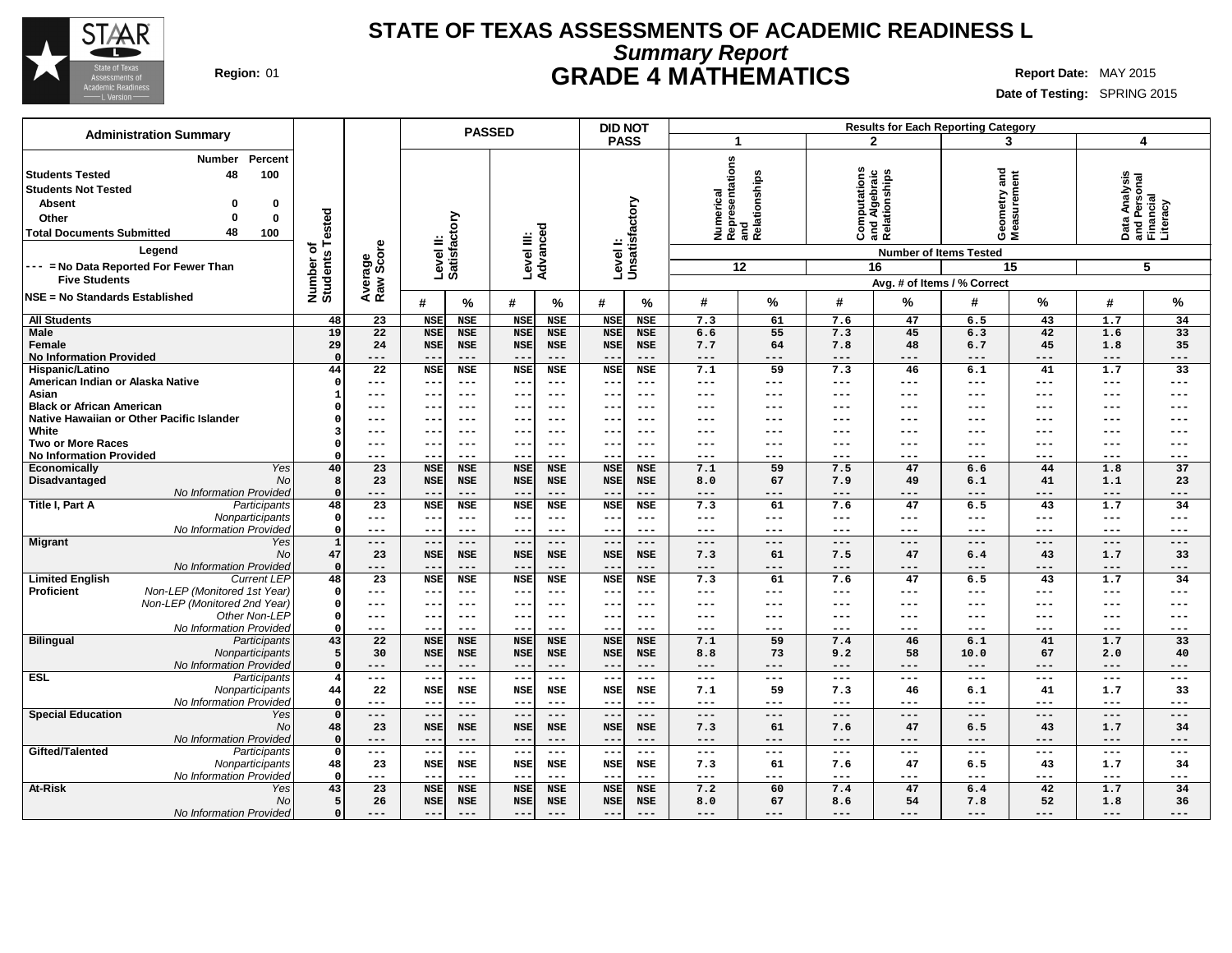# STATE OF TEXAS ASSESSMENTS OF ACADEMIC READINESS L

## *Summary Report*

## GRADE 4 MATHEMATICS

**Region:** 01

**Report Date:** MAY 2015

**Date of Testing:** SPRING 2015

| Administration Summary | Number | Percent |
|---|---|---|
| Students Tested | 48 | 100 |
| Students Not Tested | | |
| Absent | 0 | 0 |
| Other | 0 | 0 |
| Total Documents Submitted | 48 | 100 |

**Legend**

--- = No Data Reported For Fewer Than Five Students

NSE = No Standards Established

| | | Number of Students Tested | Average Raw Score | PASSED Level II: Satisfactory # | PASSED Level II: Satisfactory % | PASSED Level III: Advanced # | PASSED Level III: Advanced % | DID NOT PASS Level I: Unsatisfactory # | DID NOT PASS Level I: Unsatisfactory % | 1 Numerical Representations and Relationships (12 items) # | 1 % | 2 Computations and Algebraic Relationships (16 items) # | 2 % | 3 Geometry and Measurement (15 items) # | 3 % | 4 Data Analysis and Personal Financial Literacy (5 items) # | 4 % |
|---|---|---|---|---|---|---|---|---|---|---|---|---|---|---|---|---|---|
| All Students | | 48 | 23 | NSE | NSE | NSE | NSE | NSE | NSE | 7.3 | 61 | 7.6 | 47 | 6.5 | 43 | 1.7 | 34 |
| Male | | 19 | 22 | NSE | NSE | NSE | NSE | NSE | NSE | 6.6 | 55 | 7.3 | 45 | 6.3 | 42 | 1.6 | 33 |
| Female | | 29 | 24 | NSE | NSE | NSE | NSE | NSE | NSE | 7.7 | 64 | 7.8 | 48 | 6.7 | 45 | 1.8 | 35 |
| No Information Provided | | 0 | --- | --- | --- | --- | --- | --- | --- | --- | --- | --- | --- | --- | --- | --- | --- |
| Hispanic/Latino | | 44 | 22 | NSE | NSE | NSE | NSE | NSE | NSE | 7.1 | 59 | 7.3 | 46 | 6.1 | 41 | 1.7 | 33 |
| American Indian or Alaska Native | | 0 | --- | --- | --- | --- | --- | --- | --- | --- | --- | --- | --- | --- | --- | --- | --- |
| Asian | | 1 | --- | --- | --- | --- | --- | --- | --- | --- | --- | --- | --- | --- | --- | --- | --- |
| Black or African American | | 0 | --- | --- | --- | --- | --- | --- | --- | --- | --- | --- | --- | --- | --- | --- | --- |
| Native Hawaiian or Other Pacific Islander | | 0 | --- | --- | --- | --- | --- | --- | --- | --- | --- | --- | --- | --- | --- | --- | --- |
| White | | 3 | --- | --- | --- | --- | --- | --- | --- | --- | --- | --- | --- | --- | --- | --- | --- |
| Two or More Races | | 0 | --- | --- | --- | --- | --- | --- | --- | --- | --- | --- | --- | --- | --- | --- | --- |
| No Information Provided | | 0 | --- | --- | --- | --- | --- | --- | --- | --- | --- | --- | --- | --- | --- | --- | --- |
| Economically Disadvantaged | *Yes* | 40 | 23 | NSE | NSE | NSE | NSE | NSE | NSE | 7.1 | 59 | 7.5 | 47 | 6.6 | 44 | 1.8 | 37 |
| | *No* | 8 | 23 | NSE | NSE | NSE | NSE | NSE | NSE | 8.0 | 67 | 7.9 | 49 | 6.1 | 41 | 1.1 | 23 |
| | *No Information Provided* | 0 | --- | --- | --- | --- | --- | --- | --- | --- | --- | --- | --- | --- | --- | --- | --- |
| Title I, Part A | *Participants* | 48 | 23 | NSE | NSE | NSE | NSE | NSE | NSE | 7.3 | 61 | 7.6 | 47 | 6.5 | 43 | 1.7 | 34 |
| | *Nonparticipants* | 0 | --- | --- | --- | --- | --- | --- | --- | --- | --- | --- | --- | --- | --- | --- | --- |
| | *No Information Provided* | 0 | --- | --- | --- | --- | --- | --- | --- | --- | --- | --- | --- | --- | --- | --- | --- |
| Migrant | *Yes* | 1 | --- | --- | --- | --- | --- | --- | --- | --- | --- | --- | --- | --- | --- | --- | --- |
| | *No* | 47 | 23 | NSE | NSE | NSE | NSE | NSE | NSE | 7.3 | 61 | 7.5 | 47 | 6.4 | 43 | 1.7 | 33 |
| | *No Information Provided* | 0 | --- | --- | --- | --- | --- | --- | --- | --- | --- | --- | --- | --- | --- | --- | --- |
| Limited English Proficient | *Current LEP* | 48 | 23 | NSE | NSE | NSE | NSE | NSE | NSE | 7.3 | 61 | 7.6 | 47 | 6.5 | 43 | 1.7 | 34 |
| | *Non-LEP (Monitored 1st Year)* | 0 | --- | --- | --- | --- | --- | --- | --- | --- | --- | --- | --- | --- | --- | --- | --- |
| | *Non-LEP (Monitored 2nd Year)* | 0 | --- | --- | --- | --- | --- | --- | --- | --- | --- | --- | --- | --- | --- | --- | --- |
| | *Other Non-LEP* | 0 | --- | --- | --- | --- | --- | --- | --- | --- | --- | --- | --- | --- | --- | --- | --- |
| | *No Information Provided* | 0 | --- | --- | --- | --- | --- | --- | --- | --- | --- | --- | --- | --- | --- | --- | --- |
| Bilingual | *Participants* | 43 | 22 | NSE | NSE | NSE | NSE | NSE | NSE | 7.1 | 59 | 7.4 | 46 | 6.1 | 41 | 1.7 | 33 |
| | *Nonparticipants* | 5 | 30 | NSE | NSE | NSE | NSE | NSE | NSE | 8.8 | 73 | 9.2 | 58 | 10.0 | 67 | 2.0 | 40 |
| | *No Information Provided* | 0 | --- | --- | --- | --- | --- | --- | --- | --- | --- | --- | --- | --- | --- | --- | --- |
| ESL | *Participants* | 4 | --- | --- | --- | --- | --- | --- | --- | --- | --- | --- | --- | --- | --- | --- | --- |
| | *Nonparticipants* | 44 | 22 | NSE | NSE | NSE | NSE | NSE | NSE | 7.1 | 59 | 7.3 | 46 | 6.1 | 41 | 1.7 | 33 |
| | *No Information Provided* | 0 | --- | --- | --- | --- | --- | --- | --- | --- | --- | --- | --- | --- | --- | --- | --- |
| Special Education | *Yes* | 0 | --- | --- | --- | --- | --- | --- | --- | --- | --- | --- | --- | --- | --- | --- | --- |
| | *No* | 48 | 23 | NSE | NSE | NSE | NSE | NSE | NSE | 7.3 | 61 | 7.6 | 47 | 6.5 | 43 | 1.7 | 34 |
| | *No Information Provided* | 0 | --- | --- | --- | --- | --- | --- | --- | --- | --- | --- | --- | --- | --- | --- | --- |
| Gifted/Talented | *Participants* | 0 | --- | --- | --- | --- | --- | --- | --- | --- | --- | --- | --- | --- | --- | --- | --- |
| | *Nonparticipants* | 48 | 23 | NSE | NSE | NSE | NSE | NSE | NSE | 7.3 | 61 | 7.6 | 47 | 6.5 | 43 | 1.7 | 34 |
| | *No Information Provided* | 0 | --- | --- | --- | --- | --- | --- | --- | --- | --- | --- | --- | --- | --- | --- | --- |
| At-Risk | *Yes* | 43 | 23 | NSE | NSE | NSE | NSE | NSE | NSE | 7.2 | 60 | 7.4 | 47 | 6.4 | 42 | 1.7 | 34 |
| | *No* | 5 | 26 | NSE | NSE | NSE | NSE | NSE | NSE | 8.0 | 67 | 8.6 | 54 | 7.8 | 52 | 1.8 | 36 |
| | *No Information Provided* | 0 | --- | --- | --- | --- | --- | --- | --- | --- | --- | --- | --- | --- | --- | --- | --- |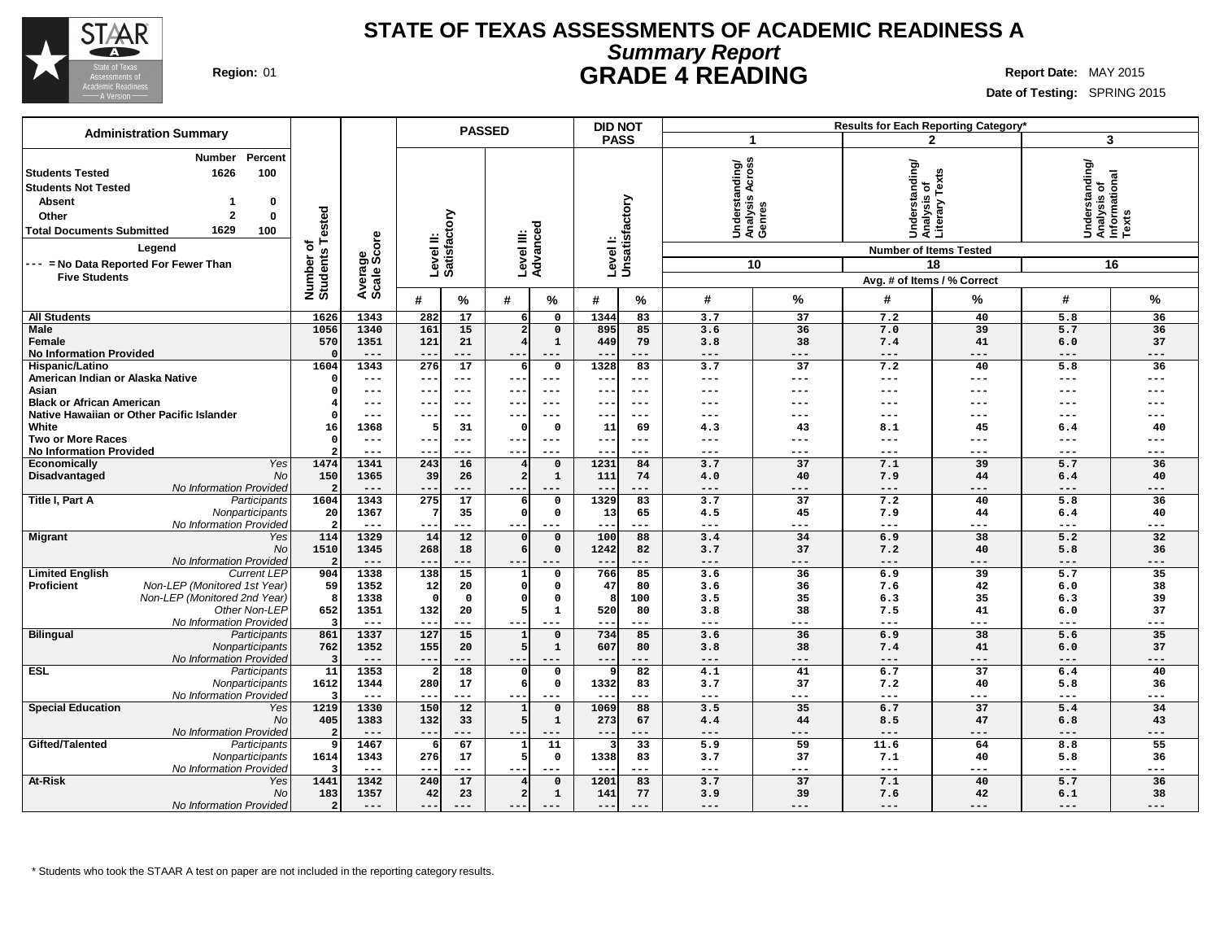# STATE OF TEXAS ASSESSMENTS OF ACADEMIC READINESS A

## *Summary Report*

## GRADE 4 READING

**Region:** 01

**Report Date:** MAY 2015

**Date of Testing:** SPRING 2015

### Administration Summary

| | Number | Percent |
|---|---|---|
| **Students Tested** | 1626 | 100 |
| **Students Not Tested** | | |
| Absent | 1 | 0 |
| Other | 2 | 0 |
| **Total Documents Submitted** | 1629 | 100 |

**Legend**

--- = No Data Reported For Fewer Than Five Students

| Group | | Number of Students Tested | Average Scale Score | PASSED: Level II: Satisfactory # | Level II: Satisfactory % | Level III: Advanced # | Level III: Advanced % | DID NOT PASS: Level I: Unsatisfactory # | Level I: Unsatisfactory % | 1: Understanding/Analysis Across Genres (10 items) # | 1 % | 2: Understanding/Analysis of Literary Texts (18 items) # | 2 % | 3: Understanding/Analysis of Informational Texts (16 items) # | 3 % |
|---|---|---|---|---|---|---|---|---|---|---|---|---|---|---|---|
| **All Students** | | 1626 | 1343 | 282 | 17 | 6 | 0 | 1344 | 83 | 3.7 | 37 | 7.2 | 40 | 5.8 | 36 |
| **Male** | | 1056 | 1340 | 161 | 15 | 2 | 0 | 895 | 85 | 3.6 | 36 | 7.0 | 39 | 5.7 | 36 |
| **Female** | | 570 | 1351 | 121 | 21 | 4 | 1 | 449 | 79 | 3.8 | 38 | 7.4 | 41 | 6.0 | 37 |
| **No Information Provided** | | 0 | --- | --- | --- | --- | --- | --- | --- | --- | --- | --- | --- | --- | --- |
| **Hispanic/Latino** | | 1604 | 1343 | 276 | 17 | 6 | 0 | 1328 | 83 | 3.7 | 37 | 7.2 | 40 | 5.8 | 36 |
| **American Indian or Alaska Native** | | 0 | --- | --- | --- | --- | --- | --- | --- | --- | --- | --- | --- | --- | --- |
| **Asian** | | 0 | --- | --- | --- | --- | --- | --- | --- | --- | --- | --- | --- | --- | --- |
| **Black or African American** | | 4 | --- | --- | --- | --- | --- | --- | --- | --- | --- | --- | --- | --- | --- |
| **Native Hawaiian or Other Pacific Islander** | | 0 | --- | --- | --- | --- | --- | --- | --- | --- | --- | --- | --- | --- | --- |
| **White** | | 16 | 1368 | 5 | 31 | 0 | 0 | 11 | 69 | 4.3 | 43 | 8.1 | 45 | 6.4 | 40 |
| **Two or More Races** | | 0 | --- | --- | --- | --- | --- | --- | --- | --- | --- | --- | --- | --- | --- |
| **No Information Provided** | | 2 | --- | --- | --- | --- | --- | --- | --- | --- | --- | --- | --- | --- | --- |
| **Economically Disadvantaged** | *Yes* | 1474 | 1341 | 243 | 16 | 4 | 0 | 1231 | 84 | 3.7 | 37 | 7.1 | 39 | 5.7 | 36 |
| | *No* | 150 | 1365 | 39 | 26 | 2 | 1 | 111 | 74 | 4.0 | 40 | 7.9 | 44 | 6.4 | 40 |
| | *No Information Provided* | 2 | --- | --- | --- | --- | --- | --- | --- | --- | --- | --- | --- | --- | --- |
| **Title I, Part A** | *Participants* | 1604 | 1343 | 275 | 17 | 6 | 0 | 1329 | 83 | 3.7 | 37 | 7.2 | 40 | 5.8 | 36 |
| | *Nonparticipants* | 20 | 1367 | 7 | 35 | 0 | 0 | 13 | 65 | 4.5 | 45 | 7.9 | 44 | 6.4 | 40 |
| | *No Information Provided* | 2 | --- | --- | --- | --- | --- | --- | --- | --- | --- | --- | --- | --- | --- |
| **Migrant** | *Yes* | 114 | 1329 | 14 | 12 | 0 | 0 | 100 | 88 | 3.4 | 34 | 6.9 | 38 | 5.2 | 32 |
| | *No* | 1510 | 1345 | 268 | 18 | 6 | 0 | 1242 | 82 | 3.7 | 37 | 7.2 | 40 | 5.8 | 36 |
| | *No Information Provided* | 2 | --- | --- | --- | --- | --- | --- | --- | --- | --- | --- | --- | --- | --- |
| **Limited English Proficient** | *Current LEP* | 904 | 1338 | 138 | 15 | 1 | 0 | 766 | 85 | 3.6 | 36 | 6.9 | 39 | 5.7 | 35 |
| | *Non-LEP (Monitored 1st Year)* | 59 | 1352 | 12 | 20 | 0 | 0 | 47 | 80 | 3.6 | 36 | 7.6 | 42 | 6.0 | 38 |
| | *Non-LEP (Monitored 2nd Year)* | 8 | 1338 | 0 | 0 | 0 | 0 | 8 | 100 | 3.5 | 35 | 6.3 | 35 | 6.3 | 39 |
| | *Other Non-LEP* | 652 | 1351 | 132 | 20 | 5 | 1 | 520 | 80 | 3.8 | 38 | 7.5 | 41 | 6.0 | 37 |
| | *No Information Provided* | 3 | --- | --- | --- | --- | --- | --- | --- | --- | --- | --- | --- | --- | --- |
| **Bilingual** | *Participants* | 861 | 1337 | 127 | 15 | 1 | 0 | 734 | 85 | 3.6 | 36 | 6.9 | 38 | 5.6 | 35 |
| | *Nonparticipants* | 762 | 1352 | 155 | 20 | 5 | 1 | 607 | 80 | 3.8 | 38 | 7.4 | 41 | 6.0 | 37 |
| | *No Information Provided* | 3 | --- | --- | --- | --- | --- | --- | --- | --- | --- | --- | --- | --- | --- |
| **ESL** | *Participants* | 11 | 1353 | 2 | 18 | 0 | 0 | 9 | 82 | 4.1 | 41 | 6.7 | 37 | 6.4 | 40 |
| | *Nonparticipants* | 1612 | 1344 | 280 | 17 | 6 | 0 | 1332 | 83 | 3.7 | 37 | 7.2 | 40 | 5.8 | 36 |
| | *No Information Provided* | 3 | --- | --- | --- | --- | --- | --- | --- | --- | --- | --- | --- | --- | --- |
| **Special Education** | *Yes* | 1219 | 1330 | 150 | 12 | 1 | 0 | 1069 | 88 | 3.5 | 35 | 6.7 | 37 | 5.4 | 34 |
| | *No* | 405 | 1383 | 132 | 33 | 5 | 1 | 273 | 67 | 4.4 | 44 | 8.5 | 47 | 6.8 | 43 |
| | *No Information Provided* | 2 | --- | --- | --- | --- | --- | --- | --- | --- | --- | --- | --- | --- | --- |
| **Gifted/Talented** | *Participants* | 9 | 1467 | 6 | 67 | 1 | 11 | 3 | 33 | 5.9 | 59 | 11.6 | 64 | 8.8 | 55 |
| | *Nonparticipants* | 1614 | 1343 | 276 | 17 | 5 | 0 | 1338 | 83 | 3.7 | 37 | 7.1 | 40 | 5.8 | 36 |
| | *No Information Provided* | 3 | --- | --- | --- | --- | --- | --- | --- | --- | --- | --- | --- | --- | --- |
| **At-Risk** | *Yes* | 1441 | 1342 | 240 | 17 | 4 | 0 | 1201 | 83 | 3.7 | 37 | 7.1 | 40 | 5.7 | 36 |
| | *No* | 183 | 1357 | 42 | 23 | 2 | 1 | 141 | 77 | 3.9 | 39 | 7.6 | 42 | 6.1 | 38 |
| | *No Information Provided* | 2 | --- | --- | --- | --- | --- | --- | --- | --- | --- | --- | --- | --- | --- |

Results for Each Reporting Category* — Number of Items Tested: Category 1: 10; Category 2: 18; Category 3: 16. Avg. # of Items / % Correct.

\* Students who took the STAAR A test on paper are not included in the reporting category results.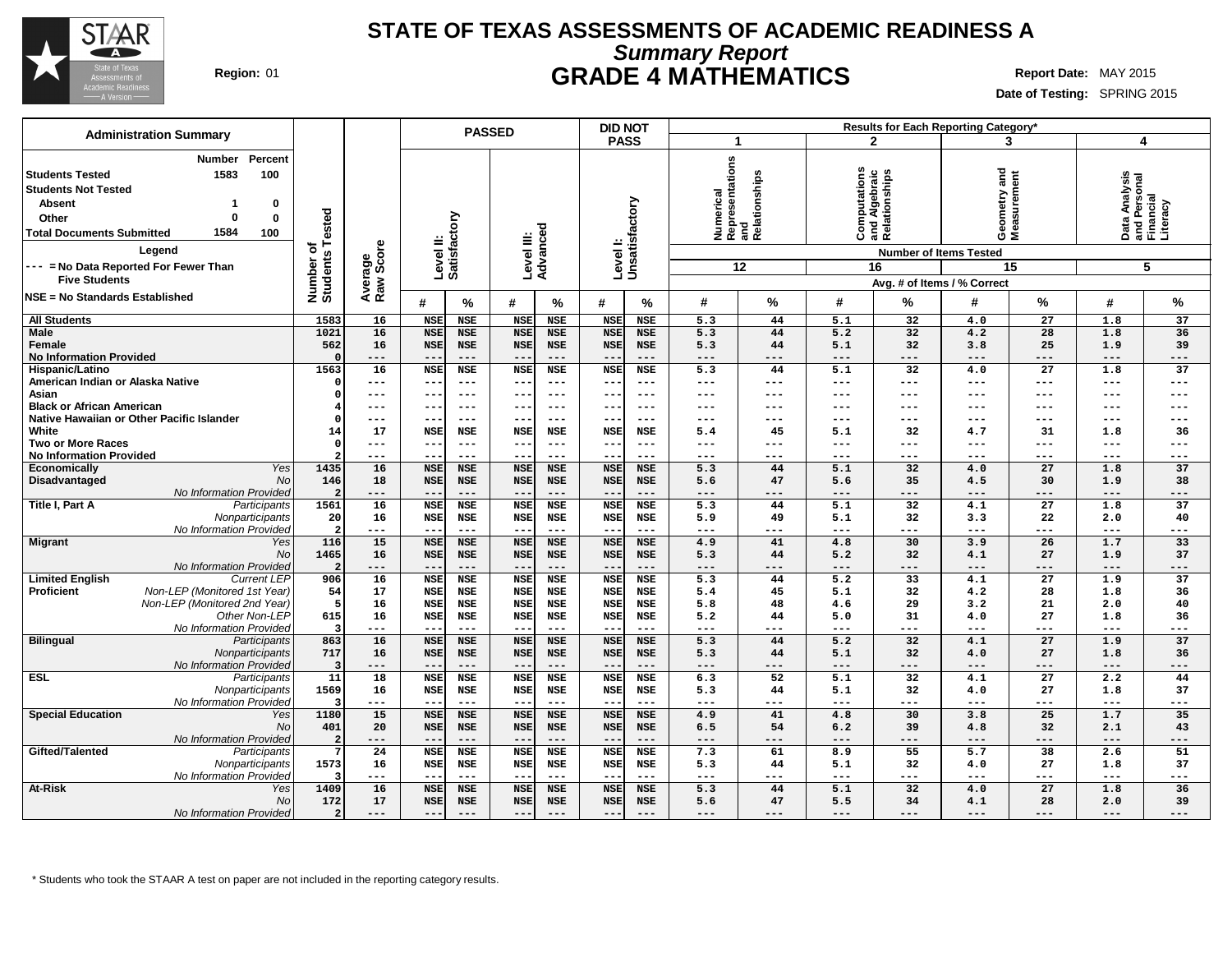# STATE OF TEXAS ASSESSMENTS OF ACADEMIC READINESS A

## *Summary Report*

## GRADE 4 MATHEMATICS

**Region:** 01

**Report Date:** MAY 2015
**Date of Testing:** SPRING 2015

### Administration Summary

| | Number | Percent |
|---|---|---|
| Students Tested | 1583 | 100 |
| Students Not Tested | | |
| Absent | 1 | 0 |
| Other | 0 | 0 |
| Total Documents Submitted | 1584 | 100 |

**Legend**

--- = No Data Reported For Fewer Than Five Students

NSE = No Standards Established

| | | Number of Students Tested | Average Raw Score | PASSED Level II: Satisfactory # | PASSED Level II: Satisfactory % | PASSED Level III: Advanced # | PASSED Level III: Advanced % | DID NOT PASS Level I: Unsatisfactory # | DID NOT PASS Level I: Unsatisfactory % | 1 Numerical Representations and Relationships (12 items) # | 1 % | 2 Computations and Algebraic Relationships (16 items) # | 2 % | 3 Geometry and Measurement (15 items) # | 3 % | 4 Data Analysis and Personal Financial Literacy (5 items) # | 4 % |
|---|---|---|---|---|---|---|---|---|---|---|---|---|---|---|---|---|---|
| All Students | | 1583 | 16 | NSE | NSE | NSE | NSE | NSE | NSE | 5.3 | 44 | 5.1 | 32 | 4.0 | 27 | 1.8 | 37 |
| Male | | 1021 | 16 | NSE | NSE | NSE | NSE | NSE | NSE | 5.3 | 44 | 5.2 | 32 | 4.2 | 28 | 1.8 | 36 |
| Female | | 562 | 16 | NSE | NSE | NSE | NSE | NSE | NSE | 5.3 | 44 | 5.1 | 32 | 3.8 | 25 | 1.9 | 39 |
| No Information Provided | | 0 | --- | --- | --- | --- | --- | --- | --- | --- | --- | --- | --- | --- | --- | --- | --- |
| Hispanic/Latino | | 1563 | 16 | NSE | NSE | NSE | NSE | NSE | NSE | 5.3 | 44 | 5.1 | 32 | 4.0 | 27 | 1.8 | 37 |
| American Indian or Alaska Native | | 0 | --- | --- | --- | --- | --- | --- | --- | --- | --- | --- | --- | --- | --- | --- | --- |
| Asian | | 0 | --- | --- | --- | --- | --- | --- | --- | --- | --- | --- | --- | --- | --- | --- | --- |
| Black or African American | | 4 | --- | --- | --- | --- | --- | --- | --- | --- | --- | --- | --- | --- | --- | --- | --- |
| Native Hawaiian or Other Pacific Islander | | 0 | --- | --- | --- | --- | --- | --- | --- | --- | --- | --- | --- | --- | --- | --- | --- |
| White | | 14 | 17 | NSE | NSE | NSE | NSE | NSE | NSE | 5.4 | 45 | 5.1 | 32 | 4.7 | 31 | 1.8 | 36 |
| Two or More Races | | 0 | --- | --- | --- | --- | --- | --- | --- | --- | --- | --- | --- | --- | --- | --- | --- |
| No Information Provided | | 2 | --- | --- | --- | --- | --- | --- | --- | --- | --- | --- | --- | --- | --- | --- | --- |
| Economically Disadvantaged | *Yes* | 1435 | 16 | NSE | NSE | NSE | NSE | NSE | NSE | 5.3 | 44 | 5.1 | 32 | 4.0 | 27 | 1.8 | 37 |
| | *No* | 146 | 18 | NSE | NSE | NSE | NSE | NSE | NSE | 5.6 | 47 | 5.6 | 35 | 4.5 | 30 | 1.9 | 38 |
| | *No Information Provided* | 2 | --- | --- | --- | --- | --- | --- | --- | --- | --- | --- | --- | --- | --- | --- | --- |
| Title I, Part A | *Participants* | 1561 | 16 | NSE | NSE | NSE | NSE | NSE | NSE | 5.3 | 44 | 5.1 | 32 | 4.1 | 27 | 1.8 | 37 |
| | *Nonparticipants* | 20 | 16 | NSE | NSE | NSE | NSE | NSE | NSE | 5.9 | 49 | 5.1 | 32 | 3.3 | 22 | 2.0 | 40 |
| | *No Information Provided* | 2 | --- | --- | --- | --- | --- | --- | --- | --- | --- | --- | --- | --- | --- | --- | --- |
| Migrant | *Yes* | 116 | 15 | NSE | NSE | NSE | NSE | NSE | NSE | 4.9 | 41 | 4.8 | 30 | 3.9 | 26 | 1.7 | 33 |
| | *No* | 1465 | 16 | NSE | NSE | NSE | NSE | NSE | NSE | 5.3 | 44 | 5.2 | 32 | 4.1 | 27 | 1.9 | 37 |
| | *No Information Provided* | 2 | --- | --- | --- | --- | --- | --- | --- | --- | --- | --- | --- | --- | --- | --- | --- |
| Limited English Proficient | *Current LEP* | 906 | 16 | NSE | NSE | NSE | NSE | NSE | NSE | 5.3 | 44 | 5.2 | 33 | 4.1 | 27 | 1.9 | 37 |
| | *Non-LEP (Monitored 1st Year)* | 54 | 17 | NSE | NSE | NSE | NSE | NSE | NSE | 5.4 | 45 | 5.1 | 32 | 4.2 | 28 | 1.8 | 36 |
| | *Non-LEP (Monitored 2nd Year)* | 5 | 16 | NSE | NSE | NSE | NSE | NSE | NSE | 5.8 | 48 | 4.6 | 29 | 3.2 | 21 | 2.0 | 40 |
| | *Other Non-LEP* | 615 | 16 | NSE | NSE | NSE | NSE | NSE | NSE | 5.2 | 44 | 5.0 | 31 | 4.0 | 27 | 1.8 | 36 |
| | *No Information Provided* | 3 | --- | --- | --- | --- | --- | --- | --- | --- | --- | --- | --- | --- | --- | --- | --- |
| Bilingual | *Participants* | 863 | 16 | NSE | NSE | NSE | NSE | NSE | NSE | 5.3 | 44 | 5.2 | 32 | 4.1 | 27 | 1.9 | 37 |
| | *Nonparticipants* | 717 | 16 | NSE | NSE | NSE | NSE | NSE | NSE | 5.3 | 44 | 5.1 | 32 | 4.0 | 27 | 1.8 | 36 |
| | *No Information Provided* | 3 | --- | --- | --- | --- | --- | --- | --- | --- | --- | --- | --- | --- | --- | --- | --- |
| ESL | *Participants* | 11 | 18 | NSE | NSE | NSE | NSE | NSE | NSE | 6.3 | 52 | 5.1 | 32 | 4.1 | 27 | 2.2 | 44 |
| | *Nonparticipants* | 1569 | 16 | NSE | NSE | NSE | NSE | NSE | NSE | 5.3 | 44 | 5.1 | 32 | 4.0 | 27 | 1.8 | 37 |
| | *No Information Provided* | 3 | --- | --- | --- | --- | --- | --- | --- | --- | --- | --- | --- | --- | --- | --- | --- |
| Special Education | *Yes* | 1180 | 15 | NSE | NSE | NSE | NSE | NSE | NSE | 4.9 | 41 | 4.8 | 30 | 3.8 | 25 | 1.7 | 35 |
| | *No* | 401 | 20 | NSE | NSE | NSE | NSE | NSE | NSE | 6.5 | 54 | 6.2 | 39 | 4.8 | 32 | 2.1 | 43 |
| | *No Information Provided* | 2 | --- | --- | --- | --- | --- | --- | --- | --- | --- | --- | --- | --- | --- | --- | --- |
| Gifted/Talented | *Participants* | 7 | 24 | NSE | NSE | NSE | NSE | NSE | NSE | 7.3 | 61 | 8.9 | 55 | 5.7 | 38 | 2.6 | 51 |
| | *Nonparticipants* | 1573 | 16 | NSE | NSE | NSE | NSE | NSE | NSE | 5.3 | 44 | 5.1 | 32 | 4.0 | 27 | 1.8 | 37 |
| | *No Information Provided* | 3 | --- | --- | --- | --- | --- | --- | --- | --- | --- | --- | --- | --- | --- | --- | --- |
| At-Risk | *Yes* | 1409 | 16 | NSE | NSE | NSE | NSE | NSE | NSE | 5.3 | 44 | 5.1 | 32 | 4.0 | 27 | 1.8 | 36 |
| | *No* | 172 | 17 | NSE | NSE | NSE | NSE | NSE | NSE | 5.6 | 47 | 5.5 | 34 | 4.1 | 28 | 2.0 | 39 |
| | *No Information Provided* | 2 | --- | --- | --- | --- | --- | --- | --- | --- | --- | --- | --- | --- | --- | --- | --- |

Results for Each Reporting Category*: Number of Items Tested; Avg. # of Items / % Correct

\* Students who took the STAAR A test on paper are not included in the reporting category results.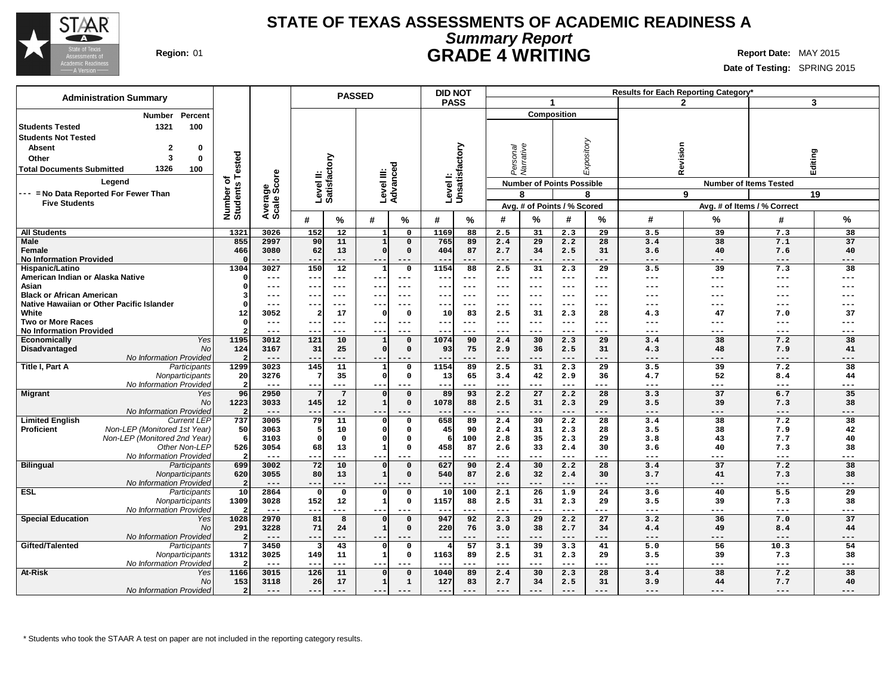# STATE OF TEXAS ASSESSMENTS OF ACADEMIC READINESS A

## *Summary Report*

## GRADE 4 WRITING

**Region:** 01

**Report Date:** MAY 2015

**Date of Testing:** SPRING 2015

**Administration Summary**

| | Number | Percent |
|---|---|---|
| Students Tested | 1321 | 100 |
| Students Not Tested | | |
| Absent | 2 | 0 |
| Other | 3 | 0 |
| Total Documents Submitted | 1326 | 100 |

**Legend**

--- = No Data Reported For Fewer Than Five Students

| | | Number of Students Tested | Average Scale Score | PASSED | | | | DID NOT PASS | | Results for Each Reporting Category* | | | | | | | |
|---|---|---|---|---|---|---|---|---|---|---|---|---|---|---|---|---|---|
| | | | | | | | | | | 1 Composition | | | | 2 | | 3 | |
| | | | | Level II: Satisfactory | | Level III: Advanced | | Level I: Unsatisfactory | | Personal Narrative | | Expository | | Revision | | Editing | |
| | | | | | | | | | | Number of Points Possible | | | | Number of Items Tested | | | |
| | | | | | | | | | | 8 | | 8 | | 9 | | 19 | |
| | | | | | | | | | | Avg. # of Points / % Scored | | | | Avg. # of Items / % Correct | | | |
| | | | | # | % | # | % | # | % | # | % | # | % | # | % | # | % |
| All Students | | 1321 | 3026 | 152 | 12 | 1 | 0 | 1169 | 88 | 2.5 | 31 | 2.3 | 29 | 3.5 | 39 | 7.3 | 38 |
| Male | | 855 | 2997 | 90 | 11 | 1 | 0 | 765 | 89 | 2.4 | 29 | 2.2 | 28 | 3.4 | 38 | 7.1 | 37 |
| Female | | 466 | 3080 | 62 | 13 | 0 | 0 | 404 | 87 | 2.7 | 34 | 2.5 | 31 | 3.6 | 40 | 7.6 | 40 |
| No Information Provided | | 0 | --- | --- | --- | --- | --- | --- | --- | --- | --- | --- | --- | --- | --- | --- | --- |
| Hispanic/Latino | | 1304 | 3027 | 150 | 12 | 1 | 0 | 1154 | 88 | 2.5 | 31 | 2.3 | 29 | 3.5 | 39 | 7.3 | 38 |
| American Indian or Alaska Native | | 0 | --- | --- | --- | --- | --- | --- | --- | --- | --- | --- | --- | --- | --- | --- | --- |
| Asian | | 0 | --- | --- | --- | --- | --- | --- | --- | --- | --- | --- | --- | --- | --- | --- | --- |
| Black or African American | | 3 | --- | --- | --- | --- | --- | --- | --- | --- | --- | --- | --- | --- | --- | --- | --- |
| Native Hawaiian or Other Pacific Islander | | 0 | --- | --- | --- | --- | --- | --- | --- | --- | --- | --- | --- | --- | --- | --- | --- |
| White | | 12 | 3052 | 2 | 17 | 0 | 0 | 10 | 83 | 2.5 | 31 | 2.3 | 28 | 4.3 | 47 | 7.0 | 37 |
| Two or More Races | | 0 | --- | --- | --- | --- | --- | --- | --- | --- | --- | --- | --- | --- | --- | --- | --- |
| No Information Provided | | 2 | --- | --- | --- | --- | --- | --- | --- | --- | --- | --- | --- | --- | --- | --- | --- |
| Economically Disadvantaged | *Yes* | 1195 | 3012 | 121 | 10 | 1 | 0 | 1074 | 90 | 2.4 | 30 | 2.3 | 29 | 3.4 | 38 | 7.2 | 38 |
| | *No* | 124 | 3167 | 31 | 25 | 0 | 0 | 93 | 75 | 2.9 | 36 | 2.5 | 31 | 4.3 | 48 | 7.9 | 41 |
| | *No Information Provided* | 2 | --- | --- | --- | --- | --- | --- | --- | --- | --- | --- | --- | --- | --- | --- | --- |
| Title I, Part A | *Participants* | 1299 | 3023 | 145 | 11 | 1 | 0 | 1154 | 89 | 2.5 | 31 | 2.3 | 29 | 3.5 | 39 | 7.2 | 38 |
| | *Nonparticipants* | 20 | 3276 | 7 | 35 | 0 | 0 | 13 | 65 | 3.4 | 42 | 2.9 | 36 | 4.7 | 52 | 8.4 | 44 |
| | *No Information Provided* | 2 | --- | --- | --- | --- | --- | --- | --- | --- | --- | --- | --- | --- | --- | --- | --- |
| Migrant | *Yes* | 96 | 2950 | 7 | 7 | 0 | 0 | 89 | 93 | 2.2 | 27 | 2.2 | 28 | 3.3 | 37 | 6.7 | 35 |
| | *No* | 1223 | 3033 | 145 | 12 | 1 | 0 | 1078 | 88 | 2.5 | 31 | 2.3 | 29 | 3.5 | 39 | 7.3 | 38 |
| | *No Information Provided* | 2 | --- | --- | --- | --- | --- | --- | --- | --- | --- | --- | --- | --- | --- | --- | --- |
| Limited English Proficient | *Current LEP* | 737 | 3005 | 79 | 11 | 0 | 0 | 658 | 89 | 2.4 | 30 | 2.2 | 28 | 3.4 | 38 | 7.2 | 38 |
| | *Non-LEP (Monitored 1st Year)* | 50 | 3063 | 5 | 10 | 0 | 0 | 45 | 90 | 2.4 | 31 | 2.3 | 28 | 3.5 | 38 | 7.9 | 42 |
| | *Non-LEP (Monitored 2nd Year)* | 6 | 3103 | 0 | 0 | 0 | 0 | 6 | 100 | 2.8 | 35 | 2.3 | 29 | 3.8 | 43 | 7.7 | 40 |
| | *Other Non-LEP* | 526 | 3054 | 68 | 13 | 1 | 0 | 458 | 87 | 2.6 | 33 | 2.4 | 30 | 3.6 | 40 | 7.3 | 38 |
| | *No Information Provided* | 2 | --- | --- | --- | --- | --- | --- | --- | --- | --- | --- | --- | --- | --- | --- | --- |
| Bilingual | *Participants* | 699 | 3002 | 72 | 10 | 0 | 0 | 627 | 90 | 2.4 | 30 | 2.2 | 28 | 3.4 | 37 | 7.2 | 38 |
| | *Nonparticipants* | 620 | 3055 | 80 | 13 | 1 | 0 | 540 | 87 | 2.6 | 32 | 2.4 | 30 | 3.7 | 41 | 7.3 | 38 |
| | *No Information Provided* | 2 | --- | --- | --- | --- | --- | --- | --- | --- | --- | --- | --- | --- | --- | --- | --- |
| ESL | *Participants* | 10 | 2864 | 0 | 0 | 0 | 0 | 10 | 100 | 2.1 | 26 | 1.9 | 24 | 3.6 | 40 | 5.5 | 29 |
| | *Nonparticipants* | 1309 | 3028 | 152 | 12 | 1 | 0 | 1157 | 88 | 2.5 | 31 | 2.3 | 29 | 3.5 | 39 | 7.3 | 38 |
| | *No Information Provided* | 2 | --- | --- | --- | --- | --- | --- | --- | --- | --- | --- | --- | --- | --- | --- | --- |
| Special Education | *Yes* | 1028 | 2970 | 81 | 8 | 0 | 0 | 947 | 92 | 2.3 | 29 | 2.2 | 27 | 3.2 | 36 | 7.0 | 37 |
| | *No* | 291 | 3228 | 71 | 24 | 1 | 0 | 220 | 76 | 3.0 | 38 | 2.7 | 34 | 4.4 | 49 | 8.4 | 44 |
| | *No Information Provided* | 2 | --- | --- | --- | --- | --- | --- | --- | --- | --- | --- | --- | --- | --- | --- | --- |
| Gifted/Talented | *Participants* | 7 | 3450 | 3 | 43 | 0 | 0 | 4 | 57 | 3.1 | 39 | 3.3 | 41 | 5.0 | 56 | 10.3 | 54 |
| | *Nonparticipants* | 1312 | 3025 | 149 | 11 | 1 | 0 | 1163 | 89 | 2.5 | 31 | 2.3 | 29 | 3.5 | 39 | 7.3 | 38 |
| | *No Information Provided* | 2 | --- | --- | --- | --- | --- | --- | --- | --- | --- | --- | --- | --- | --- | --- | --- |
| At-Risk | *Yes* | 1166 | 3015 | 126 | 11 | 0 | 0 | 1040 | 89 | 2.4 | 30 | 2.3 | 28 | 3.4 | 38 | 7.2 | 38 |
| | *No* | 153 | 3118 | 26 | 17 | 1 | 1 | 127 | 83 | 2.7 | 34 | 2.5 | 31 | 3.9 | 44 | 7.7 | 40 |
| | *No Information Provided* | 2 | --- | --- | --- | --- | --- | --- | --- | --- | --- | --- | --- | --- | --- | --- | --- |

\* Students who took the STAAR A test on paper are not included in the reporting category results.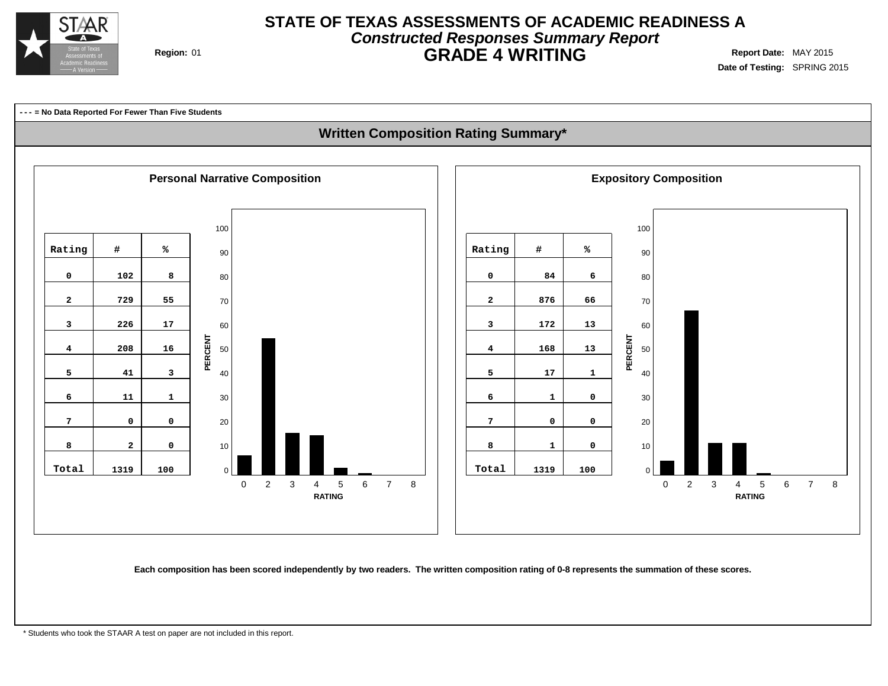# STATE OF TEXAS ASSESSMENTS OF ACADEMIC READINESS A

***Constructed Responses Summary Report***

## GRADE 4 WRITING

**Region:** 01

**Report Date:** MAY 2015

**Date of Testing:** SPRING 2015

**- - - = No Data Reported For Fewer Than Five Students**

## Written Composition Rating Summary*

### Personal Narrative Composition

| Rating | # | % |
|---|---|---|
| 0 | 102 | 8 |
| 2 | 729 | 55 |
| 3 | 226 | 17 |
| 4 | 208 | 16 |
| 5 | 41 | 3 |
| 6 | 11 | 1 |
| 7 | 0 | 0 |
| 8 | 2 | 0 |
| Total | 1319 | 100 |

### Expository Composition

| Rating | # | % |
|---|---|---|
| 0 | 84 | 6 |
| 2 | 876 | 66 |
| 3 | 172 | 13 |
| 4 | 168 | 13 |
| 5 | 17 | 1 |
| 6 | 1 | 0 |
| 7 | 0 | 0 |
| 8 | 1 | 0 |
| Total | 1319 | 100 |

**Each composition has been scored independently by two readers. The written composition rating of 0-8 represents the summation of these scores.**

\* Students who took the STAAR A test on paper are not included in this report.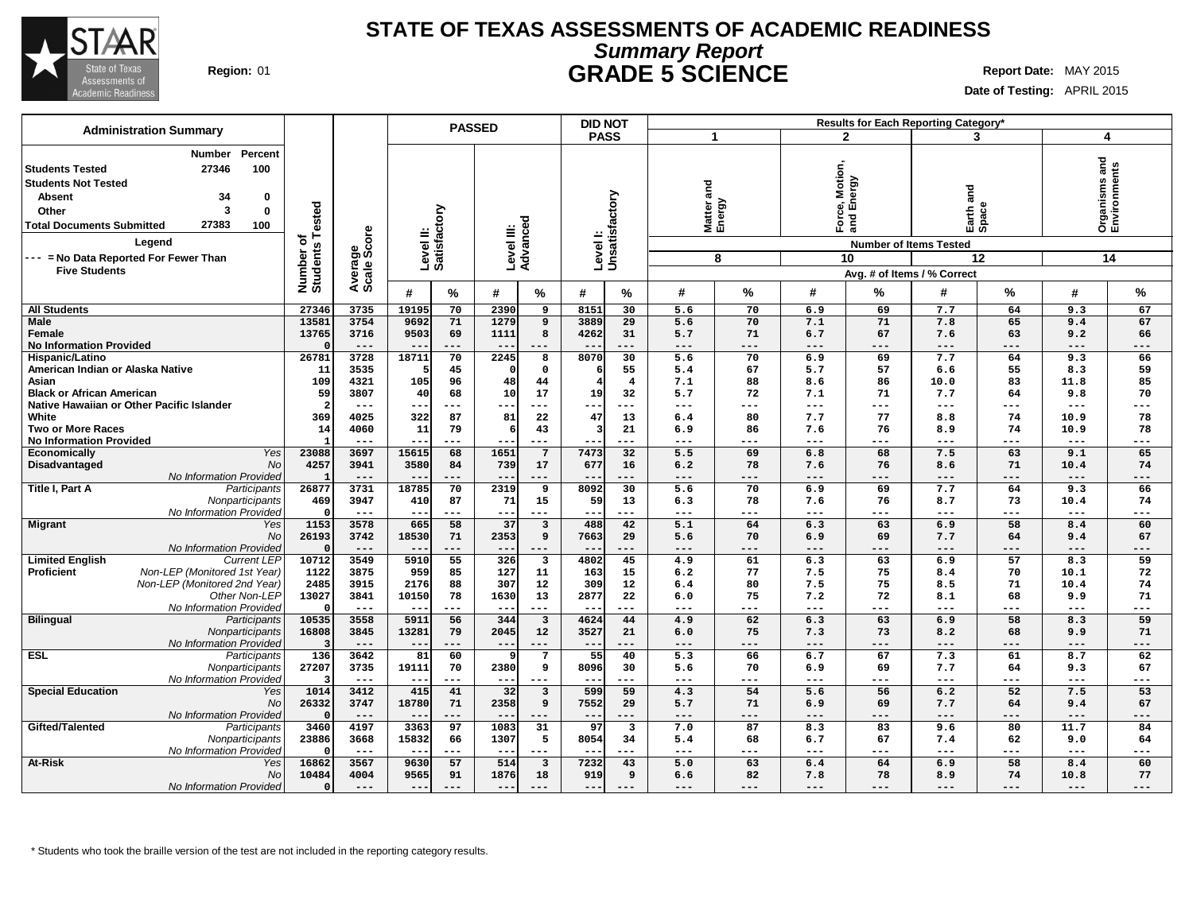# STATE OF TEXAS ASSESSMENTS OF ACADEMIC READINESS

## *Summary Report*

## GRADE 5 SCIENCE

**Region:** 01

**Report Date:** MAY 2015

**Date of Testing:** APRIL 2015

### Administration Summary

| | Number | Percent |
|---|---|---|
| Students Tested | 27346 | 100 |
| Students Not Tested | | |
| Absent | 34 | 0 |
| Other | 3 | 0 |
| Total Documents Submitted | 27383 | 100 |

**Legend**

--- = No Data Reported For Fewer Than Five Students

| | | Number of Students Tested | Average Scale Score | PASSED | | | | DID NOT PASS | | Results for Each Reporting Category* | | | | | | | |
|---|---|---|---|---|---|---|---|---|---|---|---|---|---|---|---|---|---|
| | | | | Level II: Satisfactory | | Level III: Advanced | | Level I: Unsatisfactory | | 1: Matter and Energy | | 2: Force, Motion, and Energy | | 3: Earth and Space | | 4: Organisms and Environments | |
| | | | | | | | | | | Number of Items Tested: 8 | | 10 | | 12 | | 14 | |
| | | | | # | % | # | % | # | % | # | % | # | % | # | % | # | % |
| **All Students** | | 27346 | 3735 | 19195 | 70 | 2390 | 9 | 8151 | 30 | 5.6 | 70 | 6.9 | 69 | 7.7 | 64 | 9.3 | 67 |
| **Male** | | 13581 | 3754 | 9692 | 71 | 1279 | 9 | 3889 | 29 | 5.6 | 70 | 7.1 | 71 | 7.8 | 65 | 9.4 | 67 |
| **Female** | | 13765 | 3716 | 9503 | 69 | 1111 | 8 | 4262 | 31 | 5.7 | 71 | 6.7 | 67 | 7.6 | 63 | 9.2 | 66 |
| **No Information Provided** | | 0 | --- | --- | --- | --- | --- | --- | --- | --- | --- | --- | --- | --- | --- | --- | --- |
| **Hispanic/Latino** | | 26781 | 3728 | 18711 | 70 | 2245 | 8 | 8070 | 30 | 5.6 | 70 | 6.9 | 69 | 7.7 | 64 | 9.3 | 66 |
| **American Indian or Alaska Native** | | 11 | 3535 | 5 | 45 | 0 | 0 | 6 | 55 | 5.4 | 67 | 5.7 | 57 | 6.6 | 55 | 8.3 | 59 |
| **Asian** | | 109 | 4321 | 105 | 96 | 48 | 44 | 4 | 4 | 7.1 | 88 | 8.6 | 86 | 10.0 | 83 | 11.8 | 85 |
| **Black or African American** | | 59 | 3807 | 40 | 68 | 10 | 17 | 19 | 32 | 5.7 | 72 | 7.1 | 71 | 7.7 | 64 | 9.8 | 70 |
| **Native Hawaiian or Other Pacific Islander** | | 2 | --- | --- | --- | --- | --- | --- | --- | --- | --- | --- | --- | --- | --- | --- | --- |
| **White** | | 369 | 4025 | 322 | 87 | 81 | 22 | 47 | 13 | 6.4 | 80 | 7.7 | 77 | 8.8 | 74 | 10.9 | 78 |
| **Two or More Races** | | 14 | 4060 | 11 | 79 | 6 | 43 | 3 | 21 | 6.9 | 86 | 7.6 | 76 | 8.9 | 74 | 10.9 | 78 |
| **No Information Provided** | | 1 | --- | --- | --- | --- | --- | --- | --- | --- | --- | --- | --- | --- | --- | --- | --- |
| **Economically Disadvantaged** | *Yes* | 23088 | 3697 | 15615 | 68 | 1651 | 7 | 7473 | 32 | 5.5 | 69 | 6.8 | 68 | 7.5 | 63 | 9.1 | 65 |
| | *No* | 4257 | 3941 | 3580 | 84 | 739 | 17 | 677 | 16 | 6.2 | 78 | 7.6 | 76 | 8.6 | 71 | 10.4 | 74 |
| | *No Information Provided* | 1 | --- | --- | --- | --- | --- | --- | --- | --- | --- | --- | --- | --- | --- | --- | --- |
| **Title I, Part A** | *Participants* | 26877 | 3731 | 18785 | 70 | 2319 | 9 | 8092 | 30 | 5.6 | 70 | 6.9 | 69 | 7.7 | 64 | 9.3 | 66 |
| | *Nonparticipants* | 469 | 3947 | 410 | 87 | 71 | 15 | 59 | 13 | 6.3 | 78 | 7.6 | 76 | 8.7 | 73 | 10.4 | 74 |
| | *No Information Provided* | 0 | --- | --- | --- | --- | --- | --- | --- | --- | --- | --- | --- | --- | --- | --- | --- |
| **Migrant** | *Yes* | 1153 | 3578 | 665 | 58 | 37 | 3 | 488 | 42 | 5.1 | 64 | 6.3 | 63 | 6.9 | 58 | 8.4 | 60 |
| | *No* | 26193 | 3742 | 18530 | 71 | 2353 | 9 | 7663 | 29 | 5.6 | 70 | 6.9 | 69 | 7.7 | 64 | 9.4 | 67 |
| | *No Information Provided* | 0 | --- | --- | --- | --- | --- | --- | --- | --- | --- | --- | --- | --- | --- | --- | --- |
| **Limited English Proficient** | *Current LEP* | 10712 | 3549 | 5910 | 55 | 326 | 3 | 4802 | 45 | 4.9 | 61 | 6.3 | 63 | 6.9 | 57 | 8.3 | 59 |
| | *Non-LEP (Monitored 1st Year)* | 1122 | 3875 | 959 | 85 | 127 | 11 | 163 | 15 | 6.2 | 77 | 7.5 | 75 | 8.4 | 70 | 10.1 | 72 |
| | *Non-LEP (Monitored 2nd Year)* | 2485 | 3915 | 2176 | 88 | 307 | 12 | 309 | 12 | 6.4 | 80 | 7.5 | 75 | 8.5 | 71 | 10.4 | 74 |
| | *Other Non-LEP* | 13027 | 3841 | 10150 | 78 | 1630 | 13 | 2877 | 22 | 6.0 | 75 | 7.2 | 72 | 8.1 | 68 | 9.9 | 71 |
| | *No Information Provided* | 0 | --- | --- | --- | --- | --- | --- | --- | --- | --- | --- | --- | --- | --- | --- | --- |
| **Bilingual** | *Participants* | 10535 | 3558 | 5911 | 56 | 344 | 3 | 4624 | 44 | 4.9 | 62 | 6.3 | 63 | 6.9 | 58 | 8.3 | 59 |
| | *Nonparticipants* | 16808 | 3845 | 13281 | 79 | 2045 | 12 | 3527 | 21 | 6.0 | 75 | 7.3 | 73 | 8.2 | 68 | 9.9 | 71 |
| | *No Information Provided* | 3 | --- | --- | --- | --- | --- | --- | --- | --- | --- | --- | --- | --- | --- | --- | --- |
| **ESL** | *Participants* | 136 | 3642 | 81 | 60 | 9 | 7 | 55 | 40 | 5.3 | 66 | 6.7 | 67 | 7.3 | 61 | 8.7 | 62 |
| | *Nonparticipants* | 27207 | 3735 | 19111 | 70 | 2380 | 9 | 8096 | 30 | 5.6 | 70 | 6.9 | 69 | 7.7 | 64 | 9.3 | 67 |
| | *No Information Provided* | 3 | --- | --- | --- | --- | --- | --- | --- | --- | --- | --- | --- | --- | --- | --- | --- |
| **Special Education** | *Yes* | 1014 | 3412 | 415 | 41 | 32 | 3 | 599 | 59 | 4.3 | 54 | 5.6 | 56 | 6.2 | 52 | 7.5 | 53 |
| | *No* | 26332 | 3747 | 18780 | 71 | 2358 | 9 | 7552 | 29 | 5.7 | 71 | 6.9 | 69 | 7.7 | 64 | 9.4 | 67 |
| | *No Information Provided* | 0 | --- | --- | --- | --- | --- | --- | --- | --- | --- | --- | --- | --- | --- | --- | --- |
| **Gifted/Talented** | *Participants* | 3460 | 4197 | 3363 | 97 | 1083 | 31 | 97 | 3 | 7.0 | 87 | 8.3 | 83 | 9.6 | 80 | 11.7 | 84 |
| | *Nonparticipants* | 23886 | 3668 | 15832 | 66 | 1307 | 5 | 8054 | 34 | 5.4 | 68 | 6.7 | 67 | 7.4 | 62 | 9.0 | 64 |
| | *No Information Provided* | 0 | --- | --- | --- | --- | --- | --- | --- | --- | --- | --- | --- | --- | --- | --- | --- |
| **At-Risk** | *Yes* | 16862 | 3567 | 9630 | 57 | 514 | 3 | 7232 | 43 | 5.0 | 63 | 6.4 | 64 | 6.9 | 58 | 8.4 | 60 |
| | *No* | 10484 | 4004 | 9565 | 91 | 1876 | 18 | 919 | 9 | 6.6 | 82 | 7.8 | 78 | 8.9 | 74 | 10.8 | 77 |
| | *No Information Provided* | 0 | --- | --- | --- | --- | --- | --- | --- | --- | --- | --- | --- | --- | --- | --- | --- |

\* Students who took the braille version of the test are not included in the reporting category results.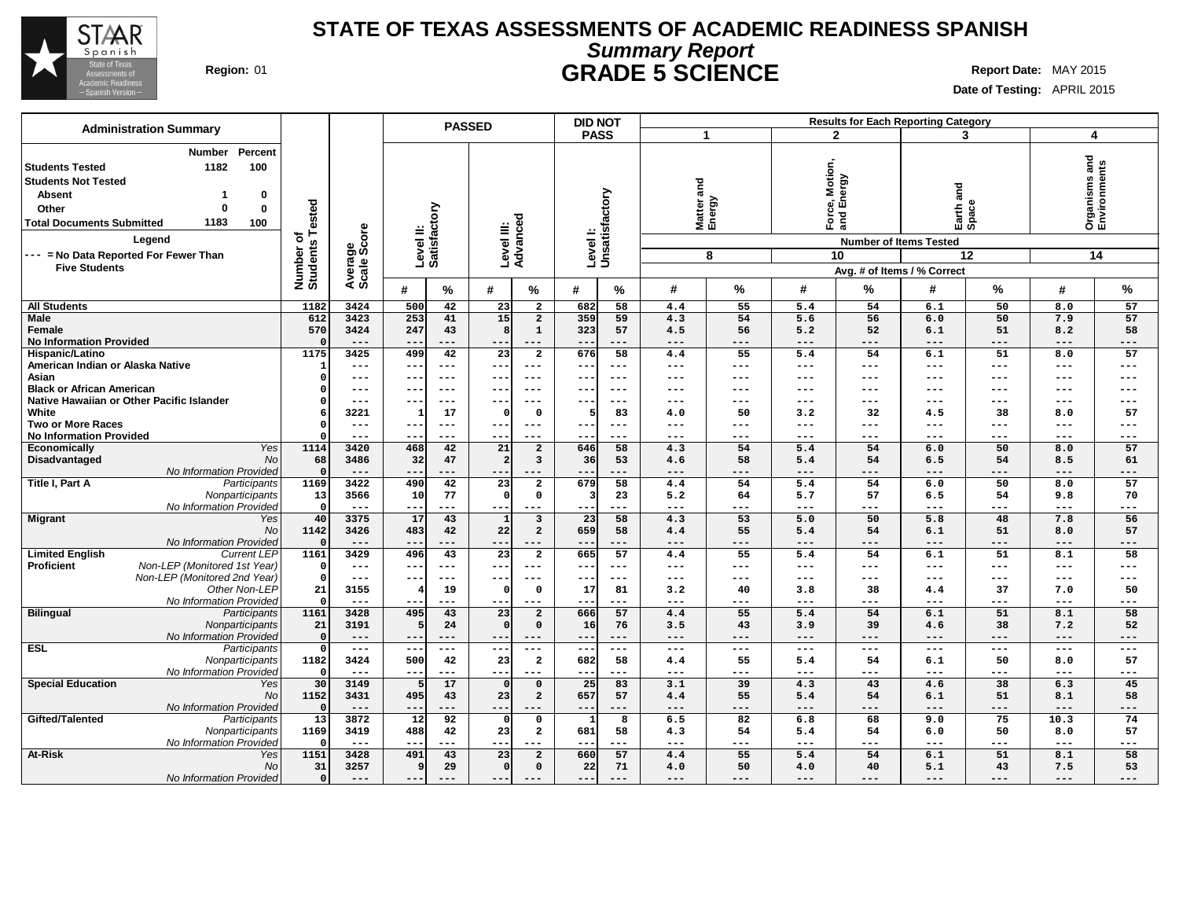# STATE OF TEXAS ASSESSMENTS OF ACADEMIC READINESS SPANISH

## *Summary Report*

## GRADE 5 SCIENCE

**Region:** 01

**Report Date:** MAY 2015
**Date of Testing:** APRIL 2015

### Administration Summary

| | Number | Percent |
|---|---|---|
| Students Tested | 1182 | 100 |
| Students Not Tested | | |
| Absent | 1 | 0 |
| Other | 0 | 0 |
| Total Documents Submitted | 1183 | 100 |

Legend
--- = No Data Reported For Fewer Than Five Students

| | | Number of Students Tested | Average Scale Score | PASSED Level II: Satisfactory # | PASSED Level II: Satisfactory % | PASSED Level III: Advanced # | PASSED Level III: Advanced % | DID NOT PASS Level I: Unsatisfactory # | DID NOT PASS Level I: Unsatisfactory % | 1 Matter and Energy (8 items) # | 1 Matter and Energy (8 items) % | 2 Force, Motion, and Energy (10 items) # | 2 Force, Motion, and Energy (10 items) % | 3 Earth and Space (12 items) # | 3 Earth and Space (12 items) % | 4 Organisms and Environments (14 items) # | 4 Organisms and Environments (14 items) % |
|---|---|---|---|---|---|---|---|---|---|---|---|---|---|---|---|---|---|
| All Students | | 1182 | 3424 | 500 | 42 | 23 | 2 | 682 | 58 | 4.4 | 55 | 5.4 | 54 | 6.1 | 50 | 8.0 | 57 |
| Male | | 612 | 3423 | 253 | 41 | 15 | 2 | 359 | 59 | 4.3 | 54 | 5.6 | 56 | 6.0 | 50 | 7.9 | 57 |
| Female | | 570 | 3424 | 247 | 43 | 8 | 1 | 323 | 57 | 4.5 | 56 | 5.2 | 52 | 6.1 | 51 | 8.2 | 58 |
| No Information Provided | | 0 | --- | --- | --- | --- | --- | --- | --- | --- | --- | --- | --- | --- | --- | --- | --- |
| Hispanic/Latino | | 1175 | 3425 | 499 | 42 | 23 | 2 | 676 | 58 | 4.4 | 55 | 5.4 | 54 | 6.1 | 51 | 8.0 | 57 |
| American Indian or Alaska Native | | 1 | --- | --- | --- | --- | --- | --- | --- | --- | --- | --- | --- | --- | --- | --- | --- |
| Asian | | 0 | --- | --- | --- | --- | --- | --- | --- | --- | --- | --- | --- | --- | --- | --- | --- |
| Black or African American | | 0 | --- | --- | --- | --- | --- | --- | --- | --- | --- | --- | --- | --- | --- | --- | --- |
| Native Hawaiian or Other Pacific Islander | | 0 | --- | --- | --- | --- | --- | --- | --- | --- | --- | --- | --- | --- | --- | --- | --- |
| White | | 6 | 3221 | 1 | 17 | 0 | 0 | 5 | 83 | 4.0 | 50 | 3.2 | 32 | 4.5 | 38 | 8.0 | 57 |
| Two or More Races | | 0 | --- | --- | --- | --- | --- | --- | --- | --- | --- | --- | --- | --- | --- | --- | --- |
| No Information Provided | | 0 | --- | --- | --- | --- | --- | --- | --- | --- | --- | --- | --- | --- | --- | --- | --- |
| Economically Disadvantaged | *Yes* | 1114 | 3420 | 468 | 42 | 21 | 2 | 646 | 58 | 4.3 | 54 | 5.4 | 54 | 6.0 | 50 | 8.0 | 57 |
| | *No* | 68 | 3486 | 32 | 47 | 2 | 3 | 36 | 53 | 4.6 | 58 | 5.4 | 54 | 6.5 | 54 | 8.5 | 61 |
| | *No Information Provided* | 0 | --- | --- | --- | --- | --- | --- | --- | --- | --- | --- | --- | --- | --- | --- | --- |
| Title I, Part A | *Participants* | 1169 | 3422 | 490 | 42 | 23 | 2 | 679 | 58 | 4.4 | 54 | 5.4 | 54 | 6.0 | 50 | 8.0 | 57 |
| | *Nonparticipants* | 13 | 3566 | 10 | 77 | 0 | 0 | 3 | 23 | 5.2 | 64 | 5.7 | 57 | 6.5 | 54 | 9.8 | 70 |
| | *No Information Provided* | 0 | --- | --- | --- | --- | --- | --- | --- | --- | --- | --- | --- | --- | --- | --- | --- |
| Migrant | *Yes* | 40 | 3375 | 17 | 43 | 1 | 3 | 23 | 58 | 4.3 | 53 | 5.0 | 50 | 5.8 | 48 | 7.8 | 56 |
| | *No* | 1142 | 3426 | 483 | 42 | 22 | 2 | 659 | 58 | 4.4 | 55 | 5.4 | 54 | 6.1 | 51 | 8.0 | 57 |
| | *No Information Provided* | 0 | --- | --- | --- | --- | --- | --- | --- | --- | --- | --- | --- | --- | --- | --- | --- |
| Limited English Proficient | *Current LEP* | 1161 | 3429 | 496 | 43 | 23 | 2 | 665 | 57 | 4.4 | 55 | 5.4 | 54 | 6.1 | 51 | 8.1 | 58 |
| | *Non-LEP (Monitored 1st Year)* | 0 | --- | --- | --- | --- | --- | --- | --- | --- | --- | --- | --- | --- | --- | --- | --- |
| | *Non-LEP (Monitored 2nd Year)* | 0 | --- | --- | --- | --- | --- | --- | --- | --- | --- | --- | --- | --- | --- | --- | --- |
| | *Other Non-LEP* | 21 | 3155 | 4 | 19 | 0 | 0 | 17 | 81 | 3.2 | 40 | 3.8 | 38 | 4.4 | 37 | 7.0 | 50 |
| | *No Information Provided* | 0 | --- | --- | --- | --- | --- | --- | --- | --- | --- | --- | --- | --- | --- | --- | --- |
| Bilingual | *Participants* | 1161 | 3428 | 495 | 43 | 23 | 2 | 666 | 57 | 4.4 | 55 | 5.4 | 54 | 6.1 | 51 | 8.1 | 58 |
| | *Nonparticipants* | 21 | 3191 | 5 | 24 | 0 | 0 | 16 | 76 | 3.5 | 43 | 3.9 | 39 | 4.6 | 38 | 7.2 | 52 |
| | *No Information Provided* | 0 | --- | --- | --- | --- | --- | --- | --- | --- | --- | --- | --- | --- | --- | --- | --- |
| ESL | *Participants* | 0 | --- | --- | --- | --- | --- | --- | --- | --- | --- | --- | --- | --- | --- | --- | --- |
| | *Nonparticipants* | 1182 | 3424 | 500 | 42 | 23 | 2 | 682 | 58 | 4.4 | 55 | 5.4 | 54 | 6.1 | 50 | 8.0 | 57 |
| | *No Information Provided* | 0 | --- | --- | --- | --- | --- | --- | --- | --- | --- | --- | --- | --- | --- | --- | --- |
| Special Education | *Yes* | 30 | 3149 | 5 | 17 | 0 | 0 | 25 | 83 | 3.1 | 39 | 4.3 | 43 | 4.6 | 38 | 6.3 | 45 |
| | *No* | 1152 | 3431 | 495 | 43 | 23 | 2 | 657 | 57 | 4.4 | 55 | 5.4 | 54 | 6.1 | 51 | 8.1 | 58 |
| | *No Information Provided* | 0 | --- | --- | --- | --- | --- | --- | --- | --- | --- | --- | --- | --- | --- | --- | --- |
| Gifted/Talented | *Participants* | 13 | 3872 | 12 | 92 | 0 | 0 | 1 | 8 | 6.5 | 82 | 6.8 | 68 | 9.0 | 75 | 10.3 | 74 |
| | *Nonparticipants* | 1169 | 3419 | 488 | 42 | 23 | 2 | 681 | 58 | 4.3 | 54 | 5.4 | 54 | 6.0 | 50 | 8.0 | 57 |
| | *No Information Provided* | 0 | --- | --- | --- | --- | --- | --- | --- | --- | --- | --- | --- | --- | --- | --- | --- |
| At-Risk | *Yes* | 1151 | 3428 | 491 | 43 | 23 | 2 | 660 | 57 | 4.4 | 55 | 5.4 | 54 | 6.1 | 51 | 8.1 | 58 |
| | *No* | 31 | 3257 | 9 | 29 | 0 | 0 | 22 | 71 | 4.0 | 50 | 4.0 | 40 | 5.1 | 43 | 7.5 | 53 |
| | *No Information Provided* | 0 | --- | --- | --- | --- | --- | --- | --- | --- | --- | --- | --- | --- | --- | --- | --- |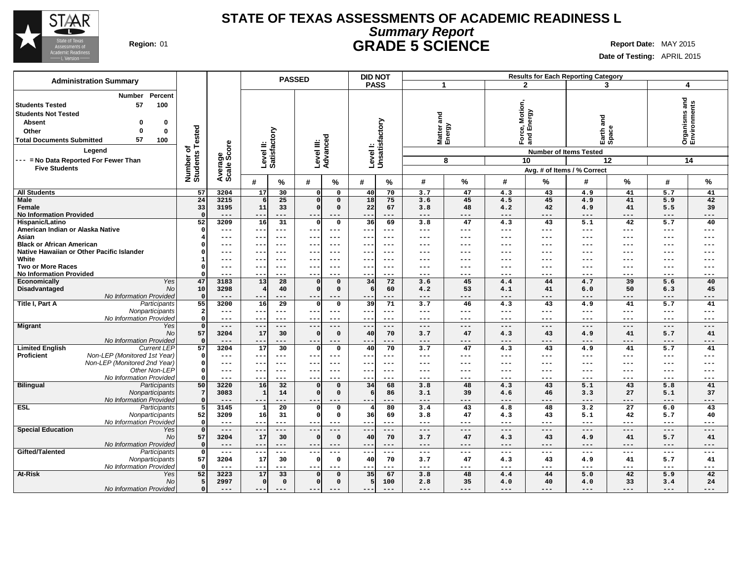# STATE OF TEXAS ASSESSMENTS OF ACADEMIC READINESS L

## Summary Report

## GRADE 5 SCIENCE

**Region:** 01

**Report Date:** MAY 2015

**Date of Testing:** APRIL 2015

| Administration Summary | Number | Percent |
|---|---|---|
| Students Tested | 57 | 100 |
| Students Not Tested | | |
| Absent | 0 | 0 |
| Other | 0 | 0 |
| Total Documents Submitted | 57 | 100 |

**Legend**

--- = No Data Reported For Fewer Than Five Students

| | | Number of Students Tested | Average Scale Score | PASSED Level II: Satisfactory # | PASSED Level II: Satisfactory % | PASSED Level III: Advanced # | PASSED Level III: Advanced % | DID NOT PASS Level I: Unsatisfactory # | DID NOT PASS Level I: Unsatisfactory % | 1 Matter and Energy (8 items) # | 1 Matter and Energy % | 2 Force, Motion, and Energy (10 items) # | 2 Force, Motion, and Energy % | 3 Earth and Space (12 items) # | 3 Earth and Space % | 4 Organisms and Environments (14 items) # | 4 Organisms and Environments % |
|---|---|---|---|---|---|---|---|---|---|---|---|---|---|---|---|---|---|
| All Students | | 57 | 3204 | 17 | 30 | 0 | 0 | 40 | 70 | 3.7 | 47 | 4.3 | 43 | 4.9 | 41 | 5.7 | 41 |
| Male | | 24 | 3215 | 6 | 25 | 0 | 0 | 18 | 75 | 3.6 | 45 | 4.5 | 45 | 4.9 | 41 | 5.9 | 42 |
| Female | | 33 | 3195 | 11 | 33 | 0 | 0 | 22 | 67 | 3.8 | 48 | 4.2 | 42 | 4.9 | 41 | 5.5 | 39 |
| No Information Provided | | 0 | --- | --- | --- | --- | --- | --- | --- | --- | --- | --- | --- | --- | --- | --- | --- |
| Hispanic/Latino | | 52 | 3209 | 16 | 31 | 0 | 0 | 36 | 69 | 3.8 | 47 | 4.3 | 43 | 5.1 | 42 | 5.7 | 40 |
| American Indian or Alaska Native | | 0 | --- | --- | --- | --- | --- | --- | --- | --- | --- | --- | --- | --- | --- | --- | --- |
| Asian | | 4 | --- | --- | --- | --- | --- | --- | --- | --- | --- | --- | --- | --- | --- | --- | --- |
| Black or African American | | 0 | --- | --- | --- | --- | --- | --- | --- | --- | --- | --- | --- | --- | --- | --- | --- |
| Native Hawaiian or Other Pacific Islander | | 0 | --- | --- | --- | --- | --- | --- | --- | --- | --- | --- | --- | --- | --- | --- | --- |
| White | | 1 | --- | --- | --- | --- | --- | --- | --- | --- | --- | --- | --- | --- | --- | --- | --- |
| Two or More Races | | 0 | --- | --- | --- | --- | --- | --- | --- | --- | --- | --- | --- | --- | --- | --- | --- |
| No Information Provided | | 0 | --- | --- | --- | --- | --- | --- | --- | --- | --- | --- | --- | --- | --- | --- | --- |
| Economically Disadvantaged | Yes | 47 | 3183 | 13 | 28 | 0 | 0 | 34 | 72 | 3.6 | 45 | 4.4 | 44 | 4.7 | 39 | 5.6 | 40 |
| | No | 10 | 3298 | 4 | 40 | 0 | 0 | 6 | 60 | 4.2 | 53 | 4.1 | 41 | 6.0 | 50 | 6.3 | 45 |
| | No Information Provided | 0 | --- | --- | --- | --- | --- | --- | --- | --- | --- | --- | --- | --- | --- | --- | --- |
| Title I, Part A | Participants | 55 | 3200 | 16 | 29 | 0 | 0 | 39 | 71 | 3.7 | 46 | 4.3 | 43 | 4.9 | 41 | 5.7 | 41 |
| | Nonparticipants | 2 | --- | --- | --- | --- | --- | --- | --- | --- | --- | --- | --- | --- | --- | --- | --- |
| | No Information Provided | 0 | --- | --- | --- | --- | --- | --- | --- | --- | --- | --- | --- | --- | --- | --- | --- |
| Migrant | Yes | 0 | --- | --- | --- | --- | --- | --- | --- | --- | --- | --- | --- | --- | --- | --- | --- |
| | No | 57 | 3204 | 17 | 30 | 0 | 0 | 40 | 70 | 3.7 | 47 | 4.3 | 43 | 4.9 | 41 | 5.7 | 41 |
| | No Information Provided | 0 | --- | --- | --- | --- | --- | --- | --- | --- | --- | --- | --- | --- | --- | --- | --- |
| Limited English Proficient | Current LEP | 57 | 3204 | 17 | 30 | 0 | 0 | 40 | 70 | 3.7 | 47 | 4.3 | 43 | 4.9 | 41 | 5.7 | 41 |
| | Non-LEP (Monitored 1st Year) | 0 | --- | --- | --- | --- | --- | --- | --- | --- | --- | --- | --- | --- | --- | --- | --- |
| | Non-LEP (Monitored 2nd Year) | 0 | --- | --- | --- | --- | --- | --- | --- | --- | --- | --- | --- | --- | --- | --- | --- |
| | Other Non-LEP | 0 | --- | --- | --- | --- | --- | --- | --- | --- | --- | --- | --- | --- | --- | --- | --- |
| | No Information Provided | 0 | --- | --- | --- | --- | --- | --- | --- | --- | --- | --- | --- | --- | --- | --- | --- |
| Bilingual | Participants | 50 | 3220 | 16 | 32 | 0 | 0 | 34 | 68 | 3.8 | 48 | 4.3 | 43 | 5.1 | 43 | 5.8 | 41 |
| | Nonparticipants | 7 | 3083 | 1 | 14 | 0 | 0 | 6 | 86 | 3.1 | 39 | 4.6 | 46 | 3.3 | 27 | 5.1 | 37 |
| | No Information Provided | 0 | --- | --- | --- | --- | --- | --- | --- | --- | --- | --- | --- | --- | --- | --- | --- |
| ESL | Participants | 5 | 3145 | 1 | 20 | 0 | 0 | 4 | 80 | 3.4 | 43 | 4.8 | 48 | 3.2 | 27 | 6.0 | 43 |
| | Nonparticipants | 52 | 3209 | 16 | 31 | 0 | 0 | 36 | 69 | 3.8 | 47 | 4.3 | 43 | 5.1 | 42 | 5.7 | 40 |
| | No Information Provided | 0 | --- | --- | --- | --- | --- | --- | --- | --- | --- | --- | --- | --- | --- | --- | --- |
| Special Education | Yes | 0 | --- | --- | --- | --- | --- | --- | --- | --- | --- | --- | --- | --- | --- | --- | --- |
| | No | 57 | 3204 | 17 | 30 | 0 | 0 | 40 | 70 | 3.7 | 47 | 4.3 | 43 | 4.9 | 41 | 5.7 | 41 |
| | No Information Provided | 0 | --- | --- | --- | --- | --- | --- | --- | --- | --- | --- | --- | --- | --- | --- | --- |
| Gifted/Talented | Participants | 0 | --- | --- | --- | --- | --- | --- | --- | --- | --- | --- | --- | --- | --- | --- | --- |
| | Nonparticipants | 57 | 3204 | 17 | 30 | 0 | 0 | 40 | 70 | 3.7 | 47 | 4.3 | 43 | 4.9 | 41 | 5.7 | 41 |
| | No Information Provided | 0 | --- | --- | --- | --- | --- | --- | --- | --- | --- | --- | --- | --- | --- | --- | --- |
| At-Risk | Yes | 52 | 3223 | 17 | 33 | 0 | 0 | 35 | 67 | 3.8 | 48 | 4.4 | 44 | 5.0 | 42 | 5.9 | 42 |
| | No | 5 | 2997 | 0 | 0 | 0 | 0 | 5 | 100 | 2.8 | 35 | 4.0 | 40 | 4.0 | 33 | 3.4 | 24 |
| | No Information Provided | 0 | --- | --- | --- | --- | --- | --- | --- | --- | --- | --- | --- | --- | --- | --- | --- |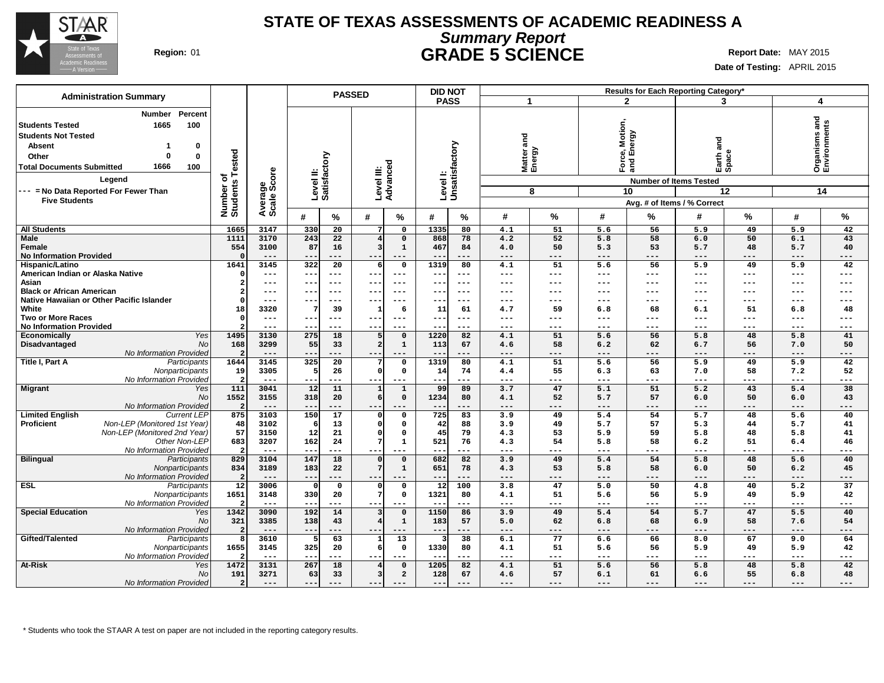# STATE OF TEXAS ASSESSMENTS OF ACADEMIC READINESS A

## *Summary Report*

## GRADE 5 SCIENCE

**Region:** 01

**Report Date:** MAY 2015

**Date of Testing:** APRIL 2015

### Administration Summary

| | Number | Percent |
|---|---|---|
| **Students Tested** | 1665 | 100 |
| **Students Not Tested** | | |
| **Absent** | 1 | 0 |
| **Other** | 0 | 0 |
| **Total Documents Submitted** | 1666 | 100 |

**Legend**

--- = No Data Reported For Fewer Than Five Students

| | | Number of Students Tested | Average Scale Score | PASSED Level II: Satisfactory # | PASSED Level II: Satisfactory % | PASSED Level III: Advanced # | PASSED Level III: Advanced % | DID NOT PASS Level I: Unsatisfactory # | DID NOT PASS Level I: Unsatisfactory % | 1 Matter and Energy (8 items) # | 1 Matter and Energy (8 items) % | 2 Force, Motion, and Energy (10 items) # | 2 Force, Motion, and Energy (10 items) % | 3 Earth and Space (12 items) # | 3 Earth and Space (12 items) % | 4 Organisms and Environments (14 items) # | 4 Organisms and Environments (14 items) % |
|---|---|---|---|---|---|---|---|---|---|---|---|---|---|---|---|---|---|
| **All Students** | | 1665 | 3147 | 330 | 20 | 7 | 0 | 1335 | 80 | 4.1 | 51 | 5.6 | 56 | 5.9 | 49 | 5.9 | 42 |
| **Male** | | 1111 | 3170 | 243 | 22 | 4 | 0 | 868 | 78 | 4.2 | 52 | 5.8 | 58 | 6.0 | 50 | 6.1 | 43 |
| **Female** | | 554 | 3100 | 87 | 16 | 3 | 1 | 467 | 84 | 4.0 | 50 | 5.3 | 53 | 5.7 | 48 | 5.7 | 40 |
| **No Information Provided** | | 0 | --- | --- | --- | --- | --- | --- | --- | --- | --- | --- | --- | --- | --- | --- | --- |
| **Hispanic/Latino** | | 1641 | 3145 | 322 | 20 | 6 | 0 | 1319 | 80 | 4.1 | 51 | 5.6 | 56 | 5.9 | 49 | 5.9 | 42 |
| **American Indian or Alaska Native** | | 0 | --- | --- | --- | --- | --- | --- | --- | --- | --- | --- | --- | --- | --- | --- | --- |
| **Asian** | | 2 | --- | --- | --- | --- | --- | --- | --- | --- | --- | --- | --- | --- | --- | --- | --- |
| **Black or African American** | | 2 | --- | --- | --- | --- | --- | --- | --- | --- | --- | --- | --- | --- | --- | --- | --- |
| **Native Hawaiian or Other Pacific Islander** | | 0 | --- | --- | --- | --- | --- | --- | --- | --- | --- | --- | --- | --- | --- | --- | --- |
| **White** | | 18 | 3320 | 7 | 39 | 1 | 6 | 11 | 61 | 4.7 | 59 | 6.8 | 68 | 6.1 | 51 | 6.8 | 48 |
| **Two or More Races** | | 0 | --- | --- | --- | --- | --- | --- | --- | --- | --- | --- | --- | --- | --- | --- | --- |
| **No Information Provided** | | 2 | --- | --- | --- | --- | --- | --- | --- | --- | --- | --- | --- | --- | --- | --- | --- |
| **Economically Disadvantaged** | *Yes* | 1495 | 3130 | 275 | 18 | 5 | 0 | 1220 | 82 | 4.1 | 51 | 5.6 | 56 | 5.8 | 48 | 5.8 | 41 |
| | *No* | 168 | 3299 | 55 | 33 | 2 | 1 | 113 | 67 | 4.6 | 58 | 6.2 | 62 | 6.7 | 56 | 7.0 | 50 |
| | *No Information Provided* | 2 | --- | --- | --- | --- | --- | --- | --- | --- | --- | --- | --- | --- | --- | --- | --- |
| **Title I, Part A** | *Participants* | 1644 | 3145 | 325 | 20 | 7 | 0 | 1319 | 80 | 4.1 | 51 | 5.6 | 56 | 5.9 | 49 | 5.9 | 42 |
| | *Nonparticipants* | 19 | 3305 | 5 | 26 | 0 | 0 | 14 | 74 | 4.4 | 55 | 6.3 | 63 | 7.0 | 58 | 7.2 | 52 |
| | *No Information Provided* | 2 | --- | --- | --- | --- | --- | --- | --- | --- | --- | --- | --- | --- | --- | --- | --- |
| **Migrant** | *Yes* | 111 | 3041 | 12 | 11 | 1 | 1 | 99 | 89 | 3.7 | 47 | 5.1 | 51 | 5.2 | 43 | 5.4 | 38 |
| | *No* | 1552 | 3155 | 318 | 20 | 6 | 0 | 1234 | 80 | 4.1 | 52 | 5.7 | 57 | 6.0 | 50 | 6.0 | 43 |
| | *No Information Provided* | 2 | --- | --- | --- | --- | --- | --- | --- | --- | --- | --- | --- | --- | --- | --- | --- |
| **Limited English Proficient** | *Current LEP* | 875 | 3103 | 150 | 17 | 0 | 0 | 725 | 83 | 3.9 | 49 | 5.4 | 54 | 5.7 | 48 | 5.6 | 40 |
| | *Non-LEP (Monitored 1st Year)* | 48 | 3102 | 6 | 13 | 0 | 0 | 42 | 88 | 3.9 | 49 | 5.7 | 57 | 5.3 | 44 | 5.7 | 41 |
| | *Non-LEP (Monitored 2nd Year)* | 57 | 3150 | 12 | 21 | 0 | 0 | 45 | 79 | 4.3 | 53 | 5.9 | 59 | 5.8 | 48 | 5.8 | 41 |
| | *Other Non-LEP* | 683 | 3207 | 162 | 24 | 7 | 1 | 521 | 76 | 4.3 | 54 | 5.8 | 58 | 6.2 | 51 | 6.4 | 46 |
| | *No Information Provided* | 2 | --- | --- | --- | --- | --- | --- | --- | --- | --- | --- | --- | --- | --- | --- | --- |
| **Bilingual** | *Participants* | 829 | 3104 | 147 | 18 | 0 | 0 | 682 | 82 | 3.9 | 49 | 5.4 | 54 | 5.8 | 48 | 5.6 | 40 |
| | *Nonparticipants* | 834 | 3189 | 183 | 22 | 7 | 1 | 651 | 78 | 4.3 | 53 | 5.8 | 58 | 6.0 | 50 | 6.2 | 45 |
| | *No Information Provided* | 2 | --- | --- | --- | --- | --- | --- | --- | --- | --- | --- | --- | --- | --- | --- | --- |
| **ESL** | *Participants* | 12 | 3006 | 0 | 0 | 0 | 0 | 12 | 100 | 3.8 | 47 | 5.0 | 50 | 4.8 | 40 | 5.2 | 37 |
| | *Nonparticipants* | 1651 | 3148 | 330 | 20 | 7 | 0 | 1321 | 80 | 4.1 | 51 | 5.6 | 56 | 5.9 | 49 | 5.9 | 42 |
| | *No Information Provided* | 2 | --- | --- | --- | --- | --- | --- | --- | --- | --- | --- | --- | --- | --- | --- | --- |
| **Special Education** | *Yes* | 1342 | 3090 | 192 | 14 | 3 | 0 | 1150 | 86 | 3.9 | 49 | 5.4 | 54 | 5.7 | 47 | 5.5 | 40 |
| | *No* | 321 | 3385 | 138 | 43 | 4 | 1 | 183 | 57 | 5.0 | 62 | 6.8 | 68 | 6.9 | 58 | 7.6 | 54 |
| | *No Information Provided* | 2 | --- | --- | --- | --- | --- | --- | --- | --- | --- | --- | --- | --- | --- | --- | --- |
| **Gifted/Talented** | *Participants* | 8 | 3610 | 5 | 63 | 1 | 13 | 3 | 38 | 6.1 | 77 | 6.6 | 66 | 8.0 | 67 | 9.0 | 64 |
| | *Nonparticipants* | 1655 | 3145 | 325 | 20 | 6 | 0 | 1330 | 80 | 4.1 | 51 | 5.6 | 56 | 5.9 | 49 | 5.9 | 42 |
| | *No Information Provided* | 2 | --- | --- | --- | --- | --- | --- | --- | --- | --- | --- | --- | --- | --- | --- | --- |
| **At-Risk** | *Yes* | 1472 | 3131 | 267 | 18 | 4 | 0 | 1205 | 82 | 4.1 | 51 | 5.6 | 56 | 5.8 | 48 | 5.8 | 42 |
| | *No* | 191 | 3271 | 63 | 33 | 3 | 2 | 128 | 67 | 4.6 | 57 | 6.1 | 61 | 6.6 | 55 | 6.8 | 48 |
| | *No Information Provided* | 2 | --- | --- | --- | --- | --- | --- | --- | --- | --- | --- | --- | --- | --- | --- | --- |

Results for Each Reporting Category* — Number of Items Tested; Avg. # of Items / % Correct

\* Students who took the STAAR A test on paper are not included in the reporting category results.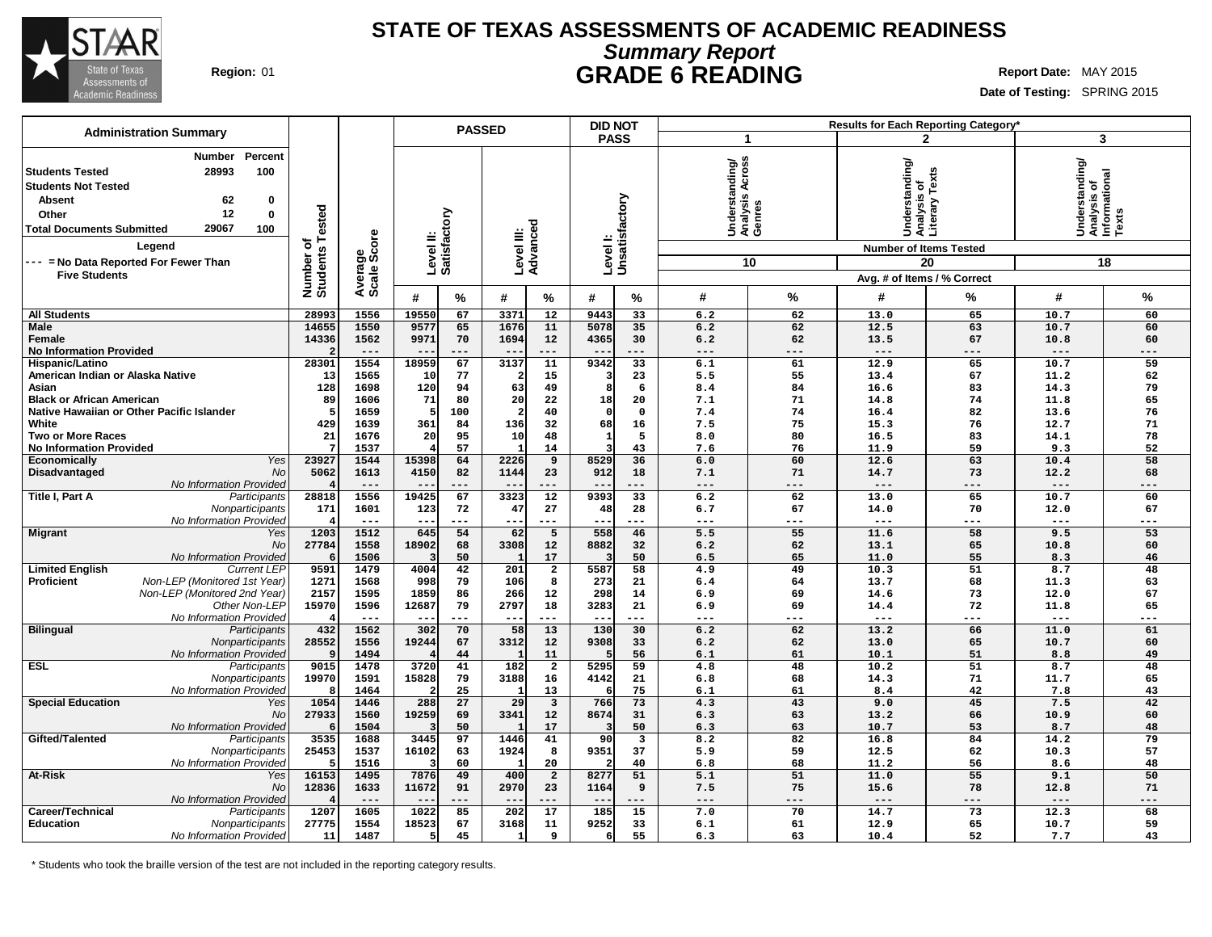# STATE OF TEXAS ASSESSMENTS OF ACADEMIC READINESS

## *Summary Report*

## GRADE 6 READING

**Region:** 01

**Report Date:** MAY 2015

**Date of Testing:** SPRING 2015

**Administration Summary**

| | Number | Percent |
|---|---|---|
| **Students Tested** | 28993 | 100 |
| **Students Not Tested** | | |
| Absent | 62 | 0 |
| Other | 12 | 0 |
| **Total Documents Submitted** | 29067 | 100 |

**Legend**

--- = No Data Reported For Fewer Than Five Students

Results for Each Reporting Category*: 1 = Understanding/Analysis Across Genres (Number of Items Tested: 10); 2 = Understanding/Analysis of Literary Texts (Number of Items Tested: 20); 3 = Understanding/Analysis of Informational Texts (Number of Items Tested: 18). Values are Avg. # of Items / % Correct.

| Group | | Number of Students Tested | Average Scale Score | PASSED Level II: Satisfactory # | PASSED Level II: Satisfactory % | PASSED Level III: Advanced # | PASSED Level III: Advanced % | DID NOT PASS Level I: Unsatisfactory # | DID NOT PASS Level I: Unsatisfactory % | Cat. 1 # | Cat. 1 % | Cat. 2 # | Cat. 2 % | Cat. 3 # | Cat. 3 % |
|---|---|---|---|---|---|---|---|---|---|---|---|---|---|---|---|
| **All Students** | | 28993 | 1556 | 19550 | 67 | 3371 | 12 | 9443 | 33 | 6.2 | 62 | 13.0 | 65 | 10.7 | 60 |
| **Male** | | 14655 | 1550 | 9577 | 65 | 1676 | 11 | 5078 | 35 | 6.2 | 62 | 12.5 | 63 | 10.7 | 60 |
| **Female** | | 14336 | 1562 | 9971 | 70 | 1694 | 12 | 4365 | 30 | 6.2 | 62 | 13.5 | 67 | 10.8 | 60 |
| **No Information Provided** | | 2 | --- | --- | --- | --- | --- | --- | --- | --- | --- | --- | --- | --- | --- |
| **Hispanic/Latino** | | 28301 | 1554 | 18959 | 67 | 3137 | 11 | 9342 | 33 | 6.1 | 61 | 12.9 | 65 | 10.7 | 59 |
| **American Indian or Alaska Native** | | 13 | 1565 | 10 | 77 | 2 | 15 | 3 | 23 | 5.5 | 55 | 13.4 | 67 | 11.2 | 62 |
| **Asian** | | 128 | 1698 | 120 | 94 | 63 | 49 | 8 | 6 | 8.4 | 84 | 16.6 | 83 | 14.3 | 79 |
| **Black or African American** | | 89 | 1606 | 71 | 80 | 20 | 22 | 18 | 20 | 7.1 | 71 | 14.8 | 74 | 11.8 | 65 |
| **Native Hawaiian or Other Pacific Islander** | | 5 | 1659 | 5 | 100 | 2 | 40 | 0 | 0 | 7.4 | 74 | 16.4 | 82 | 13.6 | 76 |
| **White** | | 429 | 1639 | 361 | 84 | 136 | 32 | 68 | 16 | 7.5 | 75 | 15.3 | 76 | 12.7 | 71 |
| **Two or More Races** | | 21 | 1676 | 20 | 95 | 10 | 48 | 1 | 5 | 8.0 | 80 | 16.5 | 83 | 14.1 | 78 |
| **No Information Provided** | | 7 | 1537 | 4 | 57 | 1 | 14 | 3 | 43 | 7.6 | 76 | 11.9 | 59 | 9.3 | 52 |
| **Economically Disadvantaged** | *Yes* | 23927 | 1544 | 15398 | 64 | 2226 | 9 | 8529 | 36 | 6.0 | 60 | 12.6 | 63 | 10.4 | 58 |
| | *No* | 5062 | 1613 | 4150 | 82 | 1144 | 23 | 912 | 18 | 7.1 | 71 | 14.7 | 73 | 12.2 | 68 |
| | *No Information Provided* | 4 | --- | --- | --- | --- | --- | --- | --- | --- | --- | --- | --- | --- | --- |
| **Title I, Part A** | *Participants* | 28818 | 1556 | 19425 | 67 | 3323 | 12 | 9393 | 33 | 6.2 | 62 | 13.0 | 65 | 10.7 | 60 |
| | *Nonparticipants* | 171 | 1601 | 123 | 72 | 47 | 27 | 48 | 28 | 6.7 | 67 | 14.0 | 70 | 12.0 | 67 |
| | *No Information Provided* | 4 | --- | --- | --- | --- | --- | --- | --- | --- | --- | --- | --- | --- | --- |
| **Migrant** | *Yes* | 1203 | 1512 | 645 | 54 | 62 | 5 | 558 | 46 | 5.5 | 55 | 11.6 | 58 | 9.5 | 53 |
| | *No* | 27784 | 1558 | 18902 | 68 | 3308 | 12 | 8882 | 32 | 6.2 | 62 | 13.1 | 65 | 10.8 | 60 |
| | *No Information Provided* | 6 | 1506 | 3 | 50 | 1 | 17 | 3 | 50 | 6.5 | 65 | 11.0 | 55 | 8.3 | 46 |
| **Limited English Proficient** | *Current LEP* | 9591 | 1479 | 4004 | 42 | 201 | 2 | 5587 | 58 | 4.9 | 49 | 10.3 | 51 | 8.7 | 48 |
| | *Non-LEP (Monitored 1st Year)* | 1271 | 1568 | 998 | 79 | 106 | 8 | 273 | 21 | 6.4 | 64 | 13.7 | 68 | 11.3 | 63 |
| | *Non-LEP (Monitored 2nd Year)* | 2157 | 1595 | 1859 | 86 | 266 | 12 | 298 | 14 | 6.9 | 69 | 14.6 | 73 | 12.0 | 67 |
| | *Other Non-LEP* | 15970 | 1596 | 12687 | 79 | 2797 | 18 | 3283 | 21 | 6.9 | 69 | 14.4 | 72 | 11.8 | 65 |
| | *No Information Provided* | 4 | --- | --- | --- | --- | --- | --- | --- | --- | --- | --- | --- | --- | --- |
| **Bilingual** | *Participants* | 432 | 1562 | 302 | 70 | 58 | 13 | 130 | 30 | 6.2 | 62 | 13.2 | 66 | 11.0 | 61 |
| | *Nonparticipants* | 28552 | 1556 | 19244 | 67 | 3312 | 12 | 9308 | 33 | 6.2 | 62 | 13.0 | 65 | 10.7 | 60 |
| | *No Information Provided* | 9 | 1494 | 4 | 44 | 1 | 11 | 5 | 56 | 6.1 | 61 | 10.1 | 51 | 8.8 | 49 |
| **ESL** | *Participants* | 9015 | 1478 | 3720 | 41 | 182 | 2 | 5295 | 59 | 4.8 | 48 | 10.2 | 51 | 8.7 | 48 |
| | *Nonparticipants* | 19970 | 1591 | 15828 | 79 | 3188 | 16 | 4142 | 21 | 6.8 | 68 | 14.3 | 71 | 11.7 | 65 |
| | *No Information Provided* | 8 | 1464 | 2 | 25 | 1 | 13 | 6 | 75 | 6.1 | 61 | 8.4 | 42 | 7.8 | 43 |
| **Special Education** | *Yes* | 1054 | 1446 | 288 | 27 | 29 | 3 | 766 | 73 | 4.3 | 43 | 9.0 | 45 | 7.5 | 42 |
| | *No* | 27933 | 1560 | 19259 | 69 | 3341 | 12 | 8674 | 31 | 6.3 | 63 | 13.2 | 66 | 10.9 | 60 |
| | *No Information Provided* | 6 | 1504 | 3 | 50 | 1 | 17 | 3 | 50 | 6.3 | 63 | 10.7 | 53 | 8.7 | 48 |
| **Gifted/Talented** | *Participants* | 3535 | 1688 | 3445 | 97 | 1446 | 41 | 90 | 3 | 8.2 | 82 | 16.8 | 84 | 14.2 | 79 |
| | *Nonparticipants* | 25453 | 1537 | 16102 | 63 | 1924 | 8 | 9351 | 37 | 5.9 | 59 | 12.5 | 62 | 10.3 | 57 |
| | *No Information Provided* | 5 | 1516 | 3 | 60 | 1 | 20 | 2 | 40 | 6.8 | 68 | 11.2 | 56 | 8.6 | 48 |
| **At-Risk** | *Yes* | 16153 | 1495 | 7876 | 49 | 400 | 2 | 8277 | 51 | 5.1 | 51 | 11.0 | 55 | 9.1 | 50 |
| | *No* | 12836 | 1633 | 11672 | 91 | 2970 | 23 | 1164 | 9 | 7.5 | 75 | 15.6 | 78 | 12.8 | 71 |
| | *No Information Provided* | 4 | --- | --- | --- | --- | --- | --- | --- | --- | --- | --- | --- | --- | --- |
| **Career/Technical Education** | *Participants* | 1207 | 1605 | 1022 | 85 | 202 | 17 | 185 | 15 | 7.0 | 70 | 14.7 | 73 | 12.3 | 68 |
| | *Nonparticipants* | 27775 | 1554 | 18523 | 67 | 3168 | 11 | 9252 | 33 | 6.1 | 61 | 12.9 | 65 | 10.7 | 59 |
| | *No Information Provided* | 11 | 1487 | 5 | 45 | 1 | 9 | 6 | 55 | 6.3 | 63 | 10.4 | 52 | 7.7 | 43 |

\* Students who took the braille version of the test are not included in the reporting category results.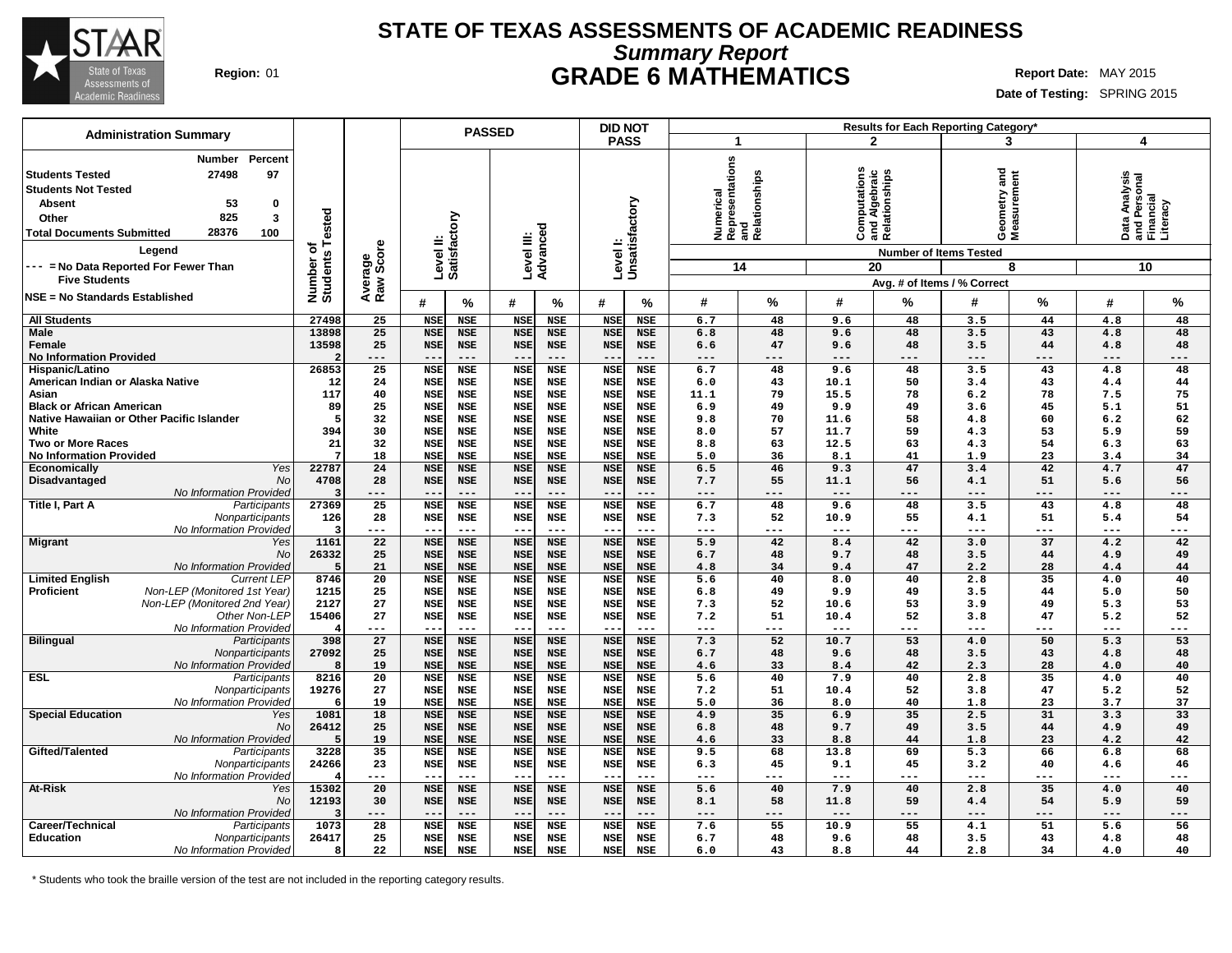# STATE OF TEXAS ASSESSMENTS OF ACADEMIC READINESS

## Summary Report

## GRADE 6 MATHEMATICS

**Region:** 01

**Report Date:** MAY 2015

**Date of Testing:** SPRING 2015

### Administration Summary

| | Number | Percent |
|---|---|---|
| Students Tested | 27498 | 97 |
| Students Not Tested | | |
| Absent | 53 | 0 |
| Other | 825 | 3 |
| Total Documents Submitted | 28376 | 100 |

**Legend**

--- = No Data Reported For Fewer Than Five Students

NSE = No Standards Established

| | | Number of Students Tested | Average Raw Score | PASSED Level II: Satisfactory # | PASSED Level II: Satisfactory % | PASSED Level III: Advanced # | PASSED Level III: Advanced % | DID NOT PASS Level I: Unsatisfactory # | DID NOT PASS Level I: Unsatisfactory % | 1 Numerical Representations and Relationships (14 items) # | 1 % | 2 Computations and Algebraic Relationships (20 items) # | 2 % | 3 Geometry and Measurement (8 items) # | 3 % | 4 Data Analysis and Personal Financial Literacy (10 items) # | 4 % |
|---|---|---|---|---|---|---|---|---|---|---|---|---|---|---|---|---|---|
| All Students | | 27498 | 25 | NSE | NSE | NSE | NSE | NSE | NSE | 6.7 | 48 | 9.6 | 48 | 3.5 | 44 | 4.8 | 48 |
| Male | | 13898 | 25 | NSE | NSE | NSE | NSE | NSE | NSE | 6.8 | 48 | 9.6 | 48 | 3.5 | 43 | 4.8 | 48 |
| Female | | 13598 | 25 | NSE | NSE | NSE | NSE | NSE | NSE | 6.6 | 47 | 9.6 | 48 | 3.5 | 44 | 4.8 | 48 |
| No Information Provided | | 2 | --- | --- | --- | --- | --- | --- | --- | --- | --- | --- | --- | --- | --- | --- | --- |
| Hispanic/Latino | | 26853 | 25 | NSE | NSE | NSE | NSE | NSE | NSE | 6.7 | 48 | 9.6 | 48 | 3.5 | 43 | 4.8 | 48 |
| American Indian or Alaska Native | | 12 | 24 | NSE | NSE | NSE | NSE | NSE | NSE | 6.0 | 43 | 10.1 | 50 | 3.4 | 43 | 4.4 | 44 |
| Asian | | 117 | 40 | NSE | NSE | NSE | NSE | NSE | NSE | 11.1 | 79 | 15.5 | 78 | 6.2 | 78 | 7.5 | 75 |
| Black or African American | | 89 | 25 | NSE | NSE | NSE | NSE | NSE | NSE | 6.9 | 49 | 9.9 | 49 | 3.6 | 45 | 5.1 | 51 |
| Native Hawaiian or Other Pacific Islander | | 5 | 32 | NSE | NSE | NSE | NSE | NSE | NSE | 9.8 | 70 | 11.6 | 58 | 4.8 | 60 | 6.2 | 62 |
| White | | 394 | 30 | NSE | NSE | NSE | NSE | NSE | NSE | 8.0 | 57 | 11.7 | 59 | 4.3 | 53 | 5.9 | 59 |
| Two or More Races | | 21 | 32 | NSE | NSE | NSE | NSE | NSE | NSE | 8.8 | 63 | 12.5 | 63 | 4.3 | 54 | 6.3 | 63 |
| No Information Provided | | 7 | 18 | NSE | NSE | NSE | NSE | NSE | NSE | 5.0 | 36 | 8.1 | 41 | 1.9 | 23 | 3.4 | 34 |
| Economically Disadvantaged | Yes | 22787 | 24 | NSE | NSE | NSE | NSE | NSE | NSE | 6.5 | 46 | 9.3 | 47 | 3.4 | 42 | 4.7 | 47 |
| | No | 4708 | 28 | NSE | NSE | NSE | NSE | NSE | NSE | 7.7 | 55 | 11.1 | 56 | 4.1 | 51 | 5.6 | 56 |
| | No Information Provided | 3 | --- | --- | --- | --- | --- | --- | --- | --- | --- | --- | --- | --- | --- | --- | --- |
| Title I, Part A | Participants | 27369 | 25 | NSE | NSE | NSE | NSE | NSE | NSE | 6.7 | 48 | 9.6 | 48 | 3.5 | 43 | 4.8 | 48 |
| | Nonparticipants | 126 | 28 | NSE | NSE | NSE | NSE | NSE | NSE | 7.3 | 52 | 10.9 | 55 | 4.1 | 51 | 5.4 | 54 |
| | No Information Provided | 3 | --- | --- | --- | --- | --- | --- | --- | --- | --- | --- | --- | --- | --- | --- | --- |
| Migrant | Yes | 1161 | 22 | NSE | NSE | NSE | NSE | NSE | NSE | 5.9 | 42 | 8.4 | 42 | 3.0 | 37 | 4.2 | 42 |
| | No | 26332 | 25 | NSE | NSE | NSE | NSE | NSE | NSE | 6.7 | 48 | 9.7 | 48 | 3.5 | 44 | 4.9 | 49 |
| | No Information Provided | 5 | 21 | NSE | NSE | NSE | NSE | NSE | NSE | 4.8 | 34 | 9.4 | 47 | 2.2 | 28 | 4.4 | 44 |
| Limited English Proficient | Current LEP | 8746 | 20 | NSE | NSE | NSE | NSE | NSE | NSE | 5.6 | 40 | 8.0 | 40 | 2.8 | 35 | 4.0 | 40 |
| | Non-LEP (Monitored 1st Year) | 1215 | 25 | NSE | NSE | NSE | NSE | NSE | NSE | 6.8 | 49 | 9.9 | 49 | 3.5 | 44 | 5.0 | 50 |
| | Non-LEP (Monitored 2nd Year) | 2127 | 27 | NSE | NSE | NSE | NSE | NSE | NSE | 7.3 | 52 | 10.6 | 53 | 3.9 | 49 | 5.3 | 53 |
| | Other Non-LEP | 15406 | 27 | NSE | NSE | NSE | NSE | NSE | NSE | 7.2 | 51 | 10.4 | 52 | 3.8 | 47 | 5.2 | 52 |
| | No Information Provided | 4 | --- | --- | --- | --- | --- | --- | --- | --- | --- | --- | --- | --- | --- | --- | --- |
| Bilingual | Participants | 398 | 27 | NSE | NSE | NSE | NSE | NSE | NSE | 7.3 | 52 | 10.7 | 53 | 4.0 | 50 | 5.3 | 53 |
| | Nonparticipants | 27092 | 25 | NSE | NSE | NSE | NSE | NSE | NSE | 6.7 | 48 | 9.6 | 48 | 3.5 | 43 | 4.8 | 48 |
| | No Information Provided | 8 | 19 | NSE | NSE | NSE | NSE | NSE | NSE | 4.6 | 33 | 8.4 | 42 | 2.3 | 28 | 4.0 | 40 |
| ESL | Participants | 8216 | 20 | NSE | NSE | NSE | NSE | NSE | NSE | 5.6 | 40 | 7.9 | 40 | 2.8 | 35 | 4.0 | 40 |
| | Nonparticipants | 19276 | 27 | NSE | NSE | NSE | NSE | NSE | NSE | 7.2 | 51 | 10.4 | 52 | 3.8 | 47 | 5.2 | 52 |
| | No Information Provided | 6 | 19 | NSE | NSE | NSE | NSE | NSE | NSE | 5.0 | 36 | 8.0 | 40 | 1.8 | 23 | 3.7 | 37 |
| Special Education | Yes | 1081 | 18 | NSE | NSE | NSE | NSE | NSE | NSE | 4.9 | 35 | 6.9 | 35 | 2.5 | 31 | 3.3 | 33 |
| | No | 26412 | 25 | NSE | NSE | NSE | NSE | NSE | NSE | 6.8 | 48 | 9.7 | 49 | 3.5 | 44 | 4.9 | 49 |
| | No Information Provided | 5 | 19 | NSE | NSE | NSE | NSE | NSE | NSE | 4.6 | 33 | 8.8 | 44 | 1.8 | 23 | 4.2 | 42 |
| Gifted/Talented | Participants | 3228 | 35 | NSE | NSE | NSE | NSE | NSE | NSE | 9.5 | 68 | 13.8 | 69 | 5.3 | 66 | 6.8 | 68 |
| | Nonparticipants | 24266 | 23 | NSE | NSE | NSE | NSE | NSE | NSE | 6.3 | 45 | 9.1 | 45 | 3.2 | 40 | 4.6 | 46 |
| | No Information Provided | 4 | --- | --- | --- | --- | --- | --- | --- | --- | --- | --- | --- | --- | --- | --- | --- |
| At-Risk | Yes | 15302 | 20 | NSE | NSE | NSE | NSE | NSE | NSE | 5.6 | 40 | 7.9 | 40 | 2.8 | 35 | 4.0 | 40 |
| | No | 12193 | 30 | NSE | NSE | NSE | NSE | NSE | NSE | 8.1 | 58 | 11.8 | 59 | 4.4 | 54 | 5.9 | 59 |
| | No Information Provided | 3 | --- | --- | --- | --- | --- | --- | --- | --- | --- | --- | --- | --- | --- | --- | --- |
| Career/Technical Education | Participants | 1073 | 28 | NSE | NSE | NSE | NSE | NSE | NSE | 7.6 | 55 | 10.9 | 55 | 4.1 | 51 | 5.6 | 56 |
| | Nonparticipants | 26417 | 25 | NSE | NSE | NSE | NSE | NSE | NSE | 6.7 | 48 | 9.6 | 48 | 3.5 | 43 | 4.8 | 48 |
| | No Information Provided | 8 | 22 | NSE | NSE | NSE | NSE | NSE | NSE | 6.0 | 43 | 8.8 | 44 | 2.8 | 34 | 4.0 | 40 |

Results for Each Reporting Category*: # = Avg. # of Items, % = % Correct.

\* Students who took the braille version of the test are not included in the reporting category results.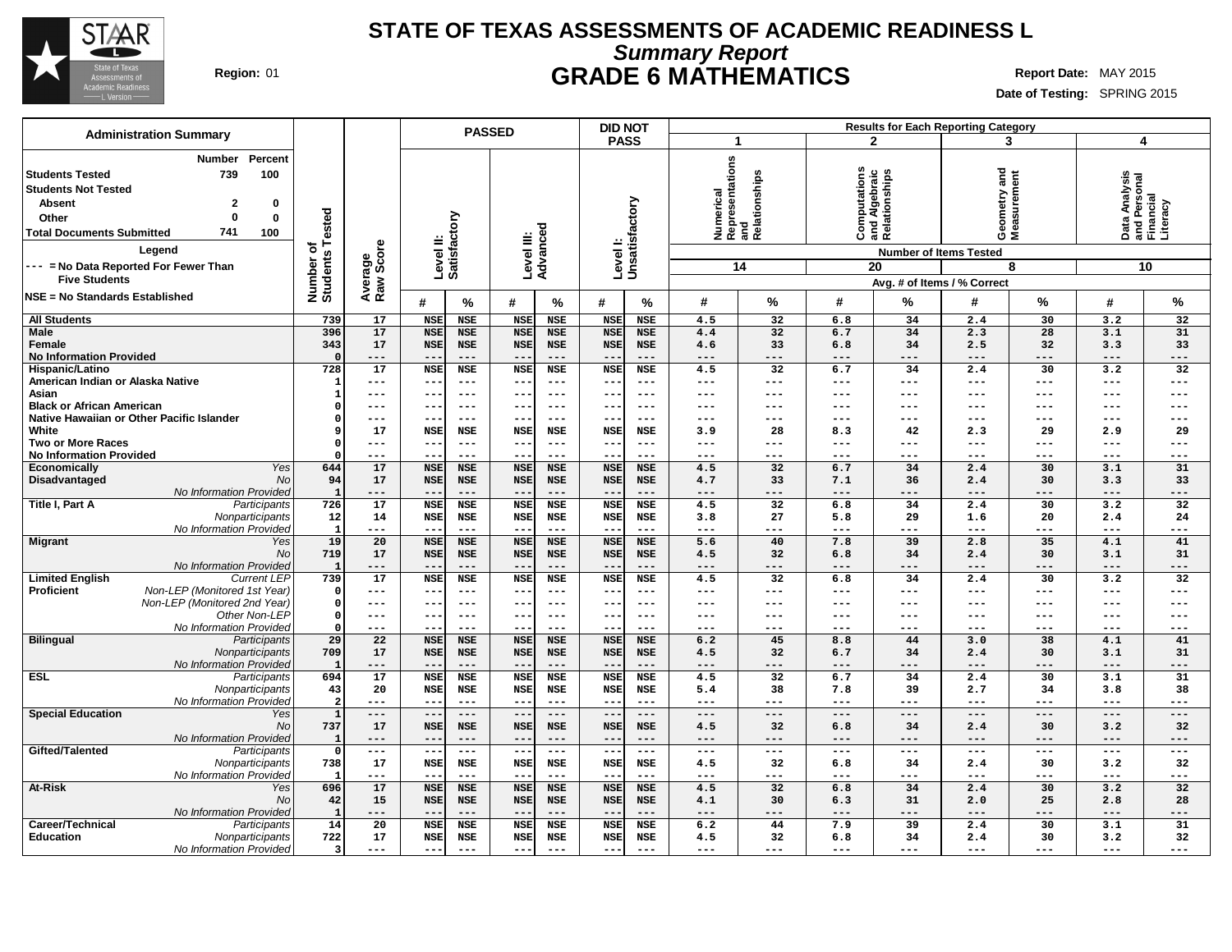# STATE OF TEXAS ASSESSMENTS OF ACADEMIC READINESS L

## *Summary Report*

## GRADE 6 MATHEMATICS

**Region:** 01

**Report Date:** MAY 2015
**Date of Testing:** SPRING 2015

**Administration Summary**

| | Number | Percent |
|---|---|---|
| Students Tested | 739 | 100 |
| Students Not Tested | | |
| Absent | 2 | 0 |
| Other | 0 | 0 |
| Total Documents Submitted | 741 | 100 |

**Legend**

--- = No Data Reported For Fewer Than Five Students

NSE = No Standards Established

| | | Number of Students Tested | Average Raw Score | PASSED Level II: Satisfactory # | Level II: Satisfactory % | Level III: Advanced # | Level III: Advanced % | DID NOT PASS Level I: Unsatisfactory # | Level I: Unsatisfactory % | 1 Numerical Representations and Relationships (14 items) # | 1 % | 2 Computations and Algebraic Relationships (20 items) # | 2 % | 3 Geometry and Measurement (8 items) # | 3 % | 4 Data Analysis and Personal Financial Literacy (10 items) # | 4 % |
|---|---|---|---|---|---|---|---|---|---|---|---|---|---|---|---|---|---|
| All Students | | 739 | 17 | NSE | NSE | NSE | NSE | NSE | NSE | 4.5 | 32 | 6.8 | 34 | 2.4 | 30 | 3.2 | 32 |
| Male | | 396 | 17 | NSE | NSE | NSE | NSE | NSE | NSE | 4.4 | 32 | 6.7 | 34 | 2.3 | 28 | 3.1 | 31 |
| Female | | 343 | 17 | NSE | NSE | NSE | NSE | NSE | NSE | 4.6 | 33 | 6.8 | 34 | 2.5 | 32 | 3.3 | 33 |
| No Information Provided | | 0 | --- | --- | --- | --- | --- | --- | --- | --- | --- | --- | --- | --- | --- | --- | --- |
| Hispanic/Latino | | 728 | 17 | NSE | NSE | NSE | NSE | NSE | NSE | 4.5 | 32 | 6.7 | 34 | 2.4 | 30 | 3.2 | 32 |
| American Indian or Alaska Native | | 1 | --- | --- | --- | --- | --- | --- | --- | --- | --- | --- | --- | --- | --- | --- | --- |
| Asian | | 1 | --- | --- | --- | --- | --- | --- | --- | --- | --- | --- | --- | --- | --- | --- | --- |
| Black or African American | | 0 | --- | --- | --- | --- | --- | --- | --- | --- | --- | --- | --- | --- | --- | --- | --- |
| Native Hawaiian or Other Pacific Islander | | 0 | --- | --- | --- | --- | --- | --- | --- | --- | --- | --- | --- | --- | --- | --- | --- |
| White | | 9 | 17 | NSE | NSE | NSE | NSE | NSE | NSE | 3.9 | 28 | 8.3 | 42 | 2.3 | 29 | 2.9 | 29 |
| Two or More Races | | 0 | --- | --- | --- | --- | --- | --- | --- | --- | --- | --- | --- | --- | --- | --- | --- |
| No Information Provided | | 0 | --- | --- | --- | --- | --- | --- | --- | --- | --- | --- | --- | --- | --- | --- | --- |
| Economically Disadvantaged | *Yes* | 644 | 17 | NSE | NSE | NSE | NSE | NSE | NSE | 4.5 | 32 | 6.7 | 34 | 2.4 | 30 | 3.1 | 31 |
| | *No* | 94 | 17 | NSE | NSE | NSE | NSE | NSE | NSE | 4.7 | 33 | 7.1 | 36 | 2.4 | 30 | 3.3 | 33 |
| | *No Information Provided* | 1 | --- | --- | --- | --- | --- | --- | --- | --- | --- | --- | --- | --- | --- | --- | --- |
| Title I, Part A | *Participants* | 726 | 17 | NSE | NSE | NSE | NSE | NSE | NSE | 4.5 | 32 | 6.8 | 34 | 2.4 | 30 | 3.2 | 32 |
| | *Nonparticipants* | 12 | 14 | NSE | NSE | NSE | NSE | NSE | NSE | 3.8 | 27 | 5.8 | 29 | 1.6 | 20 | 2.4 | 24 |
| | *No Information Provided* | 1 | --- | --- | --- | --- | --- | --- | --- | --- | --- | --- | --- | --- | --- | --- | --- |
| Migrant | *Yes* | 19 | 20 | NSE | NSE | NSE | NSE | NSE | NSE | 5.6 | 40 | 7.8 | 39 | 2.8 | 35 | 4.1 | 41 |
| | *No* | 719 | 17 | NSE | NSE | NSE | NSE | NSE | NSE | 4.5 | 32 | 6.8 | 34 | 2.4 | 30 | 3.1 | 31 |
| | *No Information Provided* | 1 | --- | --- | --- | --- | --- | --- | --- | --- | --- | --- | --- | --- | --- | --- | --- |
| Limited English Proficient | *Current LEP* | 739 | 17 | NSE | NSE | NSE | NSE | NSE | NSE | 4.5 | 32 | 6.8 | 34 | 2.4 | 30 | 3.2 | 32 |
| | *Non-LEP (Monitored 1st Year)* | 0 | --- | --- | --- | --- | --- | --- | --- | --- | --- | --- | --- | --- | --- | --- | --- |
| | *Non-LEP (Monitored 2nd Year)* | 0 | --- | --- | --- | --- | --- | --- | --- | --- | --- | --- | --- | --- | --- | --- | --- |
| | *Other Non-LEP* | 0 | --- | --- | --- | --- | --- | --- | --- | --- | --- | --- | --- | --- | --- | --- | --- |
| | *No Information Provided* | 0 | --- | --- | --- | --- | --- | --- | --- | --- | --- | --- | --- | --- | --- | --- | --- |
| Bilingual | *Participants* | 29 | 22 | NSE | NSE | NSE | NSE | NSE | NSE | 6.2 | 45 | 8.8 | 44 | 3.0 | 38 | 4.1 | 41 |
| | *Nonparticipants* | 709 | 17 | NSE | NSE | NSE | NSE | NSE | NSE | 4.5 | 32 | 6.7 | 34 | 2.4 | 30 | 3.1 | 31 |
| | *No Information Provided* | 1 | --- | --- | --- | --- | --- | --- | --- | --- | --- | --- | --- | --- | --- | --- | --- |
| ESL | *Participants* | 694 | 17 | NSE | NSE | NSE | NSE | NSE | NSE | 4.5 | 32 | 6.7 | 34 | 2.4 | 30 | 3.1 | 31 |
| | *Nonparticipants* | 43 | 20 | NSE | NSE | NSE | NSE | NSE | NSE | 5.4 | 38 | 7.8 | 39 | 2.7 | 34 | 3.8 | 38 |
| | *No Information Provided* | 2 | --- | --- | --- | --- | --- | --- | --- | --- | --- | --- | --- | --- | --- | --- | --- |
| Special Education | *Yes* | 1 | --- | --- | --- | --- | --- | --- | --- | --- | --- | --- | --- | --- | --- | --- | --- |
| | *No* | 737 | 17 | NSE | NSE | NSE | NSE | NSE | NSE | 4.5 | 32 | 6.8 | 34 | 2.4 | 30 | 3.2 | 32 |
| | *No Information Provided* | 1 | --- | --- | --- | --- | --- | --- | --- | --- | --- | --- | --- | --- | --- | --- | --- |
| Gifted/Talented | *Participants* | 0 | --- | --- | --- | --- | --- | --- | --- | --- | --- | --- | --- | --- | --- | --- | --- |
| | *Nonparticipants* | 738 | 17 | NSE | NSE | NSE | NSE | NSE | NSE | 4.5 | 32 | 6.8 | 34 | 2.4 | 30 | 3.2 | 32 |
| | *No Information Provided* | 1 | --- | --- | --- | --- | --- | --- | --- | --- | --- | --- | --- | --- | --- | --- | --- |
| At-Risk | *Yes* | 696 | 17 | NSE | NSE | NSE | NSE | NSE | NSE | 4.5 | 32 | 6.8 | 34 | 2.4 | 30 | 3.2 | 32 |
| | *No* | 42 | 15 | NSE | NSE | NSE | NSE | NSE | NSE | 4.1 | 30 | 6.3 | 31 | 2.0 | 25 | 2.8 | 28 |
| | *No Information Provided* | 1 | --- | --- | --- | --- | --- | --- | --- | --- | --- | --- | --- | --- | --- | --- | --- |
| Career/Technical Education | *Participants* | 14 | 20 | NSE | NSE | NSE | NSE | NSE | NSE | 6.2 | 44 | 7.9 | 39 | 2.4 | 30 | 3.1 | 31 |
| | *Nonparticipants* | 722 | 17 | NSE | NSE | NSE | NSE | NSE | NSE | 4.5 | 32 | 6.8 | 34 | 2.4 | 30 | 3.2 | 32 |
| | *No Information Provided* | 3 | --- | --- | --- | --- | --- | --- | --- | --- | --- | --- | --- | --- | --- | --- | --- |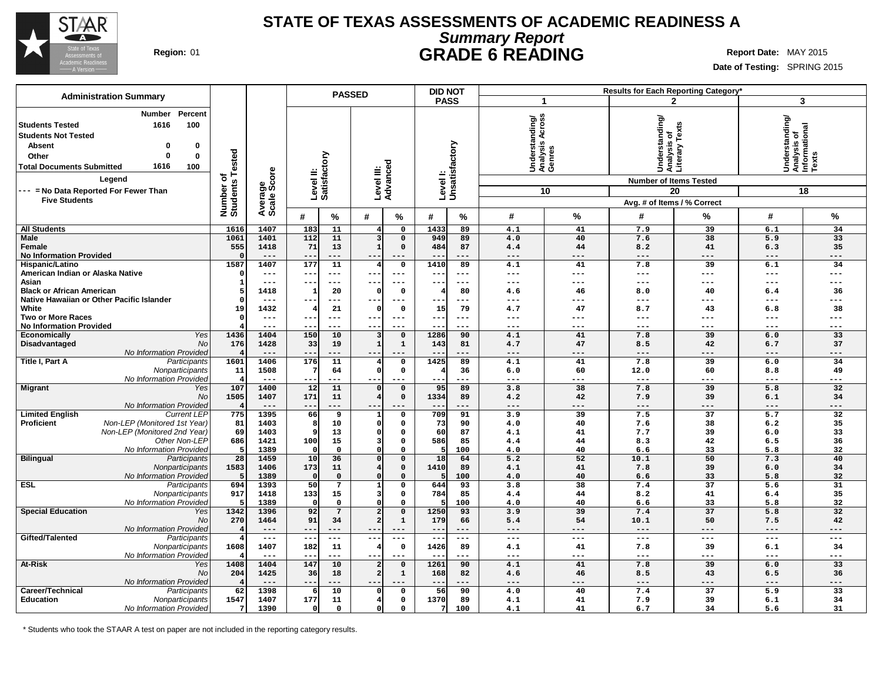# STATE OF TEXAS ASSESSMENTS OF ACADEMIC READINESS A

## *Summary Report*

## GRADE 6 READING

**Region:** 01

**Report Date:** MAY 2015

**Date of Testing:** SPRING 2015

| Administration Summary | Number | Percent |
|---|---|---|
| Students Tested | 1616 | 100 |
| Students Not Tested | | |
| Absent | 0 | 0 |
| Other | 0 | 0 |
| Total Documents Submitted | 1616 | 100 |

**Legend**

--- = No Data Reported For Fewer Than Five Students

| | | Number of Students Tested | Average Scale Score | PASSED Level II: Satisfactory # | PASSED Level II: Satisfactory % | PASSED Level III: Advanced # | PASSED Level III: Advanced % | DID NOT PASS Level I: Unsatisfactory # | DID NOT PASS Level I: Unsatisfactory % | 1 Understanding/ Analysis Across Genres (10 items) # | 1 % | 2 Understanding/ Analysis of Literary Texts (20 items) # | 2 % | 3 Understanding/ Analysis of Informational Texts (18 items) # | 3 % |
|---|---|---|---|---|---|---|---|---|---|---|---|---|---|---|---|
| All Students | | 1616 | 1407 | 183 | 11 | 4 | 0 | 1433 | 89 | 4.1 | 41 | 7.9 | 39 | 6.1 | 34 |
| Male | | 1061 | 1401 | 112 | 11 | 3 | 0 | 949 | 89 | 4.0 | 40 | 7.6 | 38 | 5.9 | 33 |
| Female | | 555 | 1418 | 71 | 13 | 1 | 0 | 484 | 87 | 4.4 | 44 | 8.2 | 41 | 6.3 | 35 |
| No Information Provided | | 0 | --- | --- | --- | --- | --- | --- | --- | --- | --- | --- | --- | --- | --- |
| Hispanic/Latino | | 1587 | 1407 | 177 | 11 | 4 | 0 | 1410 | 89 | 4.1 | 41 | 7.8 | 39 | 6.1 | 34 |
| American Indian or Alaska Native | | 0 | --- | --- | --- | --- | --- | --- | --- | --- | --- | --- | --- | --- | --- |
| Asian | | 1 | --- | --- | --- | --- | --- | --- | --- | --- | --- | --- | --- | --- | --- |
| Black or African American | | 5 | 1418 | 1 | 20 | 0 | 0 | 4 | 80 | 4.6 | 46 | 8.0 | 40 | 6.4 | 36 |
| Native Hawaiian or Other Pacific Islander | | 0 | --- | --- | --- | --- | --- | --- | --- | --- | --- | --- | --- | --- | --- |
| White | | 19 | 1432 | 4 | 21 | 0 | 0 | 15 | 79 | 4.7 | 47 | 8.7 | 43 | 6.8 | 38 |
| Two or More Races | | 0 | --- | --- | --- | --- | --- | --- | --- | --- | --- | --- | --- | --- | --- |
| No Information Provided | | 4 | --- | --- | --- | --- | --- | --- | --- | --- | --- | --- | --- | --- | --- |
| Economically Disadvantaged | *Yes* | 1436 | 1404 | 150 | 10 | 3 | 0 | 1286 | 90 | 4.1 | 41 | 7.8 | 39 | 6.0 | 33 |
| | *No* | 176 | 1428 | 33 | 19 | 1 | 1 | 143 | 81 | 4.7 | 47 | 8.5 | 42 | 6.7 | 37 |
| | *No Information Provided* | 4 | --- | --- | --- | --- | --- | --- | --- | --- | --- | --- | --- | --- | --- |
| Title I, Part A | *Participants* | 1601 | 1406 | 176 | 11 | 4 | 0 | 1425 | 89 | 4.1 | 41 | 7.8 | 39 | 6.0 | 34 |
| | *Nonparticipants* | 11 | 1508 | 7 | 64 | 0 | 0 | 4 | 36 | 6.0 | 60 | 12.0 | 60 | 8.8 | 49 |
| | *No Information Provided* | 4 | --- | --- | --- | --- | --- | --- | --- | --- | --- | --- | --- | --- | --- |
| Migrant | *Yes* | 107 | 1400 | 12 | 11 | 0 | 0 | 95 | 89 | 3.8 | 38 | 7.8 | 39 | 5.8 | 32 |
| | *No* | 1505 | 1407 | 171 | 11 | 4 | 0 | 1334 | 89 | 4.2 | 42 | 7.9 | 39 | 6.1 | 34 |
| | *No Information Provided* | 4 | --- | --- | --- | --- | --- | --- | --- | --- | --- | --- | --- | --- | --- |
| Limited English Proficient | *Current LEP* | 775 | 1395 | 66 | 9 | 1 | 0 | 709 | 91 | 3.9 | 39 | 7.5 | 37 | 5.7 | 32 |
| | *Non-LEP (Monitored 1st Year)* | 81 | 1403 | 8 | 10 | 0 | 0 | 73 | 90 | 4.0 | 40 | 7.6 | 38 | 6.2 | 35 |
| | *Non-LEP (Monitored 2nd Year)* | 69 | 1403 | 9 | 13 | 0 | 0 | 60 | 87 | 4.1 | 41 | 7.7 | 39 | 6.0 | 33 |
| | *Other Non-LEP* | 686 | 1421 | 100 | 15 | 3 | 0 | 586 | 85 | 4.4 | 44 | 8.3 | 42 | 6.5 | 36 |
| | *No Information Provided* | 5 | 1389 | 0 | 0 | 0 | 0 | 5 | 100 | 4.0 | 40 | 6.6 | 33 | 5.8 | 32 |
| Bilingual | *Participants* | 28 | 1459 | 10 | 36 | 0 | 0 | 18 | 64 | 5.2 | 52 | 10.1 | 50 | 7.3 | 40 |
| | *Nonparticipants* | 1583 | 1406 | 173 | 11 | 4 | 0 | 1410 | 89 | 4.1 | 41 | 7.8 | 39 | 6.0 | 34 |
| | *No Information Provided* | 5 | 1389 | 0 | 0 | 0 | 0 | 5 | 100 | 4.0 | 40 | 6.6 | 33 | 5.8 | 32 |
| ESL | *Participants* | 694 | 1393 | 50 | 7 | 1 | 0 | 644 | 93 | 3.8 | 38 | 7.4 | 37 | 5.6 | 31 |
| | *Nonparticipants* | 917 | 1418 | 133 | 15 | 3 | 0 | 784 | 85 | 4.4 | 44 | 8.2 | 41 | 6.4 | 35 |
| | *No Information Provided* | 5 | 1389 | 0 | 0 | 0 | 0 | 5 | 100 | 4.0 | 40 | 6.6 | 33 | 5.8 | 32 |
| Special Education | *Yes* | 1342 | 1396 | 92 | 7 | 2 | 0 | 1250 | 93 | 3.9 | 39 | 7.4 | 37 | 5.8 | 32 |
| | *No* | 270 | 1464 | 91 | 34 | 2 | 1 | 179 | 66 | 5.4 | 54 | 10.1 | 50 | 7.5 | 42 |
| | *No Information Provided* | 4 | --- | --- | --- | --- | --- | --- | --- | --- | --- | --- | --- | --- | --- |
| Gifted/Talented | *Participants* | 4 | --- | --- | --- | --- | --- | --- | --- | --- | --- | --- | --- | --- | --- |
| | *Nonparticipants* | 1608 | 1407 | 182 | 11 | 4 | 0 | 1426 | 89 | 4.1 | 41 | 7.8 | 39 | 6.1 | 34 |
| | *No Information Provided* | 4 | --- | --- | --- | --- | --- | --- | --- | --- | --- | --- | --- | --- | --- |
| At-Risk | *Yes* | 1408 | 1404 | 147 | 10 | 2 | 0 | 1261 | 90 | 4.1 | 41 | 7.8 | 39 | 6.0 | 33 |
| | *No* | 204 | 1425 | 36 | 18 | 2 | 1 | 168 | 82 | 4.6 | 46 | 8.5 | 43 | 6.5 | 36 |
| | *No Information Provided* | 4 | --- | --- | --- | --- | --- | --- | --- | --- | --- | --- | --- | --- | --- |
| Career/Technical Education | *Participants* | 62 | 1398 | 6 | 10 | 0 | 0 | 56 | 90 | 4.0 | 40 | 7.4 | 37 | 5.9 | 33 |
| | *Nonparticipants* | 1547 | 1407 | 177 | 11 | 4 | 0 | 1370 | 89 | 4.1 | 41 | 7.9 | 39 | 6.1 | 34 |
| | *No Information Provided* | 7 | 1390 | 0 | 0 | 0 | 0 | 7 | 100 | 4.1 | 41 | 6.7 | 34 | 5.6 | 31 |

Results for Each Reporting Category* — Avg. # of Items / % Correct

\* Students who took the STAAR A test on paper are not included in the reporting category results.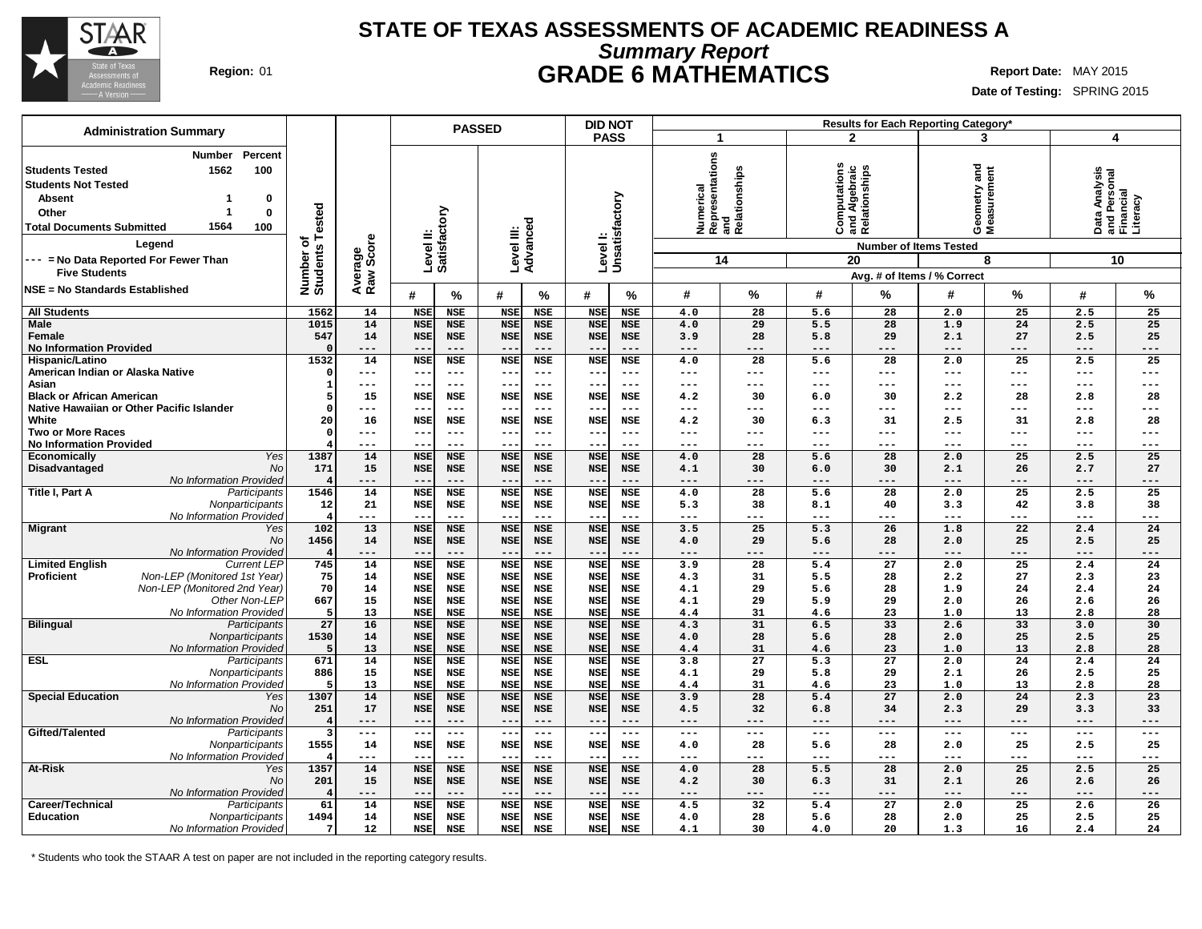# STATE OF TEXAS ASSESSMENTS OF ACADEMIC READINESS A

## *Summary Report*

## GRADE 6 MATHEMATICS

**Region:** 01

**Report Date:** MAY 2015
**Date of Testing:** SPRING 2015

**Administration Summary**

| | Number | Percent |
|---|---|---|
| Students Tested | 1562 | 100 |
| Students Not Tested | | |
| Absent | 1 | 0 |
| Other | 1 | 0 |
| Total Documents Submitted | 1564 | 100 |

**Legend**

--- = No Data Reported For Fewer Than Five Students

NSE = No Standards Established

| | | Number of Students Tested | Average Raw Score | PASSED | | | | DID NOT PASS | | Results for Each Reporting Category* | | | | | | | |
|---|---|---|---|---|---|---|---|---|---|---|---|---|---|---|---|---|---|
| | | | | Level II: Satisfactory | | Level III: Advanced | | Level I: Unsatisfactory | | 1 Numerical Representations and Relationships (14 items) | | 2 Computations and Algebraic Relationships (20 items) | | 3 Geometry and Measurement (8 items) | | 4 Data Analysis and Personal Financial Literacy (10 items) | |
| | | | | # | % | # | % | # | % | # | % | # | % | # | % | # | % |
| All Students | | 1562 | 14 | NSE | NSE | NSE | NSE | NSE | NSE | 4.0 | 28 | 5.6 | 28 | 2.0 | 25 | 2.5 | 25 |
| Male | | 1015 | 14 | NSE | NSE | NSE | NSE | NSE | NSE | 4.0 | 29 | 5.5 | 28 | 1.9 | 24 | 2.5 | 25 |
| Female | | 547 | 14 | NSE | NSE | NSE | NSE | NSE | NSE | 3.9 | 28 | 5.8 | 29 | 2.1 | 27 | 2.5 | 25 |
| No Information Provided | | 0 | --- | --- | --- | --- | --- | --- | --- | --- | --- | --- | --- | --- | --- | --- | --- |
| Hispanic/Latino | | 1532 | 14 | NSE | NSE | NSE | NSE | NSE | NSE | 4.0 | 28 | 5.6 | 28 | 2.0 | 25 | 2.5 | 25 |
| American Indian or Alaska Native | | 0 | --- | --- | --- | --- | --- | --- | --- | --- | --- | --- | --- | --- | --- | --- | --- |
| Asian | | 1 | --- | --- | --- | --- | --- | --- | --- | --- | --- | --- | --- | --- | --- | --- | --- |
| Black or African American | | 5 | 15 | NSE | NSE | NSE | NSE | NSE | NSE | 4.2 | 30 | 6.0 | 30 | 2.2 | 28 | 2.8 | 28 |
| Native Hawaiian or Other Pacific Islander | | 0 | --- | --- | --- | --- | --- | --- | --- | --- | --- | --- | --- | --- | --- | --- | --- |
| White | | 20 | 16 | NSE | NSE | NSE | NSE | NSE | NSE | 4.2 | 30 | 6.3 | 31 | 2.5 | 31 | 2.8 | 28 |
| Two or More Races | | 0 | --- | --- | --- | --- | --- | --- | --- | --- | --- | --- | --- | --- | --- | --- | --- |
| No Information Provided | | 4 | --- | --- | --- | --- | --- | --- | --- | --- | --- | --- | --- | --- | --- | --- | --- |
| Economically Disadvantaged | *Yes* | 1387 | 14 | NSE | NSE | NSE | NSE | NSE | NSE | 4.0 | 28 | 5.6 | 28 | 2.0 | 25 | 2.5 | 25 |
| | *No* | 171 | 15 | NSE | NSE | NSE | NSE | NSE | NSE | 4.1 | 30 | 6.0 | 30 | 2.1 | 26 | 2.7 | 27 |
| | *No Information Provided* | 4 | --- | --- | --- | --- | --- | --- | --- | --- | --- | --- | --- | --- | --- | --- | --- |
| Title I, Part A | *Participants* | 1546 | 14 | NSE | NSE | NSE | NSE | NSE | NSE | 4.0 | 28 | 5.6 | 28 | 2.0 | 25 | 2.5 | 25 |
| | *Nonparticipants* | 12 | 21 | NSE | NSE | NSE | NSE | NSE | NSE | 5.3 | 38 | 8.1 | 40 | 3.3 | 42 | 3.8 | 38 |
| | *No Information Provided* | 4 | --- | --- | --- | --- | --- | --- | --- | --- | --- | --- | --- | --- | --- | --- | --- |
| Migrant | *Yes* | 102 | 13 | NSE | NSE | NSE | NSE | NSE | NSE | 3.5 | 25 | 5.3 | 26 | 1.8 | 22 | 2.4 | 24 |
| | *No* | 1456 | 14 | NSE | NSE | NSE | NSE | NSE | NSE | 4.0 | 29 | 5.6 | 28 | 2.0 | 25 | 2.5 | 25 |
| | *No Information Provided* | 4 | --- | --- | --- | --- | --- | --- | --- | --- | --- | --- | --- | --- | --- | --- | --- |
| Limited English Proficient | *Current LEP* | 745 | 14 | NSE | NSE | NSE | NSE | NSE | NSE | 3.9 | 28 | 5.4 | 27 | 2.0 | 25 | 2.4 | 24 |
| | *Non-LEP (Monitored 1st Year)* | 75 | 14 | NSE | NSE | NSE | NSE | NSE | NSE | 4.3 | 31 | 5.5 | 28 | 2.2 | 27 | 2.3 | 23 |
| | *Non-LEP (Monitored 2nd Year)* | 70 | 14 | NSE | NSE | NSE | NSE | NSE | NSE | 4.1 | 29 | 5.6 | 28 | 1.9 | 24 | 2.4 | 24 |
| | *Other Non-LEP* | 667 | 15 | NSE | NSE | NSE | NSE | NSE | NSE | 4.1 | 29 | 5.9 | 29 | 2.0 | 26 | 2.6 | 26 |
| | *No Information Provided* | 5 | 13 | NSE | NSE | NSE | NSE | NSE | NSE | 4.4 | 31 | 4.6 | 23 | 1.0 | 13 | 2.8 | 28 |
| Bilingual | *Participants* | 27 | 16 | NSE | NSE | NSE | NSE | NSE | NSE | 4.3 | 31 | 6.5 | 33 | 2.6 | 33 | 3.0 | 30 |
| | *Nonparticipants* | 1530 | 14 | NSE | NSE | NSE | NSE | NSE | NSE | 4.0 | 28 | 5.6 | 28 | 2.0 | 25 | 2.5 | 25 |
| | *No Information Provided* | 5 | 13 | NSE | NSE | NSE | NSE | NSE | NSE | 4.4 | 31 | 4.6 | 23 | 1.0 | 13 | 2.8 | 28 |
| ESL | *Participants* | 671 | 14 | NSE | NSE | NSE | NSE | NSE | NSE | 3.8 | 27 | 5.3 | 27 | 2.0 | 24 | 2.4 | 24 |
| | *Nonparticipants* | 886 | 15 | NSE | NSE | NSE | NSE | NSE | NSE | 4.1 | 29 | 5.8 | 29 | 2.1 | 26 | 2.5 | 25 |
| | *No Information Provided* | 5 | 13 | NSE | NSE | NSE | NSE | NSE | NSE | 4.4 | 31 | 4.6 | 23 | 1.0 | 13 | 2.8 | 28 |
| Special Education | *Yes* | 1307 | 14 | NSE | NSE | NSE | NSE | NSE | NSE | 3.9 | 28 | 5.4 | 27 | 2.0 | 24 | 2.3 | 23 |
| | *No* | 251 | 17 | NSE | NSE | NSE | NSE | NSE | NSE | 4.5 | 32 | 6.8 | 34 | 2.3 | 29 | 3.3 | 33 |
| | *No Information Provided* | 4 | --- | --- | --- | --- | --- | --- | --- | --- | --- | --- | --- | --- | --- | --- | --- |
| Gifted/Talented | *Participants* | 3 | --- | --- | --- | --- | --- | --- | --- | --- | --- | --- | --- | --- | --- | --- | --- |
| | *Nonparticipants* | 1555 | 14 | NSE | NSE | NSE | NSE | NSE | NSE | 4.0 | 28 | 5.6 | 28 | 2.0 | 25 | 2.5 | 25 |
| | *No Information Provided* | 4 | --- | --- | --- | --- | --- | --- | --- | --- | --- | --- | --- | --- | --- | --- | --- |
| At-Risk | *Yes* | 1357 | 14 | NSE | NSE | NSE | NSE | NSE | NSE | 4.0 | 28 | 5.5 | 28 | 2.0 | 25 | 2.5 | 25 |
| | *No* | 201 | 15 | NSE | NSE | NSE | NSE | NSE | NSE | 4.2 | 30 | 6.3 | 31 | 2.1 | 26 | 2.6 | 26 |
| | *No Information Provided* | 4 | --- | --- | --- | --- | --- | --- | --- | --- | --- | --- | --- | --- | --- | --- | --- |
| Career/Technical Education | *Participants* | 61 | 14 | NSE | NSE | NSE | NSE | NSE | NSE | 4.5 | 32 | 5.4 | 27 | 2.0 | 25 | 2.6 | 26 |
| | *Nonparticipants* | 1494 | 14 | NSE | NSE | NSE | NSE | NSE | NSE | 4.0 | 28 | 5.6 | 28 | 2.0 | 25 | 2.5 | 25 |
| | *No Information Provided* | 7 | 12 | NSE | NSE | NSE | NSE | NSE | NSE | 4.1 | 30 | 4.0 | 20 | 1.3 | 16 | 2.4 | 24 |

Reporting category results: Number of Items Tested; Avg. # of Items / % Correct.

\* Students who took the STAAR A test on paper are not included in the reporting category results.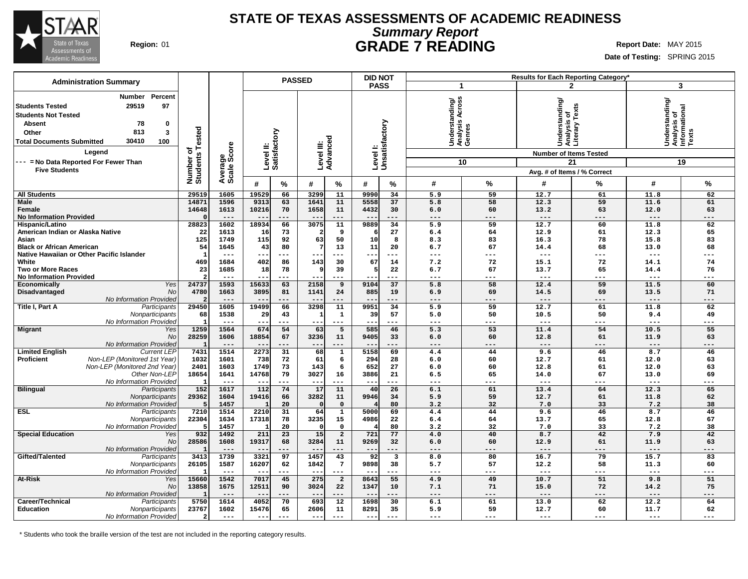# STATE OF TEXAS ASSESSMENTS OF ACADEMIC READINESS

## *Summary Report*

## GRADE 7 READING

**Region:** 01

**Report Date:** MAY 2015
**Date of Testing:** SPRING 2015

| Administration Summary | Number | Percent |
|---|---|---|
| Students Tested | 29519 | 97 |
| Students Not Tested | | |
| Absent | 78 | 0 |
| Other | 813 | 3 |
| Total Documents Submitted | 30410 | 100 |

Legend
--- = No Data Reported For Fewer Than Five Students

Results for Each Reporting Category*: 1 = Understanding/Analysis Across Genres (10 items tested); 2 = Understanding/Analysis of Literary Texts (21 items tested); 3 = Understanding/Analysis of Informational Texts (19 items tested). Reporting category values are Avg. # of Items / % Correct.

| Group | | Number of Students Tested | Average Scale Score | Passed Level II: Satisfactory # | Passed Level II: Satisfactory % | Passed Level III: Advanced # | Passed Level III: Advanced % | Did Not Pass Level I: Unsatisfactory # | Did Not Pass Level I: Unsatisfactory % | Cat. 1 # | Cat. 1 % | Cat. 2 # | Cat. 2 % | Cat. 3 # | Cat. 3 % |
|---|---|---|---|---|---|---|---|---|---|---|---|---|---|---|---|
| All Students | | 29519 | 1605 | 19529 | 66 | 3299 | 11 | 9990 | 34 | 5.9 | 59 | 12.7 | 61 | 11.8 | 62 |
| Male | | 14871 | 1596 | 9313 | 63 | 1641 | 11 | 5558 | 37 | 5.8 | 58 | 12.3 | 59 | 11.6 | 61 |
| Female | | 14648 | 1613 | 10216 | 70 | 1658 | 11 | 4432 | 30 | 6.0 | 60 | 13.2 | 63 | 12.0 | 63 |
| No Information Provided | | 0 | --- | --- | --- | --- | --- | --- | --- | --- | --- | --- | --- | --- | --- |
| Hispanic/Latino | | 28823 | 1602 | 18934 | 66 | 3075 | 11 | 9889 | 34 | 5.9 | 59 | 12.7 | 60 | 11.8 | 62 |
| American Indian or Alaska Native | | 22 | 1613 | 16 | 73 | 2 | 9 | 6 | 27 | 6.4 | 64 | 12.9 | 61 | 12.3 | 65 |
| Asian | | 125 | 1749 | 115 | 92 | 63 | 50 | 10 | 8 | 8.3 | 83 | 16.3 | 78 | 15.8 | 83 |
| Black or African American | | 54 | 1645 | 43 | 80 | 7 | 13 | 11 | 20 | 6.7 | 67 | 14.4 | 68 | 13.0 | 68 |
| Native Hawaiian or Other Pacific Islander | | 1 | --- | --- | --- | --- | --- | --- | --- | --- | --- | --- | --- | --- | --- |
| White | | 469 | 1684 | 402 | 86 | 143 | 30 | 67 | 14 | 7.2 | 72 | 15.1 | 72 | 14.1 | 74 |
| Two or More Races | | 23 | 1685 | 18 | 78 | 9 | 39 | 5 | 22 | 6.7 | 67 | 13.7 | 65 | 14.4 | 76 |
| No Information Provided | | 2 | --- | --- | --- | --- | --- | --- | --- | --- | --- | --- | --- | --- | --- |
| Economically Disadvantaged | *Yes* | 24737 | 1593 | 15633 | 63 | 2158 | 9 | 9104 | 37 | 5.8 | 58 | 12.4 | 59 | 11.5 | 60 |
| | *No* | 4780 | 1663 | 3895 | 81 | 1141 | 24 | 885 | 19 | 6.9 | 69 | 14.5 | 69 | 13.5 | 71 |
| | *No Information Provided* | 2 | --- | --- | --- | --- | --- | --- | --- | --- | --- | --- | --- | --- | --- |
| Title I, Part A | *Participants* | 29450 | 1605 | 19499 | 66 | 3298 | 11 | 9951 | 34 | 5.9 | 59 | 12.7 | 61 | 11.8 | 62 |
| | *Nonparticipants* | 68 | 1538 | 29 | 43 | 1 | 1 | 39 | 57 | 5.0 | 50 | 10.5 | 50 | 9.4 | 49 |
| | *No Information Provided* | 1 | --- | --- | --- | --- | --- | --- | --- | --- | --- | --- | --- | --- | --- |
| Migrant | *Yes* | 1259 | 1564 | 674 | 54 | 63 | 5 | 585 | 46 | 5.3 | 53 | 11.4 | 54 | 10.5 | 55 |
| | *No* | 28259 | 1606 | 18854 | 67 | 3236 | 11 | 9405 | 33 | 6.0 | 60 | 12.8 | 61 | 11.9 | 63 |
| | *No Information Provided* | 1 | --- | --- | --- | --- | --- | --- | --- | --- | --- | --- | --- | --- | --- |
| Limited English Proficient | *Current LEP* | 7431 | 1514 | 2273 | 31 | 68 | 1 | 5158 | 69 | 4.4 | 44 | 9.6 | 46 | 8.7 | 46 |
| | *Non-LEP (Monitored 1st Year)* | 1032 | 1601 | 738 | 72 | 61 | 6 | 294 | 28 | 6.0 | 60 | 12.7 | 61 | 12.0 | 63 |
| | *Non-LEP (Monitored 2nd Year)* | 2401 | 1603 | 1749 | 73 | 143 | 6 | 652 | 27 | 6.0 | 60 | 12.8 | 61 | 12.0 | 63 |
| | *Other Non-LEP* | 18654 | 1641 | 14768 | 79 | 3027 | 16 | 3886 | 21 | 6.5 | 65 | 14.0 | 67 | 13.0 | 69 |
| | *No Information Provided* | 1 | --- | --- | --- | --- | --- | --- | --- | --- | --- | --- | --- | --- | --- |
| Bilingual | *Participants* | 152 | 1617 | 112 | 74 | 17 | 11 | 40 | 26 | 6.1 | 61 | 13.4 | 64 | 12.3 | 65 |
| | *Nonparticipants* | 29362 | 1604 | 19416 | 66 | 3282 | 11 | 9946 | 34 | 5.9 | 59 | 12.7 | 61 | 11.8 | 62 |
| | *No Information Provided* | 5 | 1457 | 1 | 20 | 0 | 0 | 4 | 80 | 3.2 | 32 | 7.0 | 33 | 7.2 | 38 |
| ESL | *Participants* | 7210 | 1514 | 2210 | 31 | 64 | 1 | 5000 | 69 | 4.4 | 44 | 9.6 | 46 | 8.7 | 46 |
| | *Nonparticipants* | 22304 | 1634 | 17318 | 78 | 3235 | 15 | 4986 | 22 | 6.4 | 64 | 13.7 | 65 | 12.8 | 67 |
| | *No Information Provided* | 5 | 1457 | 1 | 20 | 0 | 0 | 4 | 80 | 3.2 | 32 | 7.0 | 33 | 7.2 | 38 |
| Special Education | *Yes* | 932 | 1492 | 211 | 23 | 15 | 2 | 721 | 77 | 4.0 | 40 | 8.7 | 42 | 7.9 | 42 |
| | *No* | 28586 | 1608 | 19317 | 68 | 3284 | 11 | 9269 | 32 | 6.0 | 60 | 12.9 | 61 | 11.9 | 63 |
| | *No Information Provided* | 1 | --- | --- | --- | --- | --- | --- | --- | --- | --- | --- | --- | --- | --- |
| Gifted/Talented | *Participants* | 3413 | 1739 | 3321 | 97 | 1457 | 43 | 92 | 3 | 8.0 | 80 | 16.7 | 79 | 15.7 | 83 |
| | *Nonparticipants* | 26105 | 1587 | 16207 | 62 | 1842 | 7 | 9898 | 38 | 5.7 | 57 | 12.2 | 58 | 11.3 | 60 |
| | *No Information Provided* | 1 | --- | --- | --- | --- | --- | --- | --- | --- | --- | --- | --- | --- | --- |
| At-Risk | *Yes* | 15660 | 1542 | 7017 | 45 | 275 | 2 | 8643 | 55 | 4.9 | 49 | 10.7 | 51 | 9.8 | 51 |
| | *No* | 13858 | 1675 | 12511 | 90 | 3024 | 22 | 1347 | 10 | 7.1 | 71 | 15.0 | 72 | 14.2 | 75 |
| | *No Information Provided* | 1 | --- | --- | --- | --- | --- | --- | --- | --- | --- | --- | --- | --- | --- |
| Career/Technical Education | *Participants* | 5750 | 1614 | 4052 | 70 | 693 | 12 | 1698 | 30 | 6.1 | 61 | 13.0 | 62 | 12.2 | 64 |
| | *Nonparticipants* | 23767 | 1602 | 15476 | 65 | 2606 | 11 | 8291 | 35 | 5.9 | 59 | 12.7 | 60 | 11.7 | 62 |
| | *No Information Provided* | 2 | --- | --- | --- | --- | --- | --- | --- | --- | --- | --- | --- | --- | --- |

\* Students who took the braille version of the test are not included in the reporting category results.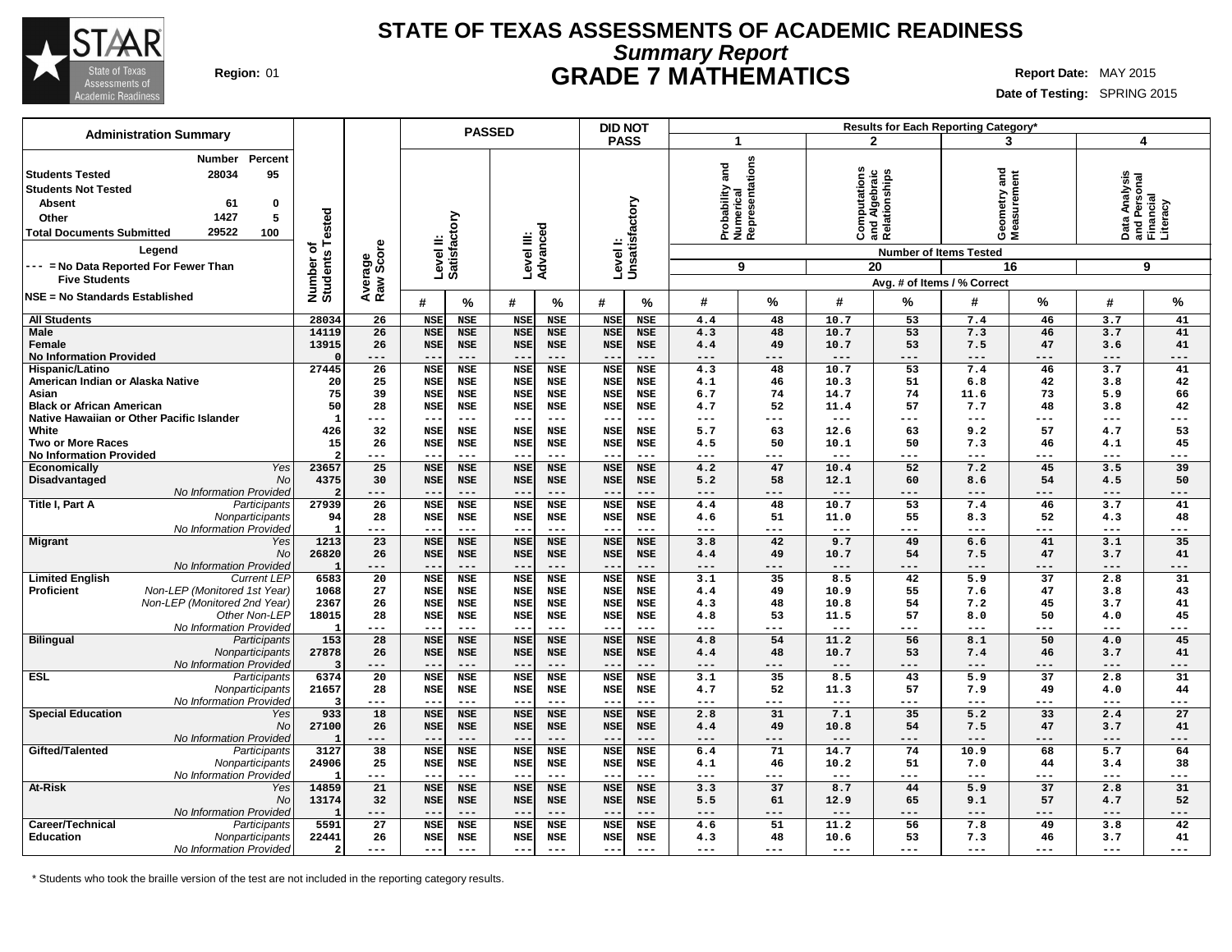# STATE OF TEXAS ASSESSMENTS OF ACADEMIC READINESS

## *Summary Report*

## GRADE 7 MATHEMATICS

**Region:** 01

**Report Date:** MAY 2015

**Date of Testing:** SPRING 2015

**Administration Summary**

| | Number | Percent |
|---|---|---|
| Students Tested | 28034 | 95 |
| Students Not Tested | | |
| Absent | 61 | 0 |
| Other | 1427 | 5 |
| Total Documents Submitted | 29522 | 100 |

**Legend**

--- = No Data Reported For Fewer Than Five Students

NSE = No Standards Established

Results for Each Reporting Category*: 1 = Probability and Numerical Representations (9 items); 2 = Computations and Algebraic Relationships (20 items); 3 = Geometry and Measurement (16 items); 4 = Data Analysis and Personal Financial Literacy (9 items). Avg. # of Items / % Correct.

| Group | | Number of Students Tested | Average Raw Score | PASSED Level II: Satisfactory # | PASSED Level II: Satisfactory % | PASSED Level III: Advanced # | PASSED Level III: Advanced % | DID NOT PASS Level I: Unsatisfactory # | DID NOT PASS Level I: Unsatisfactory % | Cat. 1 # | Cat. 1 % | Cat. 2 # | Cat. 2 % | Cat. 3 # | Cat. 3 % | Cat. 4 # | Cat. 4 % |
|---|---|---|---|---|---|---|---|---|---|---|---|---|---|---|---|---|---|
| All Students | | 28034 | 26 | NSE | NSE | NSE | NSE | NSE | NSE | 4.4 | 48 | 10.7 | 53 | 7.4 | 46 | 3.7 | 41 |
| Male | | 14119 | 26 | NSE | NSE | NSE | NSE | NSE | NSE | 4.3 | 48 | 10.7 | 53 | 7.3 | 46 | 3.7 | 41 |
| Female | | 13915 | 26 | NSE | NSE | NSE | NSE | NSE | NSE | 4.4 | 49 | 10.7 | 53 | 7.5 | 47 | 3.6 | 41 |
| No Information Provided | | 0 | --- | --- | --- | --- | --- | --- | --- | --- | --- | --- | --- | --- | --- | --- | --- |
| Hispanic/Latino | | 27445 | 26 | NSE | NSE | NSE | NSE | NSE | NSE | 4.3 | 48 | 10.7 | 53 | 7.4 | 46 | 3.7 | 41 |
| American Indian or Alaska Native | | 20 | 25 | NSE | NSE | NSE | NSE | NSE | NSE | 4.1 | 46 | 10.3 | 51 | 6.8 | 42 | 3.8 | 42 |
| Asian | | 75 | 39 | NSE | NSE | NSE | NSE | NSE | NSE | 6.7 | 74 | 14.7 | 74 | 11.6 | 73 | 5.9 | 66 |
| Black or African American | | 50 | 28 | NSE | NSE | NSE | NSE | NSE | NSE | 4.7 | 52 | 11.4 | 57 | 7.7 | 48 | 3.8 | 42 |
| Native Hawaiian or Other Pacific Islander | | 1 | --- | --- | --- | --- | --- | --- | --- | --- | --- | --- | --- | --- | --- | --- | --- |
| White | | 426 | 32 | NSE | NSE | NSE | NSE | NSE | NSE | 5.7 | 63 | 12.6 | 63 | 9.2 | 57 | 4.7 | 53 |
| Two or More Races | | 15 | 26 | NSE | NSE | NSE | NSE | NSE | NSE | 4.5 | 50 | 10.1 | 50 | 7.3 | 46 | 4.1 | 45 |
| No Information Provided | | 2 | --- | --- | --- | --- | --- | --- | --- | --- | --- | --- | --- | --- | --- | --- | --- |
| Economically Disadvantaged | Yes | 23657 | 25 | NSE | NSE | NSE | NSE | NSE | NSE | 4.2 | 47 | 10.4 | 52 | 7.2 | 45 | 3.5 | 39 |
| | No | 4375 | 30 | NSE | NSE | NSE | NSE | NSE | NSE | 5.2 | 58 | 12.1 | 60 | 8.6 | 54 | 4.5 | 50 |
| | No Information Provided | 2 | --- | --- | --- | --- | --- | --- | --- | --- | --- | --- | --- | --- | --- | --- | --- |
| Title I, Part A | Participants | 27939 | 26 | NSE | NSE | NSE | NSE | NSE | NSE | 4.4 | 48 | 10.7 | 53 | 7.4 | 46 | 3.7 | 41 |
| | Nonparticipants | 94 | 28 | NSE | NSE | NSE | NSE | NSE | NSE | 4.6 | 51 | 11.0 | 55 | 8.3 | 52 | 4.3 | 48 |
| | No Information Provided | 1 | --- | --- | --- | --- | --- | --- | --- | --- | --- | --- | --- | --- | --- | --- | --- |
| Migrant | Yes | 1213 | 23 | NSE | NSE | NSE | NSE | NSE | NSE | 3.8 | 42 | 9.7 | 49 | 6.6 | 41 | 3.1 | 35 |
| | No | 26820 | 26 | NSE | NSE | NSE | NSE | NSE | NSE | 4.4 | 49 | 10.7 | 54 | 7.5 | 47 | 3.7 | 41 |
| | No Information Provided | 1 | --- | --- | --- | --- | --- | --- | --- | --- | --- | --- | --- | --- | --- | --- | --- |
| Limited English Proficient | Current LEP | 6583 | 20 | NSE | NSE | NSE | NSE | NSE | NSE | 3.1 | 35 | 8.5 | 42 | 5.9 | 37 | 2.8 | 31 |
| | Non-LEP (Monitored 1st Year) | 1068 | 27 | NSE | NSE | NSE | NSE | NSE | NSE | 4.4 | 49 | 10.9 | 55 | 7.6 | 47 | 3.8 | 43 |
| | Non-LEP (Monitored 2nd Year) | 2367 | 26 | NSE | NSE | NSE | NSE | NSE | NSE | 4.3 | 48 | 10.8 | 54 | 7.2 | 45 | 3.7 | 41 |
| | Other Non-LEP | 18015 | 28 | NSE | NSE | NSE | NSE | NSE | NSE | 4.8 | 53 | 11.5 | 57 | 8.0 | 50 | 4.0 | 45 |
| | No Information Provided | 1 | --- | --- | --- | --- | --- | --- | --- | --- | --- | --- | --- | --- | --- | --- | --- |
| Bilingual | Participants | 153 | 28 | NSE | NSE | NSE | NSE | NSE | NSE | 4.8 | 54 | 11.2 | 56 | 8.1 | 50 | 4.0 | 45 |
| | Nonparticipants | 27878 | 26 | NSE | NSE | NSE | NSE | NSE | NSE | 4.4 | 48 | 10.7 | 53 | 7.4 | 46 | 3.7 | 41 |
| | No Information Provided | 3 | --- | --- | --- | --- | --- | --- | --- | --- | --- | --- | --- | --- | --- | --- | --- |
| ESL | Participants | 6374 | 20 | NSE | NSE | NSE | NSE | NSE | NSE | 3.1 | 35 | 8.5 | 43 | 5.9 | 37 | 2.8 | 31 |
| | Nonparticipants | 21657 | 28 | NSE | NSE | NSE | NSE | NSE | NSE | 4.7 | 52 | 11.3 | 57 | 7.9 | 49 | 4.0 | 44 |
| | No Information Provided | 3 | --- | --- | --- | --- | --- | --- | --- | --- | --- | --- | --- | --- | --- | --- | --- |
| Special Education | Yes | 933 | 18 | NSE | NSE | NSE | NSE | NSE | NSE | 2.8 | 31 | 7.1 | 35 | 5.2 | 33 | 2.4 | 27 |
| | No | 27100 | 26 | NSE | NSE | NSE | NSE | NSE | NSE | 4.4 | 49 | 10.8 | 54 | 7.5 | 47 | 3.7 | 41 |
| | No Information Provided | 1 | --- | --- | --- | --- | --- | --- | --- | --- | --- | --- | --- | --- | --- | --- | --- |
| Gifted/Talented | Participants | 3127 | 38 | NSE | NSE | NSE | NSE | NSE | NSE | 6.4 | 71 | 14.7 | 74 | 10.9 | 68 | 5.7 | 64 |
| | Nonparticipants | 24906 | 25 | NSE | NSE | NSE | NSE | NSE | NSE | 4.1 | 46 | 10.2 | 51 | 7.0 | 44 | 3.4 | 38 |
| | No Information Provided | 1 | --- | --- | --- | --- | --- | --- | --- | --- | --- | --- | --- | --- | --- | --- | --- |
| At-Risk | Yes | 14859 | 21 | NSE | NSE | NSE | NSE | NSE | NSE | 3.3 | 37 | 8.7 | 44 | 5.9 | 37 | 2.8 | 31 |
| | No | 13174 | 32 | NSE | NSE | NSE | NSE | NSE | NSE | 5.5 | 61 | 12.9 | 65 | 9.1 | 57 | 4.7 | 52 |
| | No Information Provided | 1 | --- | --- | --- | --- | --- | --- | --- | --- | --- | --- | --- | --- | --- | --- | --- |
| Career/Technical Education | Participants | 5591 | 27 | NSE | NSE | NSE | NSE | NSE | NSE | 4.6 | 51 | 11.2 | 56 | 7.8 | 49 | 3.8 | 42 |
| | Nonparticipants | 22441 | 26 | NSE | NSE | NSE | NSE | NSE | NSE | 4.3 | 48 | 10.6 | 53 | 7.3 | 46 | 3.7 | 41 |
| | No Information Provided | 2 | --- | --- | --- | --- | --- | --- | --- | --- | --- | --- | --- | --- | --- | --- | --- |

\* Students who took the braille version of the test are not included in the reporting category results.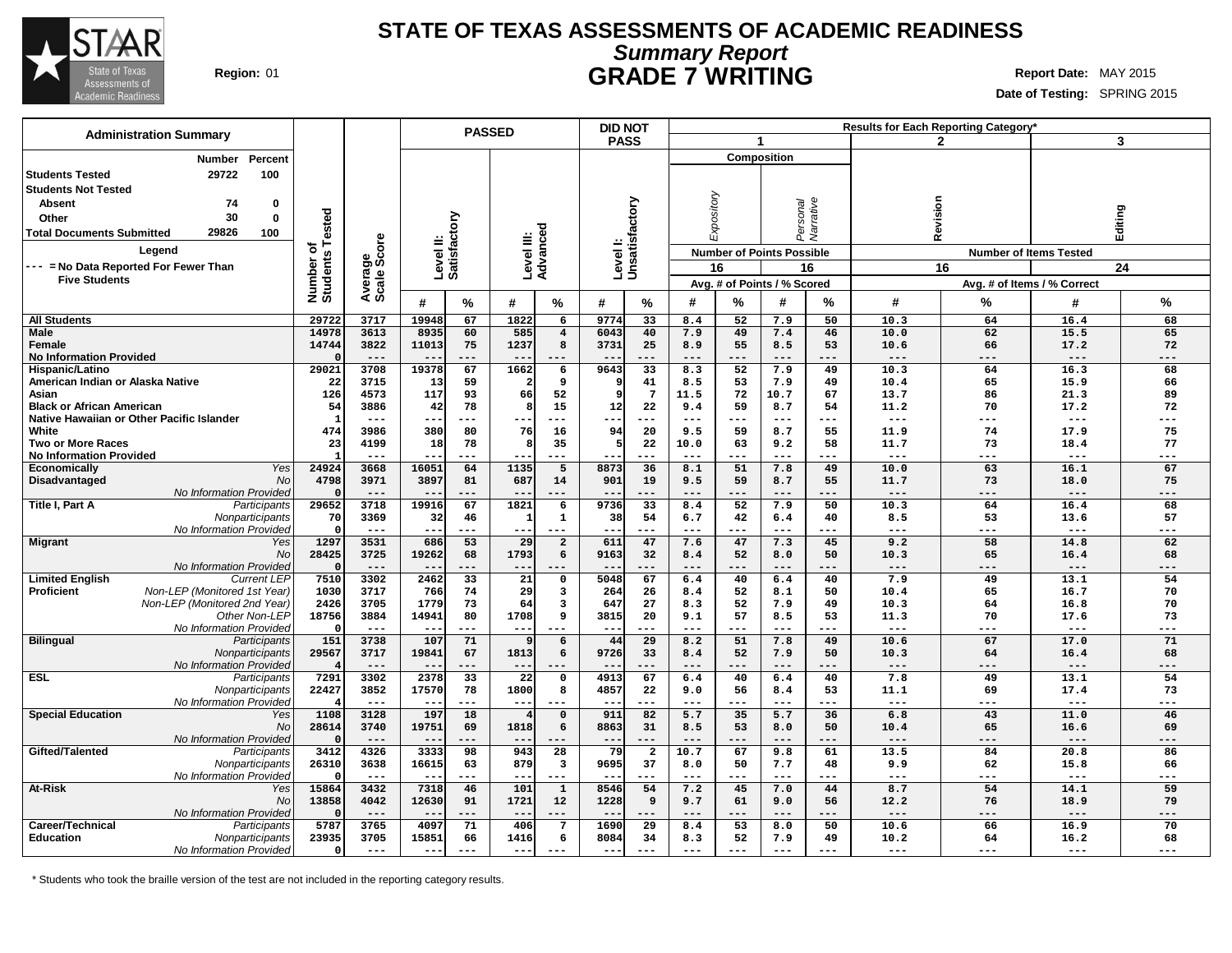# STATE OF TEXAS ASSESSMENTS OF ACADEMIC READINESS

## *Summary Report*

## GRADE 7 WRITING

**Region:** 01

**Report Date:** MAY 2015

**Date of Testing:** SPRING 2015

| Administration Summary | Number | Percent |
|---|---|---|
| Students Tested | 29722 | 100 |
| Students Not Tested | | |
| Absent | 74 | 0 |
| Other | 30 | 0 |
| Total Documents Submitted | 29826 | 100 |

Legend: --- = No Data Reported For Fewer Than Five Students

| Group | | Number of Students Tested | Average Scale Score | PASSED Level II: Satisfactory # | Level II: Satisfactory % | Level III: Advanced # | Level III: Advanced % | DID NOT PASS Level I: Unsatisfactory # | Level I: Unsatisfactory % | 1 Composition: Expository (16) Avg. # | Expository % | Personal Narrative (16) Avg. # | Personal Narrative % | 2 Revision (16) Avg. # | Revision % | 3 Editing (24) Avg. # | Editing % |
|---|---|---|---|---|---|---|---|---|---|---|---|---|---|---|---|---|---|
| All Students | | 29722 | 3717 | 19948 | 67 | 1822 | 6 | 9774 | 33 | 8.4 | 52 | 7.9 | 50 | 10.3 | 64 | 16.4 | 68 |
| Male | | 14978 | 3613 | 8935 | 60 | 585 | 4 | 6043 | 40 | 7.9 | 49 | 7.4 | 46 | 10.0 | 62 | 15.5 | 65 |
| Female | | 14744 | 3822 | 11013 | 75 | 1237 | 8 | 3731 | 25 | 8.9 | 55 | 8.5 | 53 | 10.6 | 66 | 17.2 | 72 |
| No Information Provided | | 0 | --- | --- | --- | --- | --- | --- | --- | --- | --- | --- | --- | --- | --- | --- | --- |
| Hispanic/Latino | | 29021 | 3708 | 19378 | 67 | 1662 | 6 | 9643 | 33 | 8.3 | 52 | 7.9 | 49 | 10.3 | 64 | 16.3 | 68 |
| American Indian or Alaska Native | | 22 | 3715 | 13 | 59 | 2 | 9 | 9 | 41 | 8.5 | 53 | 7.9 | 49 | 10.4 | 65 | 15.9 | 66 |
| Asian | | 126 | 4573 | 117 | 93 | 66 | 52 | 9 | 7 | 11.5 | 72 | 10.7 | 67 | 13.7 | 86 | 21.3 | 89 |
| Black or African American | | 54 | 3886 | 42 | 78 | 8 | 15 | 12 | 22 | 9.4 | 59 | 8.7 | 54 | 11.2 | 70 | 17.2 | 72 |
| Native Hawaiian or Other Pacific Islander | | 1 | --- | --- | --- | --- | --- | --- | --- | --- | --- | --- | --- | --- | --- | --- | --- |
| White | | 474 | 3986 | 380 | 80 | 76 | 16 | 94 | 20 | 9.5 | 59 | 8.7 | 55 | 11.9 | 74 | 17.9 | 75 |
| Two or More Races | | 23 | 4199 | 18 | 78 | 8 | 35 | 5 | 22 | 10.0 | 63 | 9.2 | 58 | 11.7 | 73 | 18.4 | 77 |
| No Information Provided | | 1 | --- | --- | --- | --- | --- | --- | --- | --- | --- | --- | --- | --- | --- | --- | --- |
| Economically Disadvantaged | Yes | 24924 | 3668 | 16051 | 64 | 1135 | 5 | 8873 | 36 | 8.1 | 51 | 7.8 | 49 | 10.0 | 63 | 16.1 | 67 |
| | No | 4798 | 3971 | 3897 | 81 | 687 | 14 | 901 | 19 | 9.5 | 59 | 8.7 | 55 | 11.7 | 73 | 18.0 | 75 |
| | No Information Provided | 0 | --- | --- | --- | --- | --- | --- | --- | --- | --- | --- | --- | --- | --- | --- | --- |
| Title I, Part A | Participants | 29652 | 3718 | 19916 | 67 | 1821 | 6 | 9736 | 33 | 8.4 | 52 | 7.9 | 50 | 10.3 | 64 | 16.4 | 68 |
| | Nonparticipants | 70 | 3369 | 32 | 46 | 1 | 1 | 38 | 54 | 6.7 | 42 | 6.4 | 40 | 8.5 | 53 | 13.6 | 57 |
| | No Information Provided | 0 | --- | --- | --- | --- | --- | --- | --- | --- | --- | --- | --- | --- | --- | --- | --- |
| Migrant | Yes | 1297 | 3531 | 686 | 53 | 29 | 2 | 611 | 47 | 7.6 | 47 | 7.3 | 45 | 9.2 | 58 | 14.8 | 62 |
| | No | 28425 | 3725 | 19262 | 68 | 1793 | 6 | 9163 | 32 | 8.4 | 52 | 8.0 | 50 | 10.3 | 65 | 16.4 | 68 |
| | No Information Provided | 0 | --- | --- | --- | --- | --- | --- | --- | --- | --- | --- | --- | --- | --- | --- | --- |
| Limited English Proficient | Current LEP | 7510 | 3302 | 2462 | 33 | 21 | 0 | 5048 | 67 | 6.4 | 40 | 6.4 | 40 | 7.9 | 49 | 13.1 | 54 |
| | Non-LEP (Monitored 1st Year) | 1030 | 3717 | 766 | 74 | 29 | 3 | 264 | 26 | 8.4 | 52 | 8.1 | 50 | 10.4 | 65 | 16.7 | 70 |
| | Non-LEP (Monitored 2nd Year) | 2426 | 3705 | 1779 | 73 | 64 | 3 | 647 | 27 | 8.3 | 52 | 7.9 | 49 | 10.3 | 64 | 16.8 | 70 |
| | Other Non-LEP | 18756 | 3884 | 14941 | 80 | 1708 | 9 | 3815 | 20 | 9.1 | 57 | 8.5 | 53 | 11.3 | 70 | 17.6 | 73 |
| | No Information Provided | 0 | --- | --- | --- | --- | --- | --- | --- | --- | --- | --- | --- | --- | --- | --- | --- |
| Bilingual | Participants | 151 | 3738 | 107 | 71 | 9 | 6 | 44 | 29 | 8.2 | 51 | 7.8 | 49 | 10.6 | 67 | 17.0 | 71 |
| | Nonparticipants | 29567 | 3717 | 19841 | 67 | 1813 | 6 | 9726 | 33 | 8.4 | 52 | 7.9 | 50 | 10.3 | 64 | 16.4 | 68 |
| | No Information Provided | 4 | --- | --- | --- | --- | --- | --- | --- | --- | --- | --- | --- | --- | --- | --- | --- |
| ESL | Participants | 7291 | 3302 | 2378 | 33 | 22 | 0 | 4913 | 67 | 6.4 | 40 | 6.4 | 40 | 7.8 | 49 | 13.1 | 54 |
| | Nonparticipants | 22427 | 3852 | 17570 | 78 | 1800 | 8 | 4857 | 22 | 9.0 | 56 | 8.4 | 53 | 11.1 | 69 | 17.4 | 73 |
| | No Information Provided | 4 | --- | --- | --- | --- | --- | --- | --- | --- | --- | --- | --- | --- | --- | --- | --- |
| Special Education | Yes | 1108 | 3128 | 197 | 18 | 4 | 0 | 911 | 82 | 5.7 | 35 | 5.7 | 36 | 6.8 | 43 | 11.0 | 46 |
| | No | 28614 | 3740 | 19751 | 69 | 1818 | 6 | 8863 | 31 | 8.5 | 53 | 8.0 | 50 | 10.4 | 65 | 16.6 | 69 |
| | No Information Provided | 0 | --- | --- | --- | --- | --- | --- | --- | --- | --- | --- | --- | --- | --- | --- | --- |
| Gifted/Talented | Participants | 3412 | 4326 | 3333 | 98 | 943 | 28 | 79 | 2 | 10.7 | 67 | 9.8 | 61 | 13.5 | 84 | 20.8 | 86 |
| | Nonparticipants | 26310 | 3638 | 16615 | 63 | 879 | 3 | 9695 | 37 | 8.0 | 50 | 7.7 | 48 | 9.9 | 62 | 15.8 | 66 |
| | No Information Provided | 0 | --- | --- | --- | --- | --- | --- | --- | --- | --- | --- | --- | --- | --- | --- | --- |
| At-Risk | Yes | 15864 | 3432 | 7318 | 46 | 101 | 1 | 8546 | 54 | 7.2 | 45 | 7.0 | 44 | 8.7 | 54 | 14.1 | 59 |
| | No | 13858 | 4042 | 12630 | 91 | 1721 | 12 | 1228 | 9 | 9.7 | 61 | 9.0 | 56 | 12.2 | 76 | 18.9 | 79 |
| | No Information Provided | 0 | --- | --- | --- | --- | --- | --- | --- | --- | --- | --- | --- | --- | --- | --- | --- |
| Career/Technical Education | Participants | 5787 | 3765 | 4097 | 71 | 406 | 7 | 1690 | 29 | 8.4 | 53 | 8.0 | 50 | 10.6 | 66 | 16.9 | 70 |
| | Nonparticipants | 23935 | 3705 | 15851 | 66 | 1416 | 6 | 8084 | 34 | 8.3 | 52 | 7.9 | 49 | 10.2 | 64 | 16.2 | 68 |
| | No Information Provided | 0 | --- | --- | --- | --- | --- | --- | --- | --- | --- | --- | --- | --- | --- | --- | --- |

\* Students who took the braille version of the test are not included in the reporting category results.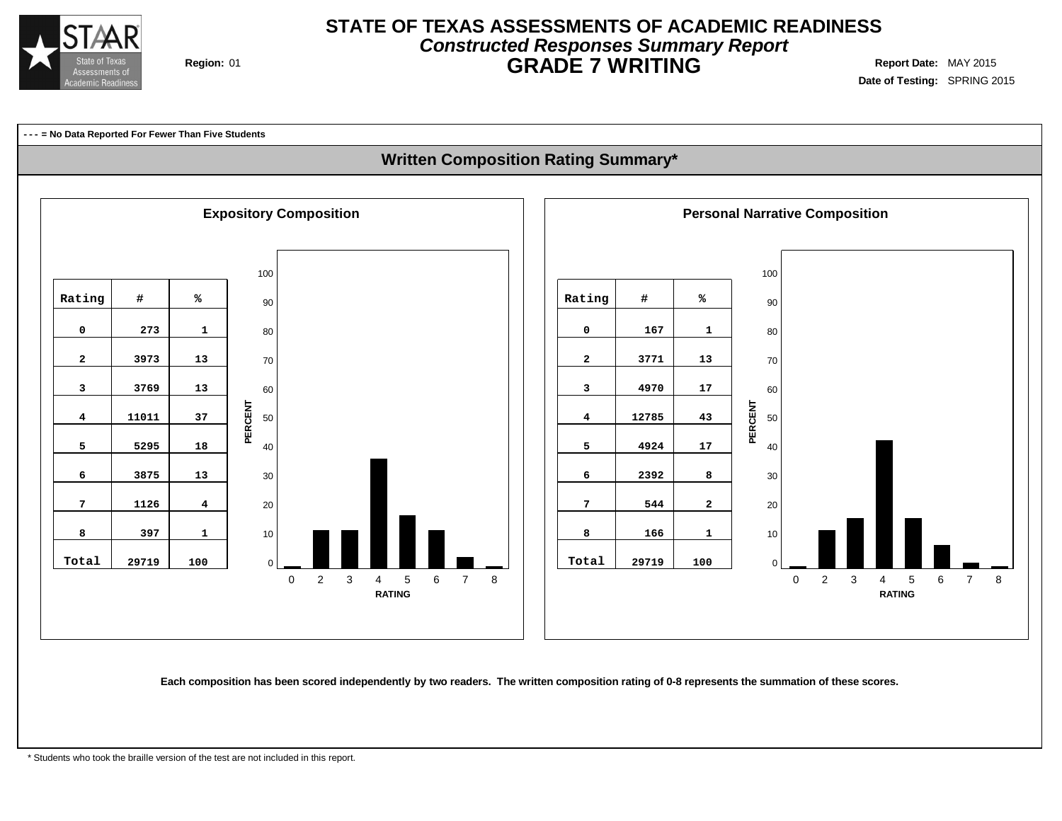# STATE OF TEXAS ASSESSMENTS OF ACADEMIC READINESS

## *Constructed Responses Summary Report*

## GRADE 7 WRITING

**Region:** 01

**Report Date:** MAY 2015
**Date of Testing:** SPRING 2015

**- - - = No Data Reported For Fewer Than Five Students**

## Written Composition Rating Summary*

### Expository Composition

| Rating | # | % |
|---|---|---|
| 0 | 273 | 1 |
| 2 | 3973 | 13 |
| 3 | 3769 | 13 |
| 4 | 11011 | 37 |
| 5 | 5295 | 18 |
| 6 | 3875 | 13 |
| 7 | 1126 | 4 |
| 8 | 397 | 1 |
| Total | 29719 | 100 |

### Personal Narrative Composition

| Rating | # | % |
|---|---|---|
| 0 | 167 | 1 |
| 2 | 3771 | 13 |
| 3 | 4970 | 17 |
| 4 | 12785 | 43 |
| 5 | 4924 | 17 |
| 6 | 2392 | 8 |
| 7 | 544 | 2 |
| 8 | 166 | 1 |
| Total | 29719 | 100 |

**Each composition has been scored independently by two readers. The written composition rating of 0-8 represents the summation of these scores.**

* Students who took the braille version of the test are not included in this report.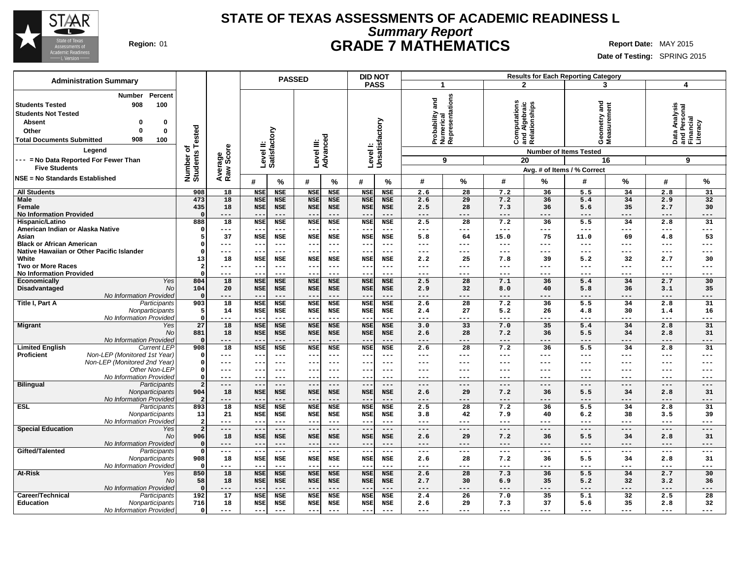# STATE OF TEXAS ASSESSMENTS OF ACADEMIC READINESS L

## *Summary Report*

## GRADE 7 MATHEMATICS

**Region:** 01

**Report Date:** MAY 2015

**Date of Testing:** SPRING 2015

| Administration Summary | Number | Percent |
|---|---|---|
| Students Tested | 908 | 100 |
| Students Not Tested | | |
| Absent | 0 | 0 |
| Other | 0 | 0 |
| Total Documents Submitted | 908 | 100 |

**Legend**

--- = No Data Reported For Fewer Than Five Students

NSE = No Standards Established

| | | Number of Students Tested | Average Raw Score | PASSED Level II: Satisfactory # | PASSED Level II: Satisfactory % | PASSED Level III: Advanced # | PASSED Level III: Advanced % | DID NOT PASS Level I: Unsatisfactory # | DID NOT PASS Level I: Unsatisfactory % | 1 Probability and Numerical Representations (9 items) # | 1 % | 2 Computations and Algebraic Relationships (20 items) # | 2 % | 3 Geometry and Measurement (16 items) # | 3 % | 4 Data Analysis and Personal Financial Literacy (9 items) # | 4 % |
|---|---|---|---|---|---|---|---|---|---|---|---|---|---|---|---|---|---|
| **All Students** | | 908 | 18 | NSE | NSE | NSE | NSE | NSE | NSE | 2.6 | 28 | 7.2 | 36 | 5.5 | 34 | 2.8 | 31 |
| **Male** | | 473 | 18 | NSE | NSE | NSE | NSE | NSE | NSE | 2.6 | 29 | 7.2 | 36 | 5.4 | 34 | 2.9 | 32 |
| **Female** | | 435 | 18 | NSE | NSE | NSE | NSE | NSE | NSE | 2.5 | 28 | 7.3 | 36 | 5.6 | 35 | 2.7 | 30 |
| **No Information Provided** | | 0 | --- | --- | --- | --- | --- | --- | --- | --- | --- | --- | --- | --- | --- | --- | --- |
| **Hispanic/Latino** | | 888 | 18 | NSE | NSE | NSE | NSE | NSE | NSE | 2.5 | 28 | 7.2 | 36 | 5.5 | 34 | 2.8 | 31 |
| **American Indian or Alaska Native** | | 0 | --- | --- | --- | --- | --- | --- | --- | --- | --- | --- | --- | --- | --- | --- | --- |
| **Asian** | | 5 | 37 | NSE | NSE | NSE | NSE | NSE | NSE | 5.8 | 64 | 15.0 | 75 | 11.0 | 69 | 4.8 | 53 |
| **Black or African American** | | 0 | --- | --- | --- | --- | --- | --- | --- | --- | --- | --- | --- | --- | --- | --- | --- |
| **Native Hawaiian or Other Pacific Islander** | | 0 | --- | --- | --- | --- | --- | --- | --- | --- | --- | --- | --- | --- | --- | --- | --- |
| **White** | | 13 | 18 | NSE | NSE | NSE | NSE | NSE | NSE | 2.2 | 25 | 7.8 | 39 | 5.2 | 32 | 2.7 | 30 |
| **Two or More Races** | | 2 | --- | --- | --- | --- | --- | --- | --- | --- | --- | --- | --- | --- | --- | --- | --- |
| **No Information Provided** | | 0 | --- | --- | --- | --- | --- | --- | --- | --- | --- | --- | --- | --- | --- | --- | --- |
| **Economically Disadvantaged** | *Yes* | 804 | 18 | NSE | NSE | NSE | NSE | NSE | NSE | 2.5 | 28 | 7.1 | 36 | 5.4 | 34 | 2.7 | 30 |
| | *No* | 104 | 20 | NSE | NSE | NSE | NSE | NSE | NSE | 2.9 | 32 | 8.0 | 40 | 5.8 | 36 | 3.1 | 35 |
| | *No Information Provided* | 0 | --- | --- | --- | --- | --- | --- | --- | --- | --- | --- | --- | --- | --- | --- | --- |
| **Title I, Part A** | *Participants* | 903 | 18 | NSE | NSE | NSE | NSE | NSE | NSE | 2.6 | 28 | 7.2 | 36 | 5.5 | 34 | 2.8 | 31 |
| | *Nonparticipants* | 5 | 14 | NSE | NSE | NSE | NSE | NSE | NSE | 2.4 | 27 | 5.2 | 26 | 4.8 | 30 | 1.4 | 16 |
| | *No Information Provided* | 0 | --- | --- | --- | --- | --- | --- | --- | --- | --- | --- | --- | --- | --- | --- | --- |
| **Migrant** | *Yes* | 27 | 18 | NSE | NSE | NSE | NSE | NSE | NSE | 3.0 | 33 | 7.0 | 35 | 5.4 | 34 | 2.8 | 31 |
| | *No* | 881 | 18 | NSE | NSE | NSE | NSE | NSE | NSE | 2.6 | 28 | 7.2 | 36 | 5.5 | 34 | 2.8 | 31 |
| | *No Information Provided* | 0 | --- | --- | --- | --- | --- | --- | --- | --- | --- | --- | --- | --- | --- | --- | --- |
| **Limited English Proficient** | *Current LEP* | 908 | 18 | NSE | NSE | NSE | NSE | NSE | NSE | 2.6 | 28 | 7.2 | 36 | 5.5 | 34 | 2.8 | 31 |
| | *Non-LEP (Monitored 1st Year)* | 0 | --- | --- | --- | --- | --- | --- | --- | --- | --- | --- | --- | --- | --- | --- | --- |
| | *Non-LEP (Monitored 2nd Year)* | 0 | --- | --- | --- | --- | --- | --- | --- | --- | --- | --- | --- | --- | --- | --- | --- |
| | *Other Non-LEP* | 0 | --- | --- | --- | --- | --- | --- | --- | --- | --- | --- | --- | --- | --- | --- | --- |
| | *No Information Provided* | 0 | --- | --- | --- | --- | --- | --- | --- | --- | --- | --- | --- | --- | --- | --- | --- |
| **Bilingual** | *Participants* | 2 | --- | --- | --- | --- | --- | --- | --- | --- | --- | --- | --- | --- | --- | --- | --- |
| | *Nonparticipants* | 904 | 18 | NSE | NSE | NSE | NSE | NSE | NSE | 2.6 | 29 | 7.2 | 36 | 5.5 | 34 | 2.8 | 31 |
| | *No Information Provided* | 2 | --- | --- | --- | --- | --- | --- | --- | --- | --- | --- | --- | --- | --- | --- | --- |
| **ESL** | *Participants* | 893 | 18 | NSE | NSE | NSE | NSE | NSE | NSE | 2.5 | 28 | 7.2 | 36 | 5.5 | 34 | 2.8 | 31 |
| | *Nonparticipants* | 13 | 21 | NSE | NSE | NSE | NSE | NSE | NSE | 3.8 | 42 | 7.9 | 40 | 6.2 | 38 | 3.5 | 39 |
| | *No Information Provided* | 2 | --- | --- | --- | --- | --- | --- | --- | --- | --- | --- | --- | --- | --- | --- | --- |
| **Special Education** | *Yes* | 2 | --- | --- | --- | --- | --- | --- | --- | --- | --- | --- | --- | --- | --- | --- | --- |
| | *No* | 906 | 18 | NSE | NSE | NSE | NSE | NSE | NSE | 2.6 | 29 | 7.2 | 36 | 5.5 | 34 | 2.8 | 31 |
| | *No Information Provided* | 0 | --- | --- | --- | --- | --- | --- | --- | --- | --- | --- | --- | --- | --- | --- | --- |
| **Gifted/Talented** | *Participants* | 0 | --- | --- | --- | --- | --- | --- | --- | --- | --- | --- | --- | --- | --- | --- | --- |
| | *Nonparticipants* | 908 | 18 | NSE | NSE | NSE | NSE | NSE | NSE | 2.6 | 28 | 7.2 | 36 | 5.5 | 34 | 2.8 | 31 |
| | *No Information Provided* | 0 | --- | --- | --- | --- | --- | --- | --- | --- | --- | --- | --- | --- | --- | --- | --- |
| **At-Risk** | *Yes* | 850 | 18 | NSE | NSE | NSE | NSE | NSE | NSE | 2.6 | 28 | 7.3 | 36 | 5.5 | 34 | 2.7 | 30 |
| | *No* | 58 | 18 | NSE | NSE | NSE | NSE | NSE | NSE | 2.7 | 30 | 6.9 | 35 | 5.2 | 32 | 3.2 | 36 |
| | *No Information Provided* | 0 | --- | --- | --- | --- | --- | --- | --- | --- | --- | --- | --- | --- | --- | --- | --- |
| **Career/Technical Education** | *Participants* | 192 | 17 | NSE | NSE | NSE | NSE | NSE | NSE | 2.4 | 26 | 7.0 | 35 | 5.1 | 32 | 2.5 | 28 |
| | *Nonparticipants* | 716 | 18 | NSE | NSE | NSE | NSE | NSE | NSE | 2.6 | 29 | 7.3 | 37 | 5.6 | 35 | 2.8 | 32 |
| | *No Information Provided* | 0 | --- | --- | --- | --- | --- | --- | --- | --- | --- | --- | --- | --- | --- | --- | --- |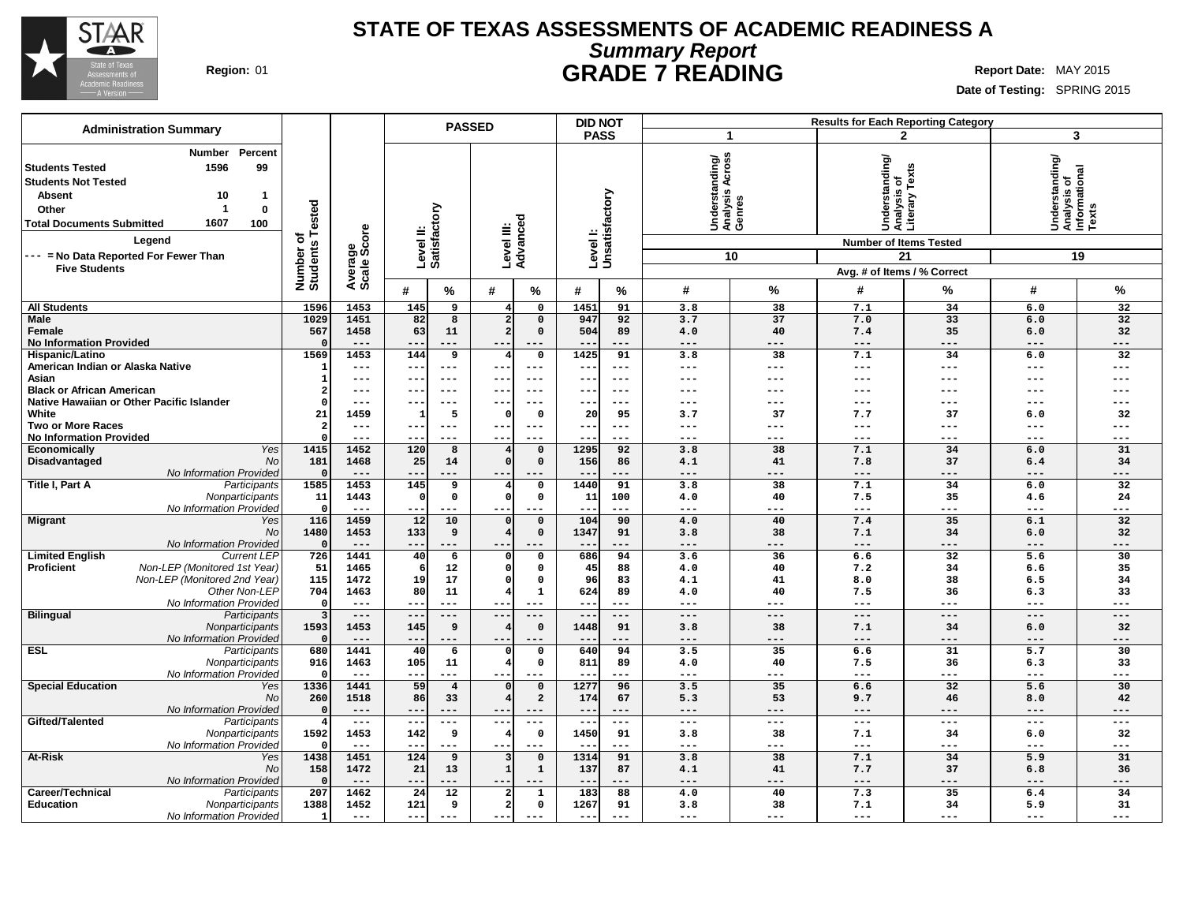# STATE OF TEXAS ASSESSMENTS OF ACADEMIC READINESS A

## *Summary Report*

## GRADE 7 READING

**Region:** 01

**Report Date:** MAY 2015

**Date of Testing:** SPRING 2015

| Administration Summary | Number | Percent |
|---|---|---|
| **Students Tested** | 1596 | 99 |
| **Students Not Tested** | | |
| Absent | 10 | 1 |
| Other | 1 | 0 |
| **Total Documents Submitted** | 1607 | 100 |

**Legend**

--- = No Data Reported For Fewer Than Five Students

| | | Number of Students Tested | Average Scale Score | PASSED: Level II: Satisfactory # | Level II: Satisfactory % | PASSED: Level III: Advanced # | Level III: Advanced % | DID NOT PASS: Level I: Unsatisfactory # | Level I: Unsatisfactory % | 1: Understanding/ Analysis Across Genres (10 items) Avg. # Correct | 1: % Correct | 2: Understanding/ Analysis of Literary Texts (21 items) Avg. # Correct | 2: % Correct | 3: Understanding/ Analysis of Informational Texts (19 items) Avg. # Correct | 3: % Correct |
|---|---|---|---|---|---|---|---|---|---|---|---|---|---|---|---|
| **All Students** | | 1596 | 1453 | 145 | 9 | 4 | 0 | 1451 | 91 | 3.8 | 38 | 7.1 | 34 | 6.0 | 32 |
| **Male** | | 1029 | 1451 | 82 | 8 | 2 | 0 | 947 | 92 | 3.7 | 37 | 7.0 | 33 | 6.0 | 32 |
| **Female** | | 567 | 1458 | 63 | 11 | 2 | 0 | 504 | 89 | 4.0 | 40 | 7.4 | 35 | 6.0 | 32 |
| **No Information Provided** | | 0 | --- | --- | --- | --- | --- | --- | --- | --- | --- | --- | --- | --- | --- |
| **Hispanic/Latino** | | 1569 | 1453 | 144 | 9 | 4 | 0 | 1425 | 91 | 3.8 | 38 | 7.1 | 34 | 6.0 | 32 |
| **American Indian or Alaska Native** | | 1 | --- | --- | --- | --- | --- | --- | --- | --- | --- | --- | --- | --- | --- |
| **Asian** | | 1 | --- | --- | --- | --- | --- | --- | --- | --- | --- | --- | --- | --- | --- |
| **Black or African American** | | 2 | --- | --- | --- | --- | --- | --- | --- | --- | --- | --- | --- | --- | --- |
| **Native Hawaiian or Other Pacific Islander** | | 0 | --- | --- | --- | --- | --- | --- | --- | --- | --- | --- | --- | --- | --- |
| **White** | | 21 | 1459 | 1 | 5 | 0 | 0 | 20 | 95 | 3.7 | 37 | 7.7 | 37 | 6.0 | 32 |
| **Two or More Races** | | 2 | --- | --- | --- | --- | --- | --- | --- | --- | --- | --- | --- | --- | --- |
| **No Information Provided** | | 0 | --- | --- | --- | --- | --- | --- | --- | --- | --- | --- | --- | --- | --- |
| **Economically Disadvantaged** | *Yes* | 1415 | 1452 | 120 | 8 | 4 | 0 | 1295 | 92 | 3.8 | 38 | 7.1 | 34 | 6.0 | 31 |
| | *No* | 181 | 1468 | 25 | 14 | 0 | 0 | 156 | 86 | 4.1 | 41 | 7.8 | 37 | 6.4 | 34 |
| | *No Information Provided* | 0 | --- | --- | --- | --- | --- | --- | --- | --- | --- | --- | --- | --- | --- |
| **Title I, Part A** | *Participants* | 1585 | 1453 | 145 | 9 | 4 | 0 | 1440 | 91 | 3.8 | 38 | 7.1 | 34 | 6.0 | 32 |
| | *Nonparticipants* | 11 | 1443 | 0 | 0 | 0 | 0 | 11 | 100 | 4.0 | 40 | 7.5 | 35 | 4.6 | 24 |
| | *No Information Provided* | 0 | --- | --- | --- | --- | --- | --- | --- | --- | --- | --- | --- | --- | --- |
| **Migrant** | *Yes* | 116 | 1459 | 12 | 10 | 0 | 0 | 104 | 90 | 4.0 | 40 | 7.4 | 35 | 6.1 | 32 |
| | *No* | 1480 | 1453 | 133 | 9 | 4 | 0 | 1347 | 91 | 3.8 | 38 | 7.1 | 34 | 6.0 | 32 |
| | *No Information Provided* | 0 | --- | --- | --- | --- | --- | --- | --- | --- | --- | --- | --- | --- | --- |
| **Limited English Proficient** | *Current LEP* | 726 | 1441 | 40 | 6 | 0 | 0 | 686 | 94 | 3.6 | 36 | 6.6 | 32 | 5.6 | 30 |
| | *Non-LEP (Monitored 1st Year)* | 51 | 1465 | 6 | 12 | 0 | 0 | 45 | 88 | 4.0 | 40 | 7.2 | 34 | 6.6 | 35 |
| | *Non-LEP (Monitored 2nd Year)* | 115 | 1472 | 19 | 17 | 0 | 0 | 96 | 83 | 4.1 | 41 | 8.0 | 38 | 6.5 | 34 |
| | *Other Non-LEP* | 704 | 1463 | 80 | 11 | 4 | 1 | 624 | 89 | 4.0 | 40 | 7.5 | 36 | 6.3 | 33 |
| | *No Information Provided* | 0 | --- | --- | --- | --- | --- | --- | --- | --- | --- | --- | --- | --- | --- |
| **Bilingual** | *Participants* | 3 | --- | --- | --- | --- | --- | --- | --- | --- | --- | --- | --- | --- | --- |
| | *Nonparticipants* | 1593 | 1453 | 145 | 9 | 4 | 0 | 1448 | 91 | 3.8 | 38 | 7.1 | 34 | 6.0 | 32 |
| | *No Information Provided* | 0 | --- | --- | --- | --- | --- | --- | --- | --- | --- | --- | --- | --- | --- |
| **ESL** | *Participants* | 680 | 1441 | 40 | 6 | 0 | 0 | 640 | 94 | 3.5 | 35 | 6.6 | 31 | 5.7 | 30 |
| | *Nonparticipants* | 916 | 1463 | 105 | 11 | 4 | 0 | 811 | 89 | 4.0 | 40 | 7.5 | 36 | 6.3 | 33 |
| | *No Information Provided* | 0 | --- | --- | --- | --- | --- | --- | --- | --- | --- | --- | --- | --- | --- |
| **Special Education** | *Yes* | 1336 | 1441 | 59 | 4 | 0 | 0 | 1277 | 96 | 3.5 | 35 | 6.6 | 32 | 5.6 | 30 |
| | *No* | 260 | 1518 | 86 | 33 | 4 | 2 | 174 | 67 | 5.3 | 53 | 9.7 | 46 | 8.0 | 42 |
| | *No Information Provided* | 0 | --- | --- | --- | --- | --- | --- | --- | --- | --- | --- | --- | --- | --- |
| **Gifted/Talented** | *Participants* | 4 | --- | --- | --- | --- | --- | --- | --- | --- | --- | --- | --- | --- | --- |
| | *Nonparticipants* | 1592 | 1453 | 142 | 9 | 4 | 0 | 1450 | 91 | 3.8 | 38 | 7.1 | 34 | 6.0 | 32 |
| | *No Information Provided* | 0 | --- | --- | --- | --- | --- | --- | --- | --- | --- | --- | --- | --- | --- |
| **At-Risk** | *Yes* | 1438 | 1451 | 124 | 9 | 3 | 0 | 1314 | 91 | 3.8 | 38 | 7.1 | 34 | 5.9 | 31 |
| | *No* | 158 | 1472 | 21 | 13 | 1 | 1 | 137 | 87 | 4.1 | 41 | 7.7 | 37 | 6.8 | 36 |
| | *No Information Provided* | 0 | --- | --- | --- | --- | --- | --- | --- | --- | --- | --- | --- | --- | --- |
| **Career/Technical Education** | *Participants* | 207 | 1462 | 24 | 12 | 2 | 1 | 183 | 88 | 4.0 | 40 | 7.3 | 35 | 6.4 | 34 |
| | *Nonparticipants* | 1388 | 1452 | 121 | 9 | 2 | 0 | 1267 | 91 | 3.8 | 38 | 7.1 | 34 | 5.9 | 31 |
| | *No Information Provided* | 1 | --- | --- | --- | --- | --- | --- | --- | --- | --- | --- | --- | --- | --- |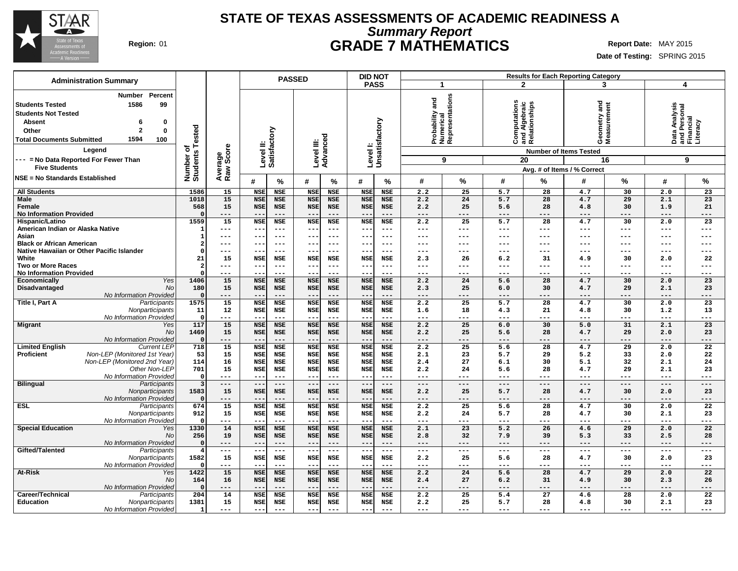# STATE OF TEXAS ASSESSMENTS OF ACADEMIC READINESS A

## *Summary Report*

## GRADE 7 MATHEMATICS

**Region:** 01

**Report Date:** MAY 2015

**Date of Testing:** SPRING 2015

**Administration Summary**

| | Number | Percent |
|---|---|---|
| Students Tested | 1586 | 99 |
| Students Not Tested | | |
| Absent | 6 | 0 |
| Other | 2 | 0 |
| Total Documents Submitted | 1594 | 100 |

**Legend**

--- = No Data Reported For Fewer Than Five Students

NSE = No Standards Established

Results for Each Reporting Category: 1 = Probability and Numerical Representations (9 items tested); 2 = Computations and Algebraic Relationships (20 items tested); 3 = Geometry and Measurement (16 items tested); 4 = Data Analysis and Personal Financial Literacy (9 items tested). Avg. # of Items / % Correct.

| Group | Subgroup | Number of Students Tested | Average Raw Score | PASSED Level II: Satisfactory # | Level II: Satisfactory % | Level III: Advanced # | Level III: Advanced % | DID NOT PASS Level I: Unsatisfactory # | Level I: Unsatisfactory % | Cat. 1 # | Cat. 1 % | Cat. 2 # | Cat. 2 % | Cat. 3 # | Cat. 3 % | Cat. 4 # | Cat. 4 % |
|---|---|---|---|---|---|---|---|---|---|---|---|---|---|---|---|---|---|
| All Students | | 1586 | 15 | NSE | NSE | NSE | NSE | NSE | NSE | 2.2 | 25 | 5.7 | 28 | 4.7 | 30 | 2.0 | 23 |
| Male | | 1018 | 15 | NSE | NSE | NSE | NSE | NSE | NSE | 2.2 | 24 | 5.7 | 28 | 4.7 | 29 | 2.1 | 23 |
| Female | | 568 | 15 | NSE | NSE | NSE | NSE | NSE | NSE | 2.2 | 25 | 5.6 | 28 | 4.8 | 30 | 1.9 | 21 |
| No Information Provided | | 0 | --- | --- | --- | --- | --- | --- | --- | --- | --- | --- | --- | --- | --- | --- | --- |
| Hispanic/Latino | | 1559 | 15 | NSE | NSE | NSE | NSE | NSE | NSE | 2.2 | 25 | 5.7 | 28 | 4.7 | 30 | 2.0 | 23 |
| American Indian or Alaska Native | | 1 | --- | --- | --- | --- | --- | --- | --- | --- | --- | --- | --- | --- | --- | --- | --- |
| Asian | | 1 | --- | --- | --- | --- | --- | --- | --- | --- | --- | --- | --- | --- | --- | --- | --- |
| Black or African American | | 2 | --- | --- | --- | --- | --- | --- | --- | --- | --- | --- | --- | --- | --- | --- | --- |
| Native Hawaiian or Other Pacific Islander | | 0 | --- | --- | --- | --- | --- | --- | --- | --- | --- | --- | --- | --- | --- | --- | --- |
| White | | 21 | 15 | NSE | NSE | NSE | NSE | NSE | NSE | 2.3 | 26 | 6.2 | 31 | 4.9 | 30 | 2.0 | 22 |
| Two or More Races | | 2 | --- | --- | --- | --- | --- | --- | --- | --- | --- | --- | --- | --- | --- | --- | --- |
| No Information Provided | | 0 | --- | --- | --- | --- | --- | --- | --- | --- | --- | --- | --- | --- | --- | --- | --- |
| Economically Disadvantaged | *Yes* | 1406 | 15 | NSE | NSE | NSE | NSE | NSE | NSE | 2.2 | 24 | 5.6 | 28 | 4.7 | 30 | 2.0 | 23 |
| | *No* | 180 | 15 | NSE | NSE | NSE | NSE | NSE | NSE | 2.3 | 25 | 6.0 | 30 | 4.7 | 29 | 2.1 | 23 |
| | *No Information Provided* | 0 | --- | --- | --- | --- | --- | --- | --- | --- | --- | --- | --- | --- | --- | --- | --- |
| Title I, Part A | *Participants* | 1575 | 15 | NSE | NSE | NSE | NSE | NSE | NSE | 2.2 | 25 | 5.7 | 28 | 4.7 | 30 | 2.0 | 23 |
| | *Nonparticipants* | 11 | 12 | NSE | NSE | NSE | NSE | NSE | NSE | 1.6 | 18 | 4.3 | 21 | 4.8 | 30 | 1.2 | 13 |
| | *No Information Provided* | 0 | --- | --- | --- | --- | --- | --- | --- | --- | --- | --- | --- | --- | --- | --- | --- |
| Migrant | *Yes* | 117 | 15 | NSE | NSE | NSE | NSE | NSE | NSE | 2.2 | 25 | 6.0 | 30 | 5.0 | 31 | 2.1 | 23 |
| | *No* | 1469 | 15 | NSE | NSE | NSE | NSE | NSE | NSE | 2.2 | 25 | 5.6 | 28 | 4.7 | 29 | 2.0 | 23 |
| | *No Information Provided* | 0 | --- | --- | --- | --- | --- | --- | --- | --- | --- | --- | --- | --- | --- | --- | --- |
| Limited English Proficient | *Current LEP* | 718 | 15 | NSE | NSE | NSE | NSE | NSE | NSE | 2.2 | 25 | 5.6 | 28 | 4.7 | 29 | 2.0 | 22 |
| | *Non-LEP (Monitored 1st Year)* | 53 | 15 | NSE | NSE | NSE | NSE | NSE | NSE | 2.1 | 23 | 5.7 | 29 | 5.2 | 33 | 2.0 | 22 |
| | *Non-LEP (Monitored 2nd Year)* | 114 | 16 | NSE | NSE | NSE | NSE | NSE | NSE | 2.4 | 27 | 6.1 | 30 | 5.1 | 32 | 2.1 | 24 |
| | *Other Non-LEP* | 701 | 15 | NSE | NSE | NSE | NSE | NSE | NSE | 2.2 | 24 | 5.6 | 28 | 4.7 | 29 | 2.1 | 23 |
| | *No Information Provided* | 0 | --- | --- | --- | --- | --- | --- | --- | --- | --- | --- | --- | --- | --- | --- | --- |
| Bilingual | *Participants* | 3 | --- | --- | --- | --- | --- | --- | --- | --- | --- | --- | --- | --- | --- | --- | --- |
| | *Nonparticipants* | 1583 | 15 | NSE | NSE | NSE | NSE | NSE | NSE | 2.2 | 25 | 5.7 | 28 | 4.7 | 30 | 2.0 | 23 |
| | *No Information Provided* | 0 | --- | --- | --- | --- | --- | --- | --- | --- | --- | --- | --- | --- | --- | --- | --- |
| ESL | *Participants* | 674 | 15 | NSE | NSE | NSE | NSE | NSE | NSE | 2.2 | 25 | 5.6 | 28 | 4.7 | 30 | 2.0 | 22 |
| | *Nonparticipants* | 912 | 15 | NSE | NSE | NSE | NSE | NSE | NSE | 2.2 | 24 | 5.7 | 28 | 4.7 | 30 | 2.1 | 23 |
| | *No Information Provided* | 0 | --- | --- | --- | --- | --- | --- | --- | --- | --- | --- | --- | --- | --- | --- | --- |
| Special Education | *Yes* | 1330 | 14 | NSE | NSE | NSE | NSE | NSE | NSE | 2.1 | 23 | 5.2 | 26 | 4.6 | 29 | 2.0 | 22 |
| | *No* | 256 | 19 | NSE | NSE | NSE | NSE | NSE | NSE | 2.8 | 32 | 7.9 | 39 | 5.3 | 33 | 2.5 | 28 |
| | *No Information Provided* | 0 | --- | --- | --- | --- | --- | --- | --- | --- | --- | --- | --- | --- | --- | --- | --- |
| Gifted/Talented | *Participants* | 4 | --- | --- | --- | --- | --- | --- | --- | --- | --- | --- | --- | --- | --- | --- | --- |
| | *Nonparticipants* | 1582 | 15 | NSE | NSE | NSE | NSE | NSE | NSE | 2.2 | 25 | 5.6 | 28 | 4.7 | 30 | 2.0 | 23 |
| | *No Information Provided* | 0 | --- | --- | --- | --- | --- | --- | --- | --- | --- | --- | --- | --- | --- | --- | --- |
| At-Risk | *Yes* | 1422 | 15 | NSE | NSE | NSE | NSE | NSE | NSE | 2.2 | 24 | 5.6 | 28 | 4.7 | 29 | 2.0 | 22 |
| | *No* | 164 | 16 | NSE | NSE | NSE | NSE | NSE | NSE | 2.4 | 27 | 6.2 | 31 | 4.9 | 30 | 2.3 | 26 |
| | *No Information Provided* | 0 | --- | --- | --- | --- | --- | --- | --- | --- | --- | --- | --- | --- | --- | --- | --- |
| Career/Technical Education | *Participants* | 204 | 14 | NSE | NSE | NSE | NSE | NSE | NSE | 2.2 | 25 | 5.4 | 27 | 4.6 | 28 | 2.0 | 22 |
| | *Nonparticipants* | 1381 | 15 | NSE | NSE | NSE | NSE | NSE | NSE | 2.2 | 25 | 5.7 | 28 | 4.8 | 30 | 2.1 | 23 |
| | *No Information Provided* | 1 | --- | --- | --- | --- | --- | --- | --- | --- | --- | --- | --- | --- | --- | --- | --- |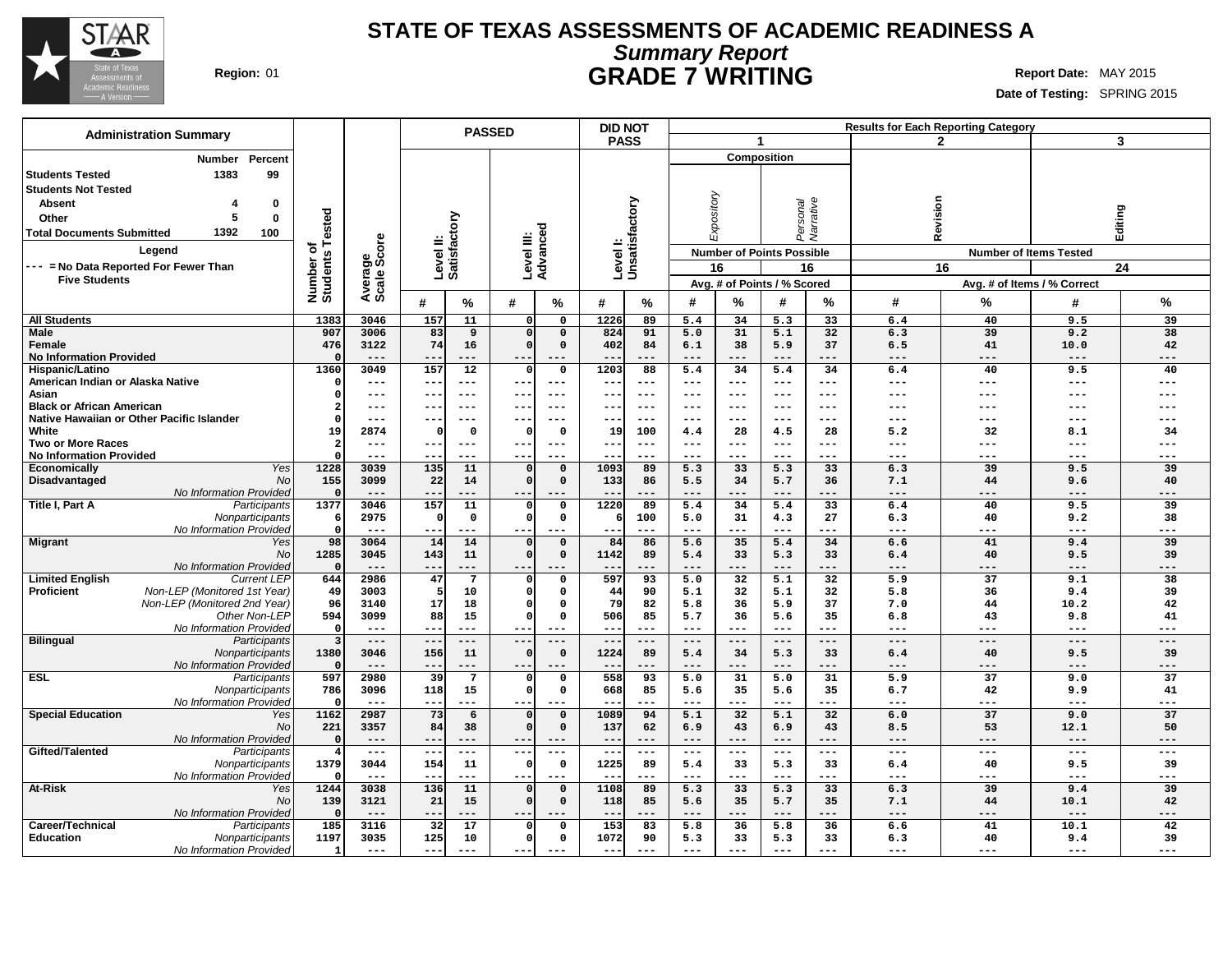# STATE OF TEXAS ASSESSMENTS OF ACADEMIC READINESS A

## *Summary Report*

## GRADE 7 WRITING

**Region:** 01

**Report Date:** MAY 2015

**Date of Testing:** SPRING 2015

| Administration Summary | Number | Percent |
|---|---|---|
| Students Tested | 1383 | 99 |
| Students Not Tested | | |
| Absent | 4 | 0 |
| Other | 5 | 0 |
| Total Documents Submitted | 1392 | 100 |

Legend

--- = No Data Reported For Fewer Than Five Students

| | | Number of Students Tested | Average Scale Score | PASSED Level II: Satisfactory # | PASSED Level II: Satisfactory % | PASSED Level III: Advanced # | PASSED Level III: Advanced % | DID NOT PASS Level I: Unsatisfactory # | DID NOT PASS Level I: Unsatisfactory % | 1 Composition Expository (16 points) # | 1 Composition Expository % | 1 Composition Personal Narrative (16 points) # | 1 Composition Personal Narrative % | 2 Revision (16 items) # | 2 Revision % | 3 Editing (24 items) # | 3 Editing % |
|---|---|---|---|---|---|---|---|---|---|---|---|---|---|---|---|---|---|
| All Students | | 1383 | 3046 | 157 | 11 | 0 | 0 | 1226 | 89 | 5.4 | 34 | 5.3 | 33 | 6.4 | 40 | 9.5 | 39 |
| Male | | 907 | 3006 | 83 | 9 | 0 | 0 | 824 | 91 | 5.0 | 31 | 5.1 | 32 | 6.3 | 39 | 9.2 | 38 |
| Female | | 476 | 3122 | 74 | 16 | 0 | 0 | 402 | 84 | 6.1 | 38 | 5.9 | 37 | 6.5 | 41 | 10.0 | 42 |
| No Information Provided | | 0 | --- | --- | --- | --- | --- | --- | --- | --- | --- | --- | --- | --- | --- | --- | --- |
| Hispanic/Latino | | 1360 | 3049 | 157 | 12 | 0 | 0 | 1203 | 88 | 5.4 | 34 | 5.4 | 34 | 6.4 | 40 | 9.5 | 40 |
| American Indian or Alaska Native | | 0 | --- | --- | --- | --- | --- | --- | --- | --- | --- | --- | --- | --- | --- | --- | --- |
| Asian | | 0 | --- | --- | --- | --- | --- | --- | --- | --- | --- | --- | --- | --- | --- | --- | --- |
| Black or African American | | 2 | --- | --- | --- | --- | --- | --- | --- | --- | --- | --- | --- | --- | --- | --- | --- |
| Native Hawaiian or Other Pacific Islander | | 0 | --- | --- | --- | --- | --- | --- | --- | --- | --- | --- | --- | --- | --- | --- | --- |
| White | | 19 | 2874 | 0 | 0 | 0 | 0 | 19 | 100 | 4.4 | 28 | 4.5 | 28 | 5.2 | 32 | 8.1 | 34 |
| Two or More Races | | 2 | --- | --- | --- | --- | --- | --- | --- | --- | --- | --- | --- | --- | --- | --- | --- |
| No Information Provided | | 0 | --- | --- | --- | --- | --- | --- | --- | --- | --- | --- | --- | --- | --- | --- | --- |
| Economically Disadvantaged | Yes | 1228 | 3039 | 135 | 11 | 0 | 0 | 1093 | 89 | 5.3 | 33 | 5.3 | 33 | 6.3 | 39 | 9.5 | 39 |
| | No | 155 | 3099 | 22 | 14 | 0 | 0 | 133 | 86 | 5.5 | 34 | 5.7 | 36 | 7.1 | 44 | 9.6 | 40 |
| | No Information Provided | 0 | --- | --- | --- | --- | --- | --- | --- | --- | --- | --- | --- | --- | --- | --- | --- |
| Title I, Part A | Participants | 1377 | 3046 | 157 | 11 | 0 | 0 | 1220 | 89 | 5.4 | 34 | 5.4 | 33 | 6.4 | 40 | 9.5 | 39 |
| | Nonparticipants | 6 | 2975 | 0 | 0 | 0 | 0 | 6 | 100 | 5.0 | 31 | 4.3 | 27 | 6.3 | 40 | 9.2 | 38 |
| | No Information Provided | 0 | --- | --- | --- | --- | --- | --- | --- | --- | --- | --- | --- | --- | --- | --- | --- |
| Migrant | Yes | 98 | 3064 | 14 | 14 | 0 | 0 | 84 | 86 | 5.6 | 35 | 5.4 | 34 | 6.6 | 41 | 9.4 | 39 |
| | No | 1285 | 3045 | 143 | 11 | 0 | 0 | 1142 | 89 | 5.4 | 33 | 5.3 | 33 | 6.4 | 40 | 9.5 | 39 |
| | No Information Provided | 0 | --- | --- | --- | --- | --- | --- | --- | --- | --- | --- | --- | --- | --- | --- | --- |
| Limited English Proficient | Current LEP | 644 | 2986 | 47 | 7 | 0 | 0 | 597 | 93 | 5.0 | 32 | 5.1 | 32 | 5.9 | 37 | 9.1 | 38 |
| | Non-LEP (Monitored 1st Year) | 49 | 3003 | 5 | 10 | 0 | 0 | 44 | 90 | 5.1 | 32 | 5.1 | 32 | 5.8 | 36 | 9.4 | 39 |
| | Non-LEP (Monitored 2nd Year) | 96 | 3140 | 17 | 18 | 0 | 0 | 79 | 82 | 5.8 | 36 | 5.9 | 37 | 7.0 | 44 | 10.2 | 42 |
| | Other Non-LEP | 594 | 3099 | 88 | 15 | 0 | 0 | 506 | 85 | 5.7 | 36 | 5.6 | 35 | 6.8 | 43 | 9.8 | 41 |
| | No Information Provided | 0 | --- | --- | --- | --- | --- | --- | --- | --- | --- | --- | --- | --- | --- | --- | --- |
| Bilingual | Participants | 3 | --- | --- | --- | --- | --- | --- | --- | --- | --- | --- | --- | --- | --- | --- | --- |
| | Nonparticipants | 1380 | 3046 | 156 | 11 | 0 | 0 | 1224 | 89 | 5.4 | 34 | 5.3 | 33 | 6.4 | 40 | 9.5 | 39 |
| | No Information Provided | 0 | --- | --- | --- | --- | --- | --- | --- | --- | --- | --- | --- | --- | --- | --- | --- |
| ESL | Participants | 597 | 2980 | 39 | 7 | 0 | 0 | 558 | 93 | 5.0 | 31 | 5.0 | 31 | 5.9 | 37 | 9.0 | 37 |
| | Nonparticipants | 786 | 3096 | 118 | 15 | 0 | 0 | 668 | 85 | 5.6 | 35 | 5.6 | 35 | 6.7 | 42 | 9.9 | 41 |
| | No Information Provided | 0 | --- | --- | --- | --- | --- | --- | --- | --- | --- | --- | --- | --- | --- | --- | --- |
| Special Education | Yes | 1162 | 2987 | 73 | 6 | 0 | 0 | 1089 | 94 | 5.1 | 32 | 5.1 | 32 | 6.0 | 37 | 9.0 | 37 |
| | No | 221 | 3357 | 84 | 38 | 0 | 0 | 137 | 62 | 6.9 | 43 | 6.9 | 43 | 8.5 | 53 | 12.1 | 50 |
| | No Information Provided | 0 | --- | --- | --- | --- | --- | --- | --- | --- | --- | --- | --- | --- | --- | --- | --- |
| Gifted/Talented | Participants | 4 | --- | --- | --- | --- | --- | --- | --- | --- | --- | --- | --- | --- | --- | --- | --- |
| | Nonparticipants | 1379 | 3044 | 154 | 11 | 0 | 0 | 1225 | 89 | 5.4 | 33 | 5.3 | 33 | 6.4 | 40 | 9.5 | 39 |
| | No Information Provided | 0 | --- | --- | --- | --- | --- | --- | --- | --- | --- | --- | --- | --- | --- | --- | --- |
| At-Risk | Yes | 1244 | 3038 | 136 | 11 | 0 | 0 | 1108 | 89 | 5.3 | 33 | 5.3 | 33 | 6.3 | 39 | 9.4 | 39 |
| | No | 139 | 3121 | 21 | 15 | 0 | 0 | 118 | 85 | 5.6 | 35 | 5.7 | 35 | 7.1 | 44 | 10.1 | 42 |
| | No Information Provided | 0 | --- | --- | --- | --- | --- | --- | --- | --- | --- | --- | --- | --- | --- | --- | --- |
| Career/Technical Education | Participants | 185 | 3116 | 32 | 17 | 0 | 0 | 153 | 83 | 5.8 | 36 | 5.8 | 36 | 6.6 | 41 | 10.1 | 42 |
| | Nonparticipants | 1197 | 3035 | 125 | 10 | 0 | 0 | 1072 | 90 | 5.3 | 33 | 5.3 | 33 | 6.3 | 40 | 9.4 | 39 |
| | No Information Provided | 1 | --- | --- | --- | --- | --- | --- | --- | --- | --- | --- | --- | --- | --- | --- | --- |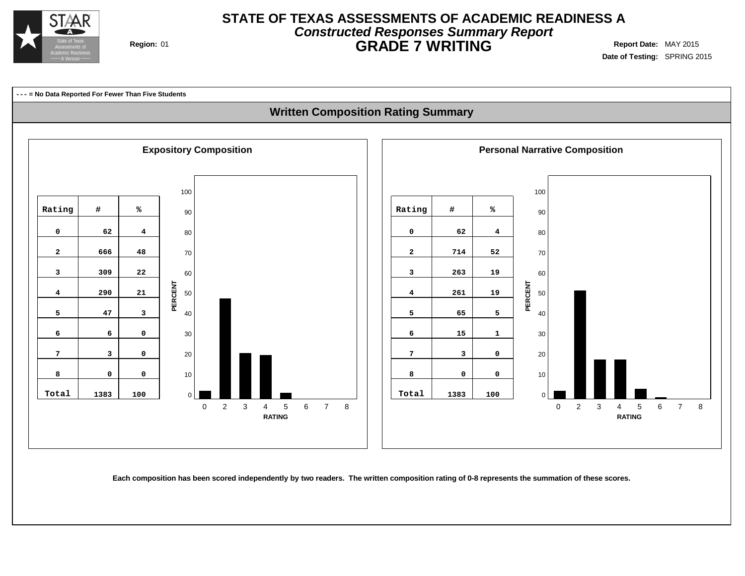# STATE OF TEXAS ASSESSMENTS OF ACADEMIC READINESS A

## *Constructed Responses Summary Report*

## GRADE 7 WRITING

**Region:** 01

**Report Date:** MAY 2015

**Date of Testing:** SPRING 2015

**- - - = No Data Reported For Fewer Than Five Students**

## Written Composition Rating Summary

### Expository Composition

| Rating | # | % |
|---|---|---|
| 0 | 62 | 4 |
| 2 | 666 | 48 |
| 3 | 309 | 22 |
| 4 | 290 | 21 |
| 5 | 47 | 3 |
| 6 | 6 | 0 |
| 7 | 3 | 0 |
| 8 | 0 | 0 |
| Total | 1383 | 100 |

### Personal Narrative Composition

| Rating | # | % |
|---|---|---|
| 0 | 62 | 4 |
| 2 | 714 | 52 |
| 3 | 263 | 19 |
| 4 | 261 | 19 |
| 5 | 65 | 5 |
| 6 | 15 | 1 |
| 7 | 3 | 0 |
| 8 | 0 | 0 |
| Total | 1383 | 100 |

**Each composition has been scored independently by two readers. The written composition rating of 0-8 represents the summation of these scores.**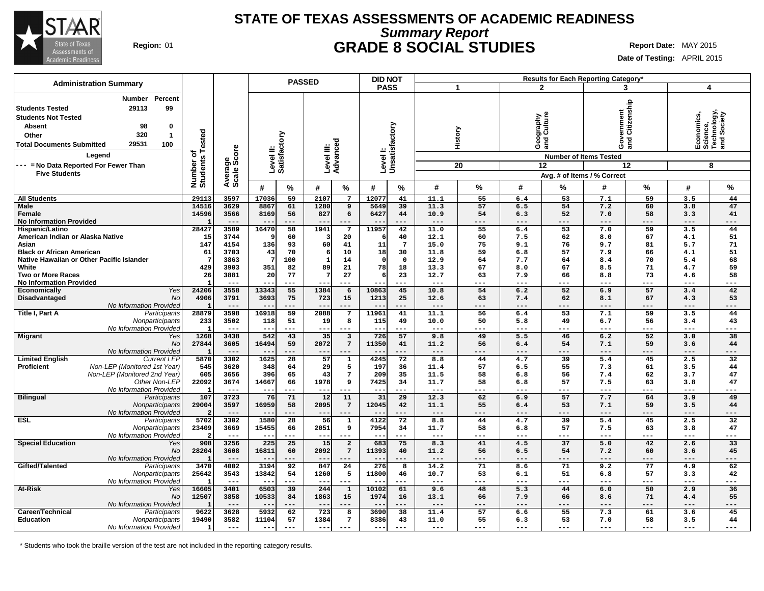# STATE OF TEXAS ASSESSMENTS OF ACADEMIC READINESS
## *Summary Report*
## GRADE 8 SOCIAL STUDIES

**Region:** 01

**Report Date:** MAY 2015
**Date of Testing:** APRIL 2015

**Administration Summary**

| | Number | Percent |
|---|---|---|
| Students Tested | 29113 | 99 |
| Students Not Tested | | |
| Absent | 98 | 0 |
| Other | 320 | 1 |
| Total Documents Submitted | 29531 | 100 |

**Legend**

--- = No Data Reported For Fewer Than Five Students

| | | Number of Students Tested | Average Scale Score | PASSED | | | | DID NOT PASS | | Results for Each Reporting Category* | | | | | | | |
|---|---|---|---|---|---|---|---|---|---|---|---|---|---|---|---|---|---|
| | | | | Level II: Satisfactory | | Level III: Advanced | | Level I: Unsatisfactory | | 1 History | | 2 Geography and Culture | | 3 Government and Citizenship | | 4 Economics, Science, Technology, and Society | |
| | | | | | | | | | | Number of Items Tested: 20 | | 12 | | 12 | | 8 | |
| | | | | | | | | | | Avg. # of Items / % Correct | | | | | | | |
| | | | | # | % | # | % | # | % | # | % | # | % | # | % | # | % |
| All Students | | 29113 | 3597 | 17036 | 59 | 2107 | 7 | 12077 | 41 | 11.1 | 55 | 6.4 | 53 | 7.1 | 59 | 3.5 | 44 |
| Male | | 14516 | 3629 | 8867 | 61 | 1280 | 9 | 5649 | 39 | 11.3 | 57 | 6.5 | 54 | 7.2 | 60 | 3.8 | 47 |
| Female | | 14596 | 3566 | 8169 | 56 | 827 | 6 | 6427 | 44 | 10.9 | 54 | 6.3 | 52 | 7.0 | 58 | 3.3 | 41 |
| No Information Provided | | 1 | --- | --- | --- | --- | --- | --- | --- | --- | --- | --- | --- | --- | --- | --- | --- |
| Hispanic/Latino | | 28427 | 3589 | 16470 | 58 | 1941 | 7 | 11957 | 42 | 11.0 | 55 | 6.4 | 53 | 7.0 | 59 | 3.5 | 44 |
| American Indian or Alaska Native | | 15 | 3744 | 9 | 60 | 3 | 20 | 6 | 40 | 12.1 | 60 | 7.5 | 62 | 8.0 | 67 | 4.1 | 51 |
| Asian | | 147 | 4154 | 136 | 93 | 60 | 41 | 11 | 7 | 15.0 | 75 | 9.1 | 76 | 9.7 | 81 | 5.7 | 71 |
| Black or African American | | 61 | 3703 | 43 | 70 | 6 | 10 | 18 | 30 | 11.8 | 59 | 6.8 | 57 | 7.9 | 66 | 4.1 | 51 |
| Native Hawaiian or Other Pacific Islander | | 7 | 3863 | 7 | 100 | 1 | 14 | 0 | 0 | 12.9 | 64 | 7.7 | 64 | 8.4 | 70 | 5.4 | 68 |
| White | | 429 | 3903 | 351 | 82 | 89 | 21 | 78 | 18 | 13.3 | 67 | 8.0 | 67 | 8.5 | 71 | 4.7 | 59 |
| Two or More Races | | 26 | 3881 | 20 | 77 | 7 | 27 | 6 | 23 | 12.7 | 63 | 7.9 | 66 | 8.8 | 73 | 4.6 | 58 |
| No Information Provided | | 1 | --- | --- | --- | --- | --- | --- | --- | --- | --- | --- | --- | --- | --- | --- | --- |
| Economically Disadvantaged | *Yes* | 24206 | 3558 | 13343 | 55 | 1384 | 6 | 10863 | 45 | 10.8 | 54 | 6.2 | 52 | 6.9 | 57 | 3.4 | 42 |
| | *No* | 4906 | 3791 | 3693 | 75 | 723 | 15 | 1213 | 25 | 12.6 | 63 | 7.4 | 62 | 8.1 | 67 | 4.3 | 53 |
| | *No Information Provided* | 1 | --- | --- | --- | --- | --- | --- | --- | --- | --- | --- | --- | --- | --- | --- | --- |
| Title I, Part A | *Participants* | 28879 | 3598 | 16918 | 59 | 2088 | 7 | 11961 | 41 | 11.1 | 56 | 6.4 | 53 | 7.1 | 59 | 3.5 | 44 |
| | *Nonparticipants* | 233 | 3502 | 118 | 51 | 19 | 8 | 115 | 49 | 10.0 | 50 | 5.8 | 49 | 6.7 | 56 | 3.4 | 43 |
| | *No Information Provided* | 1 | --- | --- | --- | --- | --- | --- | --- | --- | --- | --- | --- | --- | --- | --- | --- |
| Migrant | *Yes* | 1268 | 3438 | 542 | 43 | 35 | 3 | 726 | 57 | 9.8 | 49 | 5.5 | 46 | 6.2 | 52 | 3.0 | 38 |
| | *No* | 27844 | 3605 | 16494 | 59 | 2072 | 7 | 11350 | 41 | 11.2 | 56 | 6.4 | 54 | 7.1 | 59 | 3.6 | 44 |
| | *No Information Provided* | 1 | --- | --- | --- | --- | --- | --- | --- | --- | --- | --- | --- | --- | --- | --- | --- |
| Limited English Proficient | *Current LEP* | 5870 | 3302 | 1625 | 28 | 57 | 1 | 4245 | 72 | 8.8 | 44 | 4.7 | 39 | 5.4 | 45 | 2.5 | 32 |
| | *Non-LEP (Monitored 1st Year)* | 545 | 3620 | 348 | 64 | 29 | 5 | 197 | 36 | 11.4 | 57 | 6.5 | 55 | 7.3 | 61 | 3.5 | 44 |
| | *Non-LEP (Monitored 2nd Year)* | 605 | 3656 | 396 | 65 | 43 | 7 | 209 | 35 | 11.5 | 58 | 6.8 | 56 | 7.4 | 62 | 3.7 | 47 |
| | *Other Non-LEP* | 22092 | 3674 | 14667 | 66 | 1978 | 9 | 7425 | 34 | 11.7 | 58 | 6.8 | 57 | 7.5 | 63 | 3.8 | 47 |
| | *No Information Provided* | 1 | --- | --- | --- | --- | --- | --- | --- | --- | --- | --- | --- | --- | --- | --- | --- |
| Bilingual | *Participants* | 107 | 3723 | 76 | 71 | 12 | 11 | 31 | 29 | 12.3 | 62 | 6.9 | 57 | 7.7 | 64 | 3.9 | 49 |
| | *Nonparticipants* | 29004 | 3597 | 16959 | 58 | 2095 | 7 | 12045 | 42 | 11.1 | 55 | 6.4 | 53 | 7.1 | 59 | 3.5 | 44 |
| | *No Information Provided* | 2 | --- | --- | --- | --- | --- | --- | --- | --- | --- | --- | --- | --- | --- | --- | --- |
| ESL | *Participants* | 5702 | 3302 | 1580 | 28 | 56 | 1 | 4122 | 72 | 8.8 | 44 | 4.7 | 39 | 5.4 | 45 | 2.5 | 32 |
| | *Nonparticipants* | 23409 | 3669 | 15455 | 66 | 2051 | 9 | 7954 | 34 | 11.7 | 58 | 6.8 | 57 | 7.5 | 63 | 3.8 | 47 |
| | *No Information Provided* | 2 | --- | --- | --- | --- | --- | --- | --- | --- | --- | --- | --- | --- | --- | --- | --- |
| Special Education | *Yes* | 908 | 3256 | 225 | 25 | 15 | 2 | 683 | 75 | 8.3 | 41 | 4.5 | 37 | 5.0 | 42 | 2.6 | 33 |
| | *No* | 28204 | 3608 | 16811 | 60 | 2092 | 7 | 11393 | 40 | 11.2 | 56 | 6.5 | 54 | 7.2 | 60 | 3.6 | 45 |
| | *No Information Provided* | 1 | --- | --- | --- | --- | --- | --- | --- | --- | --- | --- | --- | --- | --- | --- | --- |
| Gifted/Talented | *Participants* | 3470 | 4002 | 3194 | 92 | 847 | 24 | 276 | 8 | 14.2 | 71 | 8.6 | 71 | 9.2 | 77 | 4.9 | 62 |
| | *Nonparticipants* | 25642 | 3543 | 13842 | 54 | 1260 | 5 | 11800 | 46 | 10.7 | 53 | 6.1 | 51 | 6.8 | 57 | 3.3 | 42 |
| | *No Information Provided* | 1 | --- | --- | --- | --- | --- | --- | --- | --- | --- | --- | --- | --- | --- | --- | --- |
| At-Risk | *Yes* | 16605 | 3401 | 6503 | 39 | 244 | 1 | 10102 | 61 | 9.6 | 48 | 5.3 | 44 | 6.0 | 50 | 2.9 | 36 |
| | *No* | 12507 | 3858 | 10533 | 84 | 1863 | 15 | 1974 | 16 | 13.1 | 66 | 7.9 | 66 | 8.6 | 71 | 4.4 | 55 |
| | *No Information Provided* | 1 | --- | --- | --- | --- | --- | --- | --- | --- | --- | --- | --- | --- | --- | --- | --- |
| Career/Technical Education | *Participants* | 9622 | 3628 | 5932 | 62 | 723 | 8 | 3690 | 38 | 11.4 | 57 | 6.6 | 55 | 7.3 | 61 | 3.6 | 45 |
| | *Nonparticipants* | 19490 | 3582 | 11104 | 57 | 1384 | 7 | 8386 | 43 | 11.0 | 55 | 6.3 | 53 | 7.0 | 58 | 3.5 | 44 |
| | *No Information Provided* | 1 | --- | --- | --- | --- | --- | --- | --- | --- | --- | --- | --- | --- | --- | --- | --- |

\* Students who took the braille version of the test are not included in the reporting category results.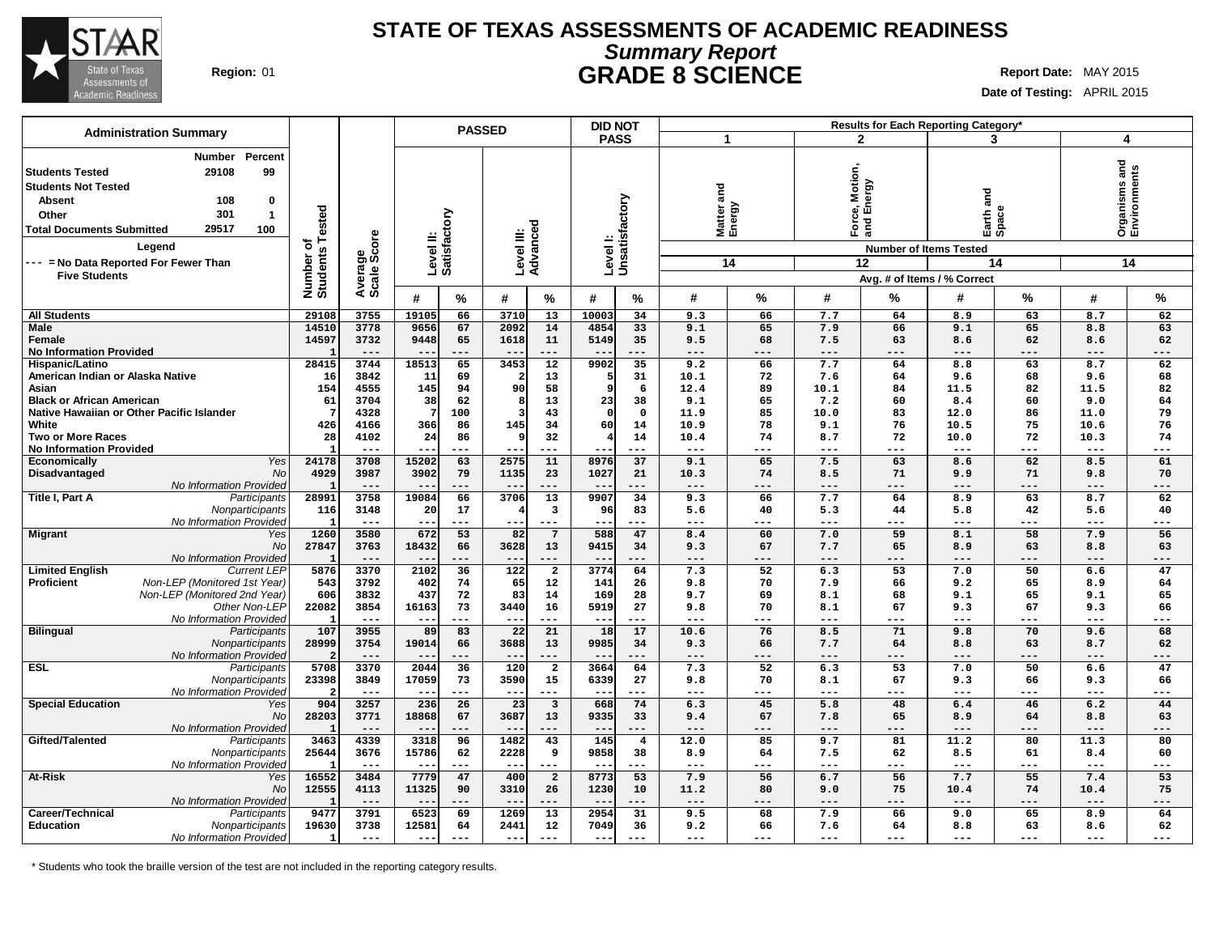# STATE OF TEXAS ASSESSMENTS OF ACADEMIC READINESS

## *Summary Report*

## GRADE 8 SCIENCE

**Region:** 01

**Report Date:** MAY 2015

**Date of Testing:** APRIL 2015

**Administration Summary**

| | Number | Percent |
|---|---|---|
| Students Tested | 29108 | 99 |
| Students Not Tested | | |
| Absent | 108 | 0 |
| Other | 301 | 1 |
| Total Documents Submitted | 29517 | 100 |

Legend

--- = No Data Reported For Fewer Than Five Students

| | | Number of Students Tested | Average Scale Score | PASSED Level II: Satisfactory # | PASSED Level II: Satisfactory % | PASSED Level III: Advanced # | PASSED Level III: Advanced % | DID NOT PASS Level I: Unsatisfactory # | DID NOT PASS Level I: Unsatisfactory % | 1 Matter and Energy (14 items) # | 1 Matter and Energy % | 2 Force, Motion, and Energy (12 items) # | 2 Force, Motion, and Energy % | 3 Earth and Space (14 items) # | 3 Earth and Space % | 4 Organisms and Environments (14 items) # | 4 Organisms and Environments % |
|---|---|---|---|---|---|---|---|---|---|---|---|---|---|---|---|---|---|
| All Students | | 29108 | 3755 | 19105 | 66 | 3710 | 13 | 10003 | 34 | 9.3 | 66 | 7.7 | 64 | 8.9 | 63 | 8.7 | 62 |
| Male | | 14510 | 3778 | 9656 | 67 | 2092 | 14 | 4854 | 33 | 9.1 | 65 | 7.9 | 66 | 9.1 | 65 | 8.8 | 63 |
| Female | | 14597 | 3732 | 9448 | 65 | 1618 | 11 | 5149 | 35 | 9.5 | 68 | 7.5 | 63 | 8.6 | 62 | 8.6 | 62 |
| No Information Provided | | 1 | --- | --- | --- | --- | --- | --- | --- | --- | --- | --- | --- | --- | --- | --- | --- |
| Hispanic/Latino | | 28415 | 3744 | 18513 | 65 | 3453 | 12 | 9902 | 35 | 9.2 | 66 | 7.7 | 64 | 8.8 | 63 | 8.7 | 62 |
| American Indian or Alaska Native | | 16 | 3842 | 11 | 69 | 2 | 13 | 5 | 31 | 10.1 | 72 | 7.6 | 64 | 9.6 | 68 | 9.6 | 68 |
| Asian | | 154 | 4555 | 145 | 94 | 90 | 58 | 9 | 6 | 12.4 | 89 | 10.1 | 84 | 11.5 | 82 | 11.5 | 82 |
| Black or African American | | 61 | 3704 | 38 | 62 | 8 | 13 | 23 | 38 | 9.1 | 65 | 7.2 | 60 | 8.4 | 60 | 9.0 | 64 |
| Native Hawaiian or Other Pacific Islander | | 7 | 4328 | 7 | 100 | 3 | 43 | 0 | 0 | 11.9 | 85 | 10.0 | 83 | 12.0 | 86 | 11.0 | 79 |
| White | | 426 | 4166 | 366 | 86 | 145 | 34 | 60 | 14 | 10.9 | 78 | 9.1 | 76 | 10.5 | 75 | 10.6 | 76 |
| Two or More Races | | 28 | 4102 | 24 | 86 | 9 | 32 | 4 | 14 | 10.4 | 74 | 8.7 | 72 | 10.0 | 72 | 10.3 | 74 |
| No Information Provided | | 1 | --- | --- | --- | --- | --- | --- | --- | --- | --- | --- | --- | --- | --- | --- | --- |
| Economically Disadvantaged | Yes | 24178 | 3708 | 15202 | 63 | 2575 | 11 | 8976 | 37 | 9.1 | 65 | 7.5 | 63 | 8.6 | 62 | 8.5 | 61 |
| | No | 4929 | 3987 | 3902 | 79 | 1135 | 23 | 1027 | 21 | 10.3 | 74 | 8.5 | 71 | 9.9 | 71 | 9.8 | 70 |
| | No Information Provided | 1 | --- | --- | --- | --- | --- | --- | --- | --- | --- | --- | --- | --- | --- | --- | --- |
| Title I, Part A | Participants | 28991 | 3758 | 19084 | 66 | 3706 | 13 | 9907 | 34 | 9.3 | 66 | 7.7 | 64 | 8.9 | 63 | 8.7 | 62 |
| | Nonparticipants | 116 | 3148 | 20 | 17 | 4 | 3 | 96 | 83 | 5.6 | 40 | 5.3 | 44 | 5.8 | 42 | 5.6 | 40 |
| | No Information Provided | 1 | --- | --- | --- | --- | --- | --- | --- | --- | --- | --- | --- | --- | --- | --- | --- |
| Migrant | Yes | 1260 | 3580 | 672 | 53 | 82 | 7 | 588 | 47 | 8.4 | 60 | 7.0 | 59 | 8.1 | 58 | 7.9 | 56 |
| | No | 27847 | 3763 | 18432 | 66 | 3628 | 13 | 9415 | 34 | 9.3 | 67 | 7.7 | 65 | 8.9 | 63 | 8.8 | 63 |
| | No Information Provided | 1 | --- | --- | --- | --- | --- | --- | --- | --- | --- | --- | --- | --- | --- | --- | --- |
| Limited English Proficient | Current LEP | 5876 | 3370 | 2102 | 36 | 122 | 2 | 3774 | 64 | 7.3 | 52 | 6.3 | 53 | 7.0 | 50 | 6.6 | 47 |
| | Non-LEP (Monitored 1st Year) | 543 | 3792 | 402 | 74 | 65 | 12 | 141 | 26 | 9.8 | 70 | 7.9 | 66 | 9.2 | 65 | 8.9 | 64 |
| | Non-LEP (Monitored 2nd Year) | 606 | 3832 | 437 | 72 | 83 | 14 | 169 | 28 | 9.7 | 69 | 8.1 | 68 | 9.1 | 65 | 9.1 | 65 |
| | Other Non-LEP | 22082 | 3854 | 16163 | 73 | 3440 | 16 | 5919 | 27 | 9.8 | 70 | 8.1 | 67 | 9.3 | 67 | 9.3 | 66 |
| | No Information Provided | 1 | --- | --- | --- | --- | --- | --- | --- | --- | --- | --- | --- | --- | --- | --- | --- |
| Bilingual | Participants | 107 | 3955 | 89 | 83 | 22 | 21 | 18 | 17 | 10.6 | 76 | 8.5 | 71 | 9.8 | 70 | 9.6 | 68 |
| | Nonparticipants | 28999 | 3754 | 19014 | 66 | 3688 | 13 | 9985 | 34 | 9.3 | 66 | 7.7 | 64 | 8.8 | 63 | 8.7 | 62 |
| | No Information Provided | 2 | --- | --- | --- | --- | --- | --- | --- | --- | --- | --- | --- | --- | --- | --- | --- |
| ESL | Participants | 5708 | 3370 | 2044 | 36 | 120 | 2 | 3664 | 64 | 7.3 | 52 | 6.3 | 53 | 7.0 | 50 | 6.6 | 47 |
| | Nonparticipants | 23398 | 3849 | 17059 | 73 | 3590 | 15 | 6339 | 27 | 9.8 | 70 | 8.1 | 67 | 9.3 | 66 | 9.3 | 66 |
| | No Information Provided | 2 | --- | --- | --- | --- | --- | --- | --- | --- | --- | --- | --- | --- | --- | --- | --- |
| Special Education | Yes | 904 | 3257 | 236 | 26 | 23 | 3 | 668 | 74 | 6.3 | 45 | 5.8 | 48 | 6.4 | 46 | 6.2 | 44 |
| | No | 28203 | 3771 | 18868 | 67 | 3687 | 13 | 9335 | 33 | 9.4 | 67 | 7.8 | 65 | 8.9 | 64 | 8.8 | 63 |
| | No Information Provided | 1 | --- | --- | --- | --- | --- | --- | --- | --- | --- | --- | --- | --- | --- | --- | --- |
| Gifted/Talented | Participants | 3463 | 4339 | 3318 | 96 | 1482 | 43 | 145 | 4 | 12.0 | 85 | 9.7 | 81 | 11.2 | 80 | 11.3 | 80 |
| | Nonparticipants | 25644 | 3676 | 15786 | 62 | 2228 | 9 | 9858 | 38 | 8.9 | 64 | 7.5 | 62 | 8.5 | 61 | 8.4 | 60 |
| | No Information Provided | 1 | --- | --- | --- | --- | --- | --- | --- | --- | --- | --- | --- | --- | --- | --- | --- |
| At-Risk | Yes | 16552 | 3484 | 7779 | 47 | 400 | 2 | 8773 | 53 | 7.9 | 56 | 6.7 | 56 | 7.7 | 55 | 7.4 | 53 |
| | No | 12555 | 4113 | 11325 | 90 | 3310 | 26 | 1230 | 10 | 11.2 | 80 | 9.0 | 75 | 10.4 | 74 | 10.4 | 75 |
| | No Information Provided | 1 | --- | --- | --- | --- | --- | --- | --- | --- | --- | --- | --- | --- | --- | --- | --- |
| Career/Technical Education | Participants | 9477 | 3791 | 6523 | 69 | 1269 | 13 | 2954 | 31 | 9.5 | 68 | 7.9 | 66 | 9.0 | 65 | 8.9 | 64 |
| | Nonparticipants | 19630 | 3738 | 12581 | 64 | 2441 | 12 | 7049 | 36 | 9.2 | 66 | 7.6 | 64 | 8.8 | 63 | 8.6 | 62 |
| | No Information Provided | 1 | --- | --- | --- | --- | --- | --- | --- | --- | --- | --- | --- | --- | --- | --- | --- |

Results for Each Reporting Category*: Number of Items Tested shown in parentheses; values are Avg. # of Items / % Correct.

\* Students who took the braille version of the test are not included in the reporting category results.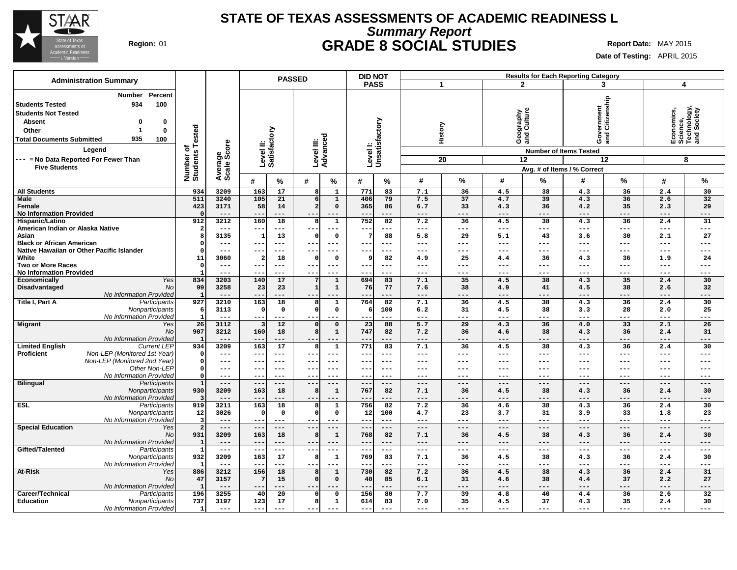# STATE OF TEXAS ASSESSMENTS OF ACADEMIC READINESS L

## *Summary Report*

## GRADE 8 SOCIAL STUDIES

**Region:** 01

**Report Date:** MAY 2015
**Date of Testing:** APRIL 2015

### Administration Summary

| | Number | Percent |
|---|---|---|
| **Students Tested** | 934 | 100 |
| **Students Not Tested** | | |
| Absent | 0 | 0 |
| Other | 1 | 0 |
| **Total Documents Submitted** | 935 | 100 |

**Legend**

--- = No Data Reported For Fewer Than Five Students

| | | Number of Students Tested | Average Scale Score | PASSED Level II: Satisfactory # | PASSED Level II: Satisfactory % | PASSED Level III: Advanced # | PASSED Level III: Advanced % | DID NOT PASS Level I: Unsatisfactory # | DID NOT PASS Level I: Unsatisfactory % | 1 History (20 items) Avg. # | 1 History % | 2 Geography and Culture (12 items) Avg. # | 2 Geography and Culture % | 3 Government and Citizenship (12 items) Avg. # | 3 Government and Citizenship % | 4 Economics, Science, Technology, and Society (8 items) Avg. # | 4 Economics, Science, Technology, and Society % |
|---|---|---|---|---|---|---|---|---|---|---|---|---|---|---|---|---|---|
| **All Students** | | 934 | 3209 | 163 | 17 | 8 | 1 | 771 | 83 | 7.1 | 36 | 4.5 | 38 | 4.3 | 36 | 2.4 | 30 |
| **Male** | | 511 | 3240 | 105 | 21 | 6 | 1 | 406 | 79 | 7.5 | 37 | 4.7 | 39 | 4.3 | 36 | 2.6 | 32 |
| **Female** | | 423 | 3171 | 58 | 14 | 2 | 0 | 365 | 86 | 6.7 | 33 | 4.3 | 36 | 4.2 | 35 | 2.3 | 29 |
| **No Information Provided** | | 0 | --- | --- | --- | --- | --- | --- | --- | --- | --- | --- | --- | --- | --- | --- | --- |
| **Hispanic/Latino** | | 912 | 3212 | 160 | 18 | 8 | 1 | 752 | 82 | 7.2 | 36 | 4.5 | 38 | 4.3 | 36 | 2.4 | 31 |
| **American Indian or Alaska Native** | | 2 | --- | --- | --- | --- | --- | --- | --- | --- | --- | --- | --- | --- | --- | --- | --- |
| **Asian** | | 8 | 3135 | 1 | 13 | 0 | 0 | 7 | 88 | 5.8 | 29 | 5.1 | 43 | 3.6 | 30 | 2.1 | 27 |
| **Black or African American** | | 0 | --- | --- | --- | --- | --- | --- | --- | --- | --- | --- | --- | --- | --- | --- | --- |
| **Native Hawaiian or Other Pacific Islander** | | 0 | --- | --- | --- | --- | --- | --- | --- | --- | --- | --- | --- | --- | --- | --- | --- |
| **White** | | 11 | 3060 | 2 | 18 | 0 | 0 | 9 | 82 | 4.9 | 25 | 4.4 | 36 | 4.3 | 36 | 1.9 | 24 |
| **Two or More Races** | | 0 | --- | --- | --- | --- | --- | --- | --- | --- | --- | --- | --- | --- | --- | --- | --- |
| **No Information Provided** | | 1 | --- | --- | --- | --- | --- | --- | --- | --- | --- | --- | --- | --- | --- | --- | --- |
| **Economically Disadvantaged** | *Yes* | 834 | 3203 | 140 | 17 | 7 | 1 | 694 | 83 | 7.1 | 35 | 4.5 | 38 | 4.3 | 35 | 2.4 | 30 |
| | *No* | 99 | 3258 | 23 | 23 | 1 | 1 | 76 | 77 | 7.6 | 38 | 4.9 | 41 | 4.5 | 38 | 2.6 | 32 |
| | *No Information Provided* | 1 | --- | --- | --- | --- | --- | --- | --- | --- | --- | --- | --- | --- | --- | --- | --- |
| **Title I, Part A** | *Participants* | 927 | 3210 | 163 | 18 | 8 | 1 | 764 | 82 | 7.1 | 36 | 4.5 | 38 | 4.3 | 36 | 2.4 | 30 |
| | *Nonparticipants* | 6 | 3113 | 0 | 0 | 0 | 0 | 6 | 100 | 6.2 | 31 | 4.5 | 38 | 3.3 | 28 | 2.0 | 25 |
| | *No Information Provided* | 1 | --- | --- | --- | --- | --- | --- | --- | --- | --- | --- | --- | --- | --- | --- | --- |
| **Migrant** | *Yes* | 26 | 3112 | 3 | 12 | 0 | 0 | 23 | 88 | 5.7 | 29 | 4.3 | 36 | 4.0 | 33 | 2.1 | 26 |
| | *No* | 907 | 3212 | 160 | 18 | 8 | 1 | 747 | 82 | 7.2 | 36 | 4.6 | 38 | 4.3 | 36 | 2.4 | 31 |
| | *No Information Provided* | 1 | --- | --- | --- | --- | --- | --- | --- | --- | --- | --- | --- | --- | --- | --- | --- |
| **Limited English Proficient** | *Current LEP* | 934 | 3209 | 163 | 17 | 8 | 1 | 771 | 83 | 7.1 | 36 | 4.5 | 38 | 4.3 | 36 | 2.4 | 30 |
| | *Non-LEP (Monitored 1st Year)* | 0 | --- | --- | --- | --- | --- | --- | --- | --- | --- | --- | --- | --- | --- | --- | --- |
| | *Non-LEP (Monitored 2nd Year)* | 0 | --- | --- | --- | --- | --- | --- | --- | --- | --- | --- | --- | --- | --- | --- | --- |
| | *Other Non-LEP* | 0 | --- | --- | --- | --- | --- | --- | --- | --- | --- | --- | --- | --- | --- | --- | --- |
| | *No Information Provided* | 0 | --- | --- | --- | --- | --- | --- | --- | --- | --- | --- | --- | --- | --- | --- | --- |
| **Bilingual** | *Participants* | 1 | --- | --- | --- | --- | --- | --- | --- | --- | --- | --- | --- | --- | --- | --- | --- |
| | *Nonparticipants* | 930 | 3209 | 163 | 18 | 8 | 1 | 767 | 82 | 7.1 | 36 | 4.5 | 38 | 4.3 | 36 | 2.4 | 30 |
| | *No Information Provided* | 3 | --- | --- | --- | --- | --- | --- | --- | --- | --- | --- | --- | --- | --- | --- | --- |
| **ESL** | *Participants* | 919 | 3211 | 163 | 18 | 8 | 1 | 756 | 82 | 7.2 | 36 | 4.6 | 38 | 4.3 | 36 | 2.4 | 30 |
| | *Nonparticipants* | 12 | 3026 | 0 | 0 | 0 | 0 | 12 | 100 | 4.7 | 23 | 3.7 | 31 | 3.9 | 33 | 1.8 | 23 |
| | *No Information Provided* | 3 | --- | --- | --- | --- | --- | --- | --- | --- | --- | --- | --- | --- | --- | --- | --- |
| **Special Education** | *Yes* | 2 | --- | --- | --- | --- | --- | --- | --- | --- | --- | --- | --- | --- | --- | --- | --- |
| | *No* | 931 | 3209 | 163 | 18 | 8 | 1 | 768 | 82 | 7.1 | 36 | 4.5 | 38 | 4.3 | 36 | 2.4 | 30 |
| | *No Information Provided* | 1 | --- | --- | --- | --- | --- | --- | --- | --- | --- | --- | --- | --- | --- | --- | --- |
| **Gifted/Talented** | *Participants* | 1 | --- | --- | --- | --- | --- | --- | --- | --- | --- | --- | --- | --- | --- | --- | --- |
| | *Nonparticipants* | 932 | 3209 | 163 | 17 | 8 | 1 | 769 | 83 | 7.1 | 36 | 4.5 | 38 | 4.3 | 36 | 2.4 | 30 |
| | *No Information Provided* | 1 | --- | --- | --- | --- | --- | --- | --- | --- | --- | --- | --- | --- | --- | --- | --- |
| **At-Risk** | *Yes* | 886 | 3212 | 156 | 18 | 8 | 1 | 730 | 82 | 7.2 | 36 | 4.5 | 38 | 4.3 | 36 | 2.4 | 31 |
| | *No* | 47 | 3157 | 7 | 15 | 0 | 0 | 40 | 85 | 6.1 | 31 | 4.6 | 38 | 4.4 | 37 | 2.2 | 27 |
| | *No Information Provided* | 1 | --- | --- | --- | --- | --- | --- | --- | --- | --- | --- | --- | --- | --- | --- | --- |
| **Career/Technical Education** | *Participants* | 196 | 3255 | 40 | 20 | 0 | 0 | 156 | 80 | 7.7 | 39 | 4.8 | 40 | 4.4 | 36 | 2.6 | 32 |
| | *Nonparticipants* | 737 | 3197 | 123 | 17 | 8 | 1 | 614 | 83 | 7.0 | 35 | 4.5 | 37 | 4.3 | 35 | 2.4 | 30 |
| | *No Information Provided* | 1 | --- | --- | --- | --- | --- | --- | --- | --- | --- | --- | --- | --- | --- | --- | --- |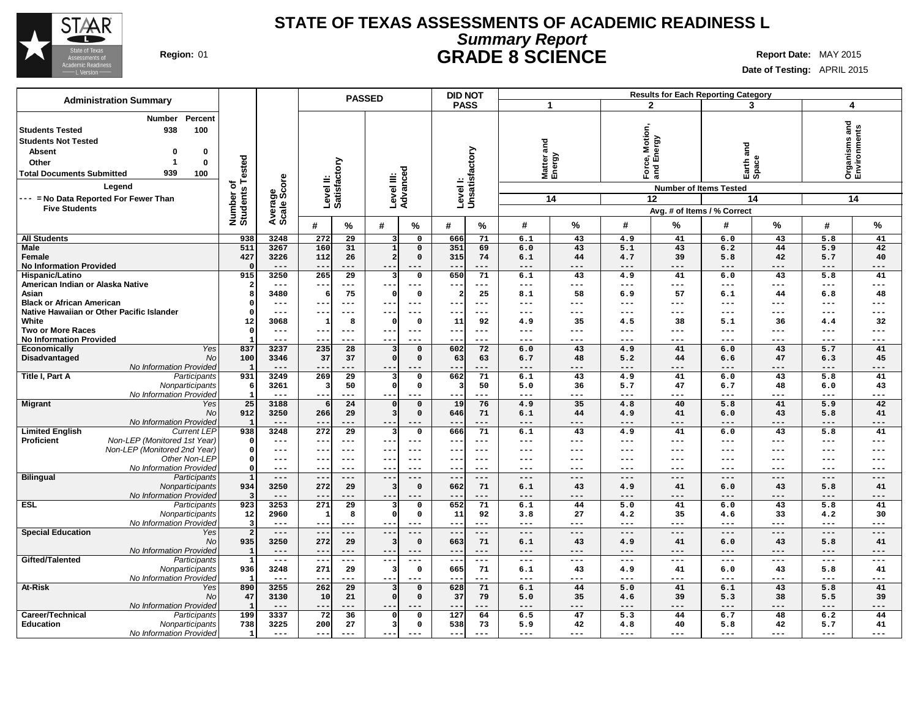# STATE OF TEXAS ASSESSMENTS OF ACADEMIC READINESS L

## *Summary Report*

## GRADE 8 SCIENCE

**Region:** 01

**Report Date:** MAY 2015

**Date of Testing:** APRIL 2015

### Administration Summary

| | Number | Percent |
|---|---|---|
| **Students Tested** | 938 | 100 |
| **Students Not Tested** | | |
| Absent | 0 | 0 |
| Other | 1 | 0 |
| **Total Documents Submitted** | 939 | 100 |

**Legend**

--- = No Data Reported For Fewer Than Five Students

| | | Number of Students Tested | Average Scale Score | PASSED: Level II: Satisfactory # | PASSED: Level II: Satisfactory % | PASSED: Level III: Advanced # | PASSED: Level III: Advanced % | DID NOT PASS: Level I: Unsatisfactory # | DID NOT PASS: Level I: Unsatisfactory % | 1 Matter and Energy (14 items) # | 1 Matter and Energy % | 2 Force, Motion, and Energy (12 items) # | 2 Force, Motion, and Energy % | 3 Earth and Space (14 items) # | 3 Earth and Space % | 4 Organisms and Environments (14 items) # | 4 Organisms and Environments % |
|---|---|---|---|---|---|---|---|---|---|---|---|---|---|---|---|---|---|
| **All Students** | | 938 | 3248 | 272 | 29 | 3 | 0 | 666 | 71 | 6.1 | 43 | 4.9 | 41 | 6.0 | 43 | 5.8 | 41 |
| **Male** | | 511 | 3267 | 160 | 31 | 1 | 0 | 351 | 69 | 6.0 | 43 | 5.1 | 43 | 6.2 | 44 | 5.9 | 42 |
| **Female** | | 427 | 3226 | 112 | 26 | 2 | 0 | 315 | 74 | 6.1 | 44 | 4.7 | 39 | 5.8 | 42 | 5.7 | 40 |
| **No Information Provided** | | 0 | --- | --- | --- | --- | --- | --- | --- | --- | --- | --- | --- | --- | --- | --- | --- |
| **Hispanic/Latino** | | 915 | 3250 | 265 | 29 | 3 | 0 | 650 | 71 | 6.1 | 43 | 4.9 | 41 | 6.0 | 43 | 5.8 | 41 |
| **American Indian or Alaska Native** | | 2 | --- | --- | --- | --- | --- | --- | --- | --- | --- | --- | --- | --- | --- | --- | --- |
| **Asian** | | 8 | 3480 | 6 | 75 | 0 | 0 | 2 | 25 | 8.1 | 58 | 6.9 | 57 | 6.1 | 44 | 6.8 | 48 |
| **Black or African American** | | 0 | --- | --- | --- | --- | --- | --- | --- | --- | --- | --- | --- | --- | --- | --- | --- |
| **Native Hawaiian or Other Pacific Islander** | | 0 | --- | --- | --- | --- | --- | --- | --- | --- | --- | --- | --- | --- | --- | --- | --- |
| **White** | | 12 | 3068 | 1 | 8 | 0 | 0 | 11 | 92 | 4.9 | 35 | 4.5 | 38 | 5.1 | 36 | 4.4 | 32 |
| **Two or More Races** | | 0 | --- | --- | --- | --- | --- | --- | --- | --- | --- | --- | --- | --- | --- | --- | --- |
| **No Information Provided** | | 1 | --- | --- | --- | --- | --- | --- | --- | --- | --- | --- | --- | --- | --- | --- | --- |
| **Economically Disadvantaged** | *Yes* | 837 | 3237 | 235 | 28 | 3 | 0 | 602 | 72 | 6.0 | 43 | 4.9 | 41 | 6.0 | 43 | 5.7 | 41 |
| | *No* | 100 | 3346 | 37 | 37 | 0 | 0 | 63 | 63 | 6.7 | 48 | 5.2 | 44 | 6.6 | 47 | 6.3 | 45 |
| | *No Information Provided* | 1 | --- | --- | --- | --- | --- | --- | --- | --- | --- | --- | --- | --- | --- | --- | --- |
| **Title I, Part A** | *Participants* | 931 | 3249 | 269 | 29 | 3 | 0 | 662 | 71 | 6.1 | 43 | 4.9 | 41 | 6.0 | 43 | 5.8 | 41 |
| | *Nonparticipants* | 6 | 3261 | 3 | 50 | 0 | 0 | 3 | 50 | 5.0 | 36 | 5.7 | 47 | 6.7 | 48 | 6.0 | 43 |
| | *No Information Provided* | 1 | --- | --- | --- | --- | --- | --- | --- | --- | --- | --- | --- | --- | --- | --- | --- |
| **Migrant** | *Yes* | 25 | 3188 | 6 | 24 | 0 | 0 | 19 | 76 | 4.9 | 35 | 4.8 | 40 | 5.8 | 41 | 5.9 | 42 |
| | *No* | 912 | 3250 | 266 | 29 | 3 | 0 | 646 | 71 | 6.1 | 44 | 4.9 | 41 | 6.0 | 43 | 5.8 | 41 |
| | *No Information Provided* | 1 | --- | --- | --- | --- | --- | --- | --- | --- | --- | --- | --- | --- | --- | --- | --- |
| **Limited English Proficient** | *Current LEP* | 938 | 3248 | 272 | 29 | 3 | 0 | 666 | 71 | 6.1 | 43 | 4.9 | 41 | 6.0 | 43 | 5.8 | 41 |
| | *Non-LEP (Monitored 1st Year)* | 0 | --- | --- | --- | --- | --- | --- | --- | --- | --- | --- | --- | --- | --- | --- | --- |
| | *Non-LEP (Monitored 2nd Year)* | 0 | --- | --- | --- | --- | --- | --- | --- | --- | --- | --- | --- | --- | --- | --- | --- |
| | *Other Non-LEP* | 0 | --- | --- | --- | --- | --- | --- | --- | --- | --- | --- | --- | --- | --- | --- | --- |
| | *No Information Provided* | 0 | --- | --- | --- | --- | --- | --- | --- | --- | --- | --- | --- | --- | --- | --- | --- |
| **Bilingual** | *Participants* | 1 | --- | --- | --- | --- | --- | --- | --- | --- | --- | --- | --- | --- | --- | --- | --- |
| | *Nonparticipants* | 934 | 3250 | 272 | 29 | 3 | 0 | 662 | 71 | 6.1 | 43 | 4.9 | 41 | 6.0 | 43 | 5.8 | 41 |
| | *No Information Provided* | 3 | --- | --- | --- | --- | --- | --- | --- | --- | --- | --- | --- | --- | --- | --- | --- |
| **ESL** | *Participants* | 923 | 3253 | 271 | 29 | 3 | 0 | 652 | 71 | 6.1 | 44 | 5.0 | 41 | 6.0 | 43 | 5.8 | 41 |
| | *Nonparticipants* | 12 | 2960 | 1 | 8 | 0 | 0 | 11 | 92 | 3.8 | 27 | 4.2 | 35 | 4.6 | 33 | 4.2 | 30 |
| | *No Information Provided* | 3 | --- | --- | --- | --- | --- | --- | --- | --- | --- | --- | --- | --- | --- | --- | --- |
| **Special Education** | *Yes* | 2 | --- | --- | --- | --- | --- | --- | --- | --- | --- | --- | --- | --- | --- | --- | --- |
| | *No* | 935 | 3250 | 272 | 29 | 3 | 0 | 663 | 71 | 6.1 | 43 | 4.9 | 41 | 6.0 | 43 | 5.8 | 41 |
| | *No Information Provided* | 1 | --- | --- | --- | --- | --- | --- | --- | --- | --- | --- | --- | --- | --- | --- | --- |
| **Gifted/Talented** | *Participants* | 1 | --- | --- | --- | --- | --- | --- | --- | --- | --- | --- | --- | --- | --- | --- | --- |
| | *Nonparticipants* | 936 | 3248 | 271 | 29 | 3 | 0 | 665 | 71 | 6.1 | 43 | 4.9 | 41 | 6.0 | 43 | 5.8 | 41 |
| | *No Information Provided* | 1 | --- | --- | --- | --- | --- | --- | --- | --- | --- | --- | --- | --- | --- | --- | --- |
| **At-Risk** | *Yes* | 890 | 3255 | 262 | 29 | 3 | 0 | 628 | 71 | 6.1 | 44 | 5.0 | 41 | 6.1 | 43 | 5.8 | 41 |
| | *No* | 47 | 3130 | 10 | 21 | 0 | 0 | 37 | 79 | 5.0 | 35 | 4.6 | 39 | 5.3 | 38 | 5.5 | 39 |
| | *No Information Provided* | 1 | --- | --- | --- | --- | --- | --- | --- | --- | --- | --- | --- | --- | --- | --- | --- |
| **Career/Technical Education** | *Participants* | 199 | 3337 | 72 | 36 | 0 | 0 | 127 | 64 | 6.5 | 47 | 5.3 | 44 | 6.7 | 48 | 6.2 | 44 |
| | *Nonparticipants* | 738 | 3225 | 200 | 27 | 3 | 0 | 538 | 73 | 5.9 | 42 | 4.8 | 40 | 5.8 | 42 | 5.7 | 41 |
| | *No Information Provided* | 1 | --- | --- | --- | --- | --- | --- | --- | --- | --- | --- | --- | --- | --- | --- | --- |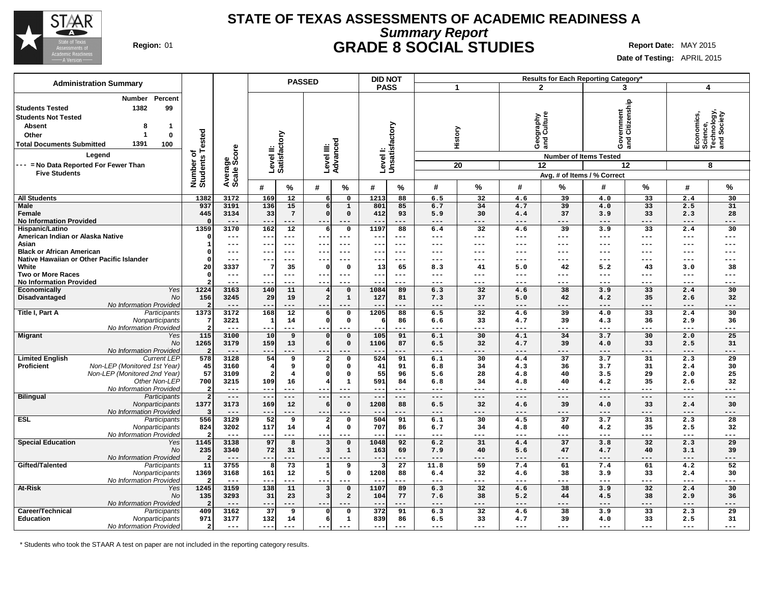# STATE OF TEXAS ASSESSMENTS OF ACADEMIC READINESS A

## *Summary Report*

## GRADE 8 SOCIAL STUDIES

**Region:** 01

**Report Date:** MAY 2015

**Date of Testing:** APRIL 2015

### Administration Summary

| | Number | Percent |
|---|---|---|
| **Students Tested** | 1382 | 99 |
| **Students Not Tested** | | |
| **Absent** | 8 | 1 |
| **Other** | 1 | 0 |
| **Total Documents Submitted** | 1391 | 100 |

**Legend**

--- = No Data Reported For Fewer Than Five Students

| | | Number of Students Tested | Average Scale Score | PASSED | | | | DID NOT PASS | | Results for Each Reporting Category* | | | | | | | |
|---|---|---|---|---|---|---|---|---|---|---|---|---|---|---|---|---|---|
| | | | | Level II: Satisfactory | | Level III: Advanced | | Level I: Unsatisfactory | | 1 History | | 2 Geography and Culture | | 3 Government and Citizenship | | 4 Economics, Science, Technology, and Society | |
| | | | | | | | | | | Number of Items Tested: 20 | | 12 | | 12 | | 8 | |
| | | | | | | | | | | Avg. # of Items / % Correct | | | | | | | |
| | | | | # | % | # | % | # | % | # | % | # | % | # | % | # | % |
| **All Students** | | 1382 | 3172 | 169 | 12 | 6 | 0 | 1213 | 88 | 6.5 | 32 | 4.6 | 39 | 4.0 | 33 | 2.4 | 30 |
| **Male** | | 937 | 3191 | 136 | 15 | 6 | 1 | 801 | 85 | 6.7 | 34 | 4.7 | 39 | 4.0 | 33 | 2.5 | 31 |
| **Female** | | 445 | 3134 | 33 | 7 | 0 | 0 | 412 | 93 | 5.9 | 30 | 4.4 | 37 | 3.9 | 33 | 2.3 | 28 |
| **No Information Provided** | | 0 | --- | --- | --- | --- | --- | --- | --- | --- | --- | --- | --- | --- | --- | --- | --- |
| **Hispanic/Latino** | | 1359 | 3170 | 162 | 12 | 6 | 0 | 1197 | 88 | 6.4 | 32 | 4.6 | 39 | 3.9 | 33 | 2.4 | 30 |
| **American Indian or Alaska Native** | | 0 | --- | --- | --- | --- | --- | --- | --- | --- | --- | --- | --- | --- | --- | --- | --- |
| **Asian** | | 1 | --- | --- | --- | --- | --- | --- | --- | --- | --- | --- | --- | --- | --- | --- | --- |
| **Black or African American** | | 0 | --- | --- | --- | --- | --- | --- | --- | --- | --- | --- | --- | --- | --- | --- | --- |
| **Native Hawaiian or Other Pacific Islander** | | 0 | --- | --- | --- | --- | --- | --- | --- | --- | --- | --- | --- | --- | --- | --- | --- |
| **White** | | 20 | 3337 | 7 | 35 | 0 | 0 | 13 | 65 | 8.3 | 41 | 5.0 | 42 | 5.2 | 43 | 3.0 | 38 |
| **Two or More Races** | | 0 | --- | --- | --- | --- | --- | --- | --- | --- | --- | --- | --- | --- | --- | --- | --- |
| **No Information Provided** | | 2 | --- | --- | --- | --- | --- | --- | --- | --- | --- | --- | --- | --- | --- | --- | --- |
| **Economically Disadvantaged** | *Yes* | 1224 | 3163 | 140 | 11 | 4 | 0 | 1084 | 89 | 6.3 | 32 | 4.6 | 38 | 3.9 | 33 | 2.4 | 30 |
| | *No* | 156 | 3245 | 29 | 19 | 2 | 1 | 127 | 81 | 7.3 | 37 | 5.0 | 42 | 4.2 | 35 | 2.6 | 32 |
| | *No Information Provided* | 2 | --- | --- | --- | --- | --- | --- | --- | --- | --- | --- | --- | --- | --- | --- | --- |
| **Title I, Part A** | *Participants* | 1373 | 3172 | 168 | 12 | 6 | 0 | 1205 | 88 | 6.5 | 32 | 4.6 | 39 | 4.0 | 33 | 2.4 | 30 |
| | *Nonparticipants* | 7 | 3221 | 1 | 14 | 0 | 0 | 6 | 86 | 6.6 | 33 | 4.7 | 39 | 4.3 | 36 | 2.9 | 36 |
| | *No Information Provided* | 2 | --- | --- | --- | --- | --- | --- | --- | --- | --- | --- | --- | --- | --- | --- | --- |
| **Migrant** | *Yes* | 115 | 3100 | 10 | 9 | 0 | 0 | 105 | 91 | 6.1 | 30 | 4.1 | 34 | 3.7 | 30 | 2.0 | 25 |
| | *No* | 1265 | 3179 | 159 | 13 | 6 | 0 | 1106 | 87 | 6.5 | 32 | 4.7 | 39 | 4.0 | 33 | 2.5 | 31 |
| | *No Information Provided* | 2 | --- | --- | --- | --- | --- | --- | --- | --- | --- | --- | --- | --- | --- | --- | --- |
| **Limited English Proficient** | *Current LEP* | 578 | 3128 | 54 | 9 | 2 | 0 | 524 | 91 | 6.1 | 30 | 4.4 | 37 | 3.7 | 31 | 2.3 | 29 |
| | *Non-LEP (Monitored 1st Year)* | 45 | 3160 | 4 | 9 | 0 | 0 | 41 | 91 | 6.8 | 34 | 4.3 | 36 | 3.7 | 31 | 2.4 | 30 |
| | *Non-LEP (Monitored 2nd Year)* | 57 | 3109 | 2 | 4 | 0 | 0 | 55 | 96 | 5.6 | 28 | 4.8 | 40 | 3.5 | 29 | 2.0 | 25 |
| | *Other Non-LEP* | 700 | 3215 | 109 | 16 | 4 | 1 | 591 | 84 | 6.8 | 34 | 4.8 | 40 | 4.2 | 35 | 2.6 | 32 |
| | *No Information Provided* | 2 | --- | --- | --- | --- | --- | --- | --- | --- | --- | --- | --- | --- | --- | --- | --- |
| **Bilingual** | *Participants* | 2 | --- | --- | --- | --- | --- | --- | --- | --- | --- | --- | --- | --- | --- | --- | --- |
| | *Nonparticipants* | 1377 | 3173 | 169 | 12 | 6 | 0 | 1208 | 88 | 6.5 | 32 | 4.6 | 39 | 4.0 | 33 | 2.4 | 30 |
| | *No Information Provided* | 3 | --- | --- | --- | --- | --- | --- | --- | --- | --- | --- | --- | --- | --- | --- | --- |
| **ESL** | *Participants* | 556 | 3129 | 52 | 9 | 2 | 0 | 504 | 91 | 6.1 | 30 | 4.5 | 37 | 3.7 | 31 | 2.3 | 28 |
| | *Nonparticipants* | 824 | 3202 | 117 | 14 | 4 | 0 | 707 | 86 | 6.7 | 34 | 4.8 | 40 | 4.2 | 35 | 2.5 | 32 |
| | *No Information Provided* | 2 | --- | --- | --- | --- | --- | --- | --- | --- | --- | --- | --- | --- | --- | --- | --- |
| **Special Education** | *Yes* | 1145 | 3138 | 97 | 8 | 3 | 0 | 1048 | 92 | 6.2 | 31 | 4.4 | 37 | 3.8 | 32 | 2.3 | 29 |
| | *No* | 235 | 3340 | 72 | 31 | 3 | 1 | 163 | 69 | 7.9 | 40 | 5.6 | 47 | 4.7 | 40 | 3.1 | 39 |
| | *No Information Provided* | 2 | --- | --- | --- | --- | --- | --- | --- | --- | --- | --- | --- | --- | --- | --- | --- |
| **Gifted/Talented** | *Participants* | 11 | 3755 | 8 | 73 | 1 | 9 | 3 | 27 | 11.8 | 59 | 7.4 | 61 | 7.4 | 61 | 4.2 | 52 |
| | *Nonparticipants* | 1369 | 3168 | 161 | 12 | 5 | 0 | 1208 | 88 | 6.4 | 32 | 4.6 | 38 | 3.9 | 33 | 2.4 | 30 |
| | *No Information Provided* | 2 | --- | --- | --- | --- | --- | --- | --- | --- | --- | --- | --- | --- | --- | --- | --- |
| **At-Risk** | *Yes* | 1245 | 3159 | 138 | 11 | 3 | 0 | 1107 | 89 | 6.3 | 32 | 4.6 | 38 | 3.9 | 32 | 2.4 | 30 |
| | *No* | 135 | 3293 | 31 | 23 | 3 | 2 | 104 | 77 | 7.6 | 38 | 5.2 | 44 | 4.5 | 38 | 2.9 | 36 |
| | *No Information Provided* | 2 | --- | --- | --- | --- | --- | --- | --- | --- | --- | --- | --- | --- | --- | --- | --- |
| **Career/Technical Education** | *Participants* | 409 | 3162 | 37 | 9 | 0 | 0 | 372 | 91 | 6.3 | 32 | 4.6 | 38 | 3.9 | 33 | 2.3 | 29 |
| | *Nonparticipants* | 971 | 3177 | 132 | 14 | 6 | 1 | 839 | 86 | 6.5 | 33 | 4.7 | 39 | 4.0 | 33 | 2.5 | 31 |
| | *No Information Provided* | 2 | --- | --- | --- | --- | --- | --- | --- | --- | --- | --- | --- | --- | --- | --- | --- |

\* Students who took the STAAR A test on paper are not included in the reporting category results.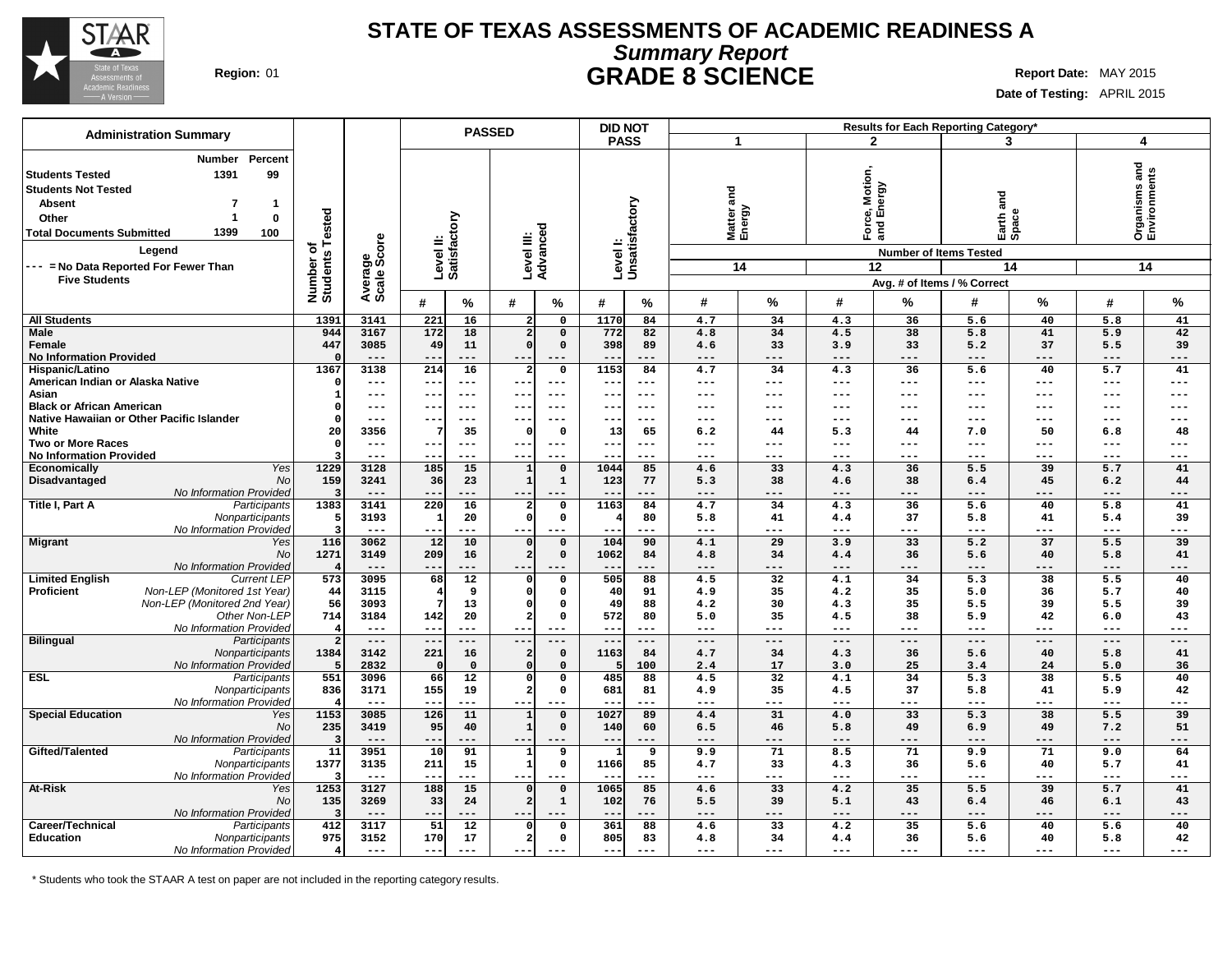# STATE OF TEXAS ASSESSMENTS OF ACADEMIC READINESS A

## *Summary Report*

## GRADE 8 SCIENCE

**Region:** 01

**Report Date:** MAY 2015

**Date of Testing:** APRIL 2015

**Administration Summary**

| | Number | Percent |
|---|---|---|
| **Students Tested** | 1391 | 99 |
| **Students Not Tested** | | |
| Absent | 7 | 1 |
| Other | 1 | 0 |
| **Total Documents Submitted** | 1399 | 100 |

**Legend**

--- = No Data Reported For Fewer Than Five Students

| | | Number of Students Tested | Average Scale Score | PASSED: Level II: Satisfactory # | PASSED: Level II: Satisfactory % | PASSED: Level III: Advanced # | PASSED: Level III: Advanced % | DID NOT PASS: Level I: Unsatisfactory # | DID NOT PASS: Level I: Unsatisfactory % | 1: Matter and Energy (14 items) # | 1: Matter and Energy % | 2: Force, Motion, and Energy (12 items) # | 2: Force, Motion, and Energy % | 3: Earth and Space (14 items) # | 3: Earth and Space % | 4: Organisms and Environments (14 items) # | 4: Organisms and Environments % |
|---|---|---|---|---|---|---|---|---|---|---|---|---|---|---|---|---|---|
| **All Students** | | 1391 | 3141 | 221 | 16 | 2 | 0 | 1170 | 84 | 4.7 | 34 | 4.3 | 36 | 5.6 | 40 | 5.8 | 41 |
| **Male** | | 944 | 3167 | 172 | 18 | 2 | 0 | 772 | 82 | 4.8 | 34 | 4.5 | 38 | 5.8 | 41 | 5.9 | 42 |
| **Female** | | 447 | 3085 | 49 | 11 | 0 | 0 | 398 | 89 | 4.6 | 33 | 3.9 | 33 | 5.2 | 37 | 5.5 | 39 |
| **No Information Provided** | | 0 | --- | --- | --- | --- | --- | --- | --- | --- | --- | --- | --- | --- | --- | --- | --- |
| **Hispanic/Latino** | | 1367 | 3138 | 214 | 16 | 2 | 0 | 1153 | 84 | 4.7 | 34 | 4.3 | 36 | 5.6 | 40 | 5.7 | 41 |
| **American Indian or Alaska Native** | | 0 | --- | --- | --- | --- | --- | --- | --- | --- | --- | --- | --- | --- | --- | --- | --- |
| **Asian** | | 1 | --- | --- | --- | --- | --- | --- | --- | --- | --- | --- | --- | --- | --- | --- | --- |
| **Black or African American** | | 0 | --- | --- | --- | --- | --- | --- | --- | --- | --- | --- | --- | --- | --- | --- | --- |
| **Native Hawaiian or Other Pacific Islander** | | 0 | --- | --- | --- | --- | --- | --- | --- | --- | --- | --- | --- | --- | --- | --- | --- |
| **White** | | 20 | 3356 | 7 | 35 | 0 | 0 | 13 | 65 | 6.2 | 44 | 5.3 | 44 | 7.0 | 50 | 6.8 | 48 |
| **Two or More Races** | | 0 | --- | --- | --- | --- | --- | --- | --- | --- | --- | --- | --- | --- | --- | --- | --- |
| **No Information Provided** | | 3 | --- | --- | --- | --- | --- | --- | --- | --- | --- | --- | --- | --- | --- | --- | --- |
| **Economically Disadvantaged** | *Yes* | 1229 | 3128 | 185 | 15 | 1 | 0 | 1044 | 85 | 4.6 | 33 | 4.3 | 36 | 5.5 | 39 | 5.7 | 41 |
| | *No* | 159 | 3241 | 36 | 23 | 1 | 1 | 123 | 77 | 5.3 | 38 | 4.6 | 38 | 6.4 | 45 | 6.2 | 44 |
| | *No Information Provided* | 3 | --- | --- | --- | --- | --- | --- | --- | --- | --- | --- | --- | --- | --- | --- | --- |
| **Title I, Part A** | *Participants* | 1383 | 3141 | 220 | 16 | 2 | 0 | 1163 | 84 | 4.7 | 34 | 4.3 | 36 | 5.6 | 40 | 5.8 | 41 |
| | *Nonparticipants* | 5 | 3193 | 1 | 20 | 0 | 0 | 4 | 80 | 5.8 | 41 | 4.4 | 37 | 5.8 | 41 | 5.4 | 39 |
| | *No Information Provided* | 3 | --- | --- | --- | --- | --- | --- | --- | --- | --- | --- | --- | --- | --- | --- | --- |
| **Migrant** | *Yes* | 116 | 3062 | 12 | 10 | 0 | 0 | 104 | 90 | 4.1 | 29 | 3.9 | 33 | 5.2 | 37 | 5.5 | 39 |
| | *No* | 1271 | 3149 | 209 | 16 | 2 | 0 | 1062 | 84 | 4.8 | 34 | 4.4 | 36 | 5.6 | 40 | 5.8 | 41 |
| | *No Information Provided* | 4 | --- | --- | --- | --- | --- | --- | --- | --- | --- | --- | --- | --- | --- | --- | --- |
| **Limited English Proficient** | *Current LEP* | 573 | 3095 | 68 | 12 | 0 | 0 | 505 | 88 | 4.5 | 32 | 4.1 | 34 | 5.3 | 38 | 5.5 | 40 |
| | *Non-LEP (Monitored 1st Year)* | 44 | 3115 | 4 | 9 | 0 | 0 | 40 | 91 | 4.9 | 35 | 4.2 | 35 | 5.0 | 36 | 5.7 | 40 |
| | *Non-LEP (Monitored 2nd Year)* | 56 | 3093 | 7 | 13 | 0 | 0 | 49 | 88 | 4.2 | 30 | 4.3 | 35 | 5.5 | 39 | 5.5 | 39 |
| | *Other Non-LEP* | 714 | 3184 | 142 | 20 | 2 | 0 | 572 | 80 | 5.0 | 35 | 4.5 | 38 | 5.9 | 42 | 6.0 | 43 |
| | *No Information Provided* | 4 | --- | --- | --- | --- | --- | --- | --- | --- | --- | --- | --- | --- | --- | --- | --- |
| **Bilingual** | *Participants* | 2 | --- | --- | --- | --- | --- | --- | --- | --- | --- | --- | --- | --- | --- | --- | --- |
| | *Nonparticipants* | 1384 | 3142 | 221 | 16 | 2 | 0 | 1163 | 84 | 4.7 | 34 | 4.3 | 36 | 5.6 | 40 | 5.8 | 41 |
| | *No Information Provided* | 5 | 2832 | 0 | 0 | 0 | 0 | 5 | 100 | 2.4 | 17 | 3.0 | 25 | 3.4 | 24 | 5.0 | 36 |
| **ESL** | *Participants* | 551 | 3096 | 66 | 12 | 0 | 0 | 485 | 88 | 4.5 | 32 | 4.1 | 34 | 5.3 | 38 | 5.5 | 40 |
| | *Nonparticipants* | 836 | 3171 | 155 | 19 | 2 | 0 | 681 | 81 | 4.9 | 35 | 4.5 | 37 | 5.8 | 41 | 5.9 | 42 |
| | *No Information Provided* | 4 | --- | --- | --- | --- | --- | --- | --- | --- | --- | --- | --- | --- | --- | --- | --- |
| **Special Education** | *Yes* | 1153 | 3085 | 126 | 11 | 1 | 0 | 1027 | 89 | 4.4 | 31 | 4.0 | 33 | 5.3 | 38 | 5.5 | 39 |
| | *No* | 235 | 3419 | 95 | 40 | 1 | 0 | 140 | 60 | 6.5 | 46 | 5.8 | 49 | 6.9 | 49 | 7.2 | 51 |
| | *No Information Provided* | 3 | --- | --- | --- | --- | --- | --- | --- | --- | --- | --- | --- | --- | --- | --- | --- |
| **Gifted/Talented** | *Participants* | 11 | 3951 | 10 | 91 | 1 | 9 | 1 | 9 | 9.9 | 71 | 8.5 | 71 | 9.9 | 71 | 9.0 | 64 |
| | *Nonparticipants* | 1377 | 3135 | 211 | 15 | 1 | 0 | 1166 | 85 | 4.7 | 33 | 4.3 | 36 | 5.6 | 40 | 5.7 | 41 |
| | *No Information Provided* | 3 | --- | --- | --- | --- | --- | --- | --- | --- | --- | --- | --- | --- | --- | --- | --- |
| **At-Risk** | *Yes* | 1253 | 3127 | 188 | 15 | 0 | 0 | 1065 | 85 | 4.6 | 33 | 4.2 | 35 | 5.5 | 39 | 5.7 | 41 |
| | *No* | 135 | 3269 | 33 | 24 | 2 | 1 | 102 | 76 | 5.5 | 39 | 5.1 | 43 | 6.4 | 46 | 6.1 | 43 |
| | *No Information Provided* | 3 | --- | --- | --- | --- | --- | --- | --- | --- | --- | --- | --- | --- | --- | --- | --- |
| **Career/Technical Education** | *Participants* | 412 | 3117 | 51 | 12 | 0 | 0 | 361 | 88 | 4.6 | 33 | 4.2 | 35 | 5.6 | 40 | 5.6 | 40 |
| | *Nonparticipants* | 975 | 3152 | 170 | 17 | 2 | 0 | 805 | 83 | 4.8 | 34 | 4.4 | 36 | 5.6 | 40 | 5.8 | 42 |
| | *No Information Provided* | 4 | --- | --- | --- | --- | --- | --- | --- | --- | --- | --- | --- | --- | --- | --- | --- |

Results for Each Reporting Category*: Number of Items Tested; Avg. # of Items / % Correct

\* Students who took the STAAR A test on paper are not included in the reporting category results.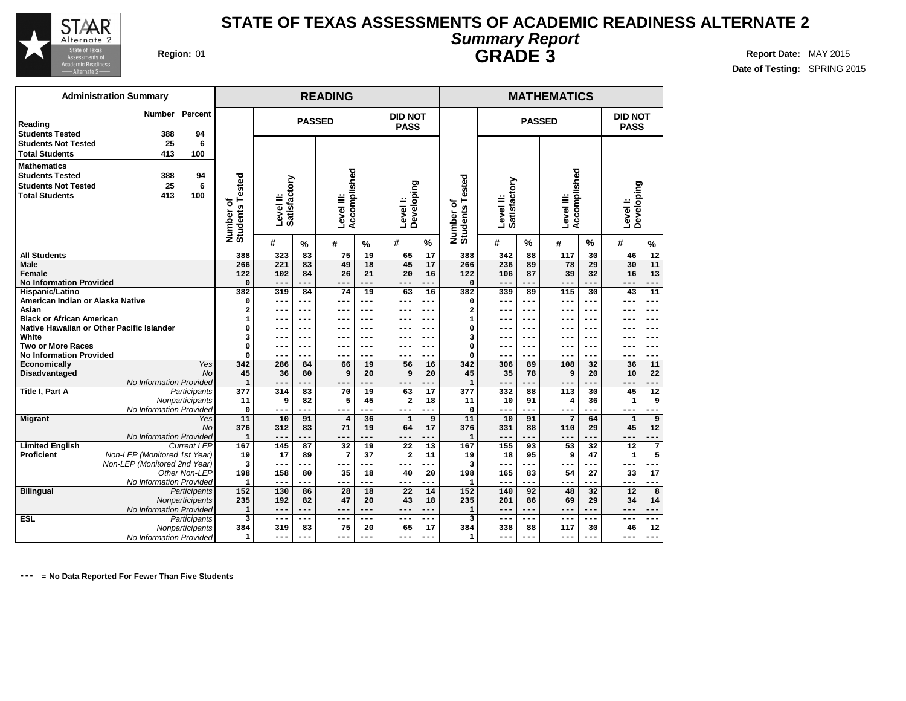# STATE OF TEXAS ASSESSMENTS OF ACADEMIC READINESS ALTERNATE 2

## *Summary Report*

## GRADE 3

**Region:** 01

**Report Date:** MAY 2015

**Date of Testing:** SPRING 2015

| Administration Summary | Number | Percent |
|---|---|---|
| **Reading** | | |
| **Students Tested** | 388 | 94 |
| **Students Not Tested** | 25 | 6 |
| **Total Students** | 413 | 100 |
| **Mathematics** | | |
| **Students Tested** | 388 | 94 |
| **Students Not Tested** | 25 | 6 |
| **Total Students** | 413 | 100 |

| | | READING | | | | | | | MATHEMATICS | | | | | | |
|---|---|---|---|---|---|---|---|---|---|---|---|---|---|---|---|
| | | PASSED | | | | DID NOT PASS | | | PASSED | | | | DID NOT PASS | | |
| | Number of Students Tested | Level II: Satisfactory | | Level III: Accomplished | | Level I: Developing | | Number of Students Tested | Level II: Satisfactory | | Level III: Accomplished | | Level I: Developing | | |
| | | # | % | # | % | # | % | | # | % | # | % | # | % | |
| **All Students** | 388 | 323 | 83 | 75 | 19 | 65 | 17 | 388 | 342 | 88 | 117 | 30 | 46 | 12 | |
| **Male** | 266 | 221 | 83 | 49 | 18 | 45 | 17 | 266 | 236 | 89 | 78 | 29 | 30 | 11 | |
| **Female** | 122 | 102 | 84 | 26 | 21 | 20 | 16 | 122 | 106 | 87 | 39 | 32 | 16 | 13 | |
| **No Information Provided** | 0 | --- | --- | --- | --- | --- | --- | 0 | --- | --- | --- | --- | --- | --- | |
| **Hispanic/Latino** | 382 | 319 | 84 | 74 | 19 | 63 | 16 | 382 | 339 | 89 | 115 | 30 | 43 | 11 | |
| **American Indian or Alaska Native** | 0 | --- | --- | --- | --- | --- | --- | 0 | --- | --- | --- | --- | --- | --- | |
| **Asian** | 2 | --- | --- | --- | --- | --- | --- | 2 | --- | --- | --- | --- | --- | --- | |
| **Black or African American** | 1 | --- | --- | --- | --- | --- | --- | 1 | --- | --- | --- | --- | --- | --- | |
| **Native Hawaiian or Other Pacific Islander** | 0 | --- | --- | --- | --- | --- | --- | 0 | --- | --- | --- | --- | --- | --- | |
| **White** | 3 | --- | --- | --- | --- | --- | --- | 3 | --- | --- | --- | --- | --- | --- | |
| **Two or More Races** | 0 | --- | --- | --- | --- | --- | --- | 0 | --- | --- | --- | --- | --- | --- | |
| **No Information Provided** | 0 | --- | --- | --- | --- | --- | --- | 0 | --- | --- | --- | --- | --- | --- | |
| **Economically Disadvantaged** *Yes* | 342 | 286 | 84 | 66 | 19 | 56 | 16 | 342 | 306 | 89 | 108 | 32 | 36 | 11 | |
| *No* | 45 | 36 | 80 | 9 | 20 | 9 | 20 | 45 | 35 | 78 | 9 | 20 | 10 | 22 | |
| *No Information Provided* | 1 | --- | --- | --- | --- | --- | --- | 1 | --- | --- | --- | --- | --- | --- | |
| **Title I, Part A** *Participants* | 377 | 314 | 83 | 70 | 19 | 63 | 17 | 377 | 332 | 88 | 113 | 30 | 45 | 12 | |
| *Nonparticipants* | 11 | 9 | 82 | 5 | 45 | 2 | 18 | 11 | 10 | 91 | 4 | 36 | 1 | 9 | |
| *No Information Provided* | 0 | --- | --- | --- | --- | --- | --- | 0 | --- | --- | --- | --- | --- | --- | |
| **Migrant** *Yes* | 11 | 10 | 91 | 4 | 36 | 1 | 9 | 11 | 10 | 91 | 7 | 64 | 1 | 9 | |
| *No* | 376 | 312 | 83 | 71 | 19 | 64 | 17 | 376 | 331 | 88 | 110 | 29 | 45 | 12 | |
| *No Information Provided* | 1 | --- | --- | --- | --- | --- | --- | 1 | --- | --- | --- | --- | --- | --- | |
| **Limited English Proficient** *Current LEP* | 167 | 145 | 87 | 32 | 19 | 22 | 13 | 167 | 155 | 93 | 53 | 32 | 12 | 7 | |
| *Non-LEP (Monitored 1st Year)* | 19 | 17 | 89 | 7 | 37 | 2 | 11 | 19 | 18 | 95 | 9 | 47 | 1 | 5 | |
| *Non-LEP (Monitored 2nd Year)* | 3 | --- | --- | --- | --- | --- | --- | 3 | --- | --- | --- | --- | --- | --- | |
| *Other Non-LEP* | 198 | 158 | 80 | 35 | 18 | 40 | 20 | 198 | 165 | 83 | 54 | 27 | 33 | 17 | |
| *No Information Provided* | 1 | --- | --- | --- | --- | --- | --- | 1 | --- | --- | --- | --- | --- | --- | |
| **Bilingual** *Participants* | 152 | 130 | 86 | 28 | 18 | 22 | 14 | 152 | 140 | 92 | 48 | 32 | 12 | 8 | |
| *Nonparticipants* | 235 | 192 | 82 | 47 | 20 | 43 | 18 | 235 | 201 | 86 | 69 | 29 | 34 | 14 | |
| *No Information Provided* | 1 | --- | --- | --- | --- | --- | --- | 1 | --- | --- | --- | --- | --- | --- | |
| **ESL** *Participants* | 3 | --- | --- | --- | --- | --- | --- | 3 | --- | --- | --- | --- | --- | --- | |
| *Nonparticipants* | 384 | 319 | 83 | 75 | 20 | 65 | 17 | 384 | 338 | 88 | 117 | 30 | 46 | 12 | |
| *No Information Provided* | 1 | --- | --- | --- | --- | --- | --- | 1 | --- | --- | --- | --- | --- | --- | |

--- = No Data Reported For Fewer Than Five Students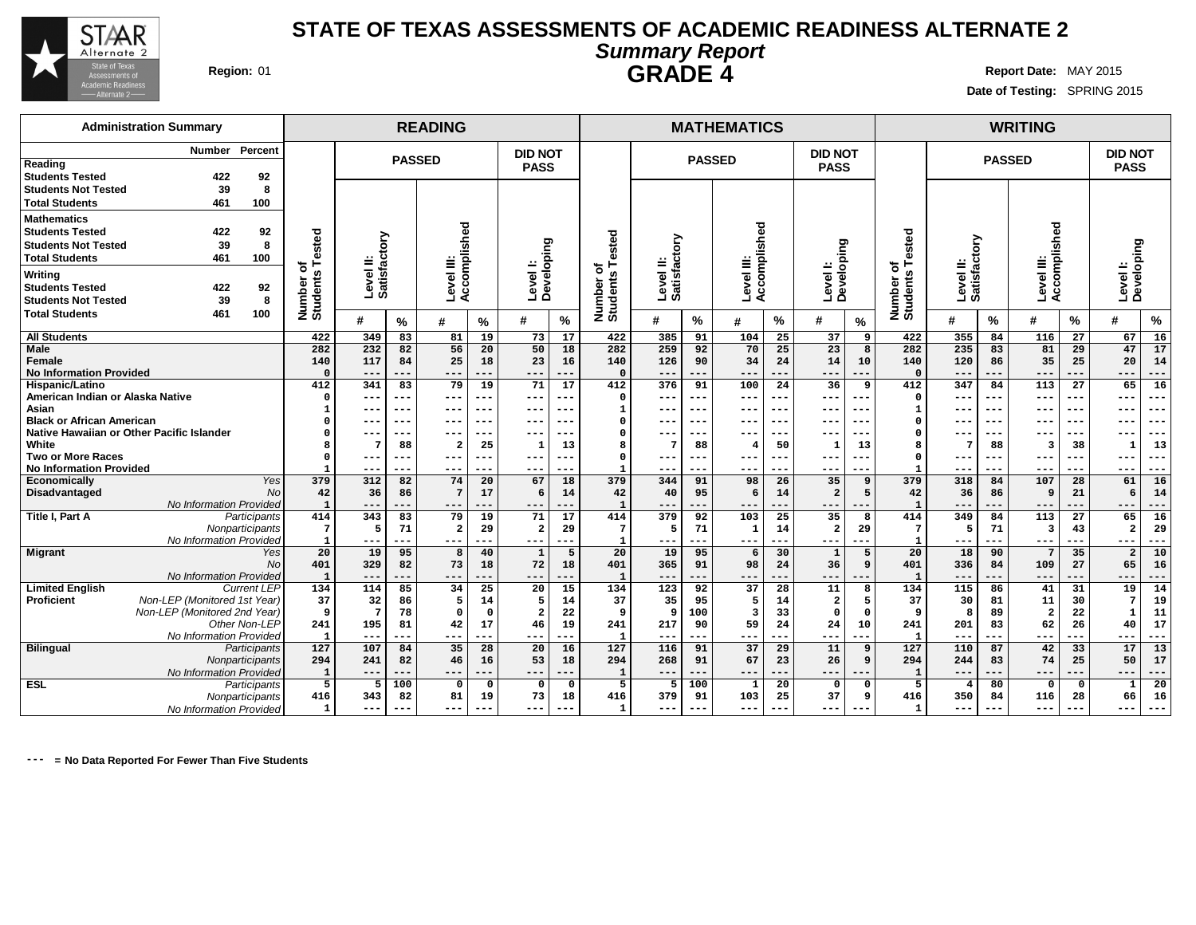# STATE OF TEXAS ASSESSMENTS OF ACADEMIC READINESS ALTERNATE 2

## *Summary Report*

## GRADE 4

**Region:** 01

**Report Date:** MAY 2015

**Date of Testing:** SPRING 2015

### Administration Summary

| | Number | Percent |
|---|---|---|
| **Reading** | | |
| Students Tested | 422 | 92 |
| Students Not Tested | 39 | 8 |
| Total Students | 461 | 100 |
| **Mathematics** | | |
| Students Tested | 422 | 92 |
| Students Not Tested | 39 | 8 |
| Total Students | 461 | 100 |
| **Writing** | | |
| Students Tested | 422 | 92 |
| Students Not Tested | 39 | 8 |
| Total Students | 461 | 100 |

| | | READING | | | | | | | MATHEMATICS | | | | | | | WRITING | | | | | | |
|---|---|---|---|---|---|---|---|---|---|---|---|---|---|---|---|---|---|---|---|---|---|---|
| | | | PASSED | | | | DID NOT PASS | | | PASSED | | | | DID NOT PASS | | | PASSED | | | | DID NOT PASS | |
| | | Number of Students Tested | Level II: Satisfactory | | Level III: Accomplished | | Level I: Developing | | Number of Students Tested | Level II: Satisfactory | | Level III: Accomplished | | Level I: Developing | | Number of Students Tested | Level II: Satisfactory | | Level III: Accomplished | | Level I: Developing | |
| | | | # | % | # | % | # | % | | # | % | # | % | # | % | | # | % | # | % | # | % |
| **All Students** | | 422 | 349 | 83 | 81 | 19 | 73 | 17 | 422 | 385 | 91 | 104 | 25 | 37 | 9 | 422 | 355 | 84 | 116 | 27 | 67 | 16 |
| **Male** | | 282 | 232 | 82 | 56 | 20 | 50 | 18 | 282 | 259 | 92 | 70 | 25 | 23 | 8 | 282 | 235 | 83 | 81 | 29 | 47 | 17 |
| **Female** | | 140 | 117 | 84 | 25 | 18 | 23 | 16 | 140 | 126 | 90 | 34 | 24 | 14 | 10 | 140 | 120 | 86 | 35 | 25 | 20 | 14 |
| **No Information Provided** | | 0 | --- | --- | --- | --- | --- | --- | 0 | --- | --- | --- | --- | --- | --- | 0 | --- | --- | --- | --- | --- | --- |
| **Hispanic/Latino** | | 412 | 341 | 83 | 79 | 19 | 71 | 17 | 412 | 376 | 91 | 100 | 24 | 36 | 9 | 412 | 347 | 84 | 113 | 27 | 65 | 16 |
| **American Indian or Alaska Native** | | 0 | --- | --- | --- | --- | --- | --- | 0 | --- | --- | --- | --- | --- | --- | 0 | --- | --- | --- | --- | --- | --- |
| **Asian** | | 1 | --- | --- | --- | --- | --- | --- | 1 | --- | --- | --- | --- | --- | --- | 1 | --- | --- | --- | --- | --- | --- |
| **Black or African American** | | 0 | --- | --- | --- | --- | --- | --- | 0 | --- | --- | --- | --- | --- | --- | 0 | --- | --- | --- | --- | --- | --- |
| **Native Hawaiian or Other Pacific Islander** | | 0 | --- | --- | --- | --- | --- | --- | 0 | --- | --- | --- | --- | --- | --- | 0 | --- | --- | --- | --- | --- | --- |
| **White** | | 8 | 7 | 88 | 2 | 25 | 1 | 13 | 8 | 7 | 88 | 4 | 50 | 1 | 13 | 8 | 7 | 88 | 3 | 38 | 1 | 13 |
| **Two or More Races** | | 0 | --- | --- | --- | --- | --- | --- | 0 | --- | --- | --- | --- | --- | --- | 0 | --- | --- | --- | --- | --- | --- |
| **No Information Provided** | | 1 | --- | --- | --- | --- | --- | --- | 1 | --- | --- | --- | --- | --- | --- | 1 | --- | --- | --- | --- | --- | --- |
| **Economically Disadvantaged** | *Yes* | 379 | 312 | 82 | 74 | 20 | 67 | 18 | 379 | 344 | 91 | 98 | 26 | 35 | 9 | 379 | 318 | 84 | 107 | 28 | 61 | 16 |
| | *No* | 42 | 36 | 86 | 7 | 17 | 6 | 14 | 42 | 40 | 95 | 6 | 14 | 2 | 5 | 42 | 36 | 86 | 9 | 21 | 6 | 14 |
| | *No Information Provided* | 1 | --- | --- | --- | --- | --- | --- | 1 | --- | --- | --- | --- | --- | --- | 1 | --- | --- | --- | --- | --- | --- |
| **Title I, Part A** | *Participants* | 414 | 343 | 83 | 79 | 19 | 71 | 17 | 414 | 379 | 92 | 103 | 25 | 35 | 8 | 414 | 349 | 84 | 113 | 27 | 65 | 16 |
| | *Nonparticipants* | 7 | 5 | 71 | 2 | 29 | 2 | 29 | 7 | 5 | 71 | 1 | 14 | 2 | 29 | 7 | 5 | 71 | 3 | 43 | 2 | 29 |
| | *No Information Provided* | 1 | --- | --- | --- | --- | --- | --- | 1 | --- | --- | --- | --- | --- | --- | 1 | --- | --- | --- | --- | --- | --- |
| **Migrant** | *Yes* | 20 | 19 | 95 | 8 | 40 | 1 | 5 | 20 | 19 | 95 | 6 | 30 | 1 | 5 | 20 | 18 | 90 | 7 | 35 | 2 | 10 |
| | *No* | 401 | 329 | 82 | 73 | 18 | 72 | 18 | 401 | 365 | 91 | 98 | 24 | 36 | 9 | 401 | 336 | 84 | 109 | 27 | 65 | 16 |
| | *No Information Provided* | 1 | --- | --- | --- | --- | --- | --- | 1 | --- | --- | --- | --- | --- | --- | 1 | --- | --- | --- | --- | --- | --- |
| **Limited English Proficient** | *Current LEP* | 134 | 114 | 85 | 34 | 25 | 20 | 15 | 134 | 123 | 92 | 37 | 28 | 11 | 8 | 134 | 115 | 86 | 41 | 31 | 19 | 14 |
| | *Non-LEP (Monitored 1st Year)* | 37 | 32 | 86 | 5 | 14 | 5 | 14 | 37 | 35 | 95 | 5 | 14 | 2 | 5 | 37 | 30 | 81 | 11 | 30 | 7 | 19 |
| | *Non-LEP (Monitored 2nd Year)* | 9 | 7 | 78 | 0 | 0 | 2 | 22 | 9 | 9 | 100 | 3 | 33 | 0 | 0 | 9 | 8 | 89 | 2 | 22 | 1 | 11 |
| | *Other Non-LEP* | 241 | 195 | 81 | 42 | 17 | 46 | 19 | 241 | 217 | 90 | 59 | 24 | 24 | 10 | 241 | 201 | 83 | 62 | 26 | 40 | 17 |
| | *No Information Provided* | 1 | --- | --- | --- | --- | --- | --- | 1 | --- | --- | --- | --- | --- | --- | 1 | --- | --- | --- | --- | --- | --- |
| **Bilingual** | *Participants* | 127 | 107 | 84 | 35 | 28 | 20 | 16 | 127 | 116 | 91 | 37 | 29 | 11 | 9 | 127 | 110 | 87 | 42 | 33 | 17 | 13 |
| | *Nonparticipants* | 294 | 241 | 82 | 46 | 16 | 53 | 18 | 294 | 268 | 91 | 67 | 23 | 26 | 9 | 294 | 244 | 83 | 74 | 25 | 50 | 17 |
| | *No Information Provided* | 1 | --- | --- | --- | --- | --- | --- | 1 | --- | --- | --- | --- | --- | --- | 1 | --- | --- | --- | --- | --- | --- |
| **ESL** | *Participants* | 5 | 5 | 100 | 0 | 0 | 0 | 0 | 5 | 5 | 100 | 1 | 20 | 0 | 0 | 5 | 4 | 80 | 0 | 0 | 1 | 20 |
| | *Nonparticipants* | 416 | 343 | 82 | 81 | 19 | 73 | 18 | 416 | 379 | 91 | 103 | 25 | 37 | 9 | 416 | 350 | 84 | 116 | 28 | 66 | 16 |
| | *No Information Provided* | 1 | --- | --- | --- | --- | --- | --- | 1 | --- | --- | --- | --- | --- | --- | 1 | --- | --- | --- | --- | --- | --- |

--- = No Data Reported For Fewer Than Five Students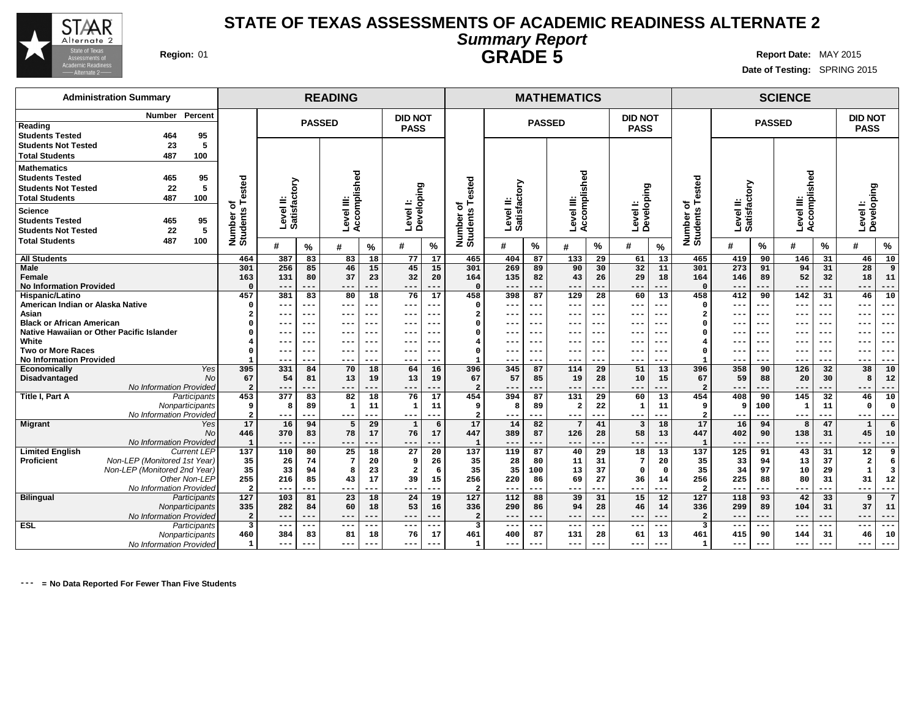# STATE OF TEXAS ASSESSMENTS OF ACADEMIC READINESS ALTERNATE 2

## *Summary Report*

## GRADE 5

**Region:** 01

**Report Date:** MAY 2015

**Date of Testing:** SPRING 2015

| Administration Summary | Number | Percent |
|---|---|---|
| **Reading** | | |
| Students Tested | 464 | 95 |
| Students Not Tested | 23 | 5 |
| Total Students | 487 | 100 |
| **Mathematics** | | |
| Students Tested | 465 | 95 |
| Students Not Tested | 22 | 5 |
| Total Students | 487 | 100 |
| **Science** | | |
| Students Tested | 465 | 95 |
| Students Not Tested | 22 | 5 |
| Total Students | 487 | 100 |

| | | READING | | | | | | | MATHEMATICS | | | | | | | SCIENCE | | | | | | |
|---|---|---|---|---|---|---|---|---|---|---|---|---|---|---|---|---|---|---|---|---|---|---|
| | | | PASSED | | | | DID NOT PASS | | | PASSED | | | | DID NOT PASS | | | PASSED | | | | DID NOT PASS | |
| | | Number of Students Tested | Level II: Satisfactory | | Level III: Accomplished | | Level I: Developing | | Number of Students Tested | Level II: Satisfactory | | Level III: Accomplished | | Level I: Developing | | Number of Students Tested | Level II: Satisfactory | | Level III: Accomplished | | Level I: Developing | |
| | | | # | % | # | % | # | % | | # | % | # | % | # | % | | # | % | # | % | # | % |
| **All Students** | | 464 | 387 | 83 | 83 | 18 | 77 | 17 | 465 | 404 | 87 | 133 | 29 | 61 | 13 | 465 | 419 | 90 | 146 | 31 | 46 | 10 |
| **Male** | | 301 | 256 | 85 | 46 | 15 | 45 | 15 | 301 | 269 | 89 | 90 | 30 | 32 | 11 | 301 | 273 | 91 | 94 | 31 | 28 | 9 |
| **Female** | | 163 | 131 | 80 | 37 | 23 | 32 | 20 | 164 | 135 | 82 | 43 | 26 | 29 | 18 | 164 | 146 | 89 | 52 | 32 | 18 | 11 |
| **No Information Provided** | | 0 | --- | --- | --- | --- | --- | --- | 0 | --- | --- | --- | --- | --- | --- | 0 | --- | --- | --- | --- | --- | --- |
| **Hispanic/Latino** | | 457 | 381 | 83 | 80 | 18 | 76 | 17 | 458 | 398 | 87 | 129 | 28 | 60 | 13 | 458 | 412 | 90 | 142 | 31 | 46 | 10 |
| **American Indian or Alaska Native** | | 0 | --- | --- | --- | --- | --- | --- | 0 | --- | --- | --- | --- | --- | --- | 0 | --- | --- | --- | --- | --- | --- |
| **Asian** | | 2 | --- | --- | --- | --- | --- | --- | 2 | --- | --- | --- | --- | --- | --- | 2 | --- | --- | --- | --- | --- | --- |
| **Black or African American** | | 0 | --- | --- | --- | --- | --- | --- | 0 | --- | --- | --- | --- | --- | --- | 0 | --- | --- | --- | --- | --- | --- |
| **Native Hawaiian or Other Pacific Islander** | | 0 | --- | --- | --- | --- | --- | --- | 0 | --- | --- | --- | --- | --- | --- | 0 | --- | --- | --- | --- | --- | --- |
| **White** | | 4 | --- | --- | --- | --- | --- | --- | 4 | --- | --- | --- | --- | --- | --- | 4 | --- | --- | --- | --- | --- | --- |
| **Two or More Races** | | 0 | --- | --- | --- | --- | --- | --- | 0 | --- | --- | --- | --- | --- | --- | 0 | --- | --- | --- | --- | --- | --- |
| **No Information Provided** | | 1 | --- | --- | --- | --- | --- | --- | 1 | --- | --- | --- | --- | --- | --- | 1 | --- | --- | --- | --- | --- | --- |
| **Economically Disadvantaged** | *Yes* | 395 | 331 | 84 | 70 | 18 | 64 | 16 | 396 | 345 | 87 | 114 | 29 | 51 | 13 | 396 | 358 | 90 | 126 | 32 | 38 | 10 |
| | *No* | 67 | 54 | 81 | 13 | 19 | 13 | 19 | 67 | 57 | 85 | 19 | 28 | 10 | 15 | 67 | 59 | 88 | 20 | 30 | 8 | 12 |
| | *No Information Provided* | 2 | --- | --- | --- | --- | --- | --- | 2 | --- | --- | --- | --- | --- | --- | 2 | --- | --- | --- | --- | --- | --- |
| **Title I, Part A** | *Participants* | 453 | 377 | 83 | 82 | 18 | 76 | 17 | 454 | 394 | 87 | 131 | 29 | 60 | 13 | 454 | 408 | 90 | 145 | 32 | 46 | 10 |
| | *Nonparticipants* | 9 | 8 | 89 | 1 | 11 | 1 | 11 | 9 | 8 | 89 | 2 | 22 | 1 | 11 | 9 | 9 | 100 | 1 | 11 | 0 | 0 |
| | *No Information Provided* | 2 | --- | --- | --- | --- | --- | --- | 2 | --- | --- | --- | --- | --- | --- | 2 | --- | --- | --- | --- | --- | --- |
| **Migrant** | *Yes* | 17 | 16 | 94 | 5 | 29 | 1 | 6 | 17 | 14 | 82 | 7 | 41 | 3 | 18 | 17 | 16 | 94 | 8 | 47 | 1 | 6 |
| | *No* | 446 | 370 | 83 | 78 | 17 | 76 | 17 | 447 | 389 | 87 | 126 | 28 | 58 | 13 | 447 | 402 | 90 | 138 | 31 | 45 | 10 |
| | *No Information Provided* | 1 | --- | --- | --- | --- | --- | --- | 1 | --- | --- | --- | --- | --- | --- | 1 | --- | --- | --- | --- | --- | --- |
| **Limited English Proficient** | *Current LEP* | 137 | 110 | 80 | 25 | 18 | 27 | 20 | 137 | 119 | 87 | 40 | 29 | 18 | 13 | 137 | 125 | 91 | 43 | 31 | 12 | 9 |
| | *Non-LEP (Monitored 1st Year)* | 35 | 26 | 74 | 7 | 20 | 9 | 26 | 35 | 28 | 80 | 11 | 31 | 7 | 20 | 35 | 33 | 94 | 13 | 37 | 2 | 6 |
| | *Non-LEP (Monitored 2nd Year)* | 35 | 33 | 94 | 8 | 23 | 2 | 6 | 35 | 35 | 100 | 13 | 37 | 0 | 0 | 35 | 34 | 97 | 10 | 29 | 1 | 3 |
| | *Other Non-LEP* | 255 | 216 | 85 | 43 | 17 | 39 | 15 | 256 | 220 | 86 | 69 | 27 | 36 | 14 | 256 | 225 | 88 | 80 | 31 | 31 | 12 |
| | *No Information Provided* | 2 | --- | --- | --- | --- | --- | --- | 2 | --- | --- | --- | --- | --- | --- | 2 | --- | --- | --- | --- | --- | --- |
| **Bilingual** | *Participants* | 127 | 103 | 81 | 23 | 18 | 24 | 19 | 127 | 112 | 88 | 39 | 31 | 15 | 12 | 127 | 118 | 93 | 42 | 33 | 9 | 7 |
| | *Nonparticipants* | 335 | 282 | 84 | 60 | 18 | 53 | 16 | 336 | 290 | 86 | 94 | 28 | 46 | 14 | 336 | 299 | 89 | 104 | 31 | 37 | 11 |
| | *No Information Provided* | 2 | --- | --- | --- | --- | --- | --- | 2 | --- | --- | --- | --- | --- | --- | 2 | --- | --- | --- | --- | --- | --- |
| **ESL** | *Participants* | 3 | --- | --- | --- | --- | --- | --- | 3 | --- | --- | --- | --- | --- | --- | 3 | --- | --- | --- | --- | --- | --- |
| | *Nonparticipants* | 460 | 384 | 83 | 81 | 18 | 76 | 17 | 461 | 400 | 87 | 131 | 28 | 61 | 13 | 461 | 415 | 90 | 144 | 31 | 46 | 10 |
| | *No Information Provided* | 1 | --- | --- | --- | --- | --- | --- | 1 | --- | --- | --- | --- | --- | --- | 1 | --- | --- | --- | --- | --- | --- |

--- = No Data Reported For Fewer Than Five Students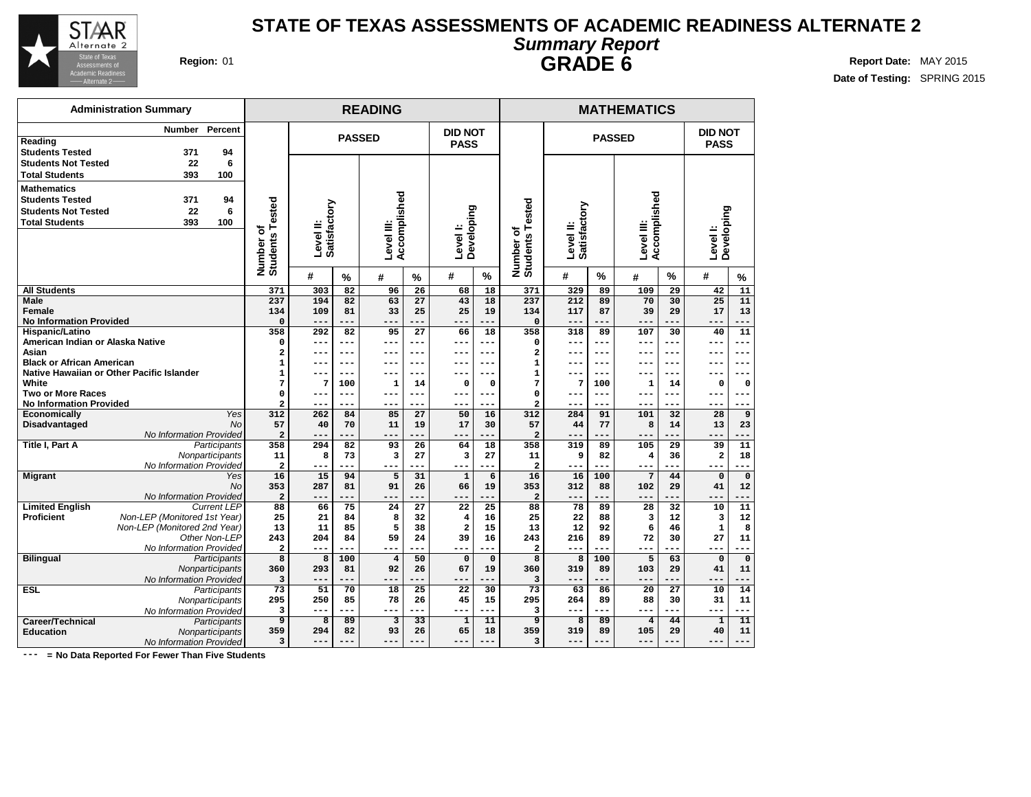# STATE OF TEXAS ASSESSMENTS OF ACADEMIC READINESS ALTERNATE 2

## *Summary Report*

## GRADE 6

**Region:** 01

**Report Date:** MAY 2015
**Date of Testing:** SPRING 2015

| Administration Summary | Number | Percent |
|---|---|---|
| **Reading** | | |
| Students Tested | 371 | 94 |
| Students Not Tested | 22 | 6 |
| Total Students | 393 | 100 |
| **Mathematics** | | |
| Students Tested | 371 | 94 |
| Students Not Tested | 22 | 6 |
| Total Students | 393 | 100 |

| | | READING | | | | | | | MATHEMATICS | | | | | | |
|---|---|---|---|---|---|---|---|---|---|---|---|---|---|---|---|
| | | | PASSED | | | | DID NOT PASS | | | PASSED | | | | DID NOT PASS | |
| | | Number of Students Tested | Level II: Satisfactory | | Level III: Accomplished | | Level I: Developing | | Number of Students Tested | Level II: Satisfactory | | Level III: Accomplished | | Level I: Developing | |
| | | | # | % | # | % | # | % | | # | % | # | % | # | % |
| **All Students** | | 371 | 303 | 82 | 96 | 26 | 68 | 18 | 371 | 329 | 89 | 109 | 29 | 42 | 11 |
| **Male** | | 237 | 194 | 82 | 63 | 27 | 43 | 18 | 237 | 212 | 89 | 70 | 30 | 25 | 11 |
| **Female** | | 134 | 109 | 81 | 33 | 25 | 25 | 19 | 134 | 117 | 87 | 39 | 29 | 17 | 13 |
| **No Information Provided** | | 0 | --- | --- | --- | --- | --- | --- | 0 | --- | --- | --- | --- | --- | --- |
| **Hispanic/Latino** | | 358 | 292 | 82 | 95 | 27 | 66 | 18 | 358 | 318 | 89 | 107 | 30 | 40 | 11 |
| **American Indian or Alaska Native** | | 0 | --- | --- | --- | --- | --- | --- | 0 | --- | --- | --- | --- | --- | --- |
| **Asian** | | 2 | --- | --- | --- | --- | --- | --- | 2 | --- | --- | --- | --- | --- | --- |
| **Black or African American** | | 1 | --- | --- | --- | --- | --- | --- | 1 | --- | --- | --- | --- | --- | --- |
| **Native Hawaiian or Other Pacific Islander** | | 1 | --- | --- | --- | --- | --- | --- | 1 | --- | --- | --- | --- | --- | --- |
| **White** | | 7 | 7 | 100 | 1 | 14 | 0 | 0 | 7 | 7 | 100 | 1 | 14 | 0 | 0 |
| **Two or More Races** | | 0 | --- | --- | --- | --- | --- | --- | 0 | --- | --- | --- | --- | --- | --- |
| **No Information Provided** | | 2 | --- | --- | --- | --- | --- | --- | 2 | --- | --- | --- | --- | --- | --- |
| **Economically Disadvantaged** | *Yes* | 312 | 262 | 84 | 85 | 27 | 50 | 16 | 312 | 284 | 91 | 101 | 32 | 28 | 9 |
| | *No* | 57 | 40 | 70 | 11 | 19 | 17 | 30 | 57 | 44 | 77 | 8 | 14 | 13 | 23 |
| | *No Information Provided* | 2 | --- | --- | --- | --- | --- | --- | 2 | --- | --- | --- | --- | --- | --- |
| **Title I, Part A** | *Participants* | 358 | 294 | 82 | 93 | 26 | 64 | 18 | 358 | 319 | 89 | 105 | 29 | 39 | 11 |
| | *Nonparticipants* | 11 | 8 | 73 | 3 | 27 | 3 | 27 | 11 | 9 | 82 | 4 | 36 | 2 | 18 |
| | *No Information Provided* | 2 | --- | --- | --- | --- | --- | --- | 2 | --- | --- | --- | --- | --- | --- |
| **Migrant** | *Yes* | 16 | 15 | 94 | 5 | 31 | 1 | 6 | 16 | 16 | 100 | 7 | 44 | 0 | 0 |
| | *No* | 353 | 287 | 81 | 91 | 26 | 66 | 19 | 353 | 312 | 88 | 102 | 29 | 41 | 12 |
| | *No Information Provided* | 2 | --- | --- | --- | --- | --- | --- | 2 | --- | --- | --- | --- | --- | --- |
| **Limited English Proficient** | *Current LEP* | 88 | 66 | 75 | 24 | 27 | 22 | 25 | 88 | 78 | 89 | 28 | 32 | 10 | 11 |
| | *Non-LEP (Monitored 1st Year)* | 25 | 21 | 84 | 8 | 32 | 4 | 16 | 25 | 22 | 88 | 3 | 12 | 3 | 12 |
| | *Non-LEP (Monitored 2nd Year)* | 13 | 11 | 85 | 5 | 38 | 2 | 15 | 13 | 12 | 92 | 6 | 46 | 1 | 8 |
| | *Other Non-LEP* | 243 | 204 | 84 | 59 | 24 | 39 | 16 | 243 | 216 | 89 | 72 | 30 | 27 | 11 |
| | *No Information Provided* | 2 | --- | --- | --- | --- | --- | --- | 2 | --- | --- | --- | --- | --- | --- |
| **Bilingual** | *Participants* | 8 | 8 | 100 | 4 | 50 | 0 | 0 | 8 | 8 | 100 | 5 | 63 | 0 | 0 |
| | *Nonparticipants* | 360 | 293 | 81 | 92 | 26 | 67 | 19 | 360 | 319 | 89 | 103 | 29 | 41 | 11 |
| | *No Information Provided* | 3 | --- | --- | --- | --- | --- | --- | 3 | --- | --- | --- | --- | --- | --- |
| **ESL** | *Participants* | 73 | 51 | 70 | 18 | 25 | 22 | 30 | 73 | 63 | 86 | 20 | 27 | 10 | 14 |
| | *Nonparticipants* | 295 | 250 | 85 | 78 | 26 | 45 | 15 | 295 | 264 | 89 | 88 | 30 | 31 | 11 |
| | *No Information Provided* | 3 | --- | --- | --- | --- | --- | --- | 3 | --- | --- | --- | --- | --- | --- |
| **Career/Technical Education** | *Participants* | 9 | 8 | 89 | 3 | 33 | 1 | 11 | 9 | 8 | 89 | 4 | 44 | 1 | 11 |
| | *Nonparticipants* | 359 | 294 | 82 | 93 | 26 | 65 | 18 | 359 | 319 | 89 | 105 | 29 | 40 | 11 |
| | *No Information Provided* | 3 | --- | --- | --- | --- | --- | --- | 3 | --- | --- | --- | --- | --- | --- |

--- = No Data Reported For Fewer Than Five Students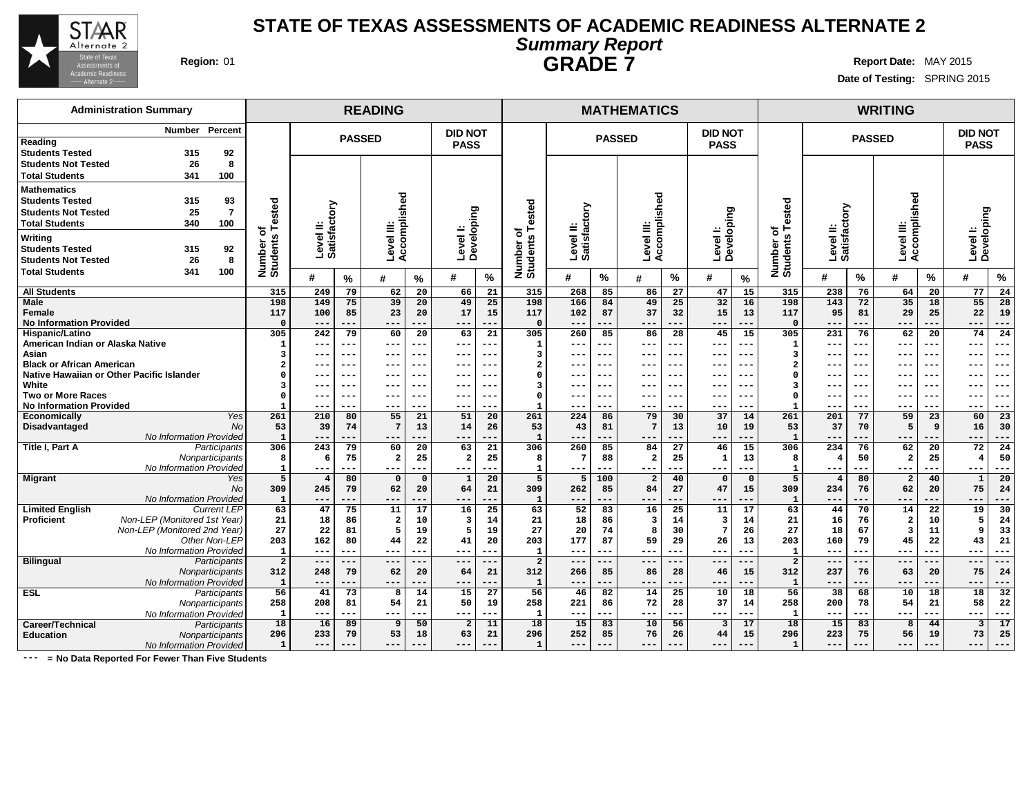# STATE OF TEXAS ASSESSMENTS OF ACADEMIC READINESS ALTERNATE 2

## *Summary Report*

## GRADE 7

**Region:** 01

**Report Date:** MAY 2015

**Date of Testing:** SPRING 2015

| Administration Summary | Number | Percent |
|---|---|---|
| **Reading** | | |
| Students Tested | 315 | 92 |
| Students Not Tested | 26 | 8 |
| Total Students | 341 | 100 |
| **Mathematics** | | |
| Students Tested | 315 | 93 |
| Students Not Tested | 25 | 7 |
| Total Students | 340 | 100 |
| **Writing** | | |
| Students Tested | 315 | 92 |
| Students Not Tested | 26 | 8 |
| Total Students | 341 | 100 |

| | | READING | | | | | | | MATHEMATICS | | | | | | | WRITING | | | | | | |
|---|---|---|---|---|---|---|---|---|---|---|---|---|---|---|---|---|---|---|---|---|---|---|
| | | | PASSED | | | | DID NOT PASS | | | PASSED | | | | DID NOT PASS | | | PASSED | | | | DID NOT PASS | |
| | | Number of Students Tested | Level II: Satisfactory | | Level III: Accomplished | | Level I: Developing | | Number of Students Tested | Level II: Satisfactory | | Level III: Accomplished | | Level I: Developing | | Number of Students Tested | Level II: Satisfactory | | Level III: Accomplished | | Level I: Developing | |
| | | | # | % | # | % | # | % | | # | % | # | % | # | % | | # | % | # | % | # | % |
| **All Students** | | 315 | 249 | 79 | 62 | 20 | 66 | 21 | 315 | 268 | 85 | 86 | 27 | 47 | 15 | 315 | 238 | 76 | 64 | 20 | 77 | 24 |
| **Male** | | 198 | 149 | 75 | 39 | 20 | 49 | 25 | 198 | 166 | 84 | 49 | 25 | 32 | 16 | 198 | 143 | 72 | 35 | 18 | 55 | 28 |
| **Female** | | 117 | 100 | 85 | 23 | 20 | 17 | 15 | 117 | 102 | 87 | 37 | 32 | 15 | 13 | 117 | 95 | 81 | 29 | 25 | 22 | 19 |
| **No Information Provided** | | 0 | --- | --- | --- | --- | --- | --- | 0 | --- | --- | --- | --- | --- | --- | 0 | --- | --- | --- | --- | --- | --- |
| **Hispanic/Latino** | | 305 | 242 | 79 | 60 | 20 | 63 | 21 | 305 | 260 | 85 | 86 | 28 | 45 | 15 | 305 | 231 | 76 | 62 | 20 | 74 | 24 |
| **American Indian or Alaska Native** | | 1 | --- | --- | --- | --- | --- | --- | 1 | --- | --- | --- | --- | --- | --- | 1 | --- | --- | --- | --- | --- | --- |
| **Asian** | | 3 | --- | --- | --- | --- | --- | --- | 3 | --- | --- | --- | --- | --- | --- | 3 | --- | --- | --- | --- | --- | --- |
| **Black or African American** | | 2 | --- | --- | --- | --- | --- | --- | 2 | --- | --- | --- | --- | --- | --- | 2 | --- | --- | --- | --- | --- | --- |
| **Native Hawaiian or Other Pacific Islander** | | 0 | --- | --- | --- | --- | --- | --- | 0 | --- | --- | --- | --- | --- | --- | 0 | --- | --- | --- | --- | --- | --- |
| **White** | | 3 | --- | --- | --- | --- | --- | --- | 3 | --- | --- | --- | --- | --- | --- | 3 | --- | --- | --- | --- | --- | --- |
| **Two or More Races** | | 0 | --- | --- | --- | --- | --- | --- | 0 | --- | --- | --- | --- | --- | --- | 0 | --- | --- | --- | --- | --- | --- |
| **No Information Provided** | | 1 | --- | --- | --- | --- | --- | --- | 1 | --- | --- | --- | --- | --- | --- | 1 | --- | --- | --- | --- | --- | --- |
| **Economically Disadvantaged** | *Yes* | 261 | 210 | 80 | 55 | 21 | 51 | 20 | 261 | 224 | 86 | 79 | 30 | 37 | 14 | 261 | 201 | 77 | 59 | 23 | 60 | 23 |
| | *No* | 53 | 39 | 74 | 7 | 13 | 14 | 26 | 53 | 43 | 81 | 7 | 13 | 10 | 19 | 53 | 37 | 70 | 5 | 9 | 16 | 30 |
| | *No Information Provided* | 1 | --- | --- | --- | --- | --- | --- | 1 | --- | --- | --- | --- | --- | --- | 1 | --- | --- | --- | --- | --- | --- |
| **Title I, Part A** | *Participants* | 306 | 243 | 79 | 60 | 20 | 63 | 21 | 306 | 260 | 85 | 84 | 27 | 46 | 15 | 306 | 234 | 76 | 62 | 20 | 72 | 24 |
| | *Nonparticipants* | 8 | 6 | 75 | 2 | 25 | 2 | 25 | 8 | 7 | 88 | 2 | 25 | 1 | 13 | 8 | 4 | 50 | 2 | 25 | 4 | 50 |
| | *No Information Provided* | 1 | --- | --- | --- | --- | --- | --- | 1 | --- | --- | --- | --- | --- | --- | 1 | --- | --- | --- | --- | --- | --- |
| **Migrant** | *Yes* | 5 | 4 | 80 | 0 | 0 | 1 | 20 | 5 | 5 | 100 | 2 | 40 | 0 | 0 | 5 | 4 | 80 | 2 | 40 | 1 | 20 |
| | *No* | 309 | 245 | 79 | 62 | 20 | 64 | 21 | 309 | 262 | 85 | 84 | 27 | 47 | 15 | 309 | 234 | 76 | 62 | 20 | 75 | 24 |
| | *No Information Provided* | 1 | --- | --- | --- | --- | --- | --- | 1 | --- | --- | --- | --- | --- | --- | 1 | --- | --- | --- | --- | --- | --- |
| **Limited English Proficient** | *Current LEP* | 63 | 47 | 75 | 11 | 17 | 16 | 25 | 63 | 52 | 83 | 16 | 25 | 11 | 17 | 63 | 44 | 70 | 14 | 22 | 19 | 30 |
| | *Non-LEP (Monitored 1st Year)* | 21 | 18 | 86 | 2 | 10 | 3 | 14 | 21 | 18 | 86 | 3 | 14 | 3 | 14 | 21 | 16 | 76 | 2 | 10 | 5 | 24 |
| | *Non-LEP (Monitored 2nd Year)* | 27 | 22 | 81 | 5 | 19 | 5 | 19 | 27 | 20 | 74 | 8 | 30 | 7 | 26 | 27 | 18 | 67 | 3 | 11 | 9 | 33 |
| | *Other Non-LEP* | 203 | 162 | 80 | 44 | 22 | 41 | 20 | 203 | 177 | 87 | 59 | 29 | 26 | 13 | 203 | 160 | 79 | 45 | 22 | 43 | 21 |
| | *No Information Provided* | 1 | --- | --- | --- | --- | --- | --- | 1 | --- | --- | --- | --- | --- | --- | 1 | --- | --- | --- | --- | --- | --- |
| **Bilingual** | *Participants* | 2 | --- | --- | --- | --- | --- | --- | 2 | --- | --- | --- | --- | --- | --- | 2 | --- | --- | --- | --- | --- | --- |
| | *Nonparticipants* | 312 | 248 | 79 | 62 | 20 | 64 | 21 | 312 | 266 | 85 | 86 | 28 | 46 | 15 | 312 | 237 | 76 | 63 | 20 | 75 | 24 |
| | *No Information Provided* | 1 | --- | --- | --- | --- | --- | --- | 1 | --- | --- | --- | --- | --- | --- | 1 | --- | --- | --- | --- | --- | --- |
| **ESL** | *Participants* | 56 | 41 | 73 | 8 | 14 | 15 | 27 | 56 | 46 | 82 | 14 | 25 | 10 | 18 | 56 | 38 | 68 | 10 | 18 | 18 | 32 |
| | *Nonparticipants* | 258 | 208 | 81 | 54 | 21 | 50 | 19 | 258 | 221 | 86 | 72 | 28 | 37 | 14 | 258 | 200 | 78 | 54 | 21 | 58 | 22 |
| | *No Information Provided* | 1 | --- | --- | --- | --- | --- | --- | 1 | --- | --- | --- | --- | --- | --- | 1 | --- | --- | --- | --- | --- | --- |
| **Career/Technical Education** | *Participants* | 18 | 16 | 89 | 9 | 50 | 2 | 11 | 18 | 15 | 83 | 10 | 56 | 3 | 17 | 18 | 15 | 83 | 8 | 44 | 3 | 17 |
| | *Nonparticipants* | 296 | 233 | 79 | 53 | 18 | 63 | 21 | 296 | 252 | 85 | 76 | 26 | 44 | 15 | 296 | 223 | 75 | 56 | 19 | 73 | 25 |
| | *No Information Provided* | 1 | --- | --- | --- | --- | --- | --- | 1 | --- | --- | --- | --- | --- | --- | 1 | --- | --- | --- | --- | --- | --- |

--- = No Data Reported For Fewer Than Five Students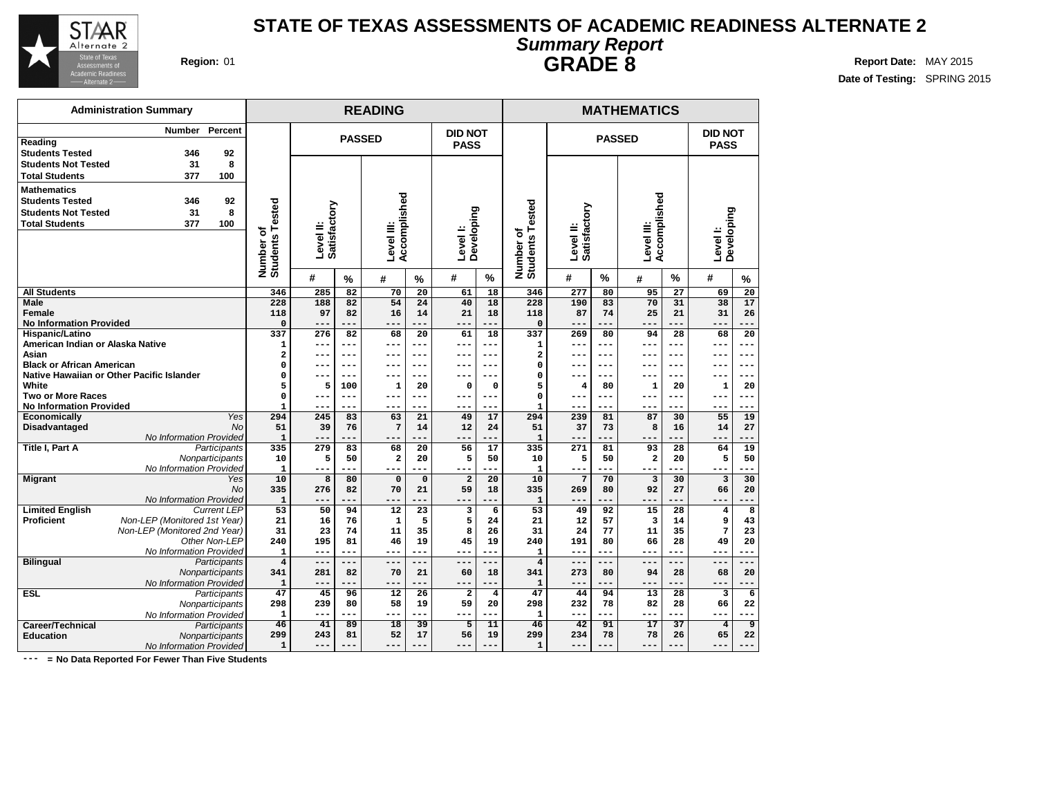# STATE OF TEXAS ASSESSMENTS OF ACADEMIC READINESS ALTERNATE 2

## *Summary Report*

## GRADE 8

**Region:** 01

**Report Date:** MAY 2015
**Date of Testing:** SPRING 2015

| Administration Summary | Number | Percent |
|---|---|---|
| **Reading** | | |
| Students Tested | 346 | 92 |
| Students Not Tested | 31 | 8 |
| Total Students | 377 | 100 |
| **Mathematics** | | |
| Students Tested | 346 | 92 |
| Students Not Tested | 31 | 8 |
| Total Students | 377 | 100 |

| | | READING | | | | | | | MATHEMATICS | | | | | | |
|---|---|---|---|---|---|---|---|---|---|---|---|---|---|---|---|
| | | | PASSED | | | | DID NOT PASS | | | PASSED | | | | DID NOT PASS | |
| | | Number of Students Tested | Level II: Satisfactory | | Level III: Accomplished | | Level I: Developing | | Number of Students Tested | Level II: Satisfactory | | Level III: Accomplished | | Level I: Developing | |
| | | | # | % | # | % | # | % | | # | % | # | % | # | % |
| **All Students** | | 346 | 285 | 82 | 70 | 20 | 61 | 18 | 346 | 277 | 80 | 95 | 27 | 69 | 20 |
| **Male** | | 228 | 188 | 82 | 54 | 24 | 40 | 18 | 228 | 190 | 83 | 70 | 31 | 38 | 17 |
| **Female** | | 118 | 97 | 82 | 16 | 14 | 21 | 18 | 118 | 87 | 74 | 25 | 21 | 31 | 26 |
| **No Information Provided** | | 0 | --- | --- | --- | --- | --- | --- | 0 | --- | --- | --- | --- | --- | --- |
| **Hispanic/Latino** | | 337 | 276 | 82 | 68 | 20 | 61 | 18 | 337 | 269 | 80 | 94 | 28 | 68 | 20 |
| **American Indian or Alaska Native** | | 1 | --- | --- | --- | --- | --- | --- | 1 | --- | --- | --- | --- | --- | --- |
| **Asian** | | 2 | --- | --- | --- | --- | --- | --- | 2 | --- | --- | --- | --- | --- | --- |
| **Black or African American** | | 0 | --- | --- | --- | --- | --- | --- | 0 | --- | --- | --- | --- | --- | --- |
| **Native Hawaiian or Other Pacific Islander** | | 0 | --- | --- | --- | --- | --- | --- | 0 | --- | --- | --- | --- | --- | --- |
| **White** | | 5 | 5 | 100 | 1 | 20 | 0 | 0 | 5 | 4 | 80 | 1 | 20 | 1 | 20 |
| **Two or More Races** | | 0 | --- | --- | --- | --- | --- | --- | 0 | --- | --- | --- | --- | --- | --- |
| **No Information Provided** | | 1 | --- | --- | --- | --- | --- | --- | 1 | --- | --- | --- | --- | --- | --- |
| **Economically Disadvantaged** | *Yes* | 294 | 245 | 83 | 63 | 21 | 49 | 17 | 294 | 239 | 81 | 87 | 30 | 55 | 19 |
| | *No* | 51 | 39 | 76 | 7 | 14 | 12 | 24 | 51 | 37 | 73 | 8 | 16 | 14 | 27 |
| | *No Information Provided* | 1 | --- | --- | --- | --- | --- | --- | 1 | --- | --- | --- | --- | --- | --- |
| **Title I, Part A** | *Participants* | 335 | 279 | 83 | 68 | 20 | 56 | 17 | 335 | 271 | 81 | 93 | 28 | 64 | 19 |
| | *Nonparticipants* | 10 | 5 | 50 | 2 | 20 | 5 | 50 | 10 | 5 | 50 | 2 | 20 | 5 | 50 |
| | *No Information Provided* | 1 | --- | --- | --- | --- | --- | --- | 1 | --- | --- | --- | --- | --- | --- |
| **Migrant** | *Yes* | 10 | 8 | 80 | 0 | 0 | 2 | 20 | 10 | 7 | 70 | 3 | 30 | 3 | 30 |
| | *No* | 335 | 276 | 82 | 70 | 21 | 59 | 18 | 335 | 269 | 80 | 92 | 27 | 66 | 20 |
| | *No Information Provided* | 1 | --- | --- | --- | --- | --- | --- | 1 | --- | --- | --- | --- | --- | --- |
| **Limited English Proficient** | *Current LEP* | 53 | 50 | 94 | 12 | 23 | 3 | 6 | 53 | 49 | 92 | 15 | 28 | 4 | 8 |
| | *Non-LEP (Monitored 1st Year)* | 21 | 16 | 76 | 1 | 5 | 5 | 24 | 21 | 12 | 57 | 3 | 14 | 9 | 43 |
| | *Non-LEP (Monitored 2nd Year)* | 31 | 23 | 74 | 11 | 35 | 8 | 26 | 31 | 24 | 77 | 11 | 35 | 7 | 23 |
| | *Other Non-LEP* | 240 | 195 | 81 | 46 | 19 | 45 | 19 | 240 | 191 | 80 | 66 | 28 | 49 | 20 |
| | *No Information Provided* | 1 | --- | --- | --- | --- | --- | --- | 1 | --- | --- | --- | --- | --- | --- |
| **Bilingual** | *Participants* | 4 | --- | --- | --- | --- | --- | --- | 4 | --- | --- | --- | --- | --- | --- |
| | *Nonparticipants* | 341 | 281 | 82 | 70 | 21 | 60 | 18 | 341 | 273 | 80 | 94 | 28 | 68 | 20 |
| | *No Information Provided* | 1 | --- | --- | --- | --- | --- | --- | 1 | --- | --- | --- | --- | --- | --- |
| **ESL** | *Participants* | 47 | 45 | 96 | 12 | 26 | 2 | 4 | 47 | 44 | 94 | 13 | 28 | 3 | 6 |
| | *Nonparticipants* | 298 | 239 | 80 | 58 | 19 | 59 | 20 | 298 | 232 | 78 | 82 | 28 | 66 | 22 |
| | *No Information Provided* | 1 | --- | --- | --- | --- | --- | --- | 1 | --- | --- | --- | --- | --- | --- |
| **Career/Technical Education** | *Participants* | 46 | 41 | 89 | 18 | 39 | 5 | 11 | 46 | 42 | 91 | 17 | 37 | 4 | 9 |
| | *Nonparticipants* | 299 | 243 | 81 | 52 | 17 | 56 | 19 | 299 | 234 | 78 | 78 | 26 | 65 | 22 |
| | *No Information Provided* | 1 | --- | --- | --- | --- | --- | --- | 1 | --- | --- | --- | --- | --- | --- |

--- = No Data Reported For Fewer Than Five Students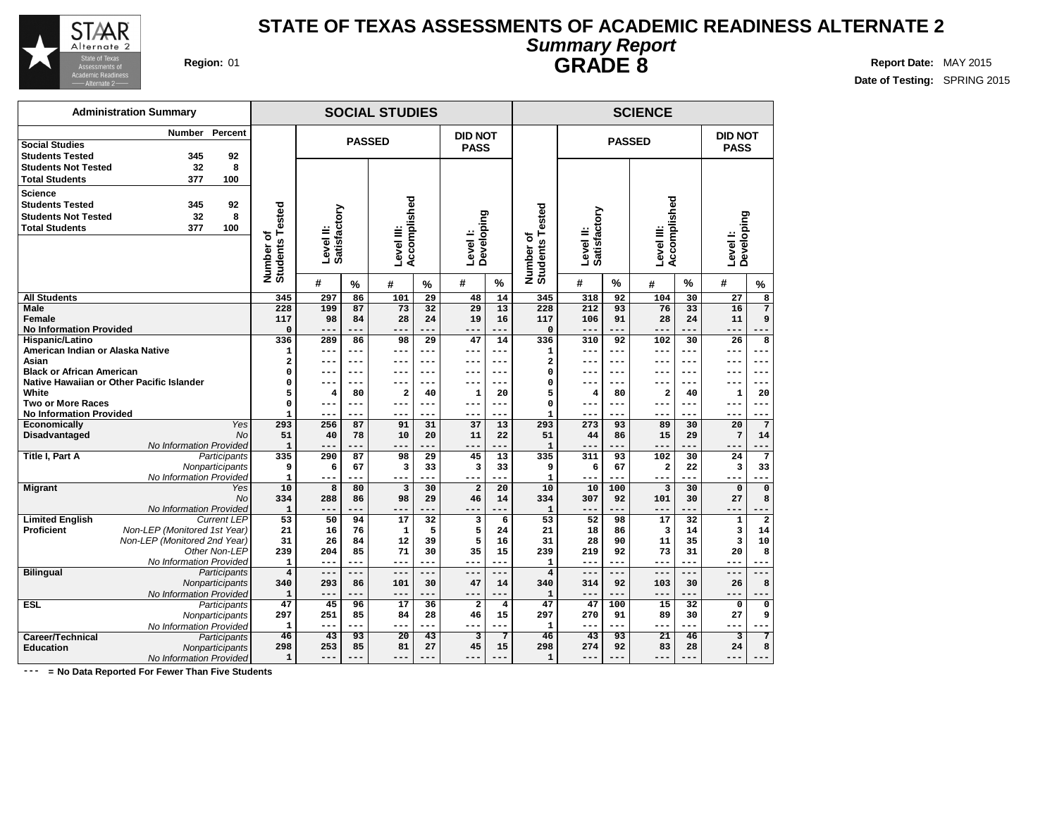# STATE OF TEXAS ASSESSMENTS OF ACADEMIC READINESS ALTERNATE 2

## *Summary Report*

## GRADE 8

**Region:** 01

**Report Date:** MAY 2015
**Date of Testing:** SPRING 2015

| Administration Summary | Number | Percent |
|---|---|---|
| **Social Studies** | | |
| **Students Tested** | 345 | 92 |
| **Students Not Tested** | 32 | 8 |
| **Total Students** | 377 | 100 |
| **Science** | | |
| **Students Tested** | 345 | 92 |
| **Students Not Tested** | 32 | 8 |
| **Total Students** | 377 | 100 |

| | | SOCIAL STUDIES | | | | | | | SCIENCE | | | | | | |
|---|---|---|---|---|---|---|---|---|---|---|---|---|---|---|---|
| | | | PASSED | | | DID NOT PASS | | | | PASSED | | | | DID NOT PASS | |
| | | Number of Students Tested | Level II: Satisfactory | | Level III: Accomplished | | Level I: Developing | | Number of Students Tested | Level II: Satisfactory | | Level III: Accomplished | | Level I: Developing | |
| | | | # | % | # | % | # | % | | # | % | # | % | # | % |
| **All Students** | | 345 | 297 | 86 | 101 | 29 | 48 | 14 | 345 | 318 | 92 | 104 | 30 | 27 | 8 |
| **Male** | | 228 | 199 | 87 | 73 | 32 | 29 | 13 | 228 | 212 | 93 | 76 | 33 | 16 | 7 |
| **Female** | | 117 | 98 | 84 | 28 | 24 | 19 | 16 | 117 | 106 | 91 | 28 | 24 | 11 | 9 |
| **No Information Provided** | | 0 | --- | --- | --- | --- | --- | --- | 0 | --- | --- | --- | --- | --- | --- |
| **Hispanic/Latino** | | 336 | 289 | 86 | 98 | 29 | 47 | 14 | 336 | 310 | 92 | 102 | 30 | 26 | 8 |
| **American Indian or Alaska Native** | | 1 | --- | --- | --- | --- | --- | --- | 1 | --- | --- | --- | --- | --- | --- |
| **Asian** | | 2 | --- | --- | --- | --- | --- | --- | 2 | --- | --- | --- | --- | --- | --- |
| **Black or African American** | | 0 | --- | --- | --- | --- | --- | --- | 0 | --- | --- | --- | --- | --- | --- |
| **Native Hawaiian or Other Pacific Islander** | | 0 | --- | --- | --- | --- | --- | --- | 0 | --- | --- | --- | --- | --- | --- |
| **White** | | 5 | 4 | 80 | 2 | 40 | 1 | 20 | 5 | 4 | 80 | 2 | 40 | 1 | 20 |
| **Two or More Races** | | 0 | --- | --- | --- | --- | --- | --- | 0 | --- | --- | --- | --- | --- | --- |
| **No Information Provided** | | 1 | --- | --- | --- | --- | --- | --- | 1 | --- | --- | --- | --- | --- | --- |
| **Economically Disadvantaged** | *Yes* | 293 | 256 | 87 | 91 | 31 | 37 | 13 | 293 | 273 | 93 | 89 | 30 | 20 | 7 |
| | *No* | 51 | 40 | 78 | 10 | 20 | 11 | 22 | 51 | 44 | 86 | 15 | 29 | 7 | 14 |
| | *No Information Provided* | 1 | --- | --- | --- | --- | --- | --- | 1 | --- | --- | --- | --- | --- | --- |
| **Title I, Part A** | *Participants* | 335 | 290 | 87 | 98 | 29 | 45 | 13 | 335 | 311 | 93 | 102 | 30 | 24 | 7 |
| | *Nonparticipants* | 9 | 6 | 67 | 3 | 33 | 3 | 33 | 9 | 6 | 67 | 2 | 22 | 3 | 33 |
| | *No Information Provided* | 1 | --- | --- | --- | --- | --- | --- | 1 | --- | --- | --- | --- | --- | --- |
| **Migrant** | *Yes* | 10 | 8 | 80 | 3 | 30 | 2 | 20 | 10 | 10 | 100 | 3 | 30 | 0 | 0 |
| | *No* | 334 | 288 | 86 | 98 | 29 | 46 | 14 | 334 | 307 | 92 | 101 | 30 | 27 | 8 |
| | *No Information Provided* | 1 | --- | --- | --- | --- | --- | --- | 1 | --- | --- | --- | --- | --- | --- |
| **Limited English Proficient** | *Current LEP* | 53 | 50 | 94 | 17 | 32 | 3 | 6 | 53 | 52 | 98 | 17 | 32 | 1 | 2 |
| | *Non-LEP (Monitored 1st Year)* | 21 | 16 | 76 | 1 | 5 | 5 | 24 | 21 | 18 | 86 | 3 | 14 | 3 | 14 |
| | *Non-LEP (Monitored 2nd Year)* | 31 | 26 | 84 | 12 | 39 | 5 | 16 | 31 | 28 | 90 | 11 | 35 | 3 | 10 |
| | *Other Non-LEP* | 239 | 204 | 85 | 71 | 30 | 35 | 15 | 239 | 219 | 92 | 73 | 31 | 20 | 8 |
| | *No Information Provided* | 1 | --- | --- | --- | --- | --- | --- | 1 | --- | --- | --- | --- | --- | --- |
| **Bilingual** | *Participants* | 4 | --- | --- | --- | --- | --- | --- | 4 | --- | --- | --- | --- | --- | --- |
| | *Nonparticipants* | 340 | 293 | 86 | 101 | 30 | 47 | 14 | 340 | 314 | 92 | 103 | 30 | 26 | 8 |
| | *No Information Provided* | 1 | --- | --- | --- | --- | --- | --- | 1 | --- | --- | --- | --- | --- | --- |
| **ESL** | *Participants* | 47 | 45 | 96 | 17 | 36 | 2 | 4 | 47 | 47 | 100 | 15 | 32 | 0 | 0 |
| | *Nonparticipants* | 297 | 251 | 85 | 84 | 28 | 46 | 15 | 297 | 270 | 91 | 89 | 30 | 27 | 9 |
| | *No Information Provided* | 1 | --- | --- | --- | --- | --- | --- | 1 | --- | --- | --- | --- | --- | --- |
| **Career/Technical Education** | *Participants* | 46 | 43 | 93 | 20 | 43 | 3 | 7 | 46 | 43 | 93 | 21 | 46 | 3 | 7 |
| | *Nonparticipants* | 298 | 253 | 85 | 81 | 27 | 45 | 15 | 298 | 274 | 92 | 83 | 28 | 24 | 8 |
| | *No Information Provided* | 1 | --- | --- | --- | --- | --- | --- | 1 | --- | --- | --- | --- | --- | --- |

**---** = **No Data Reported For Fewer Than Five Students**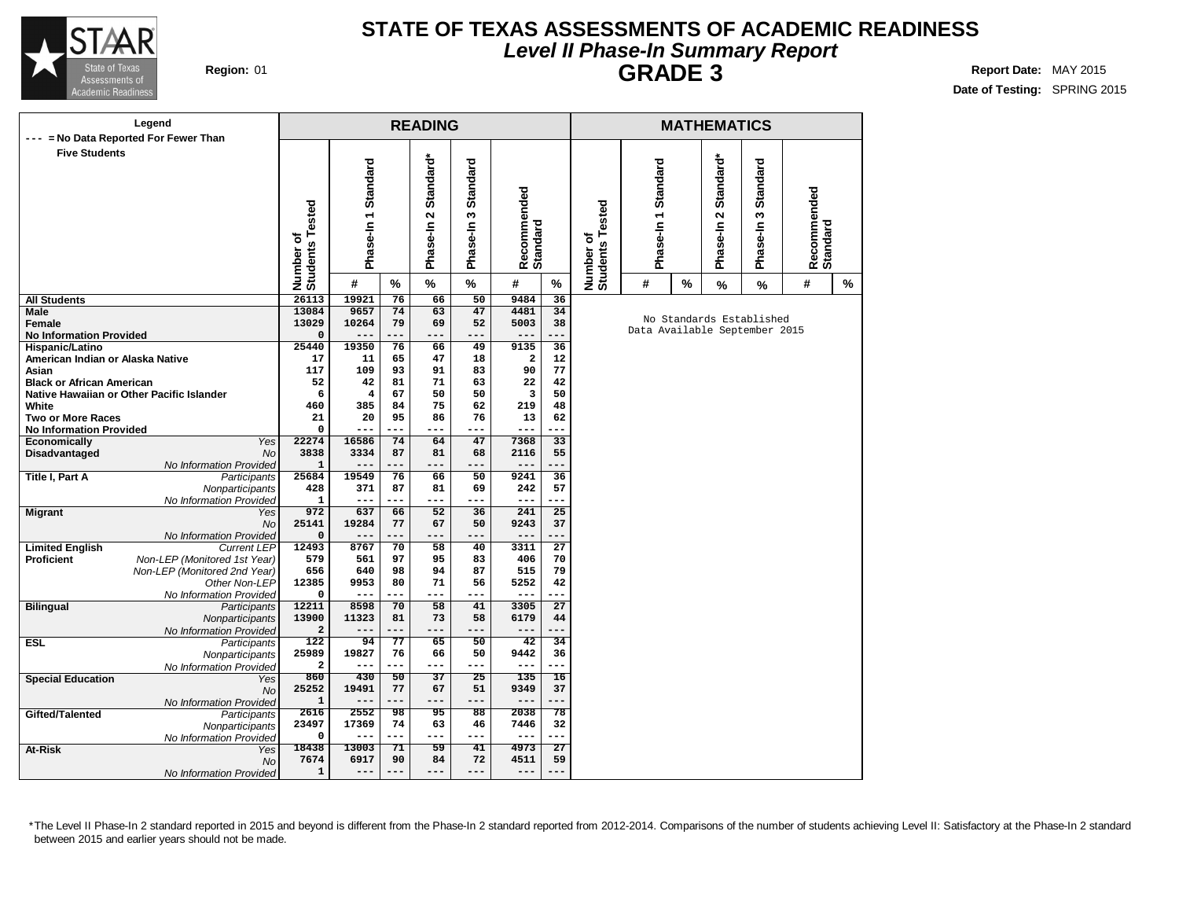# STATE OF TEXAS ASSESSMENTS OF ACADEMIC READINESS

## *Level II Phase-In Summary Report*

## GRADE 3

**Region:** 01

**Report Date:** MAY 2015

**Date of Testing:** SPRING 2015

Legend: --- = No Data Reported For Fewer Than Five Students

| | | READING | | | | | | | MATHEMATICS | | | | | | |
|---|---|---|---|---|---|---|---|---|---|---|---|---|---|---|---|
| | | Number of Students Tested | Phase-In 1 Standard # | Phase-In 1 Standard % | Phase-In 2 Standard* % | Phase-In 3 Standard % | Recommended Standard # | Recommended Standard % | Number of Students Tested | Phase-In 1 Standard # | Phase-In 1 Standard % | Phase-In 2 Standard* % | Phase-In 3 Standard % | Recommended Standard # | Recommended Standard % |
| **All Students** | | 26113 | 19921 | 76 | 66 | 50 | 9484 | 36 | | | | | | | |
| **Male** | | 13084 | 9657 | 74 | 63 | 47 | 4481 | 34 | No Standards Established Data Available September 2015 | | | | | | |
| **Female** | | 13029 | 10264 | 79 | 69 | 52 | 5003 | 38 | | | | | | | |
| **No Information Provided** | | 0 | --- | --- | --- | --- | --- | --- | | | | | | | |
| **Hispanic/Latino** | | 25440 | 19350 | 76 | 66 | 49 | 9135 | 36 | | | | | | | |
| **American Indian or Alaska Native** | | 17 | 11 | 65 | 47 | 18 | 2 | 12 | | | | | | | |
| **Asian** | | 117 | 109 | 93 | 91 | 83 | 90 | 77 | | | | | | | |
| **Black or African American** | | 52 | 42 | 81 | 71 | 63 | 22 | 42 | | | | | | | |
| **Native Hawaiian or Other Pacific Islander** | | 6 | 4 | 67 | 50 | 50 | 3 | 50 | | | | | | | |
| **White** | | 460 | 385 | 84 | 75 | 62 | 219 | 48 | | | | | | | |
| **Two or More Races** | | 21 | 20 | 95 | 86 | 76 | 13 | 62 | | | | | | | |
| **No Information Provided** | | 0 | --- | --- | --- | --- | --- | --- | | | | | | | |
| **Economically Disadvantaged** | *Yes* | 22274 | 16586 | 74 | 64 | 47 | 7368 | 33 | | | | | | | |
| | *No* | 3838 | 3334 | 87 | 81 | 68 | 2116 | 55 | | | | | | | |
| | *No Information Provided* | 1 | --- | --- | --- | --- | --- | --- | | | | | | | |
| **Title I, Part A** | *Participants* | 25684 | 19549 | 76 | 66 | 50 | 9241 | 36 | | | | | | | |
| | *Nonparticipants* | 428 | 371 | 87 | 81 | 69 | 242 | 57 | | | | | | | |
| | *No Information Provided* | 1 | --- | --- | --- | --- | --- | --- | | | | | | | |
| **Migrant** | *Yes* | 972 | 637 | 66 | 52 | 36 | 241 | 25 | | | | | | | |
| | *No* | 25141 | 19284 | 77 | 67 | 50 | 9243 | 37 | | | | | | | |
| | *No Information Provided* | 0 | --- | --- | --- | --- | --- | --- | | | | | | | |
| **Limited English Proficient** | *Current LEP* | 12493 | 8767 | 70 | 58 | 40 | 3311 | 27 | | | | | | | |
| | *Non-LEP (Monitored 1st Year)* | 579 | 561 | 97 | 95 | 83 | 406 | 70 | | | | | | | |
| | *Non-LEP (Monitored 2nd Year)* | 656 | 640 | 98 | 94 | 87 | 515 | 79 | | | | | | | |
| | *Other Non-LEP* | 12385 | 9953 | 80 | 71 | 56 | 5252 | 42 | | | | | | | |
| | *No Information Provided* | 0 | --- | --- | --- | --- | --- | --- | | | | | | | |
| **Bilingual** | *Participants* | 12211 | 8598 | 70 | 58 | 41 | 3305 | 27 | | | | | | | |
| | *Nonparticipants* | 13900 | 11323 | 81 | 73 | 58 | 6179 | 44 | | | | | | | |
| | *No Information Provided* | 2 | --- | --- | --- | --- | --- | --- | | | | | | | |
| **ESL** | *Participants* | 122 | 94 | 77 | 65 | 50 | 42 | 34 | | | | | | | |
| | *Nonparticipants* | 25989 | 19827 | 76 | 66 | 50 | 9442 | 36 | | | | | | | |
| | *No Information Provided* | 2 | --- | --- | --- | --- | --- | --- | | | | | | | |
| **Special Education** | *Yes* | 860 | 430 | 50 | 37 | 25 | 135 | 16 | | | | | | | |
| | *No* | 25252 | 19491 | 77 | 67 | 51 | 9349 | 37 | | | | | | | |
| | *No Information Provided* | 1 | --- | --- | --- | --- | --- | --- | | | | | | | |
| **Gifted/Talented** | *Participants* | 2616 | 2552 | 98 | 95 | 88 | 2038 | 78 | | | | | | | |
| | *Nonparticipants* | 23497 | 17369 | 74 | 63 | 46 | 7446 | 32 | | | | | | | |
| | *No Information Provided* | 0 | --- | --- | --- | --- | --- | --- | | | | | | | |
| **At-Risk** | *Yes* | 18438 | 13003 | 71 | 59 | 41 | 4973 | 27 | | | | | | | |
| | *No* | 7674 | 6917 | 90 | 84 | 72 | 4511 | 59 | | | | | | | |
| | *No Information Provided* | 1 | --- | --- | --- | --- | --- | --- | | | | | | | |

*The Level II Phase-In 2 standard reported in 2015 and beyond is different from the Phase-In 2 standard reported from 2012-2014. Comparisons of the number of students achieving Level II: Satisfactory at the Phase-In 2 standard between 2015 and earlier years should not be made.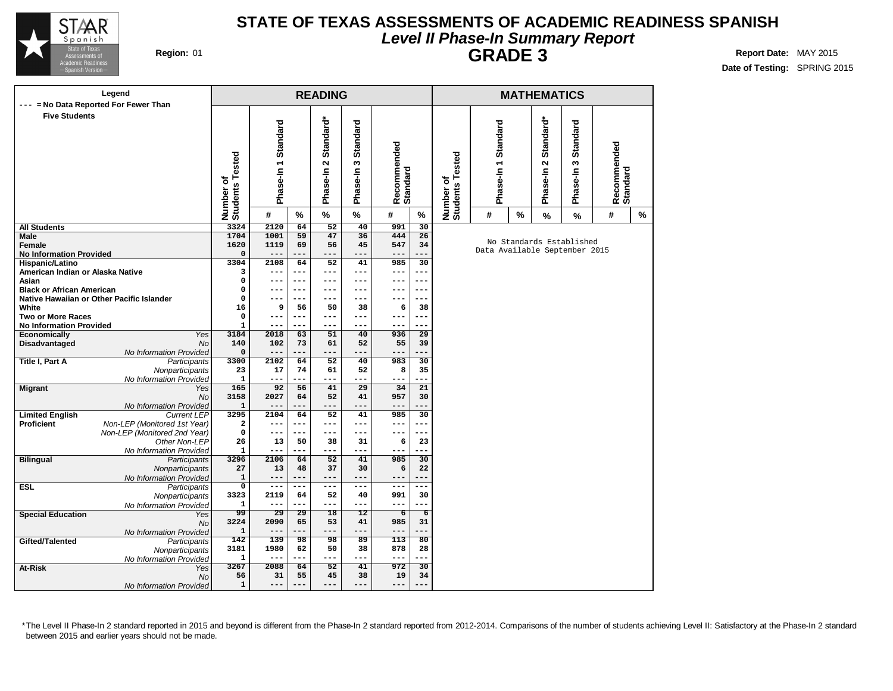# STATE OF TEXAS ASSESSMENTS OF ACADEMIC READINESS SPANISH

## *Level II Phase-In Summary Report*

## GRADE 3

**Region:** 01

**Report Date:** MAY 2015

**Date of Testing:** SPRING 2015

Legend: --- = No Data Reported For Fewer Than Five Students

| | | READING | | | | | | | MATHEMATICS | | | | | | |
|---|---|---|---|---|---|---|---|---|---|---|---|---|---|---|---|
| | | Number of Students Tested | Phase-In 1 Standard | | Phase-In 2 Standard* | Phase-In 3 Standard | Recommended Standard | | Number of Students Tested | Phase-In 1 Standard | | Phase-In 2 Standard* | Phase-In 3 Standard | Recommended Standard | |
| | | | # | % | % | % | # | % | | # | % | % | % | # | % |
| **All Students** | | 3324 | 2120 | 64 | 52 | 40 | 991 | 30 | No Standards Established Data Available September 2015 | | | | | | |
| **Male** | | 1704 | 1001 | 59 | 47 | 36 | 444 | 26 | | | | | | | |
| **Female** | | 1620 | 1119 | 69 | 56 | 45 | 547 | 34 | | | | | | | |
| **No Information Provided** | | 0 | --- | --- | --- | --- | --- | --- | | | | | | | |
| **Hispanic/Latino** | | 3304 | 2108 | 64 | 52 | 41 | 985 | 30 | | | | | | | |
| **American Indian or Alaska Native** | | 3 | --- | --- | --- | --- | --- | --- | | | | | | | |
| **Asian** | | 0 | --- | --- | --- | --- | --- | --- | | | | | | | |
| **Black or African American** | | 0 | --- | --- | --- | --- | --- | --- | | | | | | | |
| **Native Hawaiian or Other Pacific Islander** | | 0 | --- | --- | --- | --- | --- | --- | | | | | | | |
| **White** | | 16 | 9 | 56 | 50 | 38 | 6 | 38 | | | | | | | |
| **Two or More Races** | | 0 | --- | --- | --- | --- | --- | --- | | | | | | | |
| **No Information Provided** | | 1 | --- | --- | --- | --- | --- | --- | | | | | | | |
| **Economically Disadvantaged** | *Yes* | 3184 | 2018 | 63 | 51 | 40 | 936 | 29 | | | | | | | |
| | *No* | 140 | 102 | 73 | 61 | 52 | 55 | 39 | | | | | | | |
| | *No Information Provided* | 0 | --- | --- | --- | --- | --- | --- | | | | | | | |
| **Title I, Part A** | *Participants* | 3300 | 2102 | 64 | 52 | 40 | 983 | 30 | | | | | | | |
| | *Nonparticipants* | 23 | 17 | 74 | 61 | 52 | 8 | 35 | | | | | | | |
| | *No Information Provided* | 1 | --- | --- | --- | --- | --- | --- | | | | | | | |
| **Migrant** | *Yes* | 165 | 92 | 56 | 41 | 29 | 34 | 21 | | | | | | | |
| | *No* | 3158 | 2027 | 64 | 52 | 41 | 957 | 30 | | | | | | | |
| | *No Information Provided* | 1 | --- | --- | --- | --- | --- | --- | | | | | | | |
| **Limited English Proficient** | *Current LEP* | 3295 | 2104 | 64 | 52 | 41 | 985 | 30 | | | | | | | |
| | *Non-LEP (Monitored 1st Year)* | 2 | --- | --- | --- | --- | --- | --- | | | | | | | |
| | *Non-LEP (Monitored 2nd Year)* | 0 | --- | --- | --- | --- | --- | --- | | | | | | | |
| | *Other Non-LEP* | 26 | 13 | 50 | 38 | 31 | 6 | 23 | | | | | | | |
| | *No Information Provided* | 1 | --- | --- | --- | --- | --- | --- | | | | | | | |
| **Bilingual** | *Participants* | 3296 | 2106 | 64 | 52 | 41 | 985 | 30 | | | | | | | |
| | *Nonparticipants* | 27 | 13 | 48 | 37 | 30 | 6 | 22 | | | | | | | |
| | *No Information Provided* | 1 | --- | --- | --- | --- | --- | --- | | | | | | | |
| **ESL** | *Participants* | 0 | --- | --- | --- | --- | --- | --- | | | | | | | |
| | *Nonparticipants* | 3323 | 2119 | 64 | 52 | 40 | 991 | 30 | | | | | | | |
| | *No Information Provided* | 1 | --- | --- | --- | --- | --- | --- | | | | | | | |
| **Special Education** | *Yes* | 99 | 29 | 29 | 18 | 12 | 6 | 6 | | | | | | | |
| | *No* | 3224 | 2090 | 65 | 53 | 41 | 985 | 31 | | | | | | | |
| | *No Information Provided* | 1 | --- | --- | --- | --- | --- | --- | | | | | | | |
| **Gifted/Talented** | *Participants* | 142 | 139 | 98 | 98 | 89 | 113 | 80 | | | | | | | |
| | *Nonparticipants* | 3181 | 1980 | 62 | 50 | 38 | 878 | 28 | | | | | | | |
| | *No Information Provided* | 1 | --- | --- | --- | --- | --- | --- | | | | | | | |
| **At-Risk** | *Yes* | 3267 | 2088 | 64 | 52 | 41 | 972 | 30 | | | | | | | |
| | *No* | 56 | 31 | 55 | 45 | 38 | 19 | 34 | | | | | | | |
| | *No Information Provided* | 1 | --- | --- | --- | --- | --- | --- | | | | | | | |

*The Level II Phase-In 2 standard reported in 2015 and beyond is different from the Phase-In 2 standard reported from 2012-2014. Comparisons of the number of students achieving Level II: Satisfactory at the Phase-In 2 standard between 2015 and earlier years should not be made.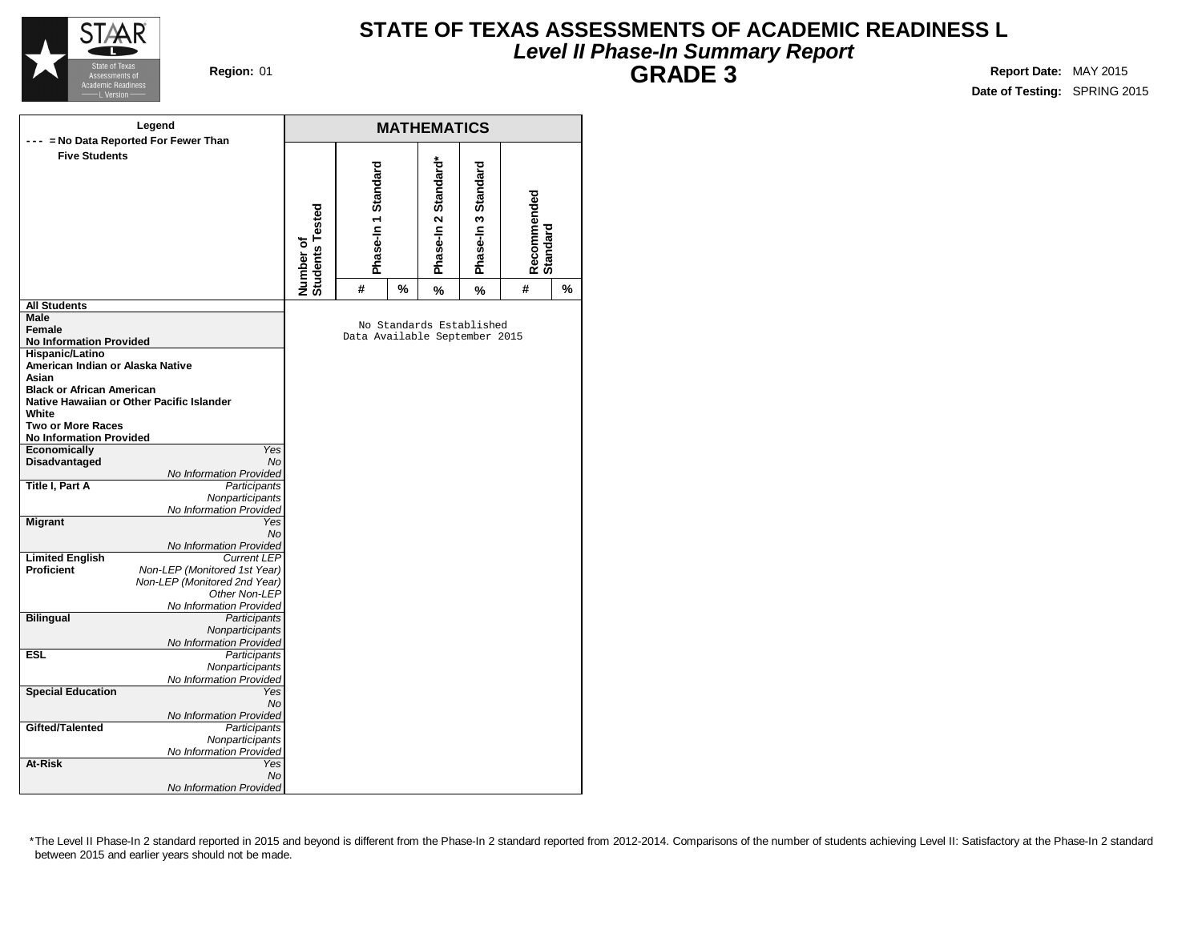# STATE OF TEXAS ASSESSMENTS OF ACADEMIC READINESS L

## *Level II Phase-In Summary Report*

## GRADE 3

**Region:** 01

**Report Date:** MAY 2015

**Date of Testing:** SPRING 2015

**Legend**

**- - - = No Data Reported For Fewer Than Five Students**

| | | MATHEMATICS | | | | | | |
|---|---|---|---|---|---|---|---|---|
| | | Number of Students Tested | Phase-In 1 Standard | | Phase-In 2 Standard* | Phase-In 3 Standard | Recommended Standard | |
| | | | # | % | % | % | # | % |
| **All Students** | | No Standards Established Data Available September 2015 | | | | | | |
| **Male** | | | | | | | | |
| **Female** | | | | | | | | |
| **No Information Provided** | | | | | | | | |
| **Hispanic/Latino** | | | | | | | | |
| **American Indian or Alaska Native** | | | | | | | | |
| **Asian** | | | | | | | | |
| **Black or African American** | | | | | | | | |
| **Native Hawaiian or Other Pacific Islander** | | | | | | | | |
| **White** | | | | | | | | |
| **Two or More Races** | | | | | | | | |
| **No Information Provided** | | | | | | | | |
| **Economically Disadvantaged** | *Yes* | | | | | | | |
| | *No* | | | | | | | |
| | *No Information Provided* | | | | | | | |
| **Title I, Part A** | *Participants* | | | | | | | |
| | *Nonparticipants* | | | | | | | |
| | *No Information Provided* | | | | | | | |
| **Migrant** | *Yes* | | | | | | | |
| | *No* | | | | | | | |
| | *No Information Provided* | | | | | | | |
| **Limited English Proficient** | *Current LEP* | | | | | | | |
| | *Non-LEP (Monitored 1st Year)* | | | | | | | |
| | *Non-LEP (Monitored 2nd Year)* | | | | | | | |
| | *Other Non-LEP* | | | | | | | |
| | *No Information Provided* | | | | | | | |
| **Bilingual** | *Participants* | | | | | | | |
| | *Nonparticipants* | | | | | | | |
| | *No Information Provided* | | | | | | | |
| **ESL** | *Participants* | | | | | | | |
| | *Nonparticipants* | | | | | | | |
| | *No Information Provided* | | | | | | | |
| **Special Education** | *Yes* | | | | | | | |
| | *No* | | | | | | | |
| | *No Information Provided* | | | | | | | |
| **Gifted/Talented** | *Participants* | | | | | | | |
| | *Nonparticipants* | | | | | | | |
| | *No Information Provided* | | | | | | | |
| **At-Risk** | *Yes* | | | | | | | |
| | *No* | | | | | | | |
| | *No Information Provided* | | | | | | | |

*The Level II Phase-In 2 standard reported in 2015 and beyond is different from the Phase-In 2 standard reported from 2012-2014. Comparisons of the number of students achieving Level II: Satisfactory at the Phase-In 2 standard between 2015 and earlier years should not be made.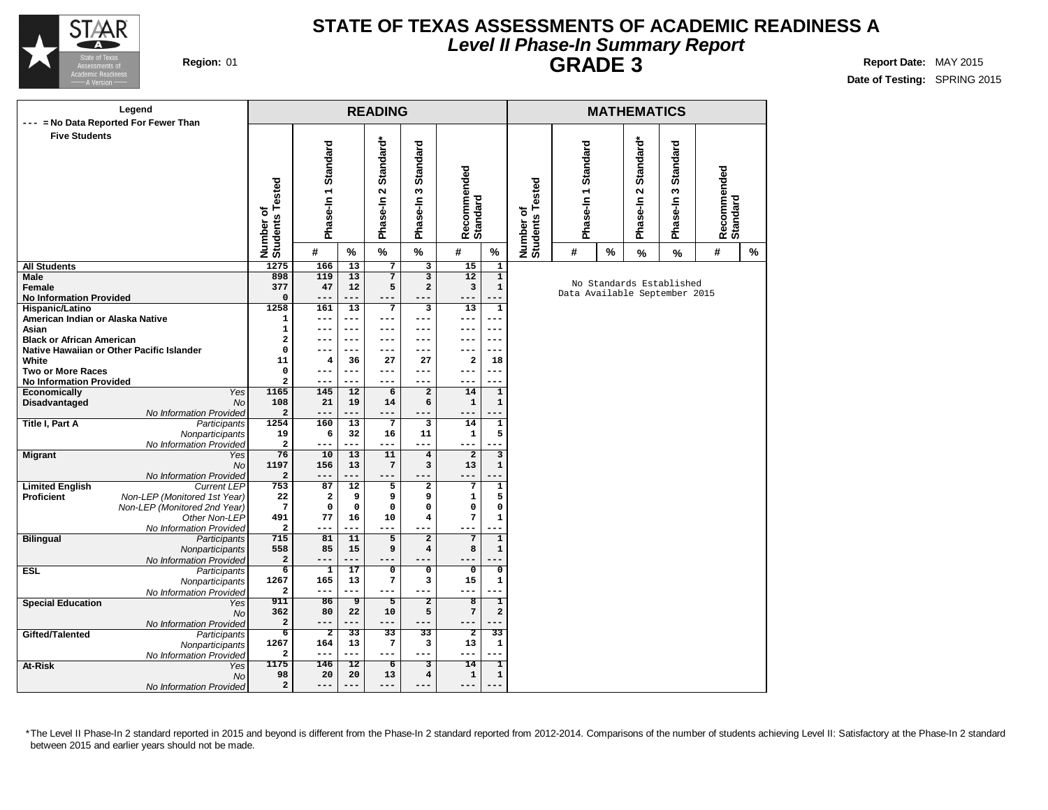# STATE OF TEXAS ASSESSMENTS OF ACADEMIC READINESS A

## *Level II Phase-In Summary Report*

## GRADE 3

**Region:** 01

**Report Date:** MAY 2015
**Date of Testing:** SPRING 2015

Legend
--- = No Data Reported For Fewer Than Five Students

| | | READING | | | | | | | MATHEMATICS | | | | | | |
|---|---|---|---|---|---|---|---|---|---|---|---|---|---|---|---|
| | | Number of Students Tested | Phase-In 1 Standard | | Phase-In 2 Standard* | Phase-In 3 Standard | Recommended Standard | | Number of Students Tested | Phase-In 1 Standard | | Phase-In 2 Standard* | Phase-In 3 Standard | Recommended Standard | |
| | | | # | % | % | % | # | % | | # | % | % | % | # | % |
| **All Students** | | 1275 | 166 | 13 | 7 | 3 | 15 | 1 | No Standards Established Data Available September 2015 | | | | | | |
| **Male** | | 898 | 119 | 13 | 7 | 3 | 12 | 1 | | | | | | | |
| **Female** | | 377 | 47 | 12 | 5 | 2 | 3 | 1 | | | | | | | |
| **No Information Provided** | | 0 | --- | --- | --- | --- | --- | --- | | | | | | | |
| **Hispanic/Latino** | | 1258 | 161 | 13 | 7 | 3 | 13 | 1 | | | | | | | |
| **American Indian or Alaska Native** | | 1 | --- | --- | --- | --- | --- | --- | | | | | | | |
| **Asian** | | 1 | --- | --- | --- | --- | --- | --- | | | | | | | |
| **Black or African American** | | 2 | --- | --- | --- | --- | --- | --- | | | | | | | |
| **Native Hawaiian or Other Pacific Islander** | | 0 | --- | --- | --- | --- | --- | --- | | | | | | | |
| **White** | | 11 | 4 | 36 | 27 | 27 | 2 | 18 | | | | | | | |
| **Two or More Races** | | 0 | --- | --- | --- | --- | --- | --- | | | | | | | |
| **No Information Provided** | | 2 | --- | --- | --- | --- | --- | --- | | | | | | | |
| **Economically Disadvantaged** | *Yes* | 1165 | 145 | 12 | 6 | 2 | 14 | 1 | | | | | | | |
| | *No* | 108 | 21 | 19 | 14 | 6 | 1 | 1 | | | | | | | |
| | *No Information Provided* | 2 | --- | --- | --- | --- | --- | --- | | | | | | | |
| **Title I, Part A** | *Participants* | 1254 | 160 | 13 | 7 | 3 | 14 | 1 | | | | | | | |
| | *Nonparticipants* | 19 | 6 | 32 | 16 | 11 | 1 | 5 | | | | | | | |
| | *No Information Provided* | 2 | --- | --- | --- | --- | --- | --- | | | | | | | |
| **Migrant** | *Yes* | 76 | 10 | 13 | 11 | 4 | 2 | 3 | | | | | | | |
| | *No* | 1197 | 156 | 13 | 7 | 3 | 13 | 1 | | | | | | | |
| | *No Information Provided* | 2 | --- | --- | --- | --- | --- | --- | | | | | | | |
| **Limited English Proficient** | *Current LEP* | 753 | 87 | 12 | 5 | 2 | 7 | 1 | | | | | | | |
| | *Non-LEP (Monitored 1st Year)* | 22 | 2 | 9 | 9 | 9 | 1 | 5 | | | | | | | |
| | *Non-LEP (Monitored 2nd Year)* | 7 | 0 | 0 | 0 | 0 | 0 | 0 | | | | | | | |
| | *Other Non-LEP* | 491 | 77 | 16 | 10 | 4 | 7 | 1 | | | | | | | |
| | *No Information Provided* | 2 | --- | --- | --- | --- | --- | --- | | | | | | | |
| **Bilingual** | *Participants* | 715 | 81 | 11 | 5 | 2 | 7 | 1 | | | | | | | |
| | *Nonparticipants* | 558 | 85 | 15 | 9 | 4 | 8 | 1 | | | | | | | |
| | *No Information Provided* | 2 | --- | --- | --- | --- | --- | --- | | | | | | | |
| **ESL** | *Participants* | 6 | 1 | 17 | 0 | 0 | 0 | 0 | | | | | | | |
| | *Nonparticipants* | 1267 | 165 | 13 | 7 | 3 | 15 | 1 | | | | | | | |
| | *No Information Provided* | 2 | --- | --- | --- | --- | --- | --- | | | | | | | |
| **Special Education** | *Yes* | 911 | 86 | 9 | 5 | 2 | 8 | 1 | | | | | | | |
| | *No* | 362 | 80 | 22 | 10 | 5 | 7 | 2 | | | | | | | |
| | *No Information Provided* | 2 | --- | --- | --- | --- | --- | --- | | | | | | | |
| **Gifted/Talented** | *Participants* | 6 | 2 | 33 | 33 | 33 | 2 | 33 | | | | | | | |
| | *Nonparticipants* | 1267 | 164 | 13 | 7 | 3 | 13 | 1 | | | | | | | |
| | *No Information Provided* | 2 | --- | --- | --- | --- | --- | --- | | | | | | | |
| **At-Risk** | *Yes* | 1175 | 146 | 12 | 6 | 3 | 14 | 1 | | | | | | | |
| | *No* | 98 | 20 | 20 | 13 | 4 | 1 | 1 | | | | | | | |
| | *No Information Provided* | 2 | --- | --- | --- | --- | --- | --- | | | | | | | |

*The Level II Phase-In 2 standard reported in 2015 and beyond is different from the Phase-In 2 standard reported from 2012-2014. Comparisons of the number of students achieving Level II: Satisfactory at the Phase-In 2 standard between 2015 and earlier years should not be made.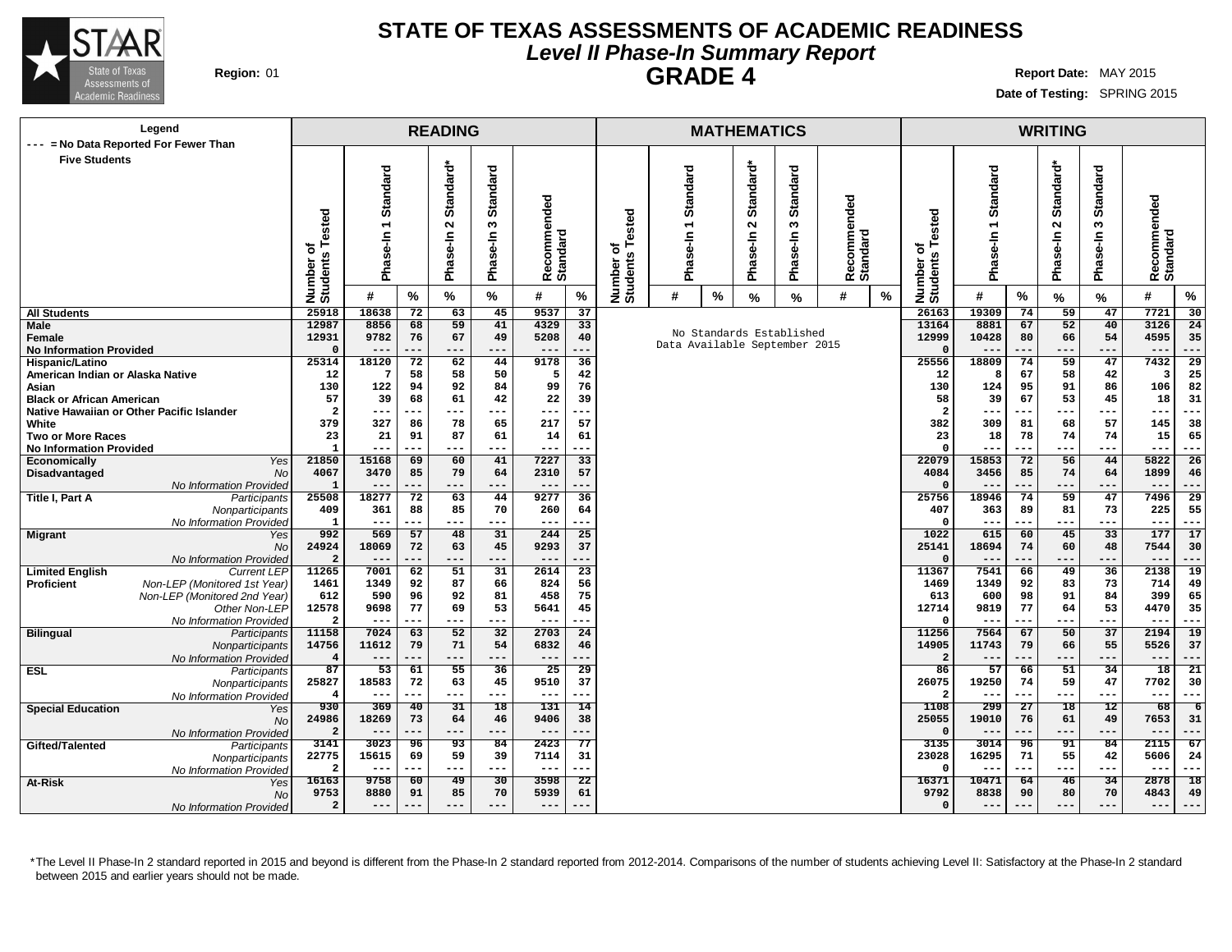# STATE OF TEXAS ASSESSMENTS OF ACADEMIC READINESS

## *Level II Phase-In Summary Report*

## GRADE 4

**Region:** 01

**Report Date:** MAY 2015

**Date of Testing:** SPRING 2015

**Legend**
--- = No Data Reported For Fewer Than Five Students

| | | READING | | | | | | | MATHEMATICS | | | | | | | | WRITING | | | | | | |
|---|---|---|---|---|---|---|---|---|---|---|---|---|---|---|---|---|---|---|---|---|---|---|---|
| | | Number of Students Tested | Phase-In 1 Standard | | Phase-In 2 Standard* | Phase-In 3 Standard | Recommended Standard | | Number of Students Tested | Phase-In 1 Standard | | Phase-In 2 Standard* | Phase-In 3 Standard | Recommended Standard | | Number of Students Tested | Phase-In 1 Standard | | Phase-In 2 Standard* | Phase-In 3 Standard | Recommended Standard | |
| | | | # | % | % | % | # | % | | # | % | % | % | # | % | | # | % | % | % | # | % |
| **All Students** | | 25918 | 18638 | 72 | 63 | 45 | 9537 | 37 | | No Standards Established Data Available September 2015 | | | | | | 26163 | 19309 | 74 | 59 | 47 | 7721 | 30 |
| **Male** | | 12987 | 8856 | 68 | 59 | 41 | 4329 | 33 | | | | | | | | 13164 | 8881 | 67 | 52 | 40 | 3126 | 24 |
| **Female** | | 12931 | 9782 | 76 | 67 | 49 | 5208 | 40 | | | | | | | | 12999 | 10428 | 80 | 66 | 54 | 4595 | 35 |
| **No Information Provided** | | 0 | --- | --- | --- | --- | --- | --- | | | | | | | | 0 | --- | --- | --- | --- | --- | --- |
| **Hispanic/Latino** | | 25314 | 18120 | 72 | 62 | 44 | 9178 | 36 | | | | | | | | 25556 | 18809 | 74 | 59 | 47 | 7432 | 29 |
| **American Indian or Alaska Native** | | 12 | 7 | 58 | 58 | 50 | 5 | 42 | | | | | | | | 12 | 8 | 67 | 58 | 42 | 3 | 25 |
| **Asian** | | 130 | 122 | 94 | 92 | 84 | 99 | 76 | | | | | | | | 130 | 124 | 95 | 91 | 86 | 106 | 82 |
| **Black or African American** | | 57 | 39 | 68 | 61 | 42 | 22 | 39 | | | | | | | | 58 | 39 | 67 | 53 | 45 | 18 | 31 |
| **Native Hawaiian or Other Pacific Islander** | | 2 | --- | --- | --- | --- | --- | --- | | | | | | | | 2 | --- | --- | --- | --- | --- | --- |
| **White** | | 379 | 327 | 86 | 78 | 65 | 217 | 57 | | | | | | | | 382 | 309 | 81 | 68 | 57 | 145 | 38 |
| **Two or More Races** | | 23 | 21 | 91 | 87 | 61 | 14 | 61 | | | | | | | | 23 | 18 | 78 | 74 | 74 | 15 | 65 |
| **No Information Provided** | | 1 | --- | --- | --- | --- | --- | --- | | | | | | | | 0 | --- | --- | --- | --- | --- | --- |
| **Economically Disadvantaged** | *Yes* | 21850 | 15168 | 69 | 60 | 41 | 7227 | 33 | | | | | | | | 22079 | 15853 | 72 | 56 | 44 | 5822 | 26 |
| | *No* | 4067 | 3470 | 85 | 79 | 64 | 2310 | 57 | | | | | | | | 4084 | 3456 | 85 | 74 | 64 | 1899 | 46 |
| | *No Information Provided* | 1 | --- | --- | --- | --- | --- | --- | | | | | | | | 0 | --- | --- | --- | --- | --- | --- |
| **Title I, Part A** | *Participants* | 25508 | 18277 | 72 | 63 | 44 | 9277 | 36 | | | | | | | | 25756 | 18946 | 74 | 59 | 47 | 7496 | 29 |
| | *Nonparticipants* | 409 | 361 | 88 | 85 | 70 | 260 | 64 | | | | | | | | 407 | 363 | 89 | 81 | 73 | 225 | 55 |
| | *No Information Provided* | 1 | --- | --- | --- | --- | --- | --- | | | | | | | | 0 | --- | --- | --- | --- | --- | --- |
| **Migrant** | *Yes* | 992 | 569 | 57 | 48 | 31 | 244 | 25 | | | | | | | | 1022 | 615 | 60 | 45 | 33 | 177 | 17 |
| | *No* | 24924 | 18069 | 72 | 63 | 45 | 9293 | 37 | | | | | | | | 25141 | 18694 | 74 | 60 | 48 | 7544 | 30 |
| | *No Information Provided* | 2 | --- | --- | --- | --- | --- | --- | | | | | | | | 0 | --- | --- | --- | --- | --- | --- |
| **Limited English Proficient** | *Current LEP* | 11265 | 7001 | 62 | 51 | 31 | 2614 | 23 | | | | | | | | 11367 | 7541 | 66 | 49 | 36 | 2138 | 19 |
| | *Non-LEP (Monitored 1st Year)* | 1461 | 1349 | 92 | 87 | 66 | 824 | 56 | | | | | | | | 1469 | 1349 | 92 | 83 | 73 | 714 | 49 |
| | *Non-LEP (Monitored 2nd Year)* | 612 | 590 | 96 | 92 | 81 | 458 | 75 | | | | | | | | 613 | 600 | 98 | 91 | 84 | 399 | 65 |
| | *Other Non-LEP* | 12578 | 9698 | 77 | 69 | 53 | 5641 | 45 | | | | | | | | 12714 | 9819 | 77 | 64 | 53 | 4470 | 35 |
| | *No Information Provided* | 2 | --- | --- | --- | --- | --- | --- | | | | | | | | 0 | --- | --- | --- | --- | --- | --- |
| **Bilingual** | *Participants* | 11158 | 7024 | 63 | 52 | 32 | 2703 | 24 | | | | | | | | 11256 | 7564 | 67 | 50 | 37 | 2194 | 19 |
| | *Nonparticipants* | 14756 | 11612 | 79 | 71 | 54 | 6832 | 46 | | | | | | | | 14905 | 11743 | 79 | 66 | 55 | 5526 | 37 |
| | *No Information Provided* | 4 | --- | --- | --- | --- | --- | --- | | | | | | | | 2 | --- | --- | --- | --- | --- | --- |
| **ESL** | *Participants* | 87 | 53 | 61 | 55 | 36 | 25 | 29 | | | | | | | | 86 | 57 | 66 | 51 | 34 | 18 | 21 |
| | *Nonparticipants* | 25827 | 18583 | 72 | 63 | 45 | 9510 | 37 | | | | | | | | 26075 | 19250 | 74 | 59 | 47 | 7702 | 30 |
| | *No Information Provided* | 4 | --- | --- | --- | --- | --- | --- | | | | | | | | 2 | --- | --- | --- | --- | --- | --- |
| **Special Education** | *Yes* | 930 | 369 | 40 | 31 | 18 | 131 | 14 | | | | | | | | 1108 | 299 | 27 | 18 | 12 | 68 | 6 |
| | *No* | 24986 | 18269 | 73 | 64 | 46 | 9406 | 38 | | | | | | | | 25055 | 19010 | 76 | 61 | 49 | 7653 | 31 |
| | *No Information Provided* | 2 | --- | --- | --- | --- | --- | --- | | | | | | | | 0 | --- | --- | --- | --- | --- | --- |
| **Gifted/Talented** | *Participants* | 3141 | 3023 | 96 | 93 | 84 | 2423 | 77 | | | | | | | | 3135 | 3014 | 96 | 91 | 84 | 2115 | 67 |
| | *Nonparticipants* | 22775 | 15615 | 69 | 59 | 39 | 7114 | 31 | | | | | | | | 23028 | 16295 | 71 | 55 | 42 | 5606 | 24 |
| | *No Information Provided* | 2 | --- | --- | --- | --- | --- | --- | | | | | | | | 0 | --- | --- | --- | --- | --- | --- |
| **At-Risk** | *Yes* | 16163 | 9758 | 60 | 49 | 30 | 3598 | 22 | | | | | | | | 16371 | 10471 | 64 | 46 | 34 | 2878 | 18 |
| | *No* | 9753 | 8880 | 91 | 85 | 70 | 5939 | 61 | | | | | | | | 9792 | 8838 | 90 | 80 | 70 | 4843 | 49 |
| | *No Information Provided* | 2 | --- | --- | --- | --- | --- | --- | | | | | | | | 0 | --- | --- | --- | --- | --- | --- |

*The Level II Phase-In 2 standard reported in 2015 and beyond is different from the Phase-In 2 standard reported from 2012-2014. Comparisons of the number of students achieving Level II: Satisfactory at the Phase-In 2 standard between 2015 and earlier years should not be made.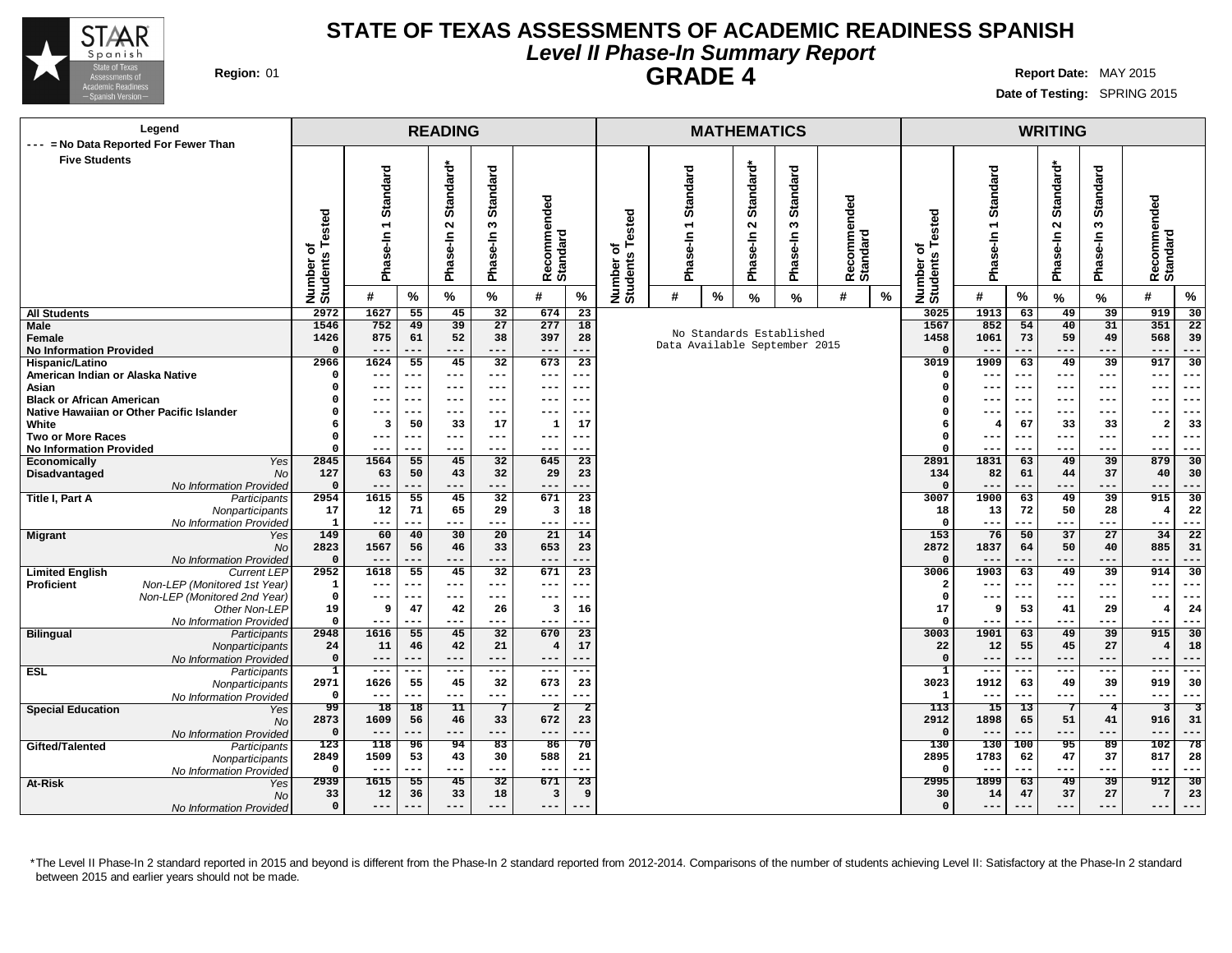# STATE OF TEXAS ASSESSMENTS OF ACADEMIC READINESS SPANISH

## *Level II Phase-In Summary Report*

## GRADE 4

**Region:** 01

**Report Date:** MAY 2015

**Date of Testing:** SPRING 2015

Legend: --- = No Data Reported For Fewer Than Five Students

| | | READING | | | | | | | | MATHEMATICS | | | | | | | | | WRITING | | | | | | | |
|---|---|---|---|---|---|---|---|---|---|---|---|---|---|---|---|---|---|---|---|---|---|---|---|---|---|---|
| | | Number of Students Tested | Phase-In 1 Standard | | Phase-In 2 Standard* | Phase-In 3 Standard | Recommended Standard | | Number of Students Tested | Phase-In 1 Standard | | Phase-In 2 Standard* | Phase-In 3 Standard | Recommended Standard | | Number of Students Tested | Phase-In 1 Standard | | Phase-In 2 Standard* | Phase-In 3 Standard | Recommended Standard | |
| | | | # | % | % | % | # | % | | # | % | % | % | # | % | | # | % | % | % | # | % |
| All Students | | 2972 | 1627 | 55 | 45 | 32 | 674 | 23 | No Standards Established Data Available September 2015 | | | | | | | 3025 | 1913 | 63 | 49 | 39 | 919 | 30 |
| Male | | 1546 | 752 | 49 | 39 | 27 | 277 | 18 | | | | | | | | 1567 | 852 | 54 | 40 | 31 | 351 | 22 |
| Female | | 1426 | 875 | 61 | 52 | 38 | 397 | 28 | | | | | | | | 1458 | 1061 | 73 | 59 | 49 | 568 | 39 |
| No Information Provided | | 0 | --- | --- | --- | --- | --- | --- | | | | | | | | 0 | --- | --- | --- | --- | --- | --- |
| Hispanic/Latino | | 2966 | 1624 | 55 | 45 | 32 | 673 | 23 | | | | | | | | 3019 | 1909 | 63 | 49 | 39 | 917 | 30 |
| American Indian or Alaska Native | | 0 | --- | --- | --- | --- | --- | --- | | | | | | | | 0 | --- | --- | --- | --- | --- | --- |
| Asian | | 0 | --- | --- | --- | --- | --- | --- | | | | | | | | 0 | --- | --- | --- | --- | --- | --- |
| Black or African American | | 0 | --- | --- | --- | --- | --- | --- | | | | | | | | 0 | --- | --- | --- | --- | --- | --- |
| Native Hawaiian or Other Pacific Islander | | 0 | --- | --- | --- | --- | --- | --- | | | | | | | | 0 | --- | --- | --- | --- | --- | --- |
| White | | 6 | 3 | 50 | 33 | 17 | 1 | 17 | | | | | | | | 6 | 4 | 67 | 33 | 33 | 2 | 33 |
| Two or More Races | | 0 | --- | --- | --- | --- | --- | --- | | | | | | | | 0 | --- | --- | --- | --- | --- | --- |
| No Information Provided | | 0 | --- | --- | --- | --- | --- | --- | | | | | | | | 0 | --- | --- | --- | --- | --- | --- |
| Economically Disadvantaged | *Yes* | 2845 | 1564 | 55 | 45 | 32 | 645 | 23 | | | | | | | | 2891 | 1831 | 63 | 49 | 39 | 879 | 30 |
| | *No* | 127 | 63 | 50 | 43 | 32 | 29 | 23 | | | | | | | | 134 | 82 | 61 | 44 | 37 | 40 | 30 |
| | *No Information Provided* | 0 | --- | --- | --- | --- | --- | --- | | | | | | | | 0 | --- | --- | --- | --- | --- | --- |
| Title I, Part A | *Participants* | 2954 | 1615 | 55 | 45 | 32 | 671 | 23 | | | | | | | | 3007 | 1900 | 63 | 49 | 39 | 915 | 30 |
| | *Nonparticipants* | 17 | 12 | 71 | 65 | 29 | 3 | 18 | | | | | | | | 18 | 13 | 72 | 50 | 28 | 4 | 22 |
| | *No Information Provided* | 1 | --- | --- | --- | --- | --- | --- | | | | | | | | 0 | --- | --- | --- | --- | --- | --- |
| Migrant | *Yes* | 149 | 60 | 40 | 30 | 20 | 21 | 14 | | | | | | | | 153 | 76 | 50 | 37 | 27 | 34 | 22 |
| | *No* | 2823 | 1567 | 56 | 46 | 33 | 653 | 23 | | | | | | | | 2872 | 1837 | 64 | 50 | 40 | 885 | 31 |
| | *No Information Provided* | 0 | --- | --- | --- | --- | --- | --- | | | | | | | | 0 | --- | --- | --- | --- | --- | --- |
| Limited English Proficient | *Current LEP* | 2952 | 1618 | 55 | 45 | 32 | 671 | 23 | | | | | | | | 3006 | 1903 | 63 | 49 | 39 | 914 | 30 |
| | *Non-LEP (Monitored 1st Year)* | 1 | --- | --- | --- | --- | --- | --- | | | | | | | | 2 | --- | --- | --- | --- | --- | --- |
| | *Non-LEP (Monitored 2nd Year)* | 0 | --- | --- | --- | --- | --- | --- | | | | | | | | 0 | --- | --- | --- | --- | --- | --- |
| | *Other Non-LEP* | 19 | 9 | 47 | 42 | 26 | 3 | 16 | | | | | | | | 17 | 9 | 53 | 41 | 29 | 4 | 24 |
| | *No Information Provided* | 0 | --- | --- | --- | --- | --- | --- | | | | | | | | 0 | --- | --- | --- | --- | --- | --- |
| Bilingual | *Participants* | 2948 | 1616 | 55 | 45 | 32 | 670 | 23 | | | | | | | | 3003 | 1901 | 63 | 49 | 39 | 915 | 30 |
| | *Nonparticipants* | 24 | 11 | 46 | 42 | 21 | 4 | 17 | | | | | | | | 22 | 12 | 55 | 45 | 27 | 4 | 18 |
| | *No Information Provided* | 0 | --- | --- | --- | --- | --- | --- | | | | | | | | 0 | --- | --- | --- | --- | --- | --- |
| ESL | *Participants* | 1 | --- | --- | --- | --- | --- | --- | | | | | | | | 1 | --- | --- | --- | --- | --- | --- |
| | *Nonparticipants* | 2971 | 1626 | 55 | 45 | 32 | 673 | 23 | | | | | | | | 3023 | 1912 | 63 | 49 | 39 | 919 | 30 |
| | *No Information Provided* | 0 | --- | --- | --- | --- | --- | --- | | | | | | | | 1 | --- | --- | --- | --- | --- | --- |
| Special Education | *Yes* | 99 | 18 | 18 | 11 | 7 | 2 | 2 | | | | | | | | 113 | 15 | 13 | 7 | 4 | 3 | 3 |
| | *No* | 2873 | 1609 | 56 | 46 | 33 | 672 | 23 | | | | | | | | 2912 | 1898 | 65 | 51 | 41 | 916 | 31 |
| | *No Information Provided* | 0 | --- | --- | --- | --- | --- | --- | | | | | | | | 0 | --- | --- | --- | --- | --- | --- |
| Gifted/Talented | *Participants* | 123 | 118 | 96 | 94 | 83 | 86 | 70 | | | | | | | | 130 | 130 | 100 | 95 | 89 | 102 | 78 |
| | *Nonparticipants* | 2849 | 1509 | 53 | 43 | 30 | 588 | 21 | | | | | | | | 2895 | 1783 | 62 | 47 | 37 | 817 | 28 |
| | *No Information Provided* | 0 | --- | --- | --- | --- | --- | --- | | | | | | | | 0 | --- | --- | --- | --- | --- | --- |
| At-Risk | *Yes* | 2939 | 1615 | 55 | 45 | 32 | 671 | 23 | | | | | | | | 2995 | 1899 | 63 | 49 | 39 | 912 | 30 |
| | *No* | 33 | 12 | 36 | 33 | 18 | 3 | 9 | | | | | | | | 30 | 14 | 47 | 37 | 27 | 7 | 23 |
| | *No Information Provided* | 0 | --- | --- | --- | --- | --- | --- | | | | | | | | 0 | --- | --- | --- | --- | --- | --- |

*The Level II Phase-In 2 standard reported in 2015 and beyond is different from the Phase-In 2 standard reported from 2012-2014. Comparisons of the number of students achieving Level II: Satisfactory at the Phase-In 2 standard between 2015 and earlier years should not be made.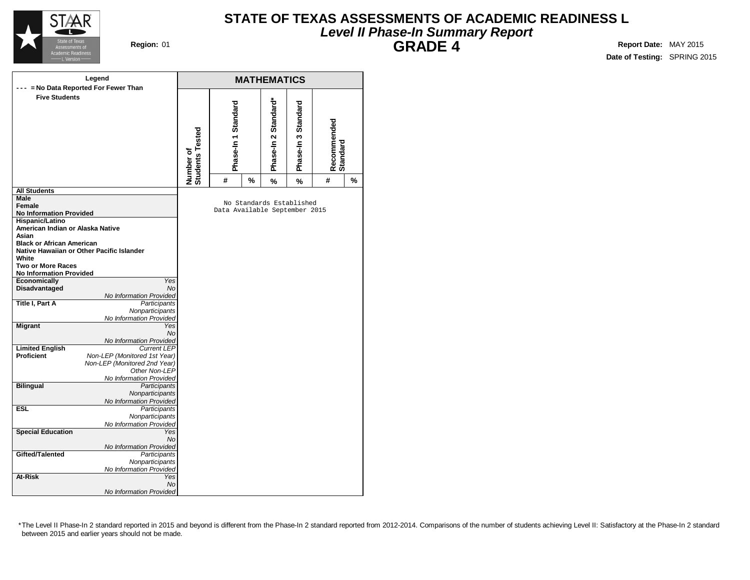# STATE OF TEXAS ASSESSMENTS OF ACADEMIC READINESS L

## *Level II Phase-In Summary Report*

## GRADE 4

**Region:** 01

**Report Date:** MAY 2015

**Date of Testing:** SPRING 2015

| Legend<br>--- = No Data Reported For Fewer Than Five Students | | MATHEMATICS | | | | | | | |
|---|---|---|---|---|---|---|---|---|---|
| | | Number of Students Tested | Phase-In 1 Standard | | Phase-In 2 Standard* | Phase-In 3 Standard | Recommended Standard | |
| | | | # | % | % | % | # | % |
| **All Students** | | No Standards Established<br>Data Available September 2015 | | | | | | |
| **Male** | | | | | | | | |
| **Female** | | | | | | | | |
| **No Information Provided** | | | | | | | | |
| **Hispanic/Latino** | | | | | | | | |
| **American Indian or Alaska Native** | | | | | | | | |
| **Asian** | | | | | | | | |
| **Black or African American** | | | | | | | | |
| **Native Hawaiian or Other Pacific Islander** | | | | | | | | |
| **White** | | | | | | | | |
| **Two or More Races** | | | | | | | | |
| **No Information Provided** | | | | | | | | |
| **Economically Disadvantaged** | *Yes* | | | | | | | |
| | *No* | | | | | | | |
| | *No Information Provided* | | | | | | | |
| **Title I, Part A** | *Participants* | | | | | | | |
| | *Nonparticipants* | | | | | | | |
| | *No Information Provided* | | | | | | | |
| **Migrant** | *Yes* | | | | | | | |
| | *No* | | | | | | | |
| | *No Information Provided* | | | | | | | |
| **Limited English Proficient** | *Current LEP* | | | | | | | |
| | *Non-LEP (Monitored 1st Year)* | | | | | | | |
| | *Non-LEP (Monitored 2nd Year)* | | | | | | | |
| | *Other Non-LEP* | | | | | | | |
| | *No Information Provided* | | | | | | | |
| **Bilingual** | *Participants* | | | | | | | |
| | *Nonparticipants* | | | | | | | |
| | *No Information Provided* | | | | | | | |
| **ESL** | *Participants* | | | | | | | |
| | *Nonparticipants* | | | | | | | |
| | *No Information Provided* | | | | | | | |
| **Special Education** | *Yes* | | | | | | | |
| | *No* | | | | | | | |
| | *No Information Provided* | | | | | | | |
| **Gifted/Talented** | *Participants* | | | | | | | |
| | *Nonparticipants* | | | | | | | |
| | *No Information Provided* | | | | | | | |
| **At-Risk** | *Yes* | | | | | | | |
| | *No* | | | | | | | |
| | *No Information Provided* | | | | | | | |

*The Level II Phase-In 2 standard reported in 2015 and beyond is different from the Phase-In 2 standard reported from 2012-2014. Comparisons of the number of students achieving Level II: Satisfactory at the Phase-In 2 standard between 2015 and earlier years should not be made.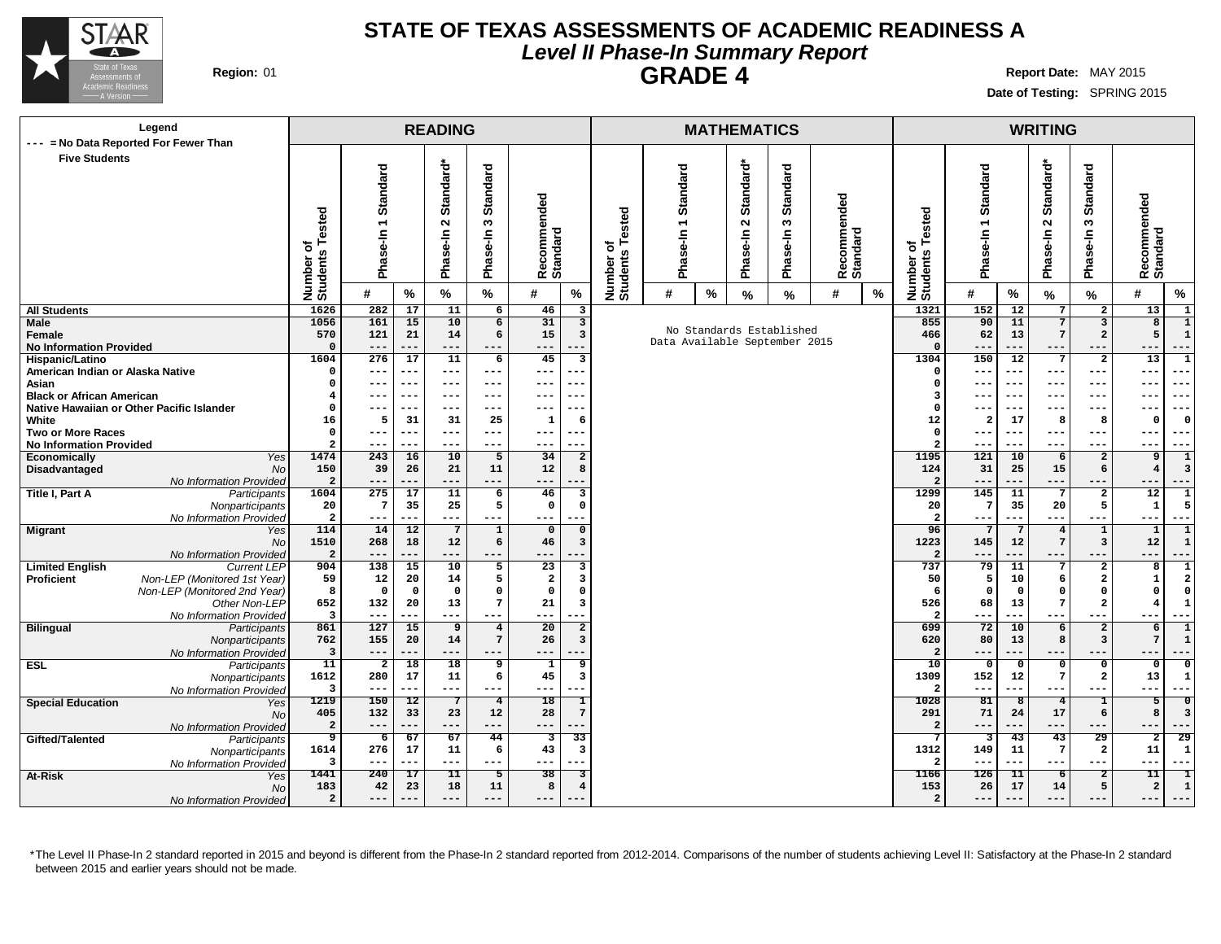# STATE OF TEXAS ASSESSMENTS OF ACADEMIC READINESS A

## *Level II Phase-In Summary Report*

## GRADE 4

**Region:** 01

**Report Date:** MAY 2015

**Date of Testing:** SPRING 2015

**Legend**
--- = No Data Reported For Fewer Than Five Students

**MATHEMATICS:** No Standards Established. Data Available September 2015

| | | READING | | | | | | | WRITING | | | | | | |
|---|---|---|---|---|---|---|---|---|---|---|---|---|---|---|---|
| | | Number of Students Tested | Phase-In 1 Standard | | Phase-In 2 Standard* | Phase-In 3 Standard | Recommended Standard | | Number of Students Tested | Phase-In 1 Standard | | Phase-In 2 Standard* | Phase-In 3 Standard | Recommended Standard | |
| | | | # | % | % | % | # | % | | # | % | % | % | # | % |
| **All Students** | | 1626 | 282 | 17 | 11 | 6 | 46 | 3 | 1321 | 152 | 12 | 7 | 2 | 13 | 1 |
| **Male** | | 1056 | 161 | 15 | 10 | 6 | 31 | 3 | 855 | 90 | 11 | 7 | 3 | 8 | 1 |
| **Female** | | 570 | 121 | 21 | 14 | 6 | 15 | 3 | 466 | 62 | 13 | 7 | 2 | 5 | 1 |
| **No Information Provided** | | 0 | --- | --- | --- | --- | --- | --- | 0 | --- | --- | --- | --- | --- | --- |
| **Hispanic/Latino** | | 1604 | 276 | 17 | 11 | 6 | 45 | 3 | 1304 | 150 | 12 | 7 | 2 | 13 | 1 |
| **American Indian or Alaska Native** | | 0 | --- | --- | --- | --- | --- | --- | 0 | --- | --- | --- | --- | --- | --- |
| **Asian** | | 0 | --- | --- | --- | --- | --- | --- | 0 | --- | --- | --- | --- | --- | --- |
| **Black or African American** | | 4 | --- | --- | --- | --- | --- | --- | 3 | --- | --- | --- | --- | --- | --- |
| **Native Hawaiian or Other Pacific Islander** | | 0 | --- | --- | --- | --- | --- | --- | 0 | --- | --- | --- | --- | --- | --- |
| **White** | | 16 | 5 | 31 | 31 | 25 | 1 | 6 | 12 | 2 | 17 | 8 | 8 | 0 | 0 |
| **Two or More Races** | | 0 | --- | --- | --- | --- | --- | --- | 0 | --- | --- | --- | --- | --- | --- |
| **No Information Provided** | | 2 | --- | --- | --- | --- | --- | --- | 2 | --- | --- | --- | --- | --- | --- |
| **Economically Disadvantaged** | *Yes* | 1474 | 243 | 16 | 10 | 5 | 34 | 2 | 1195 | 121 | 10 | 6 | 2 | 9 | 1 |
| | *No* | 150 | 39 | 26 | 21 | 11 | 12 | 8 | 124 | 31 | 25 | 15 | 6 | 4 | 3 |
| | *No Information Provided* | 2 | --- | --- | --- | --- | --- | --- | 2 | --- | --- | --- | --- | --- | --- |
| **Title I, Part A** | *Participants* | 1604 | 275 | 17 | 11 | 6 | 46 | 3 | 1299 | 145 | 11 | 7 | 2 | 12 | 1 |
| | *Nonparticipants* | 20 | 7 | 35 | 25 | 5 | 0 | 0 | 20 | 7 | 35 | 20 | 5 | 1 | 5 |
| | *No Information Provided* | 2 | --- | --- | --- | --- | --- | --- | 2 | --- | --- | --- | --- | --- | --- |
| **Migrant** | *Yes* | 114 | 14 | 12 | 7 | 1 | 0 | 0 | 96 | 7 | 7 | 4 | 1 | 1 | 1 |
| | *No* | 1510 | 268 | 18 | 12 | 6 | 46 | 3 | 1223 | 145 | 12 | 7 | 3 | 12 | 1 |
| | *No Information Provided* | 2 | --- | --- | --- | --- | --- | --- | 2 | --- | --- | --- | --- | --- | --- |
| **Limited English Proficient** | *Current LEP* | 904 | 138 | 15 | 10 | 5 | 23 | 3 | 737 | 79 | 11 | 7 | 2 | 8 | 1 |
| | *Non-LEP (Monitored 1st Year)* | 59 | 12 | 20 | 14 | 5 | 2 | 3 | 50 | 5 | 10 | 6 | 2 | 1 | 2 |
| | *Non-LEP (Monitored 2nd Year)* | 8 | 0 | 0 | 0 | 0 | 0 | 0 | 6 | 0 | 0 | 0 | 0 | 0 | 0 |
| | *Other Non-LEP* | 652 | 132 | 20 | 13 | 7 | 21 | 3 | 526 | 68 | 13 | 7 | 2 | 4 | 1 |
| | *No Information Provided* | 3 | --- | --- | --- | --- | --- | --- | 2 | --- | --- | --- | --- | --- | --- |
| **Bilingual** | *Participants* | 861 | 127 | 15 | 9 | 4 | 20 | 2 | 699 | 72 | 10 | 6 | 2 | 6 | 1 |
| | *Nonparticipants* | 762 | 155 | 20 | 14 | 7 | 26 | 3 | 620 | 80 | 13 | 8 | 3 | 7 | 1 |
| | *No Information Provided* | 3 | --- | --- | --- | --- | --- | --- | 2 | --- | --- | --- | --- | --- | --- |
| **ESL** | *Participants* | 11 | 2 | 18 | 18 | 9 | 1 | 9 | 10 | 0 | 0 | 0 | 0 | 0 | 0 |
| | *Nonparticipants* | 1612 | 280 | 17 | 11 | 6 | 45 | 3 | 1309 | 152 | 12 | 7 | 2 | 13 | 1 |
| | *No Information Provided* | 3 | --- | --- | --- | --- | --- | --- | 2 | --- | --- | --- | --- | --- | --- |
| **Special Education** | *Yes* | 1219 | 150 | 12 | 7 | 4 | 18 | 1 | 1028 | 81 | 8 | 4 | 1 | 5 | 0 |
| | *No* | 405 | 132 | 33 | 23 | 12 | 28 | 7 | 291 | 71 | 24 | 17 | 6 | 8 | 3 |
| | *No Information Provided* | 2 | --- | --- | --- | --- | --- | --- | 2 | --- | --- | --- | --- | --- | --- |
| **Gifted/Talented** | *Participants* | 9 | 6 | 67 | 67 | 44 | 3 | 33 | 7 | 3 | 43 | 43 | 29 | 2 | 29 |
| | *Nonparticipants* | 1614 | 276 | 17 | 11 | 6 | 43 | 3 | 1312 | 149 | 11 | 7 | 2 | 11 | 1 |
| | *No Information Provided* | 3 | --- | --- | --- | --- | --- | --- | 2 | --- | --- | --- | --- | --- | --- |
| **At-Risk** | *Yes* | 1441 | 240 | 17 | 11 | 5 | 38 | 3 | 1166 | 126 | 11 | 6 | 2 | 11 | 1 |
| | *No* | 183 | 42 | 23 | 18 | 11 | 8 | 4 | 153 | 26 | 17 | 14 | 5 | 2 | 1 |
| | *No Information Provided* | 2 | --- | --- | --- | --- | --- | --- | 2 | --- | --- | --- | --- | --- | --- |

*The Level II Phase-In 2 standard reported in 2015 and beyond is different from the Phase-In 2 standard reported from 2012-2014. Comparisons of the number of students achieving Level II: Satisfactory at the Phase-In 2 standard between 2015 and earlier years should not be made.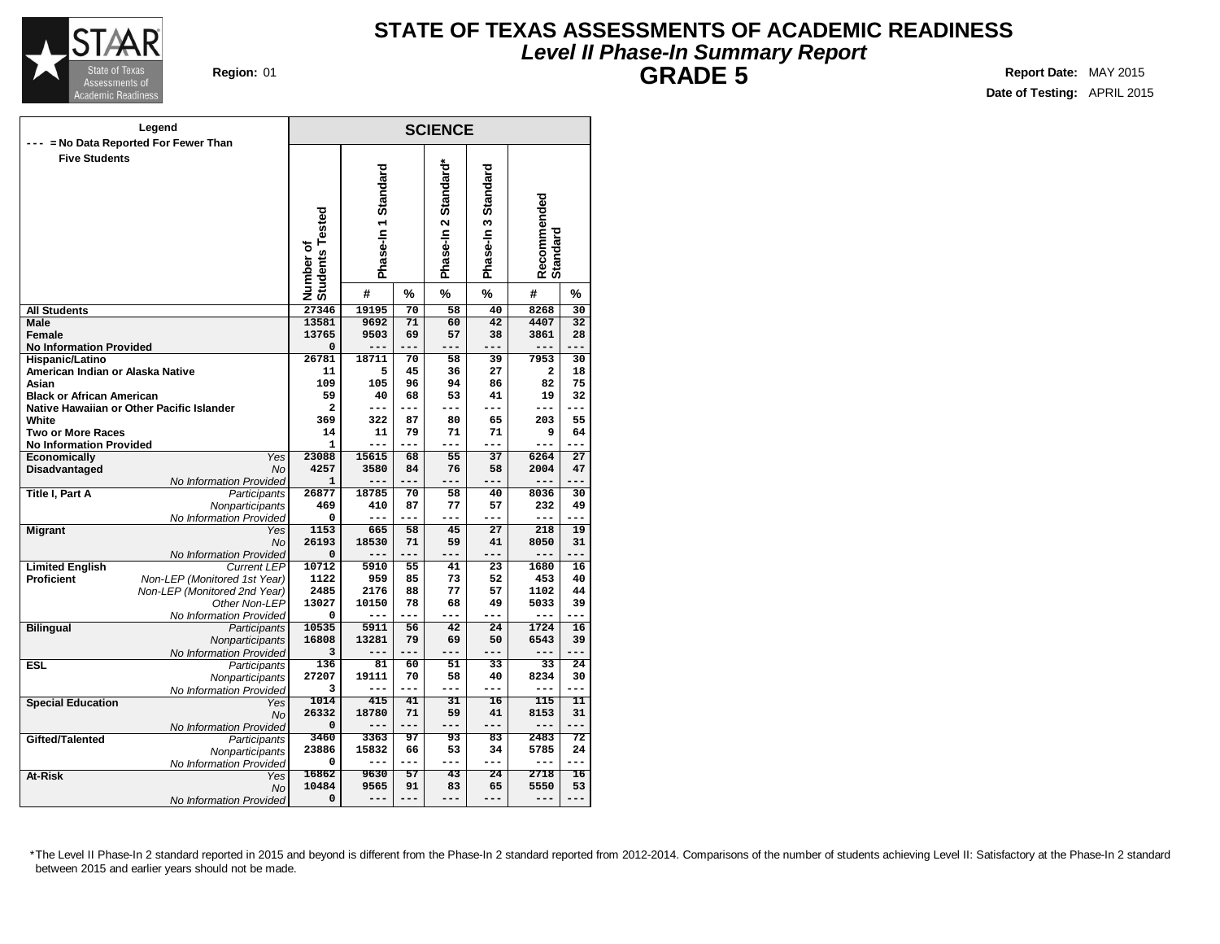# STATE OF TEXAS ASSESSMENTS OF ACADEMIC READINESS

## *Level II Phase-In Summary Report*

## GRADE 5

**Region:** 01

**Report Date:** MAY 2015

**Date of Testing:** APRIL 2015

**Legend**
--- = No Data Reported For Fewer Than Five Students

| | | SCIENCE | | | | | | |
|---|---|---|---|---|---|---|---|---|
| | | Number of Students Tested | Phase-In 1 Standard | | Phase-In 2 Standard* | Phase-In 3 Standard | Recommended Standard | |
| | | | # | % | % | % | # | % |
| All Students | | 27346 | 19195 | 70 | 58 | 40 | 8268 | 30 |
| Male | | 13581 | 9692 | 71 | 60 | 42 | 4407 | 32 |
| Female | | 13765 | 9503 | 69 | 57 | 38 | 3861 | 28 |
| No Information Provided | | 0 | --- | --- | --- | --- | --- | --- |
| Hispanic/Latino | | 26781 | 18711 | 70 | 58 | 39 | 7953 | 30 |
| American Indian or Alaska Native | | 11 | 5 | 45 | 36 | 27 | 2 | 18 |
| Asian | | 109 | 105 | 96 | 94 | 86 | 82 | 75 |
| Black or African American | | 59 | 40 | 68 | 53 | 41 | 19 | 32 |
| Native Hawaiian or Other Pacific Islander | | 2 | --- | --- | --- | --- | --- | --- |
| White | | 369 | 322 | 87 | 80 | 65 | 203 | 55 |
| Two or More Races | | 14 | 11 | 79 | 71 | 71 | 9 | 64 |
| No Information Provided | | 1 | --- | --- | --- | --- | --- | --- |
| Economically Disadvantaged | *Yes* | 23088 | 15615 | 68 | 55 | 37 | 6264 | 27 |
| | *No* | 4257 | 3580 | 84 | 76 | 58 | 2004 | 47 |
| | *No Information Provided* | 1 | --- | --- | --- | --- | --- | --- |
| Title I, Part A | *Participants* | 26877 | 18785 | 70 | 58 | 40 | 8036 | 30 |
| | *Nonparticipants* | 469 | 410 | 87 | 77 | 57 | 232 | 49 |
| | *No Information Provided* | 0 | --- | --- | --- | --- | --- | --- |
| Migrant | *Yes* | 1153 | 665 | 58 | 45 | 27 | 218 | 19 |
| | *No* | 26193 | 18530 | 71 | 59 | 41 | 8050 | 31 |
| | *No Information Provided* | 0 | --- | --- | --- | --- | --- | --- |
| Limited English Proficient | *Current LEP* | 10712 | 5910 | 55 | 41 | 23 | 1680 | 16 |
| | *Non-LEP (Monitored 1st Year)* | 1122 | 959 | 85 | 73 | 52 | 453 | 40 |
| | *Non-LEP (Monitored 2nd Year)* | 2485 | 2176 | 88 | 77 | 57 | 1102 | 44 |
| | *Other Non-LEP* | 13027 | 10150 | 78 | 68 | 49 | 5033 | 39 |
| | *No Information Provided* | 0 | --- | --- | --- | --- | --- | --- |
| Bilingual | *Participants* | 10535 | 5911 | 56 | 42 | 24 | 1724 | 16 |
| | *Nonparticipants* | 16808 | 13281 | 79 | 69 | 50 | 6543 | 39 |
| | *No Information Provided* | 3 | --- | --- | --- | --- | --- | --- |
| ESL | *Participants* | 136 | 81 | 60 | 51 | 33 | 33 | 24 |
| | *Nonparticipants* | 27207 | 19111 | 70 | 58 | 40 | 8234 | 30 |
| | *No Information Provided* | 3 | --- | --- | --- | --- | --- | --- |
| Special Education | *Yes* | 1014 | 415 | 41 | 31 | 16 | 115 | 11 |
| | *No* | 26332 | 18780 | 71 | 59 | 41 | 8153 | 31 |
| | *No Information Provided* | 0 | --- | --- | --- | --- | --- | --- |
| Gifted/Talented | *Participants* | 3460 | 3363 | 97 | 93 | 83 | 2483 | 72 |
| | *Nonparticipants* | 23886 | 15832 | 66 | 53 | 34 | 5785 | 24 |
| | *No Information Provided* | 0 | --- | --- | --- | --- | --- | --- |
| At-Risk | *Yes* | 16862 | 9630 | 57 | 43 | 24 | 2718 | 16 |
| | *No* | 10484 | 9565 | 91 | 83 | 65 | 5550 | 53 |
| | *No Information Provided* | 0 | --- | --- | --- | --- | --- | --- |

*The Level II Phase-In 2 standard reported in 2015 and beyond is different from the Phase-In 2 standard reported from 2012-2014. Comparisons of the number of students achieving Level II: Satisfactory at the Phase-In 2 standard between 2015 and earlier years should not be made.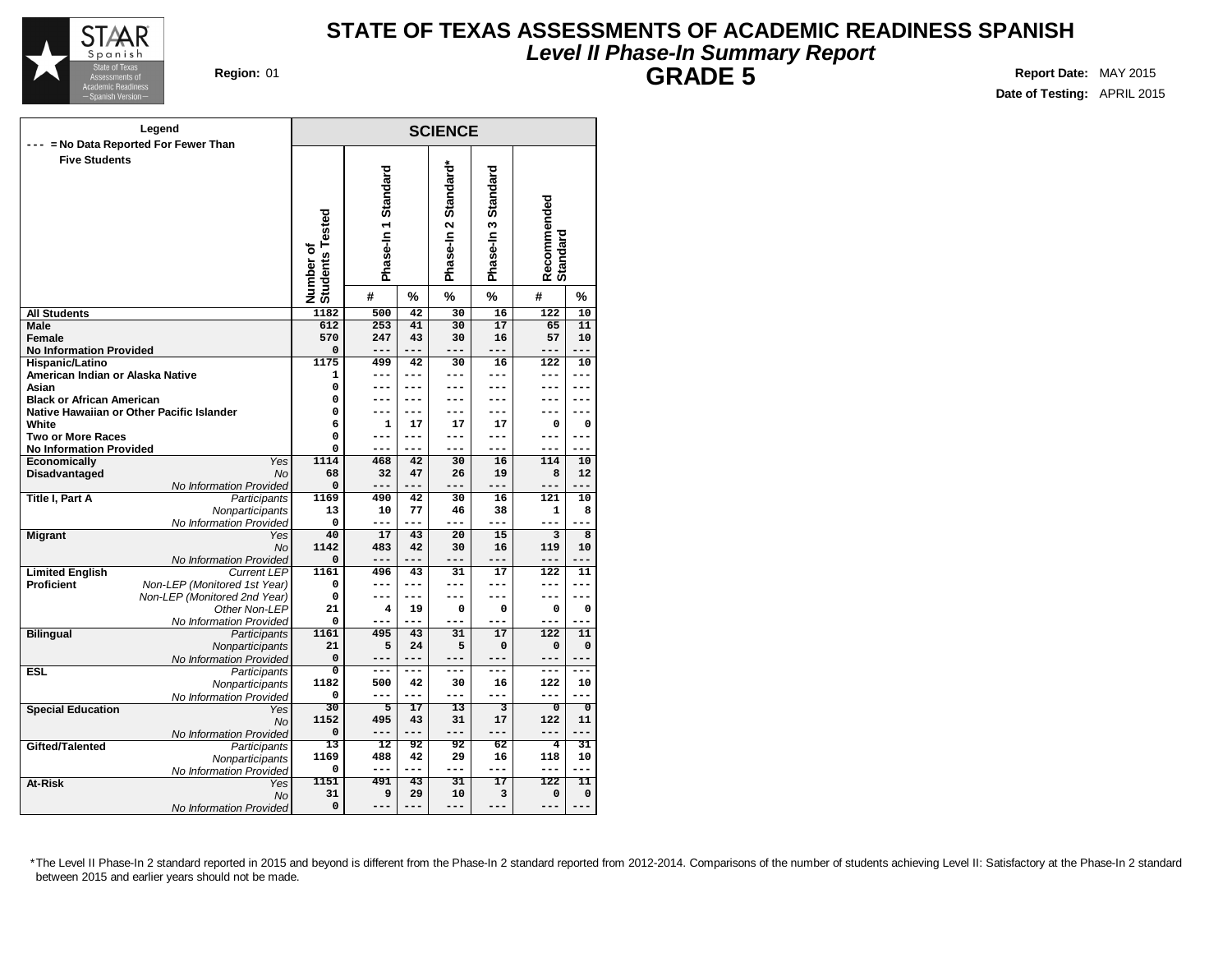# STATE OF TEXAS ASSESSMENTS OF ACADEMIC READINESS SPANISH

## *Level II Phase-In Summary Report*

## GRADE 5

**Region:** 01

**Report Date:** MAY 2015

**Date of Testing:** APRIL 2015

**Legend**
--- = No Data Reported For Fewer Than Five Students

| | | SCIENCE | | | | | | |
|---|---|---|---|---|---|---|---|---|
| | | Number of Students Tested | Phase-In 1 Standard | | Phase-In 2 Standard* | Phase-In 3 Standard | Recommended Standard | |
| | | | # | % | % | % | # | % |
| **All Students** | | 1182 | 500 | 42 | 30 | 16 | 122 | 10 |
| **Male** | | 612 | 253 | 41 | 30 | 17 | 65 | 11 |
| **Female** | | 570 | 247 | 43 | 30 | 16 | 57 | 10 |
| **No Information Provided** | | 0 | --- | --- | --- | --- | --- | --- |
| **Hispanic/Latino** | | 1175 | 499 | 42 | 30 | 16 | 122 | 10 |
| **American Indian or Alaska Native** | | 1 | --- | --- | --- | --- | --- | --- |
| **Asian** | | 0 | --- | --- | --- | --- | --- | --- |
| **Black or African American** | | 0 | --- | --- | --- | --- | --- | --- |
| **Native Hawaiian or Other Pacific Islander** | | 0 | --- | --- | --- | --- | --- | --- |
| **White** | | 6 | 1 | 17 | 17 | 17 | 0 | 0 |
| **Two or More Races** | | 0 | --- | --- | --- | --- | --- | --- |
| **No Information Provided** | | 0 | --- | --- | --- | --- | --- | --- |
| **Economically Disadvantaged** | *Yes* | 1114 | 468 | 42 | 30 | 16 | 114 | 10 |
| | *No* | 68 | 32 | 47 | 26 | 19 | 8 | 12 |
| | *No Information Provided* | 0 | --- | --- | --- | --- | --- | --- |
| **Title I, Part A** | *Participants* | 1169 | 490 | 42 | 30 | 16 | 121 | 10 |
| | *Nonparticipants* | 13 | 10 | 77 | 46 | 38 | 1 | 8 |
| | *No Information Provided* | 0 | --- | --- | --- | --- | --- | --- |
| **Migrant** | *Yes* | 40 | 17 | 43 | 20 | 15 | 3 | 8 |
| | *No* | 1142 | 483 | 42 | 30 | 16 | 119 | 10 |
| | *No Information Provided* | 0 | --- | --- | --- | --- | --- | --- |
| **Limited English Proficient** | *Current LEP* | 1161 | 496 | 43 | 31 | 17 | 122 | 11 |
| | *Non-LEP (Monitored 1st Year)* | 0 | --- | --- | --- | --- | --- | --- |
| | *Non-LEP (Monitored 2nd Year)* | 0 | --- | --- | --- | --- | --- | --- |
| | *Other Non-LEP* | 21 | 4 | 19 | 0 | 0 | 0 | 0 |
| | *No Information Provided* | 0 | --- | --- | --- | --- | --- | --- |
| **Bilingual** | *Participants* | 1161 | 495 | 43 | 31 | 17 | 122 | 11 |
| | *Nonparticipants* | 21 | 5 | 24 | 5 | 0 | 0 | 0 |
| | *No Information Provided* | 0 | --- | --- | --- | --- | --- | --- |
| **ESL** | *Participants* | 0 | --- | --- | --- | --- | --- | --- |
| | *Nonparticipants* | 1182 | 500 | 42 | 30 | 16 | 122 | 10 |
| | *No Information Provided* | 0 | --- | --- | --- | --- | --- | --- |
| **Special Education** | *Yes* | 30 | 5 | 17 | 13 | 3 | 0 | 0 |
| | *No* | 1152 | 495 | 43 | 31 | 17 | 122 | 11 |
| | *No Information Provided* | 0 | --- | --- | --- | --- | --- | --- |
| **Gifted/Talented** | *Participants* | 13 | 12 | 92 | 92 | 62 | 4 | 31 |
| | *Nonparticipants* | 1169 | 488 | 42 | 29 | 16 | 118 | 10 |
| | *No Information Provided* | 0 | --- | --- | --- | --- | --- | --- |
| **At-Risk** | *Yes* | 1151 | 491 | 43 | 31 | 17 | 122 | 11 |
| | *No* | 31 | 9 | 29 | 10 | 3 | 0 | 0 |
| | *No Information Provided* | 0 | --- | --- | --- | --- | --- | --- |

*The Level II Phase-In 2 standard reported in 2015 and beyond is different from the Phase-In 2 standard reported from 2012-2014. Comparisons of the number of students achieving Level II: Satisfactory at the Phase-In 2 standard between 2015 and earlier years should not be made.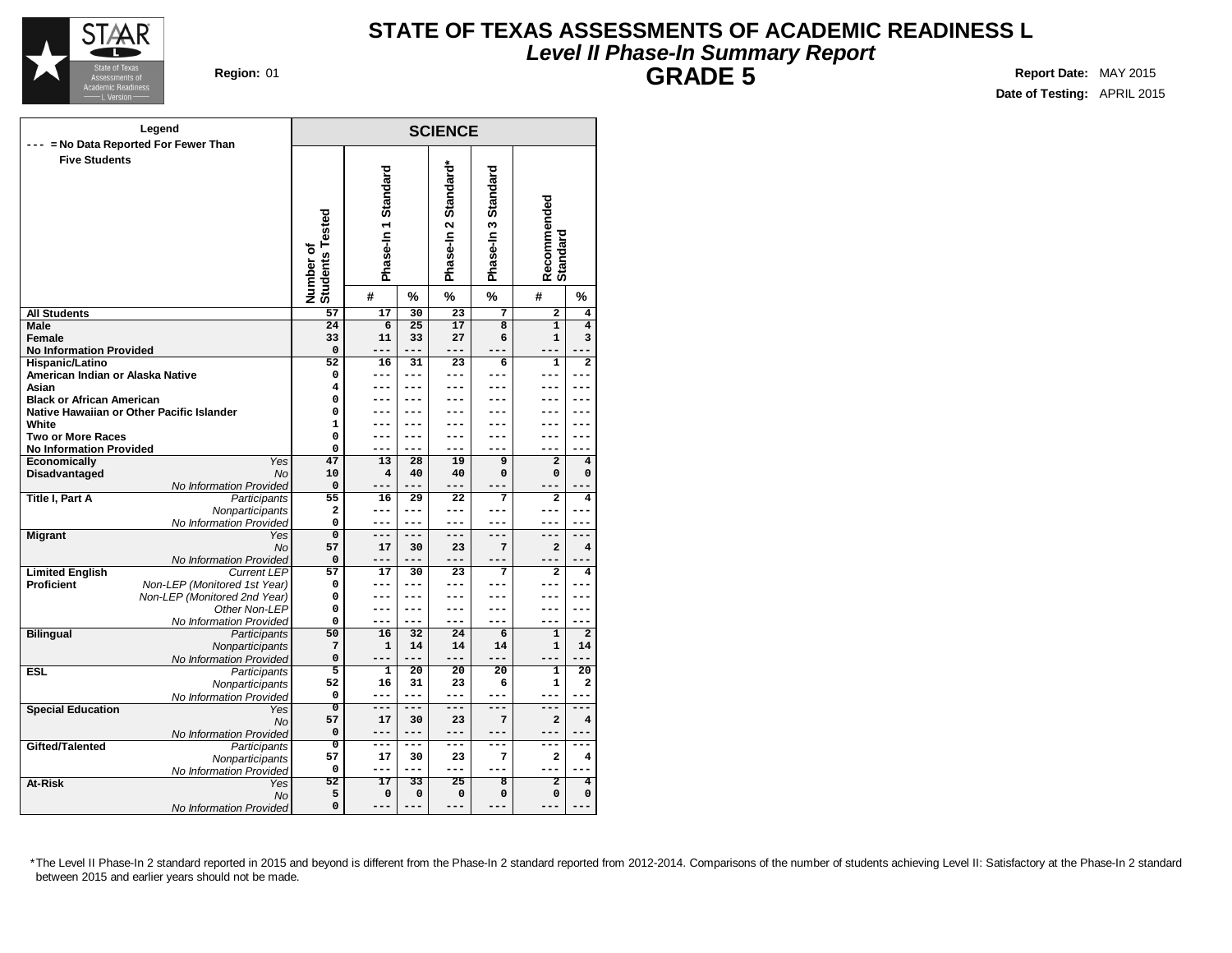# STATE OF TEXAS ASSESSMENTS OF ACADEMIC READINESS L

## *Level II Phase-In Summary Report*

## GRADE 5

**Region:** 01

**Report Date:** MAY 2015

**Date of Testing:** APRIL 2015

**Legend**

--- = No Data Reported For Fewer Than Five Students

| | | SCIENCE | | | | | | |
|---|---|---|---|---|---|---|---|---|
| | | Number of Students Tested | Phase-In 1 Standard | | Phase-In 2 Standard* | Phase-In 3 Standard | Recommended Standard | |
| | | | # | % | % | % | # | % |
| **All Students** | | 57 | 17 | 30 | 23 | 7 | 2 | 4 |
| **Male** | | 24 | 6 | 25 | 17 | 8 | 1 | 4 |
| **Female** | | 33 | 11 | 33 | 27 | 6 | 1 | 3 |
| **No Information Provided** | | 0 | --- | --- | --- | --- | --- | --- |
| **Hispanic/Latino** | | 52 | 16 | 31 | 23 | 6 | 1 | 2 |
| **American Indian or Alaska Native** | | 0 | --- | --- | --- | --- | --- | --- |
| **Asian** | | 4 | --- | --- | --- | --- | --- | --- |
| **Black or African American** | | 0 | --- | --- | --- | --- | --- | --- |
| **Native Hawaiian or Other Pacific Islander** | | 0 | --- | --- | --- | --- | --- | --- |
| **White** | | 1 | --- | --- | --- | --- | --- | --- |
| **Two or More Races** | | 0 | --- | --- | --- | --- | --- | --- |
| **No Information Provided** | | 0 | --- | --- | --- | --- | --- | --- |
| **Economically Disadvantaged** | *Yes* | 47 | 13 | 28 | 19 | 9 | 2 | 4 |
| | *No* | 10 | 4 | 40 | 40 | 0 | 0 | 0 |
| | *No Information Provided* | 0 | --- | --- | --- | --- | --- | --- |
| **Title I, Part A** | *Participants* | 55 | 16 | 29 | 22 | 7 | 2 | 4 |
| | *Nonparticipants* | 2 | --- | --- | --- | --- | --- | --- |
| | *No Information Provided* | 0 | --- | --- | --- | --- | --- | --- |
| **Migrant** | *Yes* | 0 | --- | --- | --- | --- | --- | --- |
| | *No* | 57 | 17 | 30 | 23 | 7 | 2 | 4 |
| | *No Information Provided* | 0 | --- | --- | --- | --- | --- | --- |
| **Limited English Proficient** | *Current LEP* | 57 | 17 | 30 | 23 | 7 | 2 | 4 |
| | *Non-LEP (Monitored 1st Year)* | 0 | --- | --- | --- | --- | --- | --- |
| | *Non-LEP (Monitored 2nd Year)* | 0 | --- | --- | --- | --- | --- | --- |
| | *Other Non-LEP* | 0 | --- | --- | --- | --- | --- | --- |
| | *No Information Provided* | 0 | --- | --- | --- | --- | --- | --- |
| **Bilingual** | *Participants* | 50 | 16 | 32 | 24 | 6 | 1 | 2 |
| | *Nonparticipants* | 7 | 1 | 14 | 14 | 14 | 1 | 14 |
| | *No Information Provided* | 0 | --- | --- | --- | --- | --- | --- |
| **ESL** | *Participants* | 5 | 1 | 20 | 20 | 20 | 1 | 20 |
| | *Nonparticipants* | 52 | 16 | 31 | 23 | 6 | 1 | 2 |
| | *No Information Provided* | 0 | --- | --- | --- | --- | --- | --- |
| **Special Education** | *Yes* | 0 | --- | --- | --- | --- | --- | --- |
| | *No* | 57 | 17 | 30 | 23 | 7 | 2 | 4 |
| | *No Information Provided* | 0 | --- | --- | --- | --- | --- | --- |
| **Gifted/Talented** | *Participants* | 0 | --- | --- | --- | --- | --- | --- |
| | *Nonparticipants* | 57 | 17 | 30 | 23 | 7 | 2 | 4 |
| | *No Information Provided* | 0 | --- | --- | --- | --- | --- | --- |
| **At-Risk** | *Yes* | 52 | 17 | 33 | 25 | 8 | 2 | 4 |
| | *No* | 5 | 0 | 0 | 0 | 0 | 0 | 0 |
| | *No Information Provided* | 0 | --- | --- | --- | --- | --- | --- |

*The Level II Phase-In 2 standard reported in 2015 and beyond is different from the Phase-In 2 standard reported from 2012-2014. Comparisons of the number of students achieving Level II: Satisfactory at the Phase-In 2 standard between 2015 and earlier years should not be made.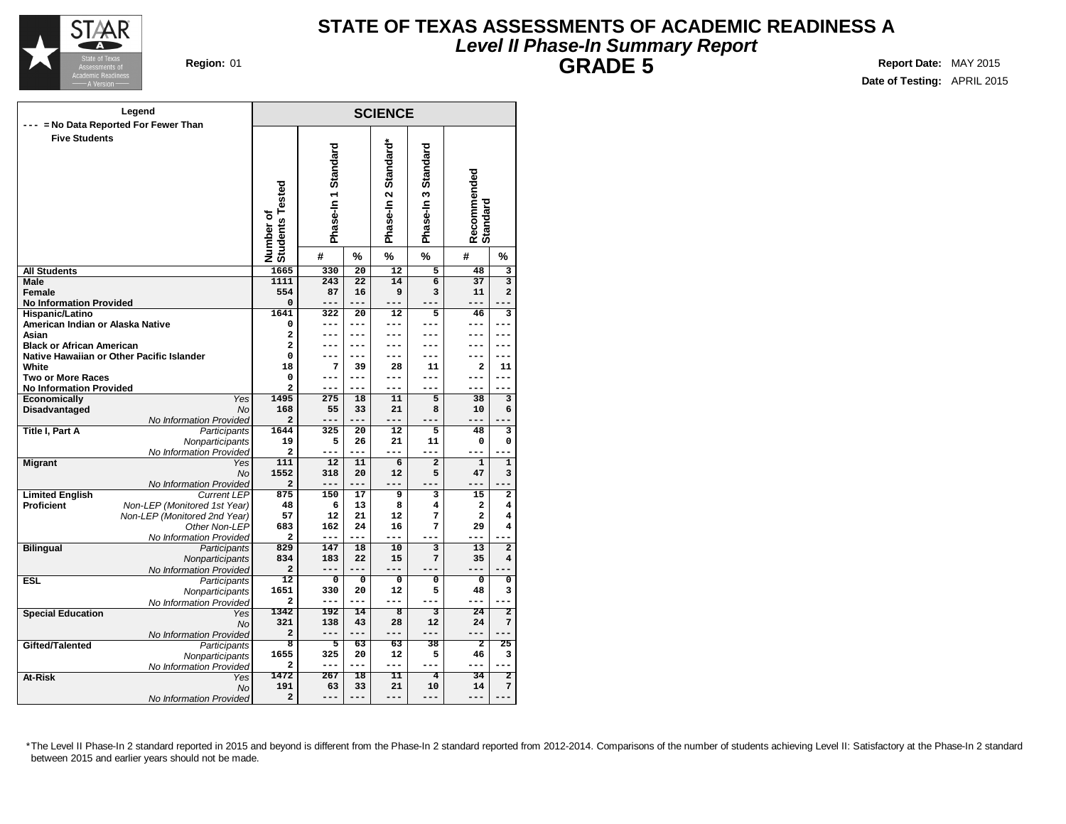# STATE OF TEXAS ASSESSMENTS OF ACADEMIC READINESS A

## *Level II Phase-In Summary Report*

## GRADE 5

**Region:** 01

**Report Date:** MAY 2015

**Date of Testing:** APRIL 2015

**Legend**

--- = No Data Reported For Fewer Than Five Students

| | | SCIENCE | | | | | | |
|---|---|---|---|---|---|---|---|---|
| | | Number of Students Tested | Phase-In 1 Standard | | Phase-In 2 Standard* | Phase-In 3 Standard | Recommended Standard | |
| | | | # | % | % | % | # | % |
| **All Students** | | 1665 | 330 | 20 | 12 | 5 | 48 | 3 |
| **Male** | | 1111 | 243 | 22 | 14 | 6 | 37 | 3 |
| **Female** | | 554 | 87 | 16 | 9 | 3 | 11 | 2 |
| **No Information Provided** | | 0 | --- | --- | --- | --- | --- | --- |
| **Hispanic/Latino** | | 1641 | 322 | 20 | 12 | 5 | 46 | 3 |
| **American Indian or Alaska Native** | | 0 | --- | --- | --- | --- | --- | --- |
| **Asian** | | 2 | --- | --- | --- | --- | --- | --- |
| **Black or African American** | | 2 | --- | --- | --- | --- | --- | --- |
| **Native Hawaiian or Other Pacific Islander** | | 0 | --- | --- | --- | --- | --- | --- |
| **White** | | 18 | 7 | 39 | 28 | 11 | 2 | 11 |
| **Two or More Races** | | 0 | --- | --- | --- | --- | --- | --- |
| **No Information Provided** | | 2 | --- | --- | --- | --- | --- | --- |
| **Economically Disadvantaged** | *Yes* | 1495 | 275 | 18 | 11 | 5 | 38 | 3 |
| | *No* | 168 | 55 | 33 | 21 | 8 | 10 | 6 |
| | *No Information Provided* | 2 | --- | --- | --- | --- | --- | --- |
| **Title I, Part A** | *Participants* | 1644 | 325 | 20 | 12 | 5 | 48 | 3 |
| | *Nonparticipants* | 19 | 5 | 26 | 21 | 11 | 0 | 0 |
| | *No Information Provided* | 2 | --- | --- | --- | --- | --- | --- |
| **Migrant** | *Yes* | 111 | 12 | 11 | 6 | 2 | 1 | 1 |
| | *No* | 1552 | 318 | 20 | 12 | 5 | 47 | 3 |
| | *No Information Provided* | 2 | --- | --- | --- | --- | --- | --- |
| **Limited English Proficient** | *Current LEP* | 875 | 150 | 17 | 9 | 3 | 15 | 2 |
| | *Non-LEP (Monitored 1st Year)* | 48 | 6 | 13 | 8 | 4 | 2 | 4 |
| | *Non-LEP (Monitored 2nd Year)* | 57 | 12 | 21 | 12 | 7 | 2 | 4 |
| | *Other Non-LEP* | 683 | 162 | 24 | 16 | 7 | 29 | 4 |
| | *No Information Provided* | 2 | --- | --- | --- | --- | --- | --- |
| **Bilingual** | *Participants* | 829 | 147 | 18 | 10 | 3 | 13 | 2 |
| | *Nonparticipants* | 834 | 183 | 22 | 15 | 7 | 35 | 4 |
| | *No Information Provided* | 2 | --- | --- | --- | --- | --- | --- |
| **ESL** | *Participants* | 12 | 0 | 0 | 0 | 0 | 0 | 0 |
| | *Nonparticipants* | 1651 | 330 | 20 | 12 | 5 | 48 | 3 |
| | *No Information Provided* | 2 | --- | --- | --- | --- | --- | --- |
| **Special Education** | *Yes* | 1342 | 192 | 14 | 8 | 3 | 24 | 2 |
| | *No* | 321 | 138 | 43 | 28 | 12 | 24 | 7 |
| | *No Information Provided* | 2 | --- | --- | --- | --- | --- | --- |
| **Gifted/Talented** | *Participants* | 8 | 5 | 63 | 63 | 38 | 2 | 25 |
| | *Nonparticipants* | 1655 | 325 | 20 | 12 | 5 | 46 | 3 |
| | *No Information Provided* | 2 | --- | --- | --- | --- | --- | --- |
| **At-Risk** | *Yes* | 1472 | 267 | 18 | 11 | 4 | 34 | 2 |
| | *No* | 191 | 63 | 33 | 21 | 10 | 14 | 7 |
| | *No Information Provided* | 2 | --- | --- | --- | --- | --- | --- |

*The Level II Phase-In 2 standard reported in 2015 and beyond is different from the Phase-In 2 standard reported from 2012-2014. Comparisons of the number of students achieving Level II: Satisfactory at the Phase-In 2 standard between 2015 and earlier years should not be made.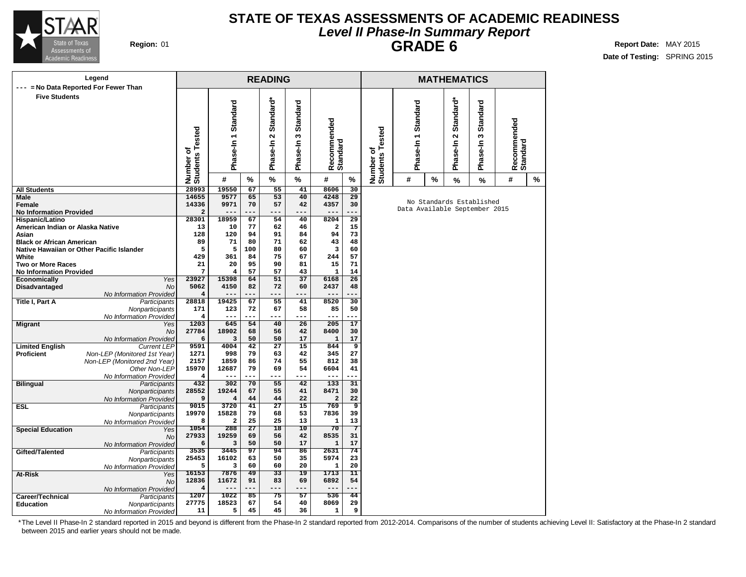# STATE OF TEXAS ASSESSMENTS OF ACADEMIC READINESS

## *Level II Phase-In Summary Report*

## GRADE 6

**Region:** 01

**Report Date:** MAY 2015

**Date of Testing:** SPRING 2015

Legend: --- = No Data Reported For Fewer Than Five Students

| | | READING | | | | | | | MATHEMATICS | | | | | | |
|---|---|---|---|---|---|---|---|---|---|---|---|---|---|---|---|
| | | Number of Students Tested | Phase-In 1 Standard | | Phase-In 2 Standard* | Phase-In 3 Standard | Recommended Standard | | Number of Students Tested | Phase-In 1 Standard | | Phase-In 2 Standard* | Phase-In 3 Standard | Recommended Standard | |
| | | | # | % | % | % | # | % | | # | % | % | % | # | % |
| **All Students** | | 28993 | 19550 | 67 | 55 | 41 | 8606 | 30 | No Standards Established Data Available September 2015 | | | | | | |
| **Male** | | 14655 | 9577 | 65 | 53 | 40 | 4248 | 29 | | | | | | | |
| **Female** | | 14336 | 9971 | 70 | 57 | 42 | 4357 | 30 | | | | | | | |
| **No Information Provided** | | 2 | --- | --- | --- | --- | --- | --- | | | | | | | |
| **Hispanic/Latino** | | 28301 | 18959 | 67 | 54 | 40 | 8204 | 29 | | | | | | | |
| **American Indian or Alaska Native** | | 13 | 10 | 77 | 62 | 46 | 2 | 15 | | | | | | | |
| **Asian** | | 128 | 120 | 94 | 91 | 84 | 94 | 73 | | | | | | | |
| **Black or African American** | | 89 | 71 | 80 | 71 | 62 | 43 | 48 | | | | | | | |
| **Native Hawaiian or Other Pacific Islander** | | 5 | 5 | 100 | 80 | 60 | 3 | 60 | | | | | | | |
| **White** | | 429 | 361 | 84 | 75 | 67 | 244 | 57 | | | | | | | |
| **Two or More Races** | | 21 | 20 | 95 | 90 | 81 | 15 | 71 | | | | | | | |
| **No Information Provided** | | 7 | 4 | 57 | 57 | 43 | 1 | 14 | | | | | | | |
| **Economically Disadvantaged** | *Yes* | 23927 | 15398 | 64 | 51 | 37 | 6168 | 26 | | | | | | | |
| | *No* | 5062 | 4150 | 82 | 72 | 60 | 2437 | 48 | | | | | | | |
| | *No Information Provided* | 4 | --- | --- | --- | --- | --- | --- | | | | | | | |
| **Title I, Part A** | *Participants* | 28818 | 19425 | 67 | 55 | 41 | 8520 | 30 | | | | | | | |
| | *Nonparticipants* | 171 | 123 | 72 | 67 | 58 | 85 | 50 | | | | | | | |
| | *No Information Provided* | 4 | --- | --- | --- | --- | --- | --- | | | | | | | |
| **Migrant** | *Yes* | 1203 | 645 | 54 | 40 | 26 | 205 | 17 | | | | | | | |
| | *No* | 27784 | 18902 | 68 | 56 | 42 | 8400 | 30 | | | | | | | |
| | *No Information Provided* | 6 | 3 | 50 | 50 | 17 | 1 | 17 | | | | | | | |
| **Limited English Proficient** | *Current LEP* | 9591 | 4004 | 42 | 27 | 15 | 844 | 9 | | | | | | | |
| | *Non-LEP (Monitored 1st Year)* | 1271 | 998 | 79 | 63 | 42 | 345 | 27 | | | | | | | |
| | *Non-LEP (Monitored 2nd Year)* | 2157 | 1859 | 86 | 74 | 55 | 812 | 38 | | | | | | | |
| | *Other Non-LEP* | 15970 | 12687 | 79 | 69 | 54 | 6604 | 41 | | | | | | | |
| | *No Information Provided* | 4 | --- | --- | --- | --- | --- | --- | | | | | | | |
| **Bilingual** | *Participants* | 432 | 302 | 70 | 55 | 42 | 133 | 31 | | | | | | | |
| | *Nonparticipants* | 28552 | 19244 | 67 | 55 | 41 | 8471 | 30 | | | | | | | |
| | *No Information Provided* | 9 | 4 | 44 | 44 | 22 | 2 | 22 | | | | | | | |
| **ESL** | *Participants* | 9015 | 3720 | 41 | 27 | 15 | 769 | 9 | | | | | | | |
| | *Nonparticipants* | 19970 | 15828 | 79 | 68 | 53 | 7836 | 39 | | | | | | | |
| | *No Information Provided* | 8 | 2 | 25 | 25 | 13 | 1 | 13 | | | | | | | |
| **Special Education** | *Yes* | 1054 | 288 | 27 | 18 | 10 | 70 | 7 | | | | | | | |
| | *No* | 27933 | 19259 | 69 | 56 | 42 | 8535 | 31 | | | | | | | |
| | *No Information Provided* | 6 | 3 | 50 | 50 | 17 | 1 | 17 | | | | | | | |
| **Gifted/Talented** | *Participants* | 3535 | 3445 | 97 | 94 | 86 | 2631 | 74 | | | | | | | |
| | *Nonparticipants* | 25453 | 16102 | 63 | 50 | 35 | 5974 | 23 | | | | | | | |
| | *No Information Provided* | 5 | 3 | 60 | 60 | 20 | 1 | 20 | | | | | | | |
| **At-Risk** | *Yes* | 16153 | 7876 | 49 | 33 | 19 | 1713 | 11 | | | | | | | |
| | *No* | 12836 | 11672 | 91 | 83 | 69 | 6892 | 54 | | | | | | | |
| | *No Information Provided* | 4 | --- | --- | --- | --- | --- | --- | | | | | | | |
| **Career/Technical Education** | *Participants* | 1207 | 1022 | 85 | 75 | 57 | 536 | 44 | | | | | | | |
| | *Nonparticipants* | 27775 | 18523 | 67 | 54 | 40 | 8069 | 29 | | | | | | | |
| | *No Information Provided* | 11 | 5 | 45 | 45 | 36 | 1 | 9 | | | | | | | |

*The Level II Phase-In 2 standard reported in 2015 and beyond is different from the Phase-In 2 standard reported from 2012-2014. Comparisons of the number of students achieving Level II: Satisfactory at the Phase-In 2 standard between 2015 and earlier years should not be made.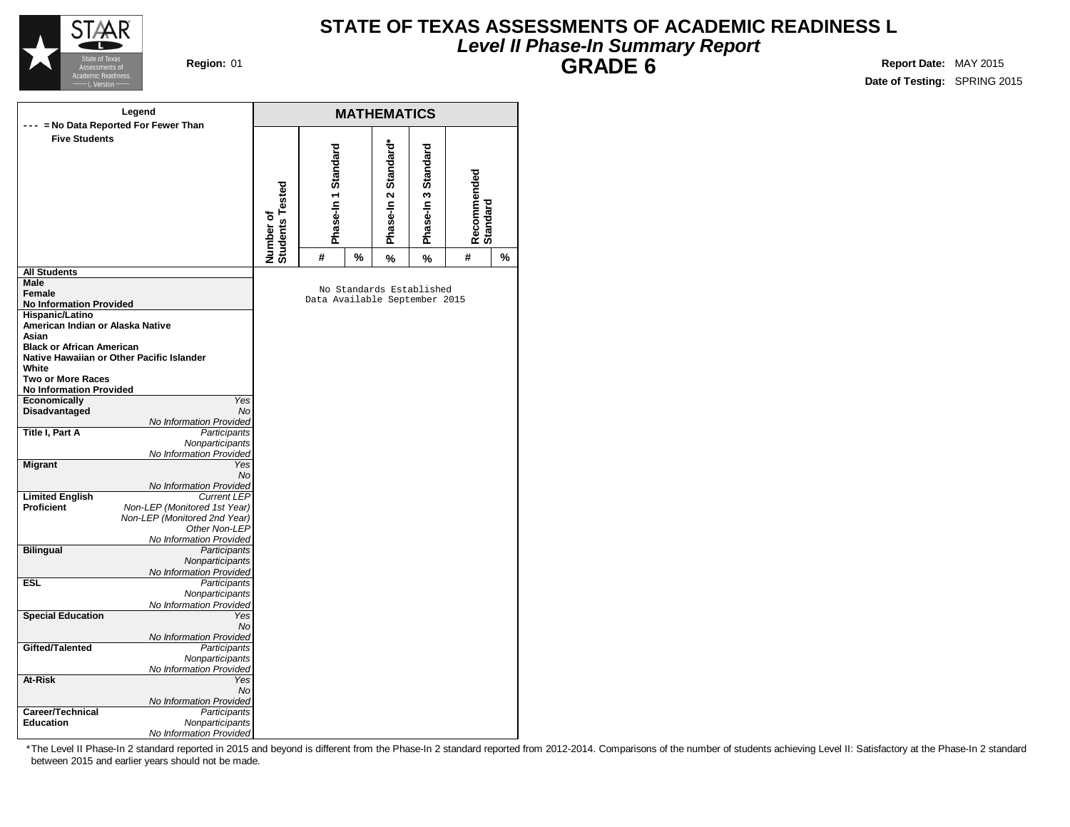# STATE OF TEXAS ASSESSMENTS OF ACADEMIC READINESS L

## *Level II Phase-In Summary Report*

## GRADE 6

**Region:** 01

**Report Date:** MAY 2015

**Date of Testing:** SPRING 2015

| Legend<br>- - - = No Data Reported For Fewer Than Five Students | | MATHEMATICS | | | | | | |
|---|---|---|---|---|---|---|---|---|
| | | Number of Students Tested | Phase-In 1 Standard | | Phase-In 2 Standard* | Phase-In 3 Standard | Recommended Standard | |
| | | | # | % | % | % | # | % |
| **All Students** | | No Standards Established<br>Data Available September 2015 | | | | | | |
| **Male** | | | | | | | | |
| **Female** | | | | | | | | |
| **No Information Provided** | | | | | | | | |
| **Hispanic/Latino** | | | | | | | | |
| **American Indian or Alaska Native** | | | | | | | | |
| **Asian** | | | | | | | | |
| **Black or African American** | | | | | | | | |
| **Native Hawaiian or Other Pacific Islander** | | | | | | | | |
| **White** | | | | | | | | |
| **Two or More Races** | | | | | | | | |
| **No Information Provided** | | | | | | | | |
| **Economically Disadvantaged** | *Yes* | | | | | | | |
| | *No* | | | | | | | |
| | *No Information Provided* | | | | | | | |
| **Title I, Part A** | *Participants* | | | | | | | |
| | *Nonparticipants* | | | | | | | |
| | *No Information Provided* | | | | | | | |
| **Migrant** | *Yes* | | | | | | | |
| | *No* | | | | | | | |
| | *No Information Provided* | | | | | | | |
| **Limited English Proficient** | *Current LEP* | | | | | | | |
| | *Non-LEP (Monitored 1st Year)* | | | | | | | |
| | *Non-LEP (Monitored 2nd Year)* | | | | | | | |
| | *Other Non-LEP* | | | | | | | |
| | *No Information Provided* | | | | | | | |
| **Bilingual** | *Participants* | | | | | | | |
| | *Nonparticipants* | | | | | | | |
| | *No Information Provided* | | | | | | | |
| **ESL** | *Participants* | | | | | | | |
| | *Nonparticipants* | | | | | | | |
| | *No Information Provided* | | | | | | | |
| **Special Education** | *Yes* | | | | | | | |
| | *No* | | | | | | | |
| | *No Information Provided* | | | | | | | |
| **Gifted/Talented** | *Participants* | | | | | | | |
| | *Nonparticipants* | | | | | | | |
| | *No Information Provided* | | | | | | | |
| **At-Risk** | *Yes* | | | | | | | |
| | *No* | | | | | | | |
| | *No Information Provided* | | | | | | | |
| **Career/Technical Education** | *Participants* | | | | | | | |
| | *Nonparticipants* | | | | | | | |
| | *No Information Provided* | | | | | | | |

*The Level II Phase-In 2 standard reported in 2015 and beyond is different from the Phase-In 2 standard reported from 2012-2014. Comparisons of the number of students achieving Level II: Satisfactory at the Phase-In 2 standard between 2015 and earlier years should not be made.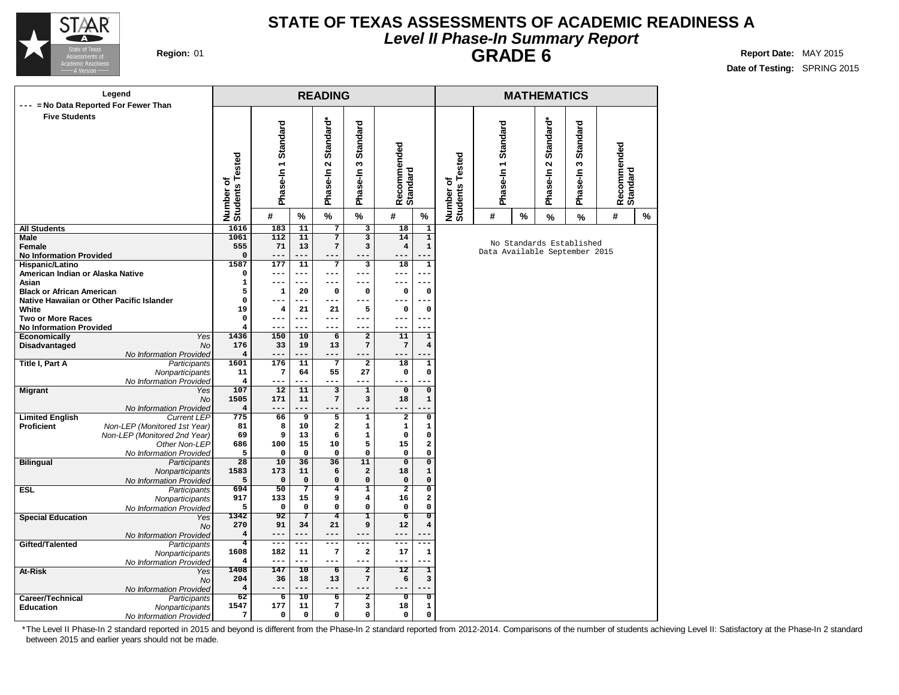# STATE OF TEXAS ASSESSMENTS OF ACADEMIC READINESS A

## *Level II Phase-In Summary Report*

## GRADE 6

**Region:** 01

**Report Date:** MAY 2015

**Date of Testing:** SPRING 2015

**Legend**
--- = No Data Reported For Fewer Than Five Students

| | | READING | | | | | | | | MATHEMATICS | | | | | | | |
|---|---|---|---|---|---|---|---|---|---|---|---|---|---|---|---|---|---|
| | | Number of Students Tested | Phase-In 1 Standard | | Phase-In 2 Standard* | Phase-In 3 Standard | Recommended Standard | | Number of Students Tested | Phase-In 1 Standard | | Phase-In 2 Standard* | Phase-In 3 Standard | Recommended Standard | |
| | | | # | % | % | % | # | % | | # | % | % | % | # | % |
| **All Students** | | 1616 | 183 | 11 | 7 | 3 | 18 | 1 | No Standards Established Data Available September 2015 | | | | | | |
| **Male** | | 1061 | 112 | 11 | 7 | 3 | 14 | 1 | | | | | | | |
| **Female** | | 555 | 71 | 13 | 7 | 3 | 4 | 1 | | | | | | | |
| **No Information Provided** | | 0 | --- | --- | --- | --- | --- | --- | | | | | | | |
| **Hispanic/Latino** | | 1587 | 177 | 11 | 7 | 3 | 18 | 1 | | | | | | | |
| **American Indian or Alaska Native** | | 0 | --- | --- | --- | --- | --- | --- | | | | | | | |
| **Asian** | | 1 | --- | --- | --- | --- | --- | --- | | | | | | | |
| **Black or African American** | | 5 | 1 | 20 | 0 | 0 | 0 | 0 | | | | | | | |
| **Native Hawaiian or Other Pacific Islander** | | 0 | --- | --- | --- | --- | --- | --- | | | | | | | |
| **White** | | 19 | 4 | 21 | 21 | 5 | 0 | 0 | | | | | | | |
| **Two or More Races** | | 0 | --- | --- | --- | --- | --- | --- | | | | | | | |
| **No Information Provided** | | 4 | --- | --- | --- | --- | --- | --- | | | | | | | |
| **Economically Disadvantaged** | *Yes* | 1436 | 150 | 10 | 6 | 2 | 11 | 1 | | | | | | | |
| | *No* | 176 | 33 | 19 | 13 | 7 | 7 | 4 | | | | | | | |
| | *No Information Provided* | 4 | --- | --- | --- | --- | --- | --- | | | | | | | |
| **Title I, Part A** | *Participants* | 1601 | 176 | 11 | 7 | 2 | 18 | 1 | | | | | | | |
| | *Nonparticipants* | 11 | 7 | 64 | 55 | 27 | 0 | 0 | | | | | | | |
| | *No Information Provided* | 4 | --- | --- | --- | --- | --- | --- | | | | | | | |
| **Migrant** | *Yes* | 107 | 12 | 11 | 3 | 1 | 0 | 0 | | | | | | | |
| | *No* | 1505 | 171 | 11 | 7 | 3 | 18 | 1 | | | | | | | |
| | *No Information Provided* | 4 | --- | --- | --- | --- | --- | --- | | | | | | | |
| **Limited English Proficient** | *Current LEP* | 775 | 66 | 9 | 5 | 1 | 2 | 0 | | | | | | | |
| | *Non-LEP (Monitored 1st Year)* | 81 | 8 | 10 | 2 | 1 | 1 | 1 | | | | | | | |
| | *Non-LEP (Monitored 2nd Year)* | 69 | 9 | 13 | 6 | 1 | 0 | 0 | | | | | | | |
| | *Other Non-LEP* | 686 | 100 | 15 | 10 | 5 | 15 | 2 | | | | | | | |
| | *No Information Provided* | 5 | 0 | 0 | 0 | 0 | 0 | 0 | | | | | | | |
| **Bilingual** | *Participants* | 28 | 10 | 36 | 36 | 11 | 0 | 0 | | | | | | | |
| | *Nonparticipants* | 1583 | 173 | 11 | 6 | 2 | 18 | 1 | | | | | | | |
| | *No Information Provided* | 5 | 0 | 0 | 0 | 0 | 0 | 0 | | | | | | | |
| **ESL** | *Participants* | 694 | 50 | 7 | 4 | 1 | 2 | 0 | | | | | | | |
| | *Nonparticipants* | 917 | 133 | 15 | 9 | 4 | 16 | 2 | | | | | | | |
| | *No Information Provided* | 5 | 0 | 0 | 0 | 0 | 0 | 0 | | | | | | | |
| **Special Education** | *Yes* | 1342 | 92 | 7 | 4 | 1 | 6 | 0 | | | | | | | |
| | *No* | 270 | 91 | 34 | 21 | 9 | 12 | 4 | | | | | | | |
| | *No Information Provided* | 4 | --- | --- | --- | --- | --- | --- | | | | | | | |
| **Gifted/Talented** | *Participants* | 4 | --- | --- | --- | --- | --- | --- | | | | | | | |
| | *Nonparticipants* | 1608 | 182 | 11 | 7 | 2 | 17 | 1 | | | | | | | |
| | *No Information Provided* | 4 | --- | --- | --- | --- | --- | --- | | | | | | | |
| **At-Risk** | *Yes* | 1408 | 147 | 10 | 6 | 2 | 12 | 1 | | | | | | | |
| | *No* | 204 | 36 | 18 | 13 | 7 | 6 | 3 | | | | | | | |
| | *No Information Provided* | 4 | --- | --- | --- | --- | --- | --- | | | | | | | |
| **Career/Technical Education** | *Participants* | 62 | 6 | 10 | 6 | 2 | 0 | 0 | | | | | | | |
| | *Nonparticipants* | 1547 | 177 | 11 | 7 | 3 | 18 | 1 | | | | | | | |
| | *No Information Provided* | 7 | 0 | 0 | 0 | 0 | 0 | 0 | | | | | | | |

*The Level II Phase-In 2 standard reported in 2015 and beyond is different from the Phase-In 2 standard reported from 2012-2014. Comparisons of the number of students achieving Level II: Satisfactory at the Phase-In 2 standard between 2015 and earlier years should not be made.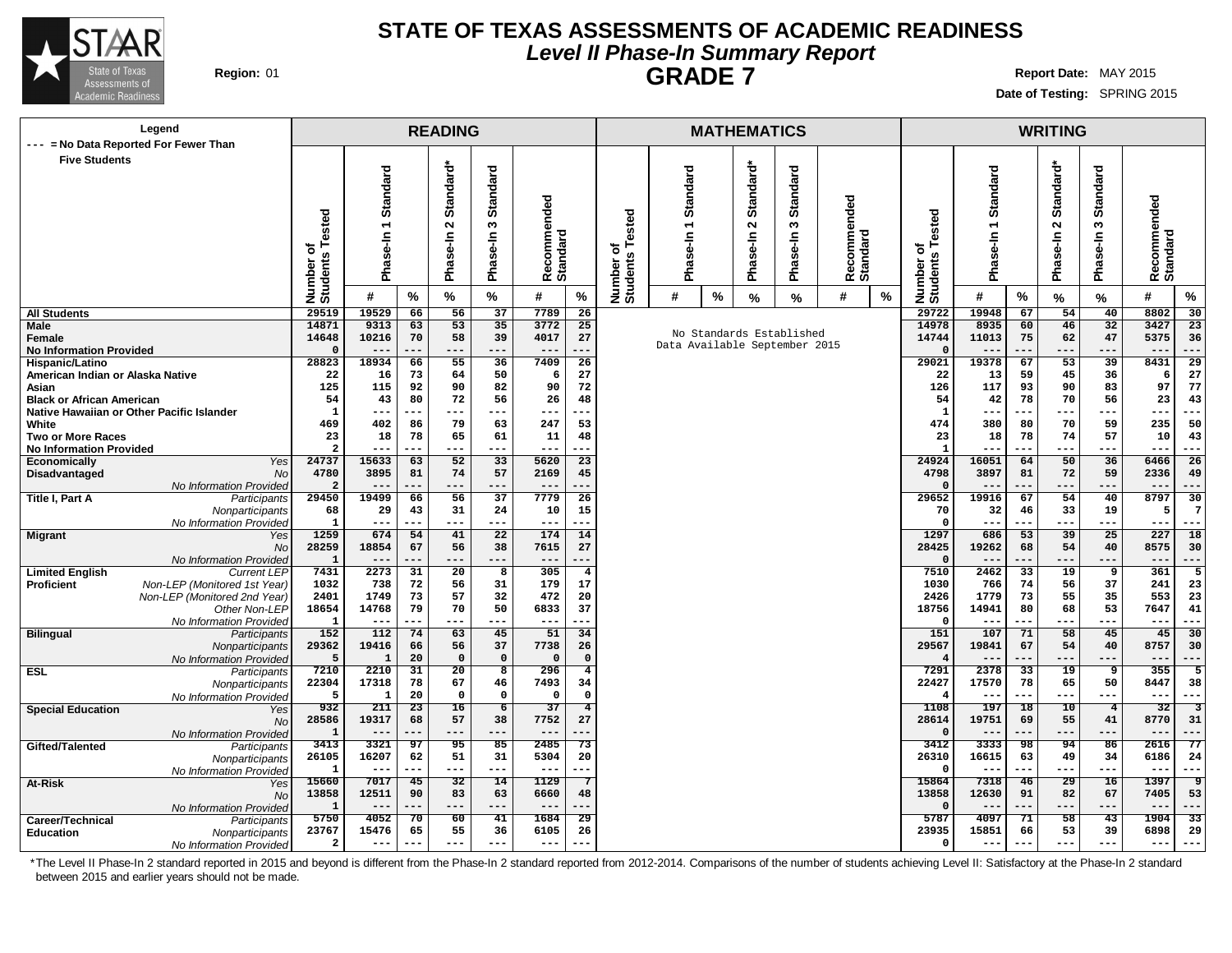# STATE OF TEXAS ASSESSMENTS OF ACADEMIC READINESS

## *Level II Phase-In Summary Report*

## GRADE 7

**Region:** 01

**Report Date:** MAY 2015

**Date of Testing:** SPRING 2015

Legend: --- = No Data Reported For Fewer Than Five Students

Mathematics: No Standards Established. Data Available September 2015

| | | READING | | | | | | | WRITING | | | | | | |
|---|---|---|---|---|---|---|---|---|---|---|---|---|---|---|---|
| | | Number of Students Tested | Phase-In 1 Standard | | Phase-In 2 Standard* | Phase-In 3 Standard | Recommended Standard | | Number of Students Tested | Phase-In 1 Standard | | Phase-In 2 Standard* | Phase-In 3 Standard | Recommended Standard | |
| | | | # | % | % | % | # | % | | # | % | % | % | # | % |
| **All Students** | | 29519 | 19529 | 66 | 56 | 37 | 7789 | 26 | 29722 | 19948 | 67 | 54 | 40 | 8802 | 30 |
| **Male** | | 14871 | 9313 | 63 | 53 | 35 | 3772 | 25 | 14978 | 8935 | 60 | 46 | 32 | 3427 | 23 |
| **Female** | | 14648 | 10216 | 70 | 58 | 39 | 4017 | 27 | 14744 | 11013 | 75 | 62 | 47 | 5375 | 36 |
| **No Information Provided** | | 0 | --- | --- | --- | --- | --- | --- | 0 | --- | --- | --- | --- | --- | --- |
| **Hispanic/Latino** | | 28823 | 18934 | 66 | 55 | 36 | 7409 | 26 | 29021 | 19378 | 67 | 53 | 39 | 8431 | 29 |
| **American Indian or Alaska Native** | | 22 | 16 | 73 | 64 | 50 | 6 | 27 | 22 | 13 | 59 | 45 | 36 | 6 | 27 |
| **Asian** | | 125 | 115 | 92 | 90 | 82 | 90 | 72 | 126 | 117 | 93 | 90 | 83 | 97 | 77 |
| **Black or African American** | | 54 | 43 | 80 | 72 | 56 | 26 | 48 | 54 | 42 | 78 | 70 | 56 | 23 | 43 |
| **Native Hawaiian or Other Pacific Islander** | | 1 | --- | --- | --- | --- | --- | --- | 1 | --- | --- | --- | --- | --- | --- |
| **White** | | 469 | 402 | 86 | 79 | 63 | 247 | 53 | 474 | 380 | 80 | 70 | 59 | 235 | 50 |
| **Two or More Races** | | 23 | 18 | 78 | 65 | 61 | 11 | 48 | 23 | 18 | 78 | 74 | 57 | 10 | 43 |
| **No Information Provided** | | 2 | --- | --- | --- | --- | --- | --- | 1 | --- | --- | --- | --- | --- | --- |
| **Economically Disadvantaged** | *Yes* | 24737 | 15633 | 63 | 52 | 33 | 5620 | 23 | 24924 | 16051 | 64 | 50 | 36 | 6466 | 26 |
| | *No* | 4780 | 3895 | 81 | 74 | 57 | 2169 | 45 | 4798 | 3897 | 81 | 72 | 59 | 2336 | 49 |
| | *No Information Provided* | 2 | --- | --- | --- | --- | --- | --- | 0 | --- | --- | --- | --- | --- | --- |
| **Title I, Part A** | *Participants* | 29450 | 19499 | 66 | 56 | 37 | 7779 | 26 | 29652 | 19916 | 67 | 54 | 40 | 8797 | 30 |
| | *Nonparticipants* | 68 | 29 | 43 | 31 | 24 | 10 | 15 | 70 | 32 | 46 | 33 | 19 | 5 | 7 |
| | *No Information Provided* | 1 | --- | --- | --- | --- | --- | --- | 0 | --- | --- | --- | --- | --- | --- |
| **Migrant** | *Yes* | 1259 | 674 | 54 | 41 | 22 | 174 | 14 | 1297 | 686 | 53 | 39 | 25 | 227 | 18 |
| | *No* | 28259 | 18854 | 67 | 56 | 38 | 7615 | 27 | 28425 | 19262 | 68 | 54 | 40 | 8575 | 30 |
| | *No Information Provided* | 1 | --- | --- | --- | --- | --- | --- | 0 | --- | --- | --- | --- | --- | --- |
| **Limited English Proficient** | *Current LEP* | 7431 | 2273 | 31 | 20 | 8 | 305 | 4 | 7510 | 2462 | 33 | 19 | 9 | 361 | 5 |
| | *Non-LEP (Monitored 1st Year)* | 1032 | 738 | 72 | 56 | 31 | 179 | 17 | 1030 | 766 | 74 | 56 | 37 | 241 | 23 |
| | *Non-LEP (Monitored 2nd Year)* | 2401 | 1749 | 73 | 57 | 32 | 472 | 20 | 2426 | 1779 | 73 | 55 | 35 | 553 | 23 |
| | *Other Non-LEP* | 18654 | 14768 | 79 | 70 | 50 | 6833 | 37 | 18756 | 14941 | 80 | 68 | 53 | 7647 | 41 |
| | *No Information Provided* | 1 | --- | --- | --- | --- | --- | --- | 0 | --- | --- | --- | --- | --- | --- |
| **Bilingual** | *Participants* | 152 | 112 | 74 | 63 | 45 | 51 | 34 | 151 | 107 | 71 | 58 | 45 | 45 | 30 |
| | *Nonparticipants* | 29362 | 19416 | 66 | 56 | 37 | 7738 | 26 | 29567 | 19841 | 67 | 54 | 40 | 8757 | 30 |
| | *No Information Provided* | 5 | 1 | 20 | 0 | 0 | 0 | 0 | 4 | --- | --- | --- | --- | --- | --- |
| **ESL** | *Participants* | 7210 | 2210 | 31 | 20 | 8 | 296 | 4 | 7291 | 2378 | 33 | 19 | 9 | 355 | 5 |
| | *Nonparticipants* | 22304 | 17318 | 78 | 67 | 46 | 7493 | 34 | 22427 | 17570 | 78 | 65 | 50 | 8447 | 38 |
| | *No Information Provided* | 5 | 1 | 20 | 0 | 0 | 0 | 0 | 4 | --- | --- | --- | --- | --- | --- |
| **Special Education** | *Yes* | 932 | 211 | 23 | 16 | 6 | 37 | 4 | 1108 | 197 | 18 | 10 | 4 | 32 | 3 |
| | *No* | 28586 | 19317 | 68 | 57 | 38 | 7752 | 27 | 28614 | 19751 | 69 | 55 | 41 | 8770 | 31 |
| | *No Information Provided* | 1 | --- | --- | --- | --- | --- | --- | 0 | --- | --- | --- | --- | --- | --- |
| **Gifted/Talented** | *Participants* | 3413 | 3321 | 97 | 95 | 85 | 2485 | 73 | 3412 | 3333 | 98 | 94 | 86 | 2616 | 77 |
| | *Nonparticipants* | 26105 | 16207 | 62 | 51 | 31 | 5304 | 20 | 26310 | 16615 | 63 | 49 | 34 | 6186 | 24 |
| | *No Information Provided* | 1 | --- | --- | --- | --- | --- | --- | 0 | --- | --- | --- | --- | --- | --- |
| **At-Risk** | *Yes* | 15660 | 7017 | 45 | 32 | 14 | 1129 | 7 | 15864 | 7318 | 46 | 29 | 16 | 1397 | 9 |
| | *No* | 13858 | 12511 | 90 | 83 | 63 | 6660 | 48 | 13858 | 12630 | 91 | 82 | 67 | 7405 | 53 |
| | *No Information Provided* | 1 | --- | --- | --- | --- | --- | --- | 0 | --- | --- | --- | --- | --- | --- |
| **Career/Technical Education** | *Participants* | 5750 | 4052 | 70 | 60 | 41 | 1684 | 29 | 5787 | 4097 | 71 | 58 | 43 | 1904 | 33 |
| | *Nonparticipants* | 23767 | 15476 | 65 | 55 | 36 | 6105 | 26 | 23935 | 15851 | 66 | 53 | 39 | 6898 | 29 |
| | *No Information Provided* | 2 | --- | --- | --- | --- | --- | --- | 0 | --- | --- | --- | --- | --- | --- |

*The Level II Phase-In 2 standard reported in 2015 and beyond is different from the Phase-In 2 standard reported from 2012-2014. Comparisons of the number of students achieving Level II: Satisfactory at the Phase-In 2 standard between 2015 and earlier years should not be made.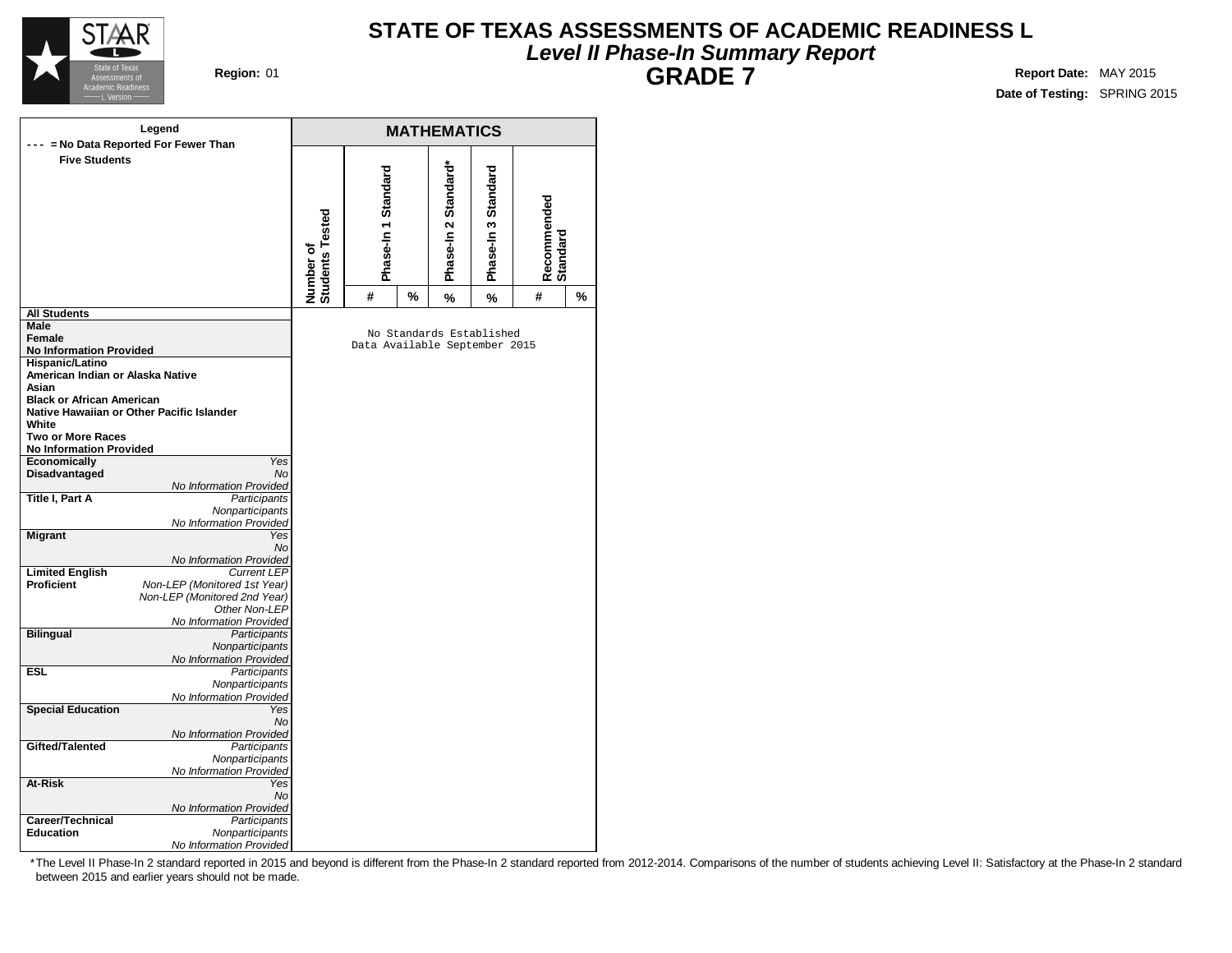# STATE OF TEXAS ASSESSMENTS OF ACADEMIC READINESS L

## *Level II Phase-In Summary Report*

## GRADE 7

**Region:** 01

**Report Date:** MAY 2015

**Date of Testing:** SPRING 2015

**Legend**

**--- = No Data Reported For Fewer Than Five Students**

| | | MATHEMATICS | | | | | | |
|---|---|---|---|---|---|---|---|---|
| | | Number of Students Tested | Phase-In 1 Standard | | Phase-In 2 Standard* | Phase-In 3 Standard | Recommended Standard | |
| | | | # | % | % | % | # | % |
| **All Students** | | No Standards Established Data Available September 2015 | | | | | | |
| **Male** | | | | | | | | |
| **Female** | | | | | | | | |
| **No Information Provided** | | | | | | | | |
| **Hispanic/Latino** | | | | | | | | |
| **American Indian or Alaska Native** | | | | | | | | |
| **Asian** | | | | | | | | |
| **Black or African American** | | | | | | | | |
| **Native Hawaiian or Other Pacific Islander** | | | | | | | | |
| **White** | | | | | | | | |
| **Two or More Races** | | | | | | | | |
| **No Information Provided** | | | | | | | | |
| **Economically Disadvantaged** | *Yes* | | | | | | | |
| | *No* | | | | | | | |
| | *No Information Provided* | | | | | | | |
| **Title I, Part A** | *Participants* | | | | | | | |
| | *Nonparticipants* | | | | | | | |
| | *No Information Provided* | | | | | | | |
| **Migrant** | *Yes* | | | | | | | |
| | *No* | | | | | | | |
| | *No Information Provided* | | | | | | | |
| **Limited English Proficient** | *Current LEP* | | | | | | | |
| | *Non-LEP (Monitored 1st Year)* | | | | | | | |
| | *Non-LEP (Monitored 2nd Year)* | | | | | | | |
| | *Other Non-LEP* | | | | | | | |
| | *No Information Provided* | | | | | | | |
| **Bilingual** | *Participants* | | | | | | | |
| | *Nonparticipants* | | | | | | | |
| | *No Information Provided* | | | | | | | |
| **ESL** | *Participants* | | | | | | | |
| | *Nonparticipants* | | | | | | | |
| | *No Information Provided* | | | | | | | |
| **Special Education** | *Yes* | | | | | | | |
| | *No* | | | | | | | |
| | *No Information Provided* | | | | | | | |
| **Gifted/Talented** | *Participants* | | | | | | | |
| | *Nonparticipants* | | | | | | | |
| | *No Information Provided* | | | | | | | |
| **At-Risk** | *Yes* | | | | | | | |
| | *No* | | | | | | | |
| | *No Information Provided* | | | | | | | |
| **Career/Technical Education** | *Participants* | | | | | | | |
| | *Nonparticipants* | | | | | | | |
| | *No Information Provided* | | | | | | | |

*The Level II Phase-In 2 standard reported in 2015 and beyond is different from the Phase-In 2 standard reported from 2012-2014. Comparisons of the number of students achieving Level II: Satisfactory at the Phase-In 2 standard between 2015 and earlier years should not be made.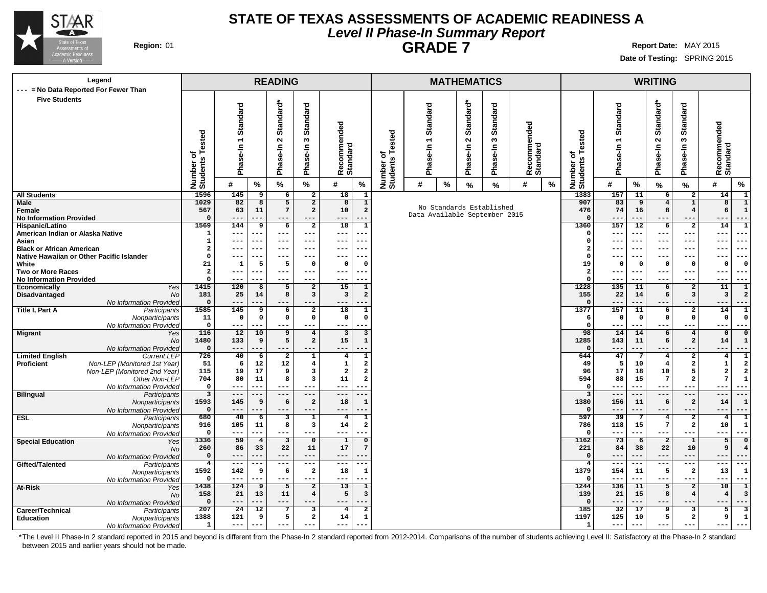# STATE OF TEXAS ASSESSMENTS OF ACADEMIC READINESS A

## *Level II Phase-In Summary Report*

## GRADE 7

**Region:** 01

**Report Date:** MAY 2015

**Date of Testing:** SPRING 2015

**Legend**
--- = No Data Reported For Fewer Than Five Students

| | | READING | | | | | | | MATHEMATICS | | | | | | | | WRITING | | | | | | |
|---|---|---|---|---|---|---|---|---|---|---|---|---|---|---|---|---|---|---|---|---|---|---|---|
| | | Number of Students Tested | Phase-In 1 Standard | | Phase-In 2 Standard* | Phase-In 3 Standard | Recommended Standard | | Number of Students Tested | Phase-In 1 Standard | | Phase-In 2 Standard* | Phase-In 3 Standard | Recommended Standard | | Number of Students Tested | Phase-In 1 Standard | | Phase-In 2 Standard* | Phase-In 3 Standard | Recommended Standard | |
| | | | # | % | % | % | # | % | | # | % | % | % | # | % | | # | % | % | % | # | % |
| **All Students** | | 1596 | 145 | 9 | 6 | 2 | 18 | 1 | | | | | | | | 1383 | 157 | 11 | 6 | 2 | 14 | 1 |
| **Male** | | 1029 | 82 | 8 | 5 | 2 | 8 | 1 | | No Standards Established Data Available September 2015 | | | | | | 907 | 83 | 9 | 4 | 1 | 8 | 1 |
| **Female** | | 567 | 63 | 11 | 7 | 2 | 10 | 2 | | | | | | | | 476 | 74 | 16 | 8 | 4 | 6 | 1 |
| **No Information Provided** | | 0 | --- | --- | --- | --- | --- | --- | | | | | | | | 0 | --- | --- | --- | --- | --- | --- |
| **Hispanic/Latino** | | 1569 | 144 | 9 | 6 | 2 | 18 | 1 | | | | | | | | 1360 | 157 | 12 | 6 | 2 | 14 | 1 |
| **American Indian or Alaska Native** | | 1 | --- | --- | --- | --- | --- | --- | | | | | | | | 0 | --- | --- | --- | --- | --- | --- |
| **Asian** | | 1 | --- | --- | --- | --- | --- | --- | | | | | | | | 0 | --- | --- | --- | --- | --- | --- |
| **Black or African American** | | 2 | --- | --- | --- | --- | --- | --- | | | | | | | | 2 | --- | --- | --- | --- | --- | --- |
| **Native Hawaiian or Other Pacific Islander** | | 0 | --- | --- | --- | --- | --- | --- | | | | | | | | 0 | --- | --- | --- | --- | --- | --- |
| **White** | | 21 | 1 | 5 | 5 | 0 | 0 | 0 | | | | | | | | 19 | 0 | 0 | 0 | 0 | 0 | 0 |
| **Two or More Races** | | 2 | --- | --- | --- | --- | --- | --- | | | | | | | | 2 | --- | --- | --- | --- | --- | --- |
| **No Information Provided** | | 0 | --- | --- | --- | --- | --- | --- | | | | | | | | 0 | --- | --- | --- | --- | --- | --- |
| **Economically Disadvantaged** | *Yes* | 1415 | 120 | 8 | 5 | 2 | 15 | 1 | | | | | | | | 1228 | 135 | 11 | 6 | 2 | 11 | 1 |
| | *No* | 181 | 25 | 14 | 8 | 3 | 3 | 2 | | | | | | | | 155 | 22 | 14 | 6 | 3 | 3 | 2 |
| | *No Information Provided* | 0 | --- | --- | --- | --- | --- | --- | | | | | | | | 0 | --- | --- | --- | --- | --- | --- |
| **Title I, Part A** | *Participants* | 1585 | 145 | 9 | 6 | 2 | 18 | 1 | | | | | | | | 1377 | 157 | 11 | 6 | 2 | 14 | 1 |
| | *Nonparticipants* | 11 | 0 | 0 | 0 | 0 | 0 | 0 | | | | | | | | 6 | 0 | 0 | 0 | 0 | 0 | 0 |
| | *No Information Provided* | 0 | --- | --- | --- | --- | --- | --- | | | | | | | | 0 | --- | --- | --- | --- | --- | --- |
| **Migrant** | *Yes* | 116 | 12 | 10 | 9 | 4 | 3 | 3 | | | | | | | | 98 | 14 | 14 | 6 | 4 | 0 | 0 |
| | *No* | 1480 | 133 | 9 | 5 | 2 | 15 | 1 | | | | | | | | 1285 | 143 | 11 | 6 | 2 | 14 | 1 |
| | *No Information Provided* | 0 | --- | --- | --- | --- | --- | --- | | | | | | | | 0 | --- | --- | --- | --- | --- | --- |
| **Limited English Proficient** | *Current LEP* | 726 | 40 | 6 | 2 | 1 | 4 | 1 | | | | | | | | 644 | 47 | 7 | 4 | 2 | 4 | 1 |
| | *Non-LEP (Monitored 1st Year)* | 51 | 6 | 12 | 12 | 4 | 1 | 2 | | | | | | | | 49 | 5 | 10 | 4 | 2 | 1 | 2 |
| | *Non-LEP (Monitored 2nd Year)* | 115 | 19 | 17 | 9 | 3 | 2 | 2 | | | | | | | | 96 | 17 | 18 | 10 | 5 | 2 | 2 |
| | *Other Non-LEP* | 704 | 80 | 11 | 8 | 3 | 11 | 2 | | | | | | | | 594 | 88 | 15 | 7 | 2 | 7 | 1 |
| | *No Information Provided* | 0 | --- | --- | --- | --- | --- | --- | | | | | | | | 0 | --- | --- | --- | --- | --- | --- |
| **Bilingual** | *Participants* | 3 | --- | --- | --- | --- | --- | --- | | | | | | | | 3 | --- | --- | --- | --- | --- | --- |
| | *Nonparticipants* | 1593 | 145 | 9 | 6 | 2 | 18 | 1 | | | | | | | | 1380 | 156 | 11 | 6 | 2 | 14 | 1 |
| | *No Information Provided* | 0 | --- | --- | --- | --- | --- | --- | | | | | | | | 0 | --- | --- | --- | --- | --- | --- |
| **ESL** | *Participants* | 680 | 40 | 6 | 3 | 1 | 4 | 1 | | | | | | | | 597 | 39 | 7 | 4 | 2 | 4 | 1 |
| | *Nonparticipants* | 916 | 105 | 11 | 8 | 3 | 14 | 2 | | | | | | | | 786 | 118 | 15 | 7 | 2 | 10 | 1 |
| | *No Information Provided* | 0 | --- | --- | --- | --- | --- | --- | | | | | | | | 0 | --- | --- | --- | --- | --- | --- |
| **Special Education** | *Yes* | 1336 | 59 | 4 | 3 | 0 | 1 | 0 | | | | | | | | 1162 | 73 | 6 | 2 | 1 | 5 | 0 |
| | *No* | 260 | 86 | 33 | 22 | 11 | 17 | 7 | | | | | | | | 221 | 84 | 38 | 22 | 10 | 9 | 4 |
| | *No Information Provided* | 0 | --- | --- | --- | --- | --- | --- | | | | | | | | 0 | --- | --- | --- | --- | --- | --- |
| **Gifted/Talented** | *Participants* | 4 | --- | --- | --- | --- | --- | --- | | | | | | | | 4 | --- | --- | --- | --- | --- | --- |
| | *Nonparticipants* | 1592 | 142 | 9 | 6 | 2 | 18 | 1 | | | | | | | | 1379 | 154 | 11 | 5 | 2 | 13 | 1 |
| | *No Information Provided* | 0 | --- | --- | --- | --- | --- | --- | | | | | | | | 0 | --- | --- | --- | --- | --- | --- |
| **At-Risk** | *Yes* | 1438 | 124 | 9 | 5 | 2 | 13 | 1 | | | | | | | | 1244 | 136 | 11 | 5 | 2 | 10 | 1 |
| | *No* | 158 | 21 | 13 | 11 | 4 | 5 | 3 | | | | | | | | 139 | 21 | 15 | 8 | 4 | 4 | 3 |
| | *No Information Provided* | 0 | --- | --- | --- | --- | --- | --- | | | | | | | | 0 | --- | --- | --- | --- | --- | --- |
| **Career/Technical Education** | *Participants* | 207 | 24 | 12 | 7 | 3 | 4 | 2 | | | | | | | | 185 | 32 | 17 | 9 | 3 | 5 | 3 |
| | *Nonparticipants* | 1388 | 121 | 9 | 5 | 2 | 14 | 1 | | | | | | | | 1197 | 125 | 10 | 5 | 2 | 9 | 1 |
| | *No Information Provided* | 1 | --- | --- | --- | --- | --- | --- | | | | | | | | 1 | --- | --- | --- | --- | --- | --- |

*The Level II Phase-In 2 standard reported in 2015 and beyond is different from the Phase-In 2 standard reported from 2012-2014. Comparisons of the number of students achieving Level II: Satisfactory at the Phase-In 2 standard between 2015 and earlier years should not be made.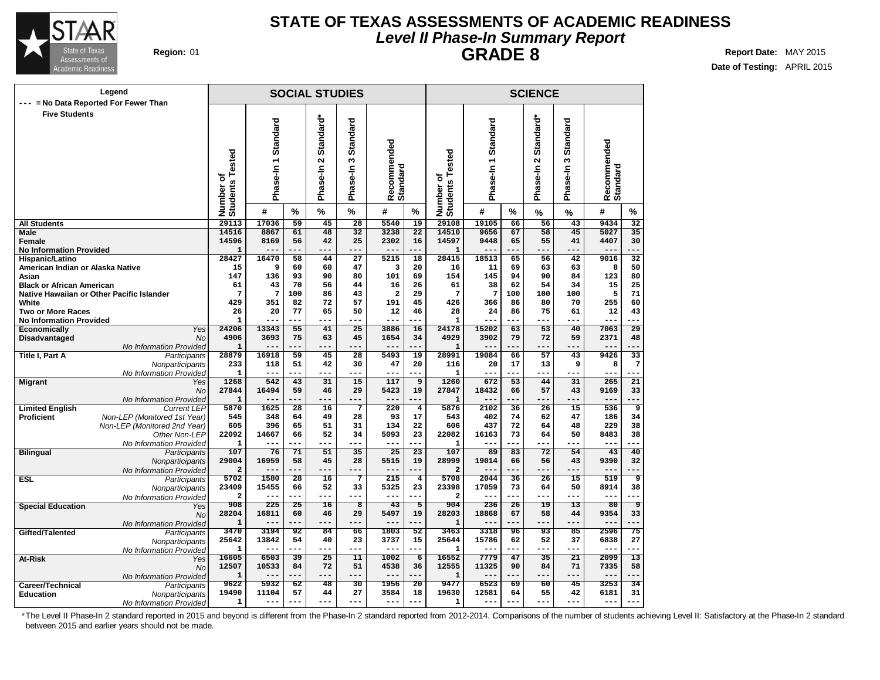# STATE OF TEXAS ASSESSMENTS OF ACADEMIC READINESS

## *Level II Phase-In Summary Report*

## GRADE 8

**Region:** 01

**Report Date:** MAY 2015

**Date of Testing:** APRIL 2015

Legend: --- = No Data Reported For Fewer Than Five Students

| | | SOCIAL STUDIES | | | | | | | SCIENCE | | | | | | |
|---|---|---|---|---|---|---|---|---|---|---|---|---|---|---|---|
| | | Number of Students Tested | Phase-In 1 Standard | | Phase-In 2 Standard* | Phase-In 3 Standard | Recommended Standard | | Number of Students Tested | Phase-In 1 Standard | | Phase-In 2 Standard* | Phase-In 3 Standard | Recommended Standard | |
| | | | # | % | % | % | # | % | | # | % | % | % | # | % |
| **All Students** | | 29113 | 17036 | 59 | 45 | 28 | 5540 | 19 | 29108 | 19105 | 66 | 56 | 43 | 9434 | 32 |
| **Male** | | 14516 | 8867 | 61 | 48 | 32 | 3238 | 22 | 14510 | 9656 | 67 | 58 | 45 | 5027 | 35 |
| **Female** | | 14596 | 8169 | 56 | 42 | 25 | 2302 | 16 | 14597 | 9448 | 65 | 55 | 41 | 4407 | 30 |
| **No Information Provided** | | 1 | --- | --- | --- | --- | --- | --- | 1 | --- | --- | --- | --- | --- | --- |
| **Hispanic/Latino** | | 28427 | 16470 | 58 | 44 | 27 | 5215 | 18 | 28415 | 18513 | 65 | 56 | 42 | 9016 | 32 |
| **American Indian or Alaska Native** | | 15 | 9 | 60 | 60 | 47 | 3 | 20 | 16 | 11 | 69 | 63 | 63 | 8 | 50 |
| **Asian** | | 147 | 136 | 93 | 90 | 80 | 101 | 69 | 154 | 145 | 94 | 90 | 84 | 123 | 80 |
| **Black or African American** | | 61 | 43 | 70 | 56 | 44 | 16 | 26 | 61 | 38 | 62 | 54 | 34 | 15 | 25 |
| **Native Hawaiian or Other Pacific Islander** | | 7 | 7 | 100 | 86 | 43 | 2 | 29 | 7 | 7 | 100 | 100 | 100 | 5 | 71 |
| **White** | | 429 | 351 | 82 | 72 | 57 | 191 | 45 | 426 | 366 | 86 | 80 | 70 | 255 | 60 |
| **Two or More Races** | | 26 | 20 | 77 | 65 | 50 | 12 | 46 | 28 | 24 | 86 | 75 | 61 | 12 | 43 |
| **No Information Provided** | | 1 | --- | --- | --- | --- | --- | --- | 1 | --- | --- | --- | --- | --- | --- |
| **Economically Disadvantaged** | *Yes* | 24206 | 13343 | 55 | 41 | 25 | 3886 | 16 | 24178 | 15202 | 63 | 53 | 40 | 7063 | 29 |
| | *No* | 4906 | 3693 | 75 | 63 | 45 | 1654 | 34 | 4929 | 3902 | 79 | 72 | 59 | 2371 | 48 |
| | *No Information Provided* | 1 | --- | --- | --- | --- | --- | --- | 1 | --- | --- | --- | --- | --- | --- |
| **Title I, Part A** | *Participants* | 28879 | 16918 | 59 | 45 | 28 | 5493 | 19 | 28991 | 19084 | 66 | 57 | 43 | 9426 | 33 |
| | *Nonparticipants* | 233 | 118 | 51 | 42 | 30 | 47 | 20 | 116 | 20 | 17 | 13 | 9 | 8 | 7 |
| | *No Information Provided* | 1 | --- | --- | --- | --- | --- | --- | 1 | --- | --- | --- | --- | --- | --- |
| **Migrant** | *Yes* | 1268 | 542 | 43 | 31 | 15 | 117 | 9 | 1260 | 672 | 53 | 44 | 31 | 265 | 21 |
| | *No* | 27844 | 16494 | 59 | 46 | 29 | 5423 | 19 | 27847 | 18432 | 66 | 57 | 43 | 9169 | 33 |
| | *No Information Provided* | 1 | --- | --- | --- | --- | --- | --- | 1 | --- | --- | --- | --- | --- | --- |
| **Limited English Proficient** | *Current LEP* | 5870 | 1625 | 28 | 16 | 7 | 220 | 4 | 5876 | 2102 | 36 | 26 | 15 | 536 | 9 |
| | *Non-LEP (Monitored 1st Year)* | 545 | 348 | 64 | 49 | 28 | 93 | 17 | 543 | 402 | 74 | 62 | 47 | 186 | 34 |
| | *Non-LEP (Monitored 2nd Year)* | 605 | 396 | 65 | 51 | 31 | 134 | 22 | 606 | 437 | 72 | 64 | 48 | 229 | 38 |
| | *Other Non-LEP* | 22092 | 14667 | 66 | 52 | 34 | 5093 | 23 | 22082 | 16163 | 73 | 64 | 50 | 8483 | 38 |
| | *No Information Provided* | 1 | --- | --- | --- | --- | --- | --- | 1 | --- | --- | --- | --- | --- | --- |
| **Bilingual** | *Participants* | 107 | 76 | 71 | 51 | 35 | 25 | 23 | 107 | 89 | 83 | 72 | 54 | 43 | 40 |
| | *Nonparticipants* | 29004 | 16959 | 58 | 45 | 28 | 5515 | 19 | 28999 | 19014 | 66 | 56 | 43 | 9390 | 32 |
| | *No Information Provided* | 2 | --- | --- | --- | --- | --- | --- | 2 | --- | --- | --- | --- | --- | --- |
| **ESL** | *Participants* | 5702 | 1580 | 28 | 16 | 7 | 215 | 4 | 5708 | 2044 | 36 | 26 | 15 | 519 | 9 |
| | *Nonparticipants* | 23409 | 15455 | 66 | 52 | 33 | 5325 | 23 | 23398 | 17059 | 73 | 64 | 50 | 8914 | 38 |
| | *No Information Provided* | 2 | --- | --- | --- | --- | --- | --- | 2 | --- | --- | --- | --- | --- | --- |
| **Special Education** | *Yes* | 908 | 225 | 25 | 16 | 8 | 43 | 5 | 904 | 236 | 26 | 19 | 13 | 80 | 9 |
| | *No* | 28204 | 16811 | 60 | 46 | 29 | 5497 | 19 | 28203 | 18868 | 67 | 58 | 44 | 9354 | 33 |
| | *No Information Provided* | 1 | --- | --- | --- | --- | --- | --- | 1 | --- | --- | --- | --- | --- | --- |
| **Gifted/Talented** | *Participants* | 3470 | 3194 | 92 | 84 | 66 | 1803 | 52 | 3463 | 3318 | 96 | 93 | 85 | 2596 | 75 |
| | *Nonparticipants* | 25642 | 13842 | 54 | 40 | 23 | 3737 | 15 | 25644 | 15786 | 62 | 52 | 37 | 6838 | 27 |
| | *No Information Provided* | 1 | --- | --- | --- | --- | --- | --- | 1 | --- | --- | --- | --- | --- | --- |
| **At-Risk** | *Yes* | 16605 | 6503 | 39 | 25 | 11 | 1002 | 6 | 16552 | 7779 | 47 | 35 | 21 | 2099 | 13 |
| | *No* | 12507 | 10533 | 84 | 72 | 51 | 4538 | 36 | 12555 | 11325 | 90 | 84 | 71 | 7335 | 58 |
| | *No Information Provided* | 1 | --- | --- | --- | --- | --- | --- | 1 | --- | --- | --- | --- | --- | --- |
| **Career/Technical Education** | *Participants* | 9622 | 5932 | 62 | 48 | 30 | 1956 | 20 | 9477 | 6523 | 69 | 60 | 45 | 3253 | 34 |
| | *Nonparticipants* | 19490 | 11104 | 57 | 44 | 27 | 3584 | 18 | 19630 | 12581 | 64 | 55 | 42 | 6181 | 31 |
| | *No Information Provided* | 1 | --- | --- | --- | --- | --- | --- | 1 | --- | --- | --- | --- | --- | --- |

*The Level II Phase-In 2 standard reported in 2015 and beyond is different from the Phase-In 2 standard reported from 2012-2014. Comparisons of the number of students achieving Level II: Satisfactory at the Phase-In 2 standard between 2015 and earlier years should not be made.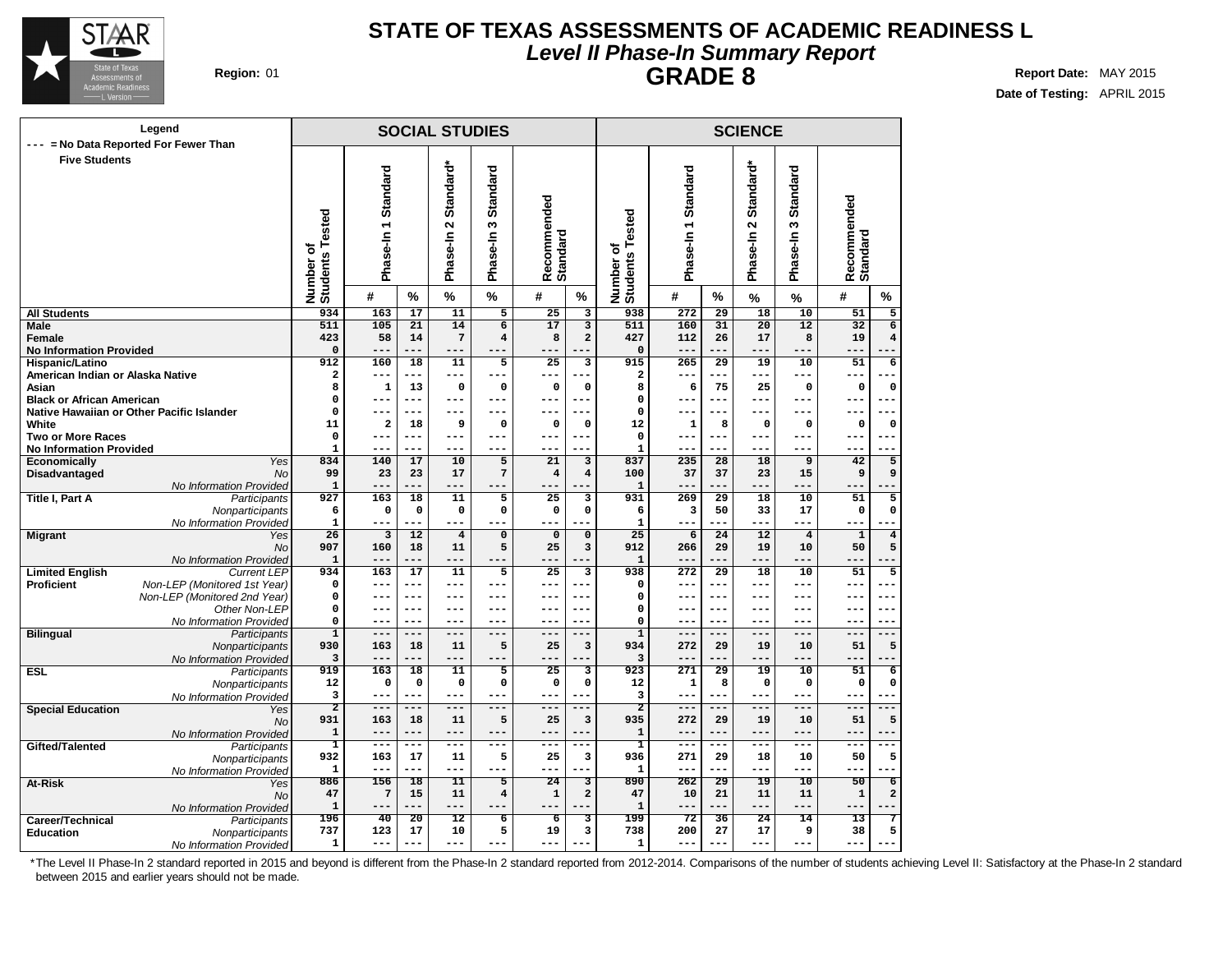# STATE OF TEXAS ASSESSMENTS OF ACADEMIC READINESS L

## *Level II Phase-In Summary Report*

## GRADE 8

**Region:** 01

**Report Date:** MAY 2015

**Date of Testing:** APRIL 2015

**Legend**

--- = No Data Reported For Fewer Than Five Students

| | | SOCIAL STUDIES | | | | | | | SCIENCE | | | | | | |
|---|---|---|---|---|---|---|---|---|---|---|---|---|---|---|---|
| | | Number of Students Tested | Phase-In 1 Standard | | Phase-In 2 Standard* | Phase-In 3 Standard | Recommended Standard | | Number of Students Tested | Phase-In 1 Standard | | Phase-In 2 Standard* | Phase-In 3 Standard | Recommended Standard | |
| | | | # | % | % | % | # | % | | # | % | % | % | # | % |
| **All Students** | | 934 | 163 | 17 | 11 | 5 | 25 | 3 | 938 | 272 | 29 | 18 | 10 | 51 | 5 |
| **Male** | | 511 | 105 | 21 | 14 | 6 | 17 | 3 | 511 | 160 | 31 | 20 | 12 | 32 | 6 |
| **Female** | | 423 | 58 | 14 | 7 | 4 | 8 | 2 | 427 | 112 | 26 | 17 | 8 | 19 | 4 |
| **No Information Provided** | | 0 | --- | --- | --- | --- | --- | --- | 0 | --- | --- | --- | --- | --- | --- |
| **Hispanic/Latino** | | 912 | 160 | 18 | 11 | 5 | 25 | 3 | 915 | 265 | 29 | 19 | 10 | 51 | 6 |
| **American Indian or Alaska Native** | | 2 | --- | --- | --- | --- | --- | --- | 2 | --- | --- | --- | --- | --- | --- |
| **Asian** | | 8 | 1 | 13 | 0 | 0 | 0 | 0 | 8 | 6 | 75 | 25 | 0 | 0 | 0 |
| **Black or African American** | | 0 | --- | --- | --- | --- | --- | --- | 0 | --- | --- | --- | --- | --- | --- |
| **Native Hawaiian or Other Pacific Islander** | | 0 | --- | --- | --- | --- | --- | --- | 0 | --- | --- | --- | --- | --- | --- |
| **White** | | 11 | 2 | 18 | 9 | 0 | 0 | 0 | 12 | 1 | 8 | 0 | 0 | 0 | 0 |
| **Two or More Races** | | 0 | --- | --- | --- | --- | --- | --- | 0 | --- | --- | --- | --- | --- | --- |
| **No Information Provided** | | 1 | --- | --- | --- | --- | --- | --- | 1 | --- | --- | --- | --- | --- | --- |
| **Economically Disadvantaged** | *Yes* | 834 | 140 | 17 | 10 | 5 | 21 | 3 | 837 | 235 | 28 | 18 | 9 | 42 | 5 |
| | *No* | 99 | 23 | 23 | 17 | 7 | 4 | 4 | 100 | 37 | 37 | 23 | 15 | 9 | 9 |
| | *No Information Provided* | 1 | --- | --- | --- | --- | --- | --- | 1 | --- | --- | --- | --- | --- | --- |
| **Title I, Part A** | *Participants* | 927 | 163 | 18 | 11 | 5 | 25 | 3 | 931 | 269 | 29 | 18 | 10 | 51 | 5 |
| | *Nonparticipants* | 6 | 0 | 0 | 0 | 0 | 0 | 0 | 6 | 3 | 50 | 33 | 17 | 0 | 0 |
| | *No Information Provided* | 1 | --- | --- | --- | --- | --- | --- | 1 | --- | --- | --- | --- | --- | --- |
| **Migrant** | *Yes* | 26 | 3 | 12 | 4 | 0 | 0 | 0 | 25 | 6 | 24 | 12 | 4 | 1 | 4 |
| | *No* | 907 | 160 | 18 | 11 | 5 | 25 | 3 | 912 | 266 | 29 | 19 | 10 | 50 | 5 |
| | *No Information Provided* | 1 | --- | --- | --- | --- | --- | --- | 1 | --- | --- | --- | --- | --- | --- |
| **Limited English Proficient** | *Current LEP* | 934 | 163 | 17 | 11 | 5 | 25 | 3 | 938 | 272 | 29 | 18 | 10 | 51 | 5 |
| | *Non-LEP (Monitored 1st Year)* | 0 | --- | --- | --- | --- | --- | --- | 0 | --- | --- | --- | --- | --- | --- |
| | *Non-LEP (Monitored 2nd Year)* | 0 | --- | --- | --- | --- | --- | --- | 0 | --- | --- | --- | --- | --- | --- |
| | *Other Non-LEP* | 0 | --- | --- | --- | --- | --- | --- | 0 | --- | --- | --- | --- | --- | --- |
| | *No Information Provided* | 0 | --- | --- | --- | --- | --- | --- | 0 | --- | --- | --- | --- | --- | --- |
| **Bilingual** | *Participants* | 1 | --- | --- | --- | --- | --- | --- | 1 | --- | --- | --- | --- | --- | --- |
| | *Nonparticipants* | 930 | 163 | 18 | 11 | 5 | 25 | 3 | 934 | 272 | 29 | 19 | 10 | 51 | 5 |
| | *No Information Provided* | 3 | --- | --- | --- | --- | --- | --- | 3 | --- | --- | --- | --- | --- | --- |
| **ESL** | *Participants* | 919 | 163 | 18 | 11 | 5 | 25 | 3 | 923 | 271 | 29 | 19 | 10 | 51 | 6 |
| | *Nonparticipants* | 12 | 0 | 0 | 0 | 0 | 0 | 0 | 12 | 1 | 8 | 0 | 0 | 0 | 0 |
| | *No Information Provided* | 3 | --- | --- | --- | --- | --- | --- | 3 | --- | --- | --- | --- | --- | --- |
| **Special Education** | *Yes* | 2 | --- | --- | --- | --- | --- | --- | 2 | --- | --- | --- | --- | --- | --- |
| | *No* | 931 | 163 | 18 | 11 | 5 | 25 | 3 | 935 | 272 | 29 | 19 | 10 | 51 | 5 |
| | *No Information Provided* | 1 | --- | --- | --- | --- | --- | --- | 1 | --- | --- | --- | --- | --- | --- |
| **Gifted/Talented** | *Participants* | 1 | --- | --- | --- | --- | --- | --- | 1 | --- | --- | --- | --- | --- | --- |
| | *Nonparticipants* | 932 | 163 | 17 | 11 | 5 | 25 | 3 | 936 | 271 | 29 | 18 | 10 | 50 | 5 |
| | *No Information Provided* | 1 | --- | --- | --- | --- | --- | --- | 1 | --- | --- | --- | --- | --- | --- |
| **At-Risk** | *Yes* | 886 | 156 | 18 | 11 | 5 | 24 | 3 | 890 | 262 | 29 | 19 | 10 | 50 | 6 |
| | *No* | 47 | 7 | 15 | 11 | 4 | 1 | 2 | 47 | 10 | 21 | 11 | 11 | 1 | 2 |
| | *No Information Provided* | 1 | --- | --- | --- | --- | --- | --- | 1 | --- | --- | --- | --- | --- | --- |
| **Career/Technical Education** | *Participants* | 196 | 40 | 20 | 12 | 6 | 6 | 3 | 199 | 72 | 36 | 24 | 14 | 13 | 7 |
| | *Nonparticipants* | 737 | 123 | 17 | 10 | 5 | 19 | 3 | 738 | 200 | 27 | 17 | 9 | 38 | 5 |
| | *No Information Provided* | 1 | --- | --- | --- | --- | --- | --- | 1 | --- | --- | --- | --- | --- | --- |

*The Level II Phase-In 2 standard reported in 2015 and beyond is different from the Phase-In 2 standard reported from 2012-2014. Comparisons of the number of students achieving Level II: Satisfactory at the Phase-In 2 standard between 2015 and earlier years should not be made.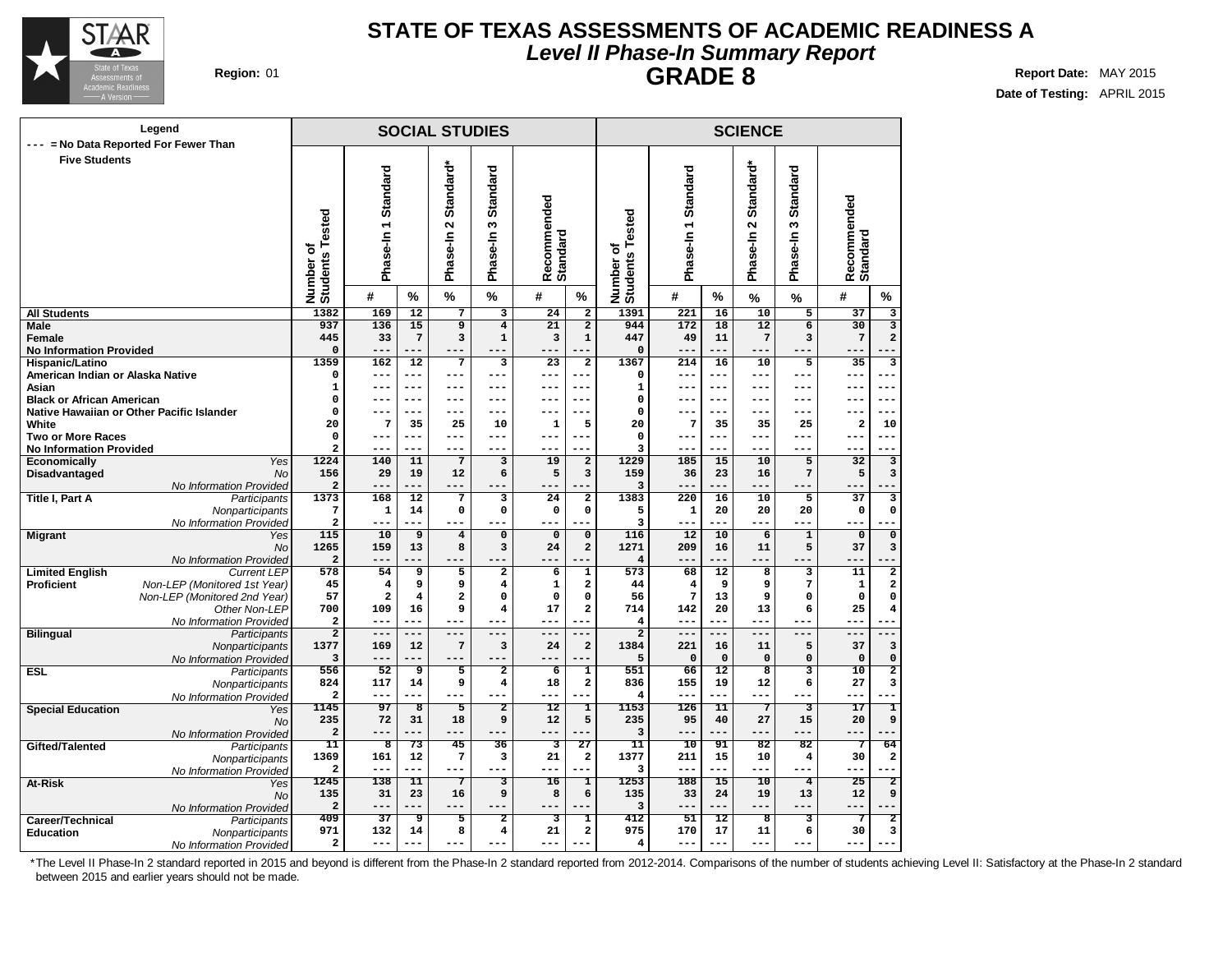# STATE OF TEXAS ASSESSMENTS OF ACADEMIC READINESS A

## *Level II Phase-In Summary Report*

## GRADE 8

**Region:** 01

**Report Date:** MAY 2015

**Date of Testing:** APRIL 2015

Legend
--- = No Data Reported For Fewer Than Five Students

| | | SOCIAL STUDIES | | | | | | | | SCIENCE | | | | | | | |
|---|---|---|---|---|---|---|---|---|---|---|---|---|---|---|---|---|---|
| | | Number of Students Tested | Phase-In 1 Standard | | Phase-In 2 Standard* | Phase-In 3 Standard | Recommended Standard | | Number of Students Tested | Phase-In 1 Standard | | Phase-In 2 Standard* | Phase-In 3 Standard | Recommended Standard | |
| | | | # | % | % | % | # | % | | # | % | % | % | # | % |
| **All Students** | | 1382 | 169 | 12 | 7 | 3 | 24 | 2 | 1391 | 221 | 16 | 10 | 5 | 37 | 3 |
| **Male** | | 937 | 136 | 15 | 9 | 4 | 21 | 2 | 944 | 172 | 18 | 12 | 6 | 30 | 3 |
| **Female** | | 445 | 33 | 7 | 3 | 1 | 3 | 1 | 447 | 49 | 11 | 7 | 3 | 7 | 2 |
| **No Information Provided** | | 0 | --- | --- | --- | --- | --- | --- | 0 | --- | --- | --- | --- | --- | --- |
| **Hispanic/Latino** | | 1359 | 162 | 12 | 7 | 3 | 23 | 2 | 1367 | 214 | 16 | 10 | 5 | 35 | 3 |
| **American Indian or Alaska Native** | | 0 | --- | --- | --- | --- | --- | --- | 0 | --- | --- | --- | --- | --- | --- |
| **Asian** | | 1 | --- | --- | --- | --- | --- | --- | 1 | --- | --- | --- | --- | --- | --- |
| **Black or African American** | | 0 | --- | --- | --- | --- | --- | --- | 0 | --- | --- | --- | --- | --- | --- |
| **Native Hawaiian or Other Pacific Islander** | | 0 | --- | --- | --- | --- | --- | --- | 0 | --- | --- | --- | --- | --- | --- |
| **White** | | 20 | 7 | 35 | 25 | 10 | 1 | 5 | 20 | 7 | 35 | 35 | 25 | 2 | 10 |
| **Two or More Races** | | 0 | --- | --- | --- | --- | --- | --- | 0 | --- | --- | --- | --- | --- | --- |
| **No Information Provided** | | 2 | --- | --- | --- | --- | --- | --- | 3 | --- | --- | --- | --- | --- | --- |
| **Economically Disadvantaged** | *Yes* | 1224 | 140 | 11 | 7 | 3 | 19 | 2 | 1229 | 185 | 15 | 10 | 5 | 32 | 3 |
| | *No* | 156 | 29 | 19 | 12 | 6 | 5 | 3 | 159 | 36 | 23 | 16 | 7 | 5 | 3 |
| | *No Information Provided* | 2 | --- | --- | --- | --- | --- | --- | 3 | --- | --- | --- | --- | --- | --- |
| **Title I, Part A** | *Participants* | 1373 | 168 | 12 | 7 | 3 | 24 | 2 | 1383 | 220 | 16 | 10 | 5 | 37 | 3 |
| | *Nonparticipants* | 7 | 1 | 14 | 0 | 0 | 0 | 0 | 5 | 1 | 20 | 20 | 20 | 0 | 0 |
| | *No Information Provided* | 2 | --- | --- | --- | --- | --- | --- | 3 | --- | --- | --- | --- | --- | --- |
| **Migrant** | *Yes* | 115 | 10 | 9 | 4 | 0 | 0 | 0 | 116 | 12 | 10 | 6 | 1 | 0 | 0 |
| | *No* | 1265 | 159 | 13 | 8 | 3 | 24 | 2 | 1271 | 209 | 16 | 11 | 5 | 37 | 3 |
| | *No Information Provided* | 2 | --- | --- | --- | --- | --- | --- | 4 | --- | --- | --- | --- | --- | --- |
| **Limited English Proficient** | *Current LEP* | 578 | 54 | 9 | 5 | 2 | 6 | 1 | 573 | 68 | 12 | 8 | 3 | 11 | 2 |
| | *Non-LEP (Monitored 1st Year)* | 45 | 4 | 9 | 9 | 4 | 1 | 2 | 44 | 4 | 9 | 9 | 7 | 1 | 2 |
| | *Non-LEP (Monitored 2nd Year)* | 57 | 2 | 4 | 2 | 0 | 0 | 0 | 56 | 7 | 13 | 9 | 0 | 0 | 0 |
| | *Other Non-LEP* | 700 | 109 | 16 | 9 | 4 | 17 | 2 | 714 | 142 | 20 | 13 | 6 | 25 | 4 |
| | *No Information Provided* | 2 | --- | --- | --- | --- | --- | --- | 4 | --- | --- | --- | --- | --- | --- |
| **Bilingual** | *Participants* | 2 | --- | --- | --- | --- | --- | --- | 2 | --- | --- | --- | --- | --- | --- |
| | *Nonparticipants* | 1377 | 169 | 12 | 7 | 3 | 24 | 2 | 1384 | 221 | 16 | 11 | 5 | 37 | 3 |
| | *No Information Provided* | 3 | --- | --- | --- | --- | --- | --- | 5 | 0 | 0 | 0 | 0 | 0 | 0 |
| **ESL** | *Participants* | 556 | 52 | 9 | 5 | 2 | 6 | 1 | 551 | 66 | 12 | 8 | 3 | 10 | 2 |
| | *Nonparticipants* | 824 | 117 | 14 | 9 | 4 | 18 | 2 | 836 | 155 | 19 | 12 | 6 | 27 | 3 |
| | *No Information Provided* | 2 | --- | --- | --- | --- | --- | --- | 4 | --- | --- | --- | --- | --- | --- |
| **Special Education** | *Yes* | 1145 | 97 | 8 | 5 | 2 | 12 | 1 | 1153 | 126 | 11 | 7 | 3 | 17 | 1 |
| | *No* | 235 | 72 | 31 | 18 | 9 | 12 | 5 | 235 | 95 | 40 | 27 | 15 | 20 | 9 |
| | *No Information Provided* | 2 | --- | --- | --- | --- | --- | --- | 3 | --- | --- | --- | --- | --- | --- |
| **Gifted/Talented** | *Participants* | 11 | 8 | 73 | 45 | 36 | 3 | 27 | 11 | 10 | 91 | 82 | 82 | 7 | 64 |
| | *Nonparticipants* | 1369 | 161 | 12 | 7 | 3 | 21 | 2 | 1377 | 211 | 15 | 10 | 4 | 30 | 2 |
| | *No Information Provided* | 2 | --- | --- | --- | --- | --- | --- | 3 | --- | --- | --- | --- | --- | --- |
| **At-Risk** | *Yes* | 1245 | 138 | 11 | 7 | 3 | 16 | 1 | 1253 | 188 | 15 | 10 | 4 | 25 | 2 |
| | *No* | 135 | 31 | 23 | 16 | 9 | 8 | 6 | 135 | 33 | 24 | 19 | 13 | 12 | 9 |
| | *No Information Provided* | 2 | --- | --- | --- | --- | --- | --- | 3 | --- | --- | --- | --- | --- | --- |
| **Career/Technical Education** | *Participants* | 409 | 37 | 9 | 5 | 2 | 3 | 1 | 412 | 51 | 12 | 8 | 3 | 7 | 2 |
| | *Nonparticipants* | 971 | 132 | 14 | 8 | 4 | 21 | 2 | 975 | 170 | 17 | 11 | 6 | 30 | 3 |
| | *No Information Provided* | 2 | --- | --- | --- | --- | --- | --- | 4 | --- | --- | --- | --- | --- | --- |

*The Level II Phase-In 2 standard reported in 2015 and beyond is different from the Phase-In 2 standard reported from 2012-2014. Comparisons of the number of students achieving Level II: Satisfactory at the Phase-In 2 standard between 2015 and earlier years should not be made.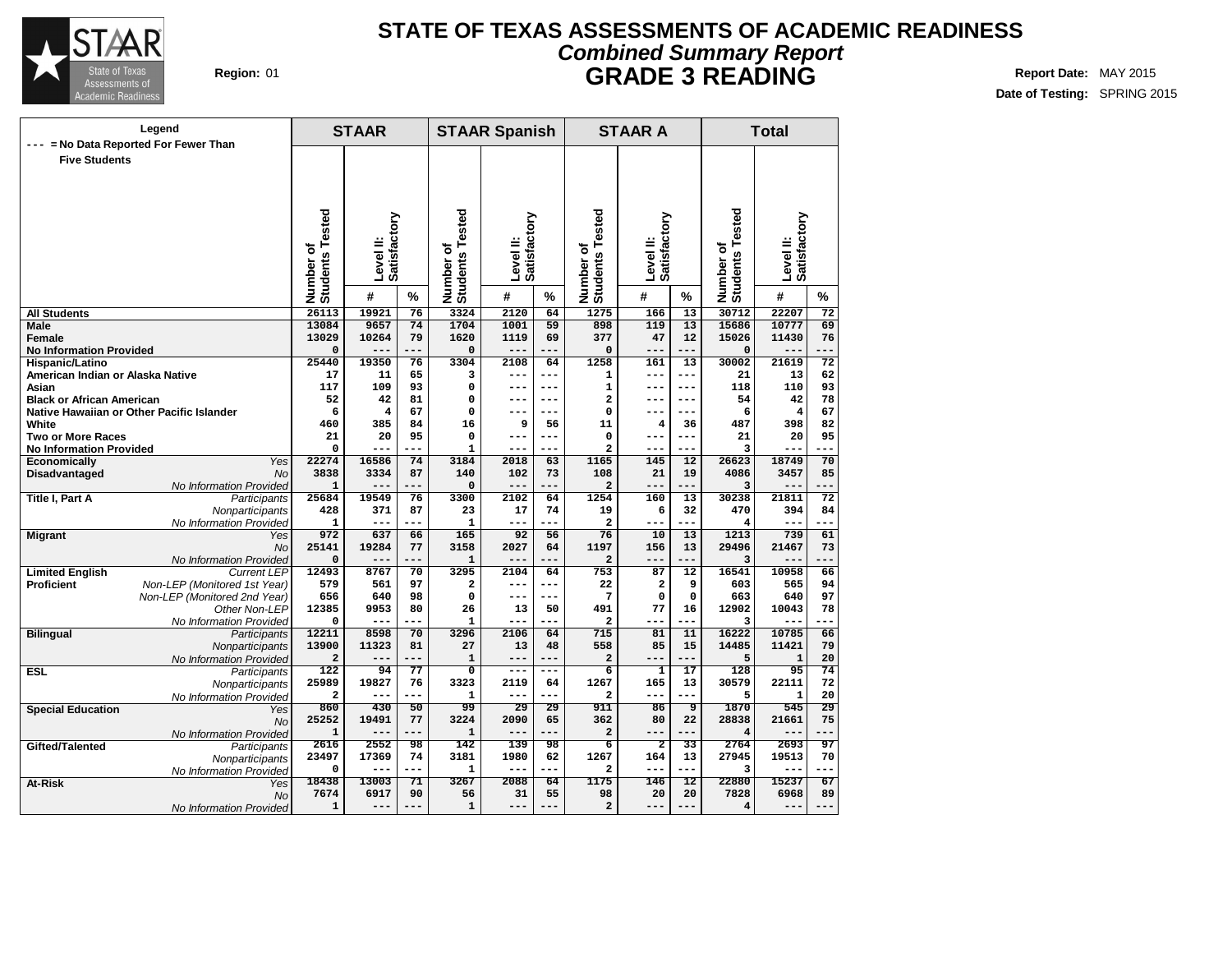# STATE OF TEXAS ASSESSMENTS OF ACADEMIC READINESS

## Combined Summary Report

## GRADE 3 READING

**Region:** 01

**Report Date:** MAY 2015

**Date of Testing:** SPRING 2015

Legend: --- = No Data Reported For Fewer Than Five Students

| | | STAAR | | | STAAR Spanish | | | STAAR A | | | Total | | |
|---|---|---|---|---|---|---|---|---|---|---|---|---|---|
| | | Number of Students Tested | Level II: Satisfactory # | Level II: Satisfactory % | Number of Students Tested | Level II: Satisfactory # | Level II: Satisfactory % | Number of Students Tested | Level II: Satisfactory # | Level II: Satisfactory % | Number of Students Tested | Level II: Satisfactory # | Level II: Satisfactory % |
| **All Students** | | 26113 | 19921 | 76 | 3324 | 2120 | 64 | 1275 | 166 | 13 | 30712 | 22207 | 72 |
| **Male** | | 13084 | 9657 | 74 | 1704 | 1001 | 59 | 898 | 119 | 13 | 15686 | 10777 | 69 |
| **Female** | | 13029 | 10264 | 79 | 1620 | 1119 | 69 | 377 | 47 | 12 | 15026 | 11430 | 76 |
| **No Information Provided** | | 0 | --- | --- | 0 | --- | --- | 0 | --- | --- | 0 | --- | --- |
| **Hispanic/Latino** | | 25440 | 19350 | 76 | 3304 | 2108 | 64 | 1258 | 161 | 13 | 30002 | 21619 | 72 |
| **American Indian or Alaska Native** | | 17 | 11 | 65 | 3 | --- | --- | 1 | --- | --- | 21 | 13 | 62 |
| **Asian** | | 117 | 109 | 93 | 0 | --- | --- | 1 | --- | --- | 118 | 110 | 93 |
| **Black or African American** | | 52 | 42 | 81 | 0 | --- | --- | 2 | --- | --- | 54 | 42 | 78 |
| **Native Hawaiian or Other Pacific Islander** | | 6 | 4 | 67 | 0 | --- | --- | 0 | --- | --- | 6 | 4 | 67 |
| **White** | | 460 | 385 | 84 | 16 | 9 | 56 | 11 | 4 | 36 | 487 | 398 | 82 |
| **Two or More Races** | | 21 | 20 | 95 | 0 | --- | --- | 0 | --- | --- | 21 | 20 | 95 |
| **No Information Provided** | | 0 | --- | --- | 1 | --- | --- | 2 | --- | --- | 3 | --- | --- |
| **Economically Disadvantaged** | *Yes* | 22274 | 16586 | 74 | 3184 | 2018 | 63 | 1165 | 145 | 12 | 26623 | 18749 | 70 |
| | *No* | 3838 | 3334 | 87 | 140 | 102 | 73 | 108 | 21 | 19 | 4086 | 3457 | 85 |
| | *No Information Provided* | 1 | --- | --- | 0 | --- | --- | 2 | --- | --- | 3 | --- | --- |
| **Title I, Part A** | *Participants* | 25684 | 19549 | 76 | 3300 | 2102 | 64 | 1254 | 160 | 13 | 30238 | 21811 | 72 |
| | *Nonparticipants* | 428 | 371 | 87 | 23 | 17 | 74 | 19 | 6 | 32 | 470 | 394 | 84 |
| | *No Information Provided* | 1 | --- | --- | 1 | --- | --- | 2 | --- | --- | 4 | --- | --- |
| **Migrant** | *Yes* | 972 | 637 | 66 | 165 | 92 | 56 | 76 | 10 | 13 | 1213 | 739 | 61 |
| | *No* | 25141 | 19284 | 77 | 3158 | 2027 | 64 | 1197 | 156 | 13 | 29496 | 21467 | 73 |
| | *No Information Provided* | 0 | --- | --- | 1 | --- | --- | 2 | --- | --- | 3 | --- | --- |
| **Limited English Proficient** | *Current LEP* | 12493 | 8767 | 70 | 3295 | 2104 | 64 | 753 | 87 | 12 | 16541 | 10958 | 66 |
| | *Non-LEP (Monitored 1st Year)* | 579 | 561 | 97 | 2 | --- | --- | 22 | 2 | 9 | 603 | 565 | 94 |
| | *Non-LEP (Monitored 2nd Year)* | 656 | 640 | 98 | 0 | --- | --- | 7 | 0 | 0 | 663 | 640 | 97 |
| | *Other Non-LEP* | 12385 | 9953 | 80 | 26 | 13 | 50 | 491 | 77 | 16 | 12902 | 10043 | 78 |
| | *No Information Provided* | 0 | --- | --- | 1 | --- | --- | 2 | --- | --- | 3 | --- | --- |
| **Bilingual** | *Participants* | 12211 | 8598 | 70 | 3296 | 2106 | 64 | 715 | 81 | 11 | 16222 | 10785 | 66 |
| | *Nonparticipants* | 13900 | 11323 | 81 | 27 | 13 | 48 | 558 | 85 | 15 | 14485 | 11421 | 79 |
| | *No Information Provided* | 2 | --- | --- | 1 | --- | --- | 2 | --- | --- | 5 | 1 | 20 |
| **ESL** | *Participants* | 122 | 94 | 77 | 0 | --- | --- | 6 | 1 | 17 | 128 | 95 | 74 |
| | *Nonparticipants* | 25989 | 19827 | 76 | 3323 | 2119 | 64 | 1267 | 165 | 13 | 30579 | 22111 | 72 |
| | *No Information Provided* | 2 | --- | --- | 1 | --- | --- | 2 | --- | --- | 5 | 1 | 20 |
| **Special Education** | *Yes* | 860 | 430 | 50 | 99 | 29 | 29 | 911 | 86 | 9 | 1870 | 545 | 29 |
| | *No* | 25252 | 19491 | 77 | 3224 | 2090 | 65 | 362 | 80 | 22 | 28838 | 21661 | 75 |
| | *No Information Provided* | 1 | --- | --- | 1 | --- | --- | 2 | --- | --- | 4 | --- | --- |
| **Gifted/Talented** | *Participants* | 2616 | 2552 | 98 | 142 | 139 | 98 | 6 | 2 | 33 | 2764 | 2693 | 97 |
| | *Nonparticipants* | 23497 | 17369 | 74 | 3181 | 1980 | 62 | 1267 | 164 | 13 | 27945 | 19513 | 70 |
| | *No Information Provided* | 0 | --- | --- | 1 | --- | --- | 2 | --- | --- | 3 | --- | --- |
| **At-Risk** | *Yes* | 18438 | 13003 | 71 | 3267 | 2088 | 64 | 1175 | 146 | 12 | 22880 | 15237 | 67 |
| | *No* | 7674 | 6917 | 90 | 56 | 31 | 55 | 98 | 20 | 20 | 7828 | 6968 | 89 |
| | *No Information Provided* | 1 | --- | --- | 1 | --- | --- | 2 | --- | --- | 4 | --- | --- |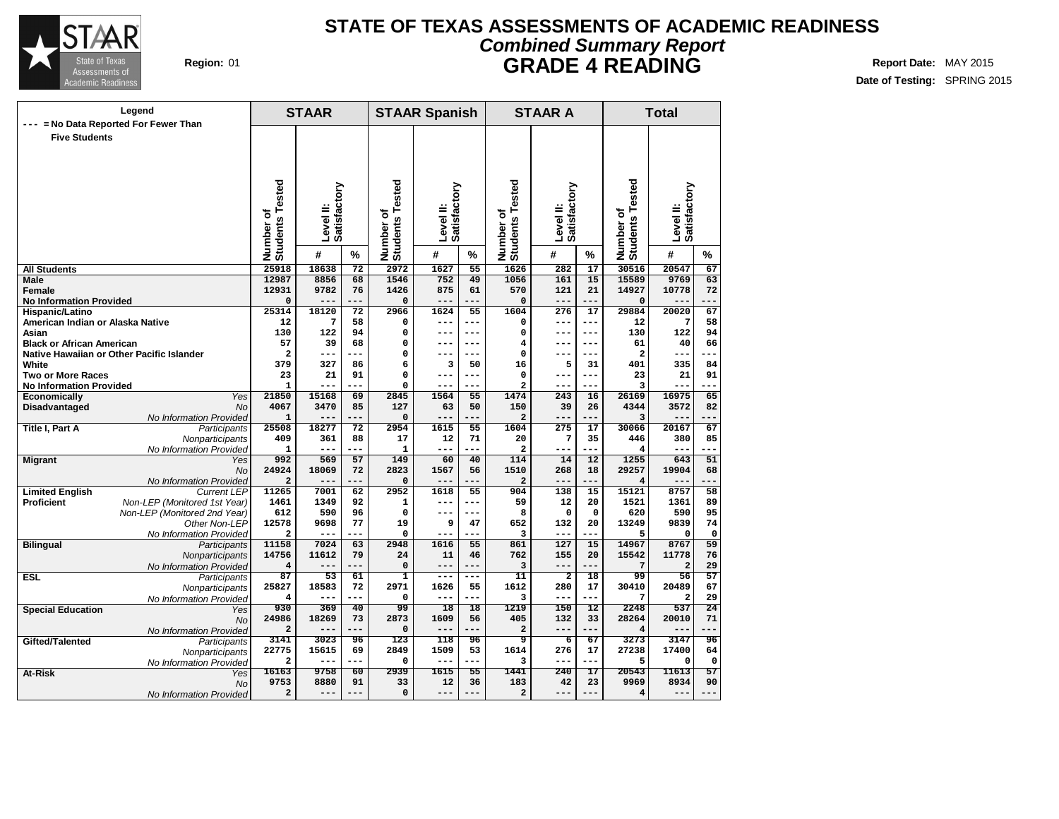# STATE OF TEXAS ASSESSMENTS OF ACADEMIC READINESS

## *Combined Summary Report*

## GRADE 4 READING

**Region:** 01

**Report Date:** MAY 2015

**Date of Testing:** SPRING 2015

Legend: --- = No Data Reported For Fewer Than Five Students

| | | STAAR | | | STAAR Spanish | | | STAAR A | | | Total | | |
|---|---|---|---|---|---|---|---|---|---|---|---|---|---|
| | | Number of Students Tested | Level II: Satisfactory # | Level II: Satisfactory % | Number of Students Tested | Level II: Satisfactory # | Level II: Satisfactory % | Number of Students Tested | Level II: Satisfactory # | Level II: Satisfactory % | Number of Students Tested | Level II: Satisfactory # | Level II: Satisfactory % |
| **All Students** | | 25918 | 18638 | 72 | 2972 | 1627 | 55 | 1626 | 282 | 17 | 30516 | 20547 | 67 |
| **Male** | | 12987 | 8856 | 68 | 1546 | 752 | 49 | 1056 | 161 | 15 | 15589 | 9769 | 63 |
| **Female** | | 12931 | 9782 | 76 | 1426 | 875 | 61 | 570 | 121 | 21 | 14927 | 10778 | 72 |
| **No Information Provided** | | 0 | --- | --- | 0 | --- | --- | 0 | --- | --- | 0 | --- | --- |
| **Hispanic/Latino** | | 25314 | 18120 | 72 | 2966 | 1624 | 55 | 1604 | 276 | 17 | 29884 | 20020 | 67 |
| **American Indian or Alaska Native** | | 12 | 7 | 58 | 0 | --- | --- | 0 | --- | --- | 12 | 7 | 58 |
| **Asian** | | 130 | 122 | 94 | 0 | --- | --- | 0 | --- | --- | 130 | 122 | 94 |
| **Black or African American** | | 57 | 39 | 68 | 0 | --- | --- | 4 | --- | --- | 61 | 40 | 66 |
| **Native Hawaiian or Other Pacific Islander** | | 2 | --- | --- | 0 | --- | --- | 0 | --- | --- | 2 | --- | --- |
| **White** | | 379 | 327 | 86 | 6 | 3 | 50 | 16 | 5 | 31 | 401 | 335 | 84 |
| **Two or More Races** | | 23 | 21 | 91 | 0 | --- | --- | 0 | --- | --- | 23 | 21 | 91 |
| **No Information Provided** | | 1 | --- | --- | 0 | --- | --- | 2 | --- | --- | 3 | --- | --- |
| **Economically Disadvantaged** | *Yes* | 21850 | 15168 | 69 | 2845 | 1564 | 55 | 1474 | 243 | 16 | 26169 | 16975 | 65 |
| | *No* | 4067 | 3470 | 85 | 127 | 63 | 50 | 150 | 39 | 26 | 4344 | 3572 | 82 |
| | *No Information Provided* | 1 | --- | --- | 0 | --- | --- | 2 | --- | --- | 3 | --- | --- |
| **Title I, Part A** | *Participants* | 25508 | 18277 | 72 | 2954 | 1615 | 55 | 1604 | 275 | 17 | 30066 | 20167 | 67 |
| | *Nonparticipants* | 409 | 361 | 88 | 17 | 12 | 71 | 20 | 7 | 35 | 446 | 380 | 85 |
| | *No Information Provided* | 1 | --- | --- | 1 | --- | --- | 2 | --- | --- | 4 | --- | --- |
| **Migrant** | *Yes* | 992 | 569 | 57 | 149 | 60 | 40 | 114 | 14 | 12 | 1255 | 643 | 51 |
| | *No* | 24924 | 18069 | 72 | 2823 | 1567 | 56 | 1510 | 268 | 18 | 29257 | 19904 | 68 |
| | *No Information Provided* | 2 | --- | --- | 0 | --- | --- | 2 | --- | --- | 4 | --- | --- |
| **Limited English Proficient** | *Current LEP* | 11265 | 7001 | 62 | 2952 | 1618 | 55 | 904 | 138 | 15 | 15121 | 8757 | 58 |
| | *Non-LEP (Monitored 1st Year)* | 1461 | 1349 | 92 | 1 | --- | --- | 59 | 12 | 20 | 1521 | 1361 | 89 |
| | *Non-LEP (Monitored 2nd Year)* | 612 | 590 | 96 | 0 | --- | --- | 8 | 0 | 0 | 620 | 590 | 95 |
| | *Other Non-LEP* | 12578 | 9698 | 77 | 19 | 9 | 47 | 652 | 132 | 20 | 13249 | 9839 | 74 |
| | *No Information Provided* | 2 | --- | --- | 0 | --- | --- | 3 | --- | --- | 5 | 0 | 0 |
| **Bilingual** | *Participants* | 11158 | 7024 | 63 | 2948 | 1616 | 55 | 861 | 127 | 15 | 14967 | 8767 | 59 |
| | *Nonparticipants* | 14756 | 11612 | 79 | 24 | 11 | 46 | 762 | 155 | 20 | 15542 | 11778 | 76 |
| | *No Information Provided* | 4 | --- | --- | 0 | --- | --- | 3 | --- | --- | 7 | 2 | 29 |
| **ESL** | *Participants* | 87 | 53 | 61 | 1 | --- | --- | 11 | 2 | 18 | 99 | 56 | 57 |
| | *Nonparticipants* | 25827 | 18583 | 72 | 2971 | 1626 | 55 | 1612 | 280 | 17 | 30410 | 20489 | 67 |
| | *No Information Provided* | 4 | --- | --- | 0 | --- | --- | 3 | --- | --- | 7 | 2 | 29 |
| **Special Education** | *Yes* | 930 | 369 | 40 | 99 | 18 | 18 | 1219 | 150 | 12 | 2248 | 537 | 24 |
| | *No* | 24986 | 18269 | 73 | 2873 | 1609 | 56 | 405 | 132 | 33 | 28264 | 20010 | 71 |
| | *No Information Provided* | 2 | --- | --- | 0 | --- | --- | 2 | --- | --- | 4 | --- | --- |
| **Gifted/Talented** | *Participants* | 3141 | 3023 | 96 | 123 | 118 | 96 | 9 | 6 | 67 | 3273 | 3147 | 96 |
| | *Nonparticipants* | 22775 | 15615 | 69 | 2849 | 1509 | 53 | 1614 | 276 | 17 | 27238 | 17400 | 64 |
| | *No Information Provided* | 2 | --- | --- | 0 | --- | --- | 3 | --- | --- | 5 | 0 | 0 |
| **At-Risk** | *Yes* | 16163 | 9758 | 60 | 2939 | 1615 | 55 | 1441 | 240 | 17 | 20543 | 11613 | 57 |
| | *No* | 9753 | 8880 | 91 | 33 | 12 | 36 | 183 | 42 | 23 | 9969 | 8934 | 90 |
| | *No Information Provided* | 2 | --- | --- | 0 | --- | --- | 2 | --- | --- | 4 | --- | --- |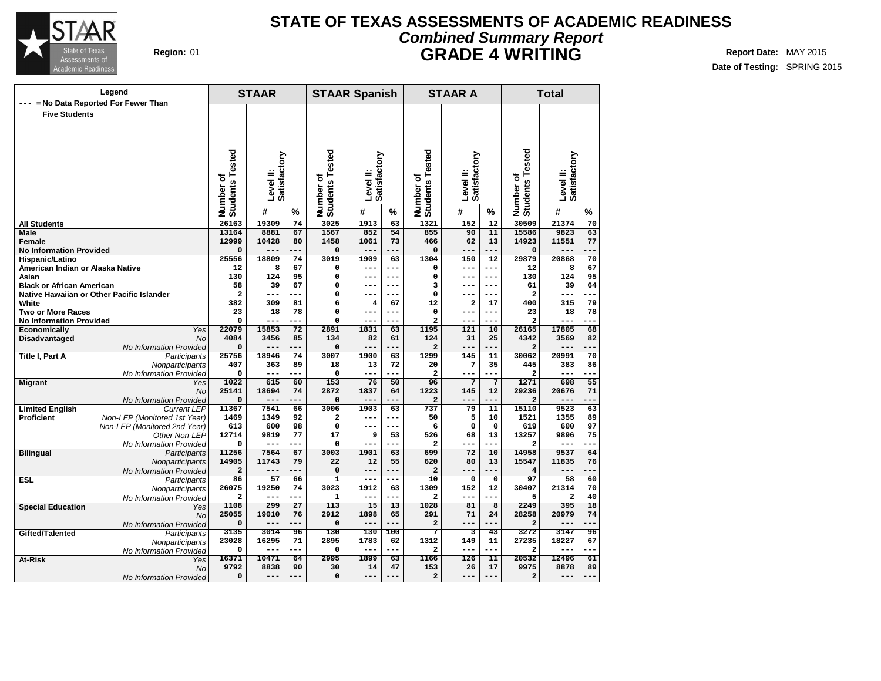# STATE OF TEXAS ASSESSMENTS OF ACADEMIC READINESS

## Combined Summary Report

## GRADE 4 WRITING

**Region:** 01

**Report Date:** MAY 2015

**Date of Testing:** SPRING 2015

Legend: --- = No Data Reported For Fewer Than Five Students

| | | STAAR | | | STAAR Spanish | | | STAAR A | | | Total | | |
|---|---|---|---|---|---|---|---|---|---|---|---|---|---|
| | | Number of Students Tested | Level II: Satisfactory # | Level II: Satisfactory % | Number of Students Tested | Level II: Satisfactory # | Level II: Satisfactory % | Number of Students Tested | Level II: Satisfactory # | Level II: Satisfactory % | Number of Students Tested | Level II: Satisfactory # | Level II: Satisfactory % |
| All Students | | 26163 | 19309 | 74 | 3025 | 1913 | 63 | 1321 | 152 | 12 | 30509 | 21374 | 70 |
| Male | | 13164 | 8881 | 67 | 1567 | 852 | 54 | 855 | 90 | 11 | 15586 | 9823 | 63 |
| Female | | 12999 | 10428 | 80 | 1458 | 1061 | 73 | 466 | 62 | 13 | 14923 | 11551 | 77 |
| No Information Provided | | 0 | --- | --- | 0 | --- | --- | 0 | --- | --- | 0 | --- | --- |
| Hispanic/Latino | | 25556 | 18809 | 74 | 3019 | 1909 | 63 | 1304 | 150 | 12 | 29879 | 20868 | 70 |
| American Indian or Alaska Native | | 12 | 8 | 67 | 0 | --- | --- | 0 | --- | --- | 12 | 8 | 67 |
| Asian | | 130 | 124 | 95 | 0 | --- | --- | 0 | --- | --- | 130 | 124 | 95 |
| Black or African American | | 58 | 39 | 67 | 0 | --- | --- | 3 | --- | --- | 61 | 39 | 64 |
| Native Hawaiian or Other Pacific Islander | | 2 | --- | --- | 0 | --- | --- | 0 | --- | --- | 2 | --- | --- |
| White | | 382 | 309 | 81 | 6 | 4 | 67 | 12 | 2 | 17 | 400 | 315 | 79 |
| Two or More Races | | 23 | 18 | 78 | 0 | --- | --- | 0 | --- | --- | 23 | 18 | 78 |
| No Information Provided | | 0 | --- | --- | 0 | --- | --- | 2 | --- | --- | 2 | --- | --- |
| Economically Disadvantaged | Yes | 22079 | 15853 | 72 | 2891 | 1831 | 63 | 1195 | 121 | 10 | 26165 | 17805 | 68 |
| | No | 4084 | 3456 | 85 | 134 | 82 | 61 | 124 | 31 | 25 | 4342 | 3569 | 82 |
| | No Information Provided | 0 | --- | --- | 0 | --- | --- | 2 | --- | --- | 2 | --- | --- |
| Title I, Part A | Participants | 25756 | 18946 | 74 | 3007 | 1900 | 63 | 1299 | 145 | 11 | 30062 | 20991 | 70 |
| | Nonparticipants | 407 | 363 | 89 | 18 | 13 | 72 | 20 | 7 | 35 | 445 | 383 | 86 |
| | No Information Provided | 0 | --- | --- | 0 | --- | --- | 2 | --- | --- | 2 | --- | --- |
| Migrant | Yes | 1022 | 615 | 60 | 153 | 76 | 50 | 96 | 7 | 7 | 1271 | 698 | 55 |
| | No | 25141 | 18694 | 74 | 2872 | 1837 | 64 | 1223 | 145 | 12 | 29236 | 20676 | 71 |
| | No Information Provided | 0 | --- | --- | 0 | --- | --- | 2 | --- | --- | 2 | --- | --- |
| Limited English Proficient | Current LEP | 11367 | 7541 | 66 | 3006 | 1903 | 63 | 737 | 79 | 11 | 15110 | 9523 | 63 |
| | Non-LEP (Monitored 1st Year) | 1469 | 1349 | 92 | 2 | --- | --- | 50 | 5 | 10 | 1521 | 1355 | 89 |
| | Non-LEP (Monitored 2nd Year) | 613 | 600 | 98 | 0 | --- | --- | 6 | 0 | 0 | 619 | 600 | 97 |
| | Other Non-LEP | 12714 | 9819 | 77 | 17 | 9 | 53 | 526 | 68 | 13 | 13257 | 9896 | 75 |
| | No Information Provided | 0 | --- | --- | 0 | --- | --- | 2 | --- | --- | 2 | --- | --- |
| Bilingual | Participants | 11256 | 7564 | 67 | 3003 | 1901 | 63 | 699 | 72 | 10 | 14958 | 9537 | 64 |
| | Nonparticipants | 14905 | 11743 | 79 | 22 | 12 | 55 | 620 | 80 | 13 | 15547 | 11835 | 76 |
| | No Information Provided | 2 | --- | --- | 0 | --- | --- | 2 | --- | --- | 4 | --- | --- |
| ESL | Participants | 86 | 57 | 66 | 1 | --- | --- | 10 | 0 | 0 | 97 | 58 | 60 |
| | Nonparticipants | 26075 | 19250 | 74 | 3023 | 1912 | 63 | 1309 | 152 | 12 | 30407 | 21314 | 70 |
| | No Information Provided | 2 | --- | --- | 1 | --- | --- | 2 | --- | --- | 5 | 2 | 40 |
| Special Education | Yes | 1108 | 299 | 27 | 113 | 15 | 13 | 1028 | 81 | 8 | 2249 | 395 | 18 |
| | No | 25055 | 19010 | 76 | 2912 | 1898 | 65 | 291 | 71 | 24 | 28258 | 20979 | 74 |
| | No Information Provided | 0 | --- | --- | 0 | --- | --- | 2 | --- | --- | 2 | --- | --- |
| Gifted/Talented | Participants | 3135 | 3014 | 96 | 130 | 130 | 100 | 7 | 3 | 43 | 3272 | 3147 | 96 |
| | Nonparticipants | 23028 | 16295 | 71 | 2895 | 1783 | 62 | 1312 | 149 | 11 | 27235 | 18227 | 67 |
| | No Information Provided | 0 | --- | --- | 0 | --- | --- | 2 | --- | --- | 2 | --- | --- |
| At-Risk | Yes | 16371 | 10471 | 64 | 2995 | 1899 | 63 | 1166 | 126 | 11 | 20532 | 12496 | 61 |
| | No | 9792 | 8838 | 90 | 30 | 14 | 47 | 153 | 26 | 17 | 9975 | 8878 | 89 |
| | No Information Provided | 0 | --- | --- | 0 | --- | --- | 2 | --- | --- | 2 | --- | --- |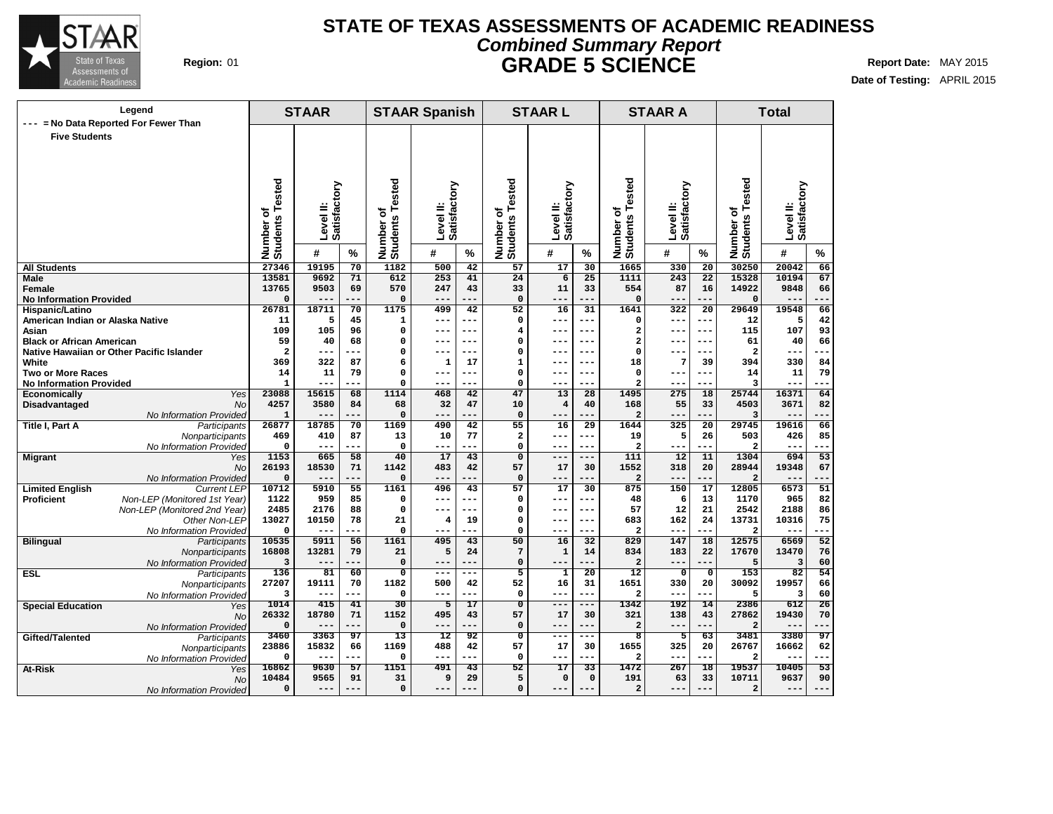# STATE OF TEXAS ASSESSMENTS OF ACADEMIC READINESS

## *Combined Summary Report*

## GRADE 5 SCIENCE

**Region:** 01

**Report Date:** MAY 2015

**Date of Testing:** APRIL 2015

**Legend**
--- = No Data Reported For Fewer Than Five Students

| | | STAAR | | | STAAR Spanish | | | STAAR L | | | STAAR A | | | Total | | |
|---|---|---|---|---|---|---|---|---|---|---|---|---|---|---|---|---|
| | | Number of Students Tested | Level II: Satisfactory # | Level II: Satisfactory % | Number of Students Tested | Level II: Satisfactory # | Level II: Satisfactory % | Number of Students Tested | Level II: Satisfactory # | Level II: Satisfactory % | Number of Students Tested | Level II: Satisfactory # | Level II: Satisfactory % | Number of Students Tested | Level II: Satisfactory # | Level II: Satisfactory % |
| **All Students** | | 27346 | 19195 | 70 | 1182 | 500 | 42 | 57 | 17 | 30 | 1665 | 330 | 20 | 30250 | 20042 | 66 |
| **Male** | | 13581 | 9692 | 71 | 612 | 253 | 41 | 24 | 6 | 25 | 1111 | 243 | 22 | 15328 | 10194 | 67 |
| **Female** | | 13765 | 9503 | 69 | 570 | 247 | 43 | 33 | 11 | 33 | 554 | 87 | 16 | 14922 | 9848 | 66 |
| **No Information Provided** | | 0 | --- | --- | 0 | --- | --- | 0 | --- | --- | 0 | --- | --- | 0 | --- | --- |
| **Hispanic/Latino** | | 26781 | 18711 | 70 | 1175 | 499 | 42 | 52 | 16 | 31 | 1641 | 322 | 20 | 29649 | 19548 | 66 |
| **American Indian or Alaska Native** | | 11 | 5 | 45 | 1 | --- | --- | 0 | --- | --- | 0 | --- | --- | 12 | 5 | 42 |
| **Asian** | | 109 | 105 | 96 | 0 | --- | --- | 4 | --- | --- | 2 | --- | --- | 115 | 107 | 93 |
| **Black or African American** | | 59 | 40 | 68 | 0 | --- | --- | 0 | --- | --- | 2 | --- | --- | 61 | 40 | 66 |
| **Native Hawaiian or Other Pacific Islander** | | 2 | --- | --- | 0 | --- | --- | 0 | --- | --- | 0 | --- | --- | 2 | --- | --- |
| **White** | | 369 | 322 | 87 | 6 | 1 | 17 | 1 | --- | --- | 18 | 7 | 39 | 394 | 330 | 84 |
| **Two or More Races** | | 14 | 11 | 79 | 0 | --- | --- | 0 | --- | --- | 0 | --- | --- | 14 | 11 | 79 |
| **No Information Provided** | | 1 | --- | --- | 0 | --- | --- | 0 | --- | --- | 2 | --- | --- | 3 | --- | --- |
| **Economically Disadvantaged** | *Yes* | 23088 | 15615 | 68 | 1114 | 468 | 42 | 47 | 13 | 28 | 1495 | 275 | 18 | 25744 | 16371 | 64 |
| | *No* | 4257 | 3580 | 84 | 68 | 32 | 47 | 10 | 4 | 40 | 168 | 55 | 33 | 4503 | 3671 | 82 |
| | *No Information Provided* | 1 | --- | --- | 0 | --- | --- | 0 | --- | --- | 2 | --- | --- | 3 | --- | --- |
| **Title I, Part A** | *Participants* | 26877 | 18785 | 70 | 1169 | 490 | 42 | 55 | 16 | 29 | 1644 | 325 | 20 | 29745 | 19616 | 66 |
| | *Nonparticipants* | 469 | 410 | 87 | 13 | 10 | 77 | 2 | --- | --- | 19 | 5 | 26 | 503 | 426 | 85 |
| | *No Information Provided* | 0 | --- | --- | 0 | --- | --- | 0 | --- | --- | 2 | --- | --- | 2 | --- | --- |
| **Migrant** | *Yes* | 1153 | 665 | 58 | 40 | 17 | 43 | 0 | --- | --- | 111 | 12 | 11 | 1304 | 694 | 53 |
| | *No* | 26193 | 18530 | 71 | 1142 | 483 | 42 | 57 | 17 | 30 | 1552 | 318 | 20 | 28944 | 19348 | 67 |
| | *No Information Provided* | 0 | --- | --- | 0 | --- | --- | 0 | --- | --- | 2 | --- | --- | 2 | --- | --- |
| **Limited English Proficient** | *Current LEP* | 10712 | 5910 | 55 | 1161 | 496 | 43 | 57 | 17 | 30 | 875 | 150 | 17 | 12805 | 6573 | 51 |
| | *Non-LEP (Monitored 1st Year)* | 1122 | 959 | 85 | 0 | --- | --- | 0 | --- | --- | 48 | 6 | 13 | 1170 | 965 | 82 |
| | *Non-LEP (Monitored 2nd Year)* | 2485 | 2176 | 88 | 0 | --- | --- | 0 | --- | --- | 57 | 12 | 21 | 2542 | 2188 | 86 |
| | *Other Non-LEP* | 13027 | 10150 | 78 | 21 | 4 | 19 | 0 | --- | --- | 683 | 162 | 24 | 13731 | 10316 | 75 |
| | *No Information Provided* | 0 | --- | --- | 0 | --- | --- | 0 | --- | --- | 2 | --- | --- | 2 | --- | --- |
| **Bilingual** | *Participants* | 10535 | 5911 | 56 | 1161 | 495 | 43 | 50 | 16 | 32 | 829 | 147 | 18 | 12575 | 6569 | 52 |
| | *Nonparticipants* | 16808 | 13281 | 79 | 21 | 5 | 24 | 7 | 1 | 14 | 834 | 183 | 22 | 17670 | 13470 | 76 |
| | *No Information Provided* | 3 | --- | --- | 0 | --- | --- | 0 | --- | --- | 2 | --- | --- | 5 | 3 | 60 |
| **ESL** | *Participants* | 136 | 81 | 60 | 0 | --- | --- | 5 | 1 | 20 | 12 | 0 | 0 | 153 | 82 | 54 |
| | *Nonparticipants* | 27207 | 19111 | 70 | 1182 | 500 | 42 | 52 | 16 | 31 | 1651 | 330 | 20 | 30092 | 19957 | 66 |
| | *No Information Provided* | 3 | --- | --- | 0 | --- | --- | 0 | --- | --- | 2 | --- | --- | 5 | 3 | 60 |
| **Special Education** | *Yes* | 1014 | 415 | 41 | 30 | 5 | 17 | 0 | --- | --- | 1342 | 192 | 14 | 2386 | 612 | 26 |
| | *No* | 26332 | 18780 | 71 | 1152 | 495 | 43 | 57 | 17 | 30 | 321 | 138 | 43 | 27862 | 19430 | 70 |
| | *No Information Provided* | 0 | --- | --- | 0 | --- | --- | 0 | --- | --- | 2 | --- | --- | 2 | --- | --- |
| **Gifted/Talented** | *Participants* | 3460 | 3363 | 97 | 13 | 12 | 92 | 0 | --- | --- | 8 | 5 | 63 | 3481 | 3380 | 97 |
| | *Nonparticipants* | 23886 | 15832 | 66 | 1169 | 488 | 42 | 57 | 17 | 30 | 1655 | 325 | 20 | 26767 | 16662 | 62 |
| | *No Information Provided* | 0 | --- | --- | 0 | --- | --- | 0 | --- | --- | 2 | --- | --- | 2 | --- | --- |
| **At-Risk** | *Yes* | 16862 | 9630 | 57 | 1151 | 491 | 43 | 52 | 17 | 33 | 1472 | 267 | 18 | 19537 | 10405 | 53 |
| | *No* | 10484 | 9565 | 91 | 31 | 9 | 29 | 5 | 0 | 0 | 191 | 63 | 33 | 10711 | 9637 | 90 |
| | *No Information Provided* | 0 | --- | --- | 0 | --- | --- | 0 | --- | --- | 2 | --- | --- | 2 | --- | --- |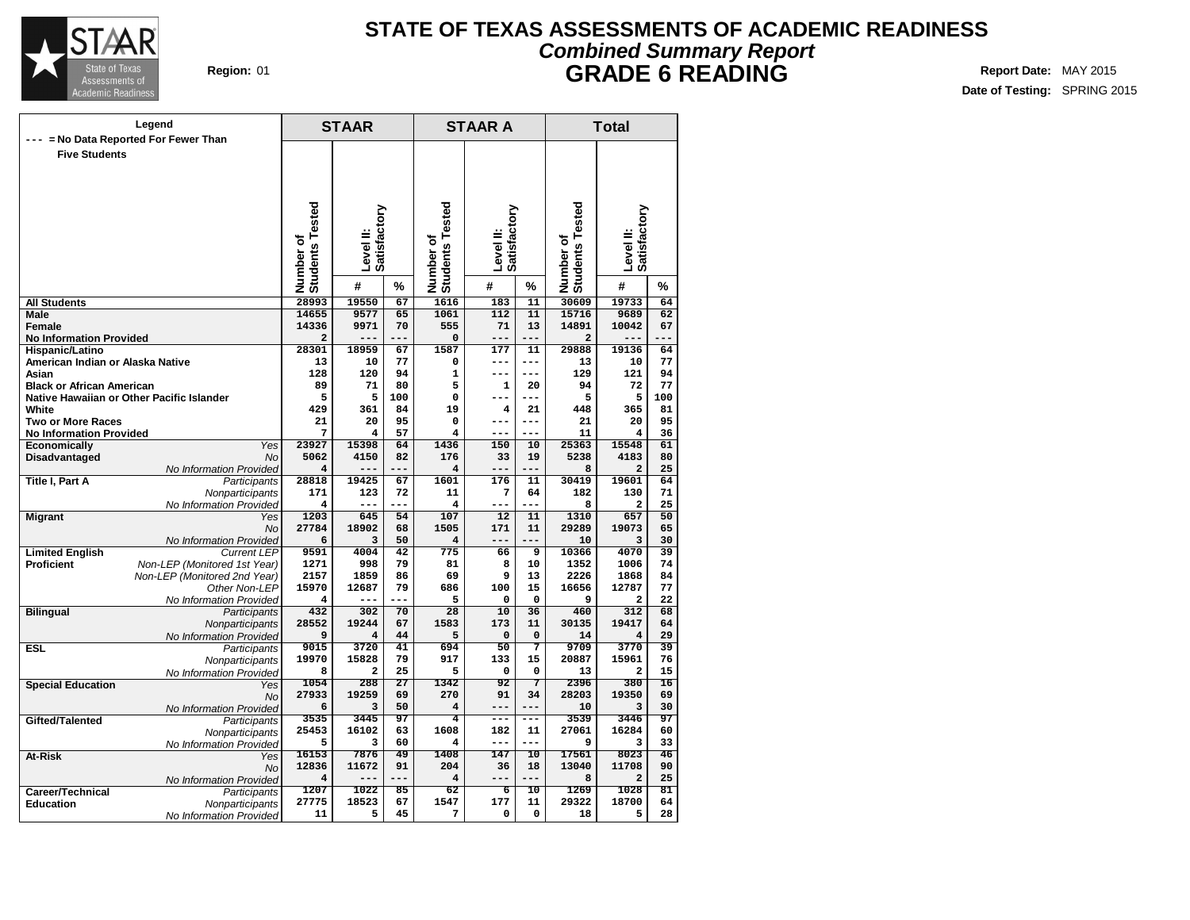# STATE OF TEXAS ASSESSMENTS OF ACADEMIC READINESS

## *Combined Summary Report*

## GRADE 6 READING

**Region:** 01

**Report Date:** MAY 2015

**Date of Testing:** SPRING 2015

Legend: --- = No Data Reported For Fewer Than Five Students

| | | STAAR | | | STAAR A | | | Total | | |
|---|---|---|---|---|---|---|---|---|---|---|
| | | Number of Students Tested | Level II: Satisfactory # | Level II: Satisfactory % | Number of Students Tested | Level II: Satisfactory # | Level II: Satisfactory % | Number of Students Tested | Level II: Satisfactory # | Level II: Satisfactory % |
| **All Students** | | 28993 | 19550 | 67 | 1616 | 183 | 11 | 30609 | 19733 | 64 |
| **Male** | | 14655 | 9577 | 65 | 1061 | 112 | 11 | 15716 | 9689 | 62 |
| **Female** | | 14336 | 9971 | 70 | 555 | 71 | 13 | 14891 | 10042 | 67 |
| **No Information Provided** | | 2 | --- | --- | 0 | --- | --- | 2 | --- | --- |
| **Hispanic/Latino** | | 28301 | 18959 | 67 | 1587 | 177 | 11 | 29888 | 19136 | 64 |
| **American Indian or Alaska Native** | | 13 | 10 | 77 | 0 | --- | --- | 13 | 10 | 77 |
| **Asian** | | 128 | 120 | 94 | 1 | --- | --- | 129 | 121 | 94 |
| **Black or African American** | | 89 | 71 | 80 | 5 | 1 | 20 | 94 | 72 | 77 |
| **Native Hawaiian or Other Pacific Islander** | | 5 | 5 | 100 | 0 | --- | --- | 5 | 5 | 100 |
| **White** | | 429 | 361 | 84 | 19 | 4 | 21 | 448 | 365 | 81 |
| **Two or More Races** | | 21 | 20 | 95 | 0 | --- | --- | 21 | 20 | 95 |
| **No Information Provided** | | 7 | 4 | 57 | 4 | --- | --- | 11 | 4 | 36 |
| **Economically Disadvantaged** | *Yes* | 23927 | 15398 | 64 | 1436 | 150 | 10 | 25363 | 15548 | 61 |
| | *No* | 5062 | 4150 | 82 | 176 | 33 | 19 | 5238 | 4183 | 80 |
| | *No Information Provided* | 4 | --- | --- | 4 | --- | --- | 8 | 2 | 25 |
| **Title I, Part A** | *Participants* | 28818 | 19425 | 67 | 1601 | 176 | 11 | 30419 | 19601 | 64 |
| | *Nonparticipants* | 171 | 123 | 72 | 11 | 7 | 64 | 182 | 130 | 71 |
| | *No Information Provided* | 4 | --- | --- | 4 | --- | --- | 8 | 2 | 25 |
| **Migrant** | *Yes* | 1203 | 645 | 54 | 107 | 12 | 11 | 1310 | 657 | 50 |
| | *No* | 27784 | 18902 | 68 | 1505 | 171 | 11 | 29289 | 19073 | 65 |
| | *No Information Provided* | 6 | 3 | 50 | 4 | --- | --- | 10 | 3 | 30 |
| **Limited English Proficient** | *Current LEP* | 9591 | 4004 | 42 | 775 | 66 | 9 | 10366 | 4070 | 39 |
| | *Non-LEP (Monitored 1st Year)* | 1271 | 998 | 79 | 81 | 8 | 10 | 1352 | 1006 | 74 |
| | *Non-LEP (Monitored 2nd Year)* | 2157 | 1859 | 86 | 69 | 9 | 13 | 2226 | 1868 | 84 |
| | *Other Non-LEP* | 15970 | 12687 | 79 | 686 | 100 | 15 | 16656 | 12787 | 77 |
| | *No Information Provided* | 4 | --- | --- | 5 | 0 | 0 | 9 | 2 | 22 |
| **Bilingual** | *Participants* | 432 | 302 | 70 | 28 | 10 | 36 | 460 | 312 | 68 |
| | *Nonparticipants* | 28552 | 19244 | 67 | 1583 | 173 | 11 | 30135 | 19417 | 64 |
| | *No Information Provided* | 9 | 4 | 44 | 5 | 0 | 0 | 14 | 4 | 29 |
| **ESL** | *Participants* | 9015 | 3720 | 41 | 694 | 50 | 7 | 9709 | 3770 | 39 |
| | *Nonparticipants* | 19970 | 15828 | 79 | 917 | 133 | 15 | 20887 | 15961 | 76 |
| | *No Information Provided* | 8 | 2 | 25 | 5 | 0 | 0 | 13 | 2 | 15 |
| **Special Education** | *Yes* | 1054 | 288 | 27 | 1342 | 92 | 7 | 2396 | 380 | 16 |
| | *No* | 27933 | 19259 | 69 | 270 | 91 | 34 | 28203 | 19350 | 69 |
| | *No Information Provided* | 6 | 3 | 50 | 4 | --- | --- | 10 | 3 | 30 |
| **Gifted/Talented** | *Participants* | 3535 | 3445 | 97 | 4 | --- | --- | 3539 | 3446 | 97 |
| | *Nonparticipants* | 25453 | 16102 | 63 | 1608 | 182 | 11 | 27061 | 16284 | 60 |
| | *No Information Provided* | 5 | 3 | 60 | 4 | --- | --- | 9 | 3 | 33 |
| **At-Risk** | *Yes* | 16153 | 7876 | 49 | 1408 | 147 | 10 | 17561 | 8023 | 46 |
| | *No* | 12836 | 11672 | 91 | 204 | 36 | 18 | 13040 | 11708 | 90 |
| | *No Information Provided* | 4 | --- | --- | 4 | --- | --- | 8 | 2 | 25 |
| **Career/Technical Education** | *Participants* | 1207 | 1022 | 85 | 62 | 6 | 10 | 1269 | 1028 | 81 |
| | *Nonparticipants* | 27775 | 18523 | 67 | 1547 | 177 | 11 | 29322 | 18700 | 64 |
| | *No Information Provided* | 11 | 5 | 45 | 7 | 0 | 0 | 18 | 5 | 28 |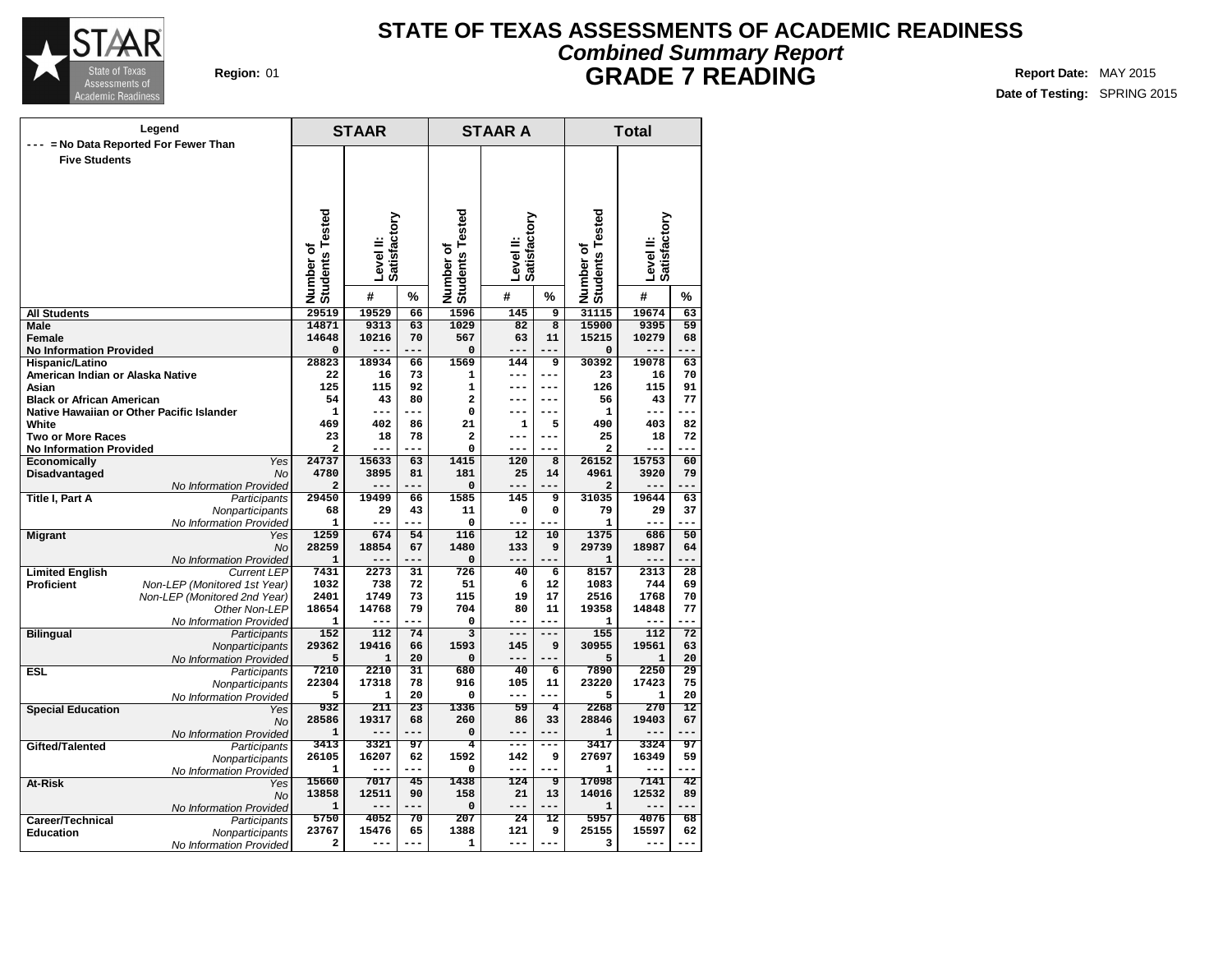# STATE OF TEXAS ASSESSMENTS OF ACADEMIC READINESS

## *Combined Summary Report*

## GRADE 7 READING

**Region:** 01

**Report Date:** MAY 2015

**Date of Testing:** SPRING 2015

**Legend**
--- = No Data Reported For Fewer Than Five Students

| | | STAAR | | | STAAR A | | | Total | | |
|---|---|---|---|---|---|---|---|---|---|---|
| | | Number of Students Tested | Level II: Satisfactory # | Level II: Satisfactory % | Number of Students Tested | Level II: Satisfactory # | Level II: Satisfactory % | Number of Students Tested | Level II: Satisfactory # | Level II: Satisfactory % |
| **All Students** | | 29519 | 19529 | 66 | 1596 | 145 | 9 | 31115 | 19674 | 63 |
| **Male** | | 14871 | 9313 | 63 | 1029 | 82 | 8 | 15900 | 9395 | 59 |
| **Female** | | 14648 | 10216 | 70 | 567 | 63 | 11 | 15215 | 10279 | 68 |
| **No Information Provided** | | 0 | --- | --- | 0 | --- | --- | 0 | --- | --- |
| **Hispanic/Latino** | | 28823 | 18934 | 66 | 1569 | 144 | 9 | 30392 | 19078 | 63 |
| **American Indian or Alaska Native** | | 22 | 16 | 73 | 1 | --- | --- | 23 | 16 | 70 |
| **Asian** | | 125 | 115 | 92 | 1 | --- | --- | 126 | 115 | 91 |
| **Black or African American** | | 54 | 43 | 80 | 2 | --- | --- | 56 | 43 | 77 |
| **Native Hawaiian or Other Pacific Islander** | | 1 | --- | --- | 0 | --- | --- | 1 | --- | --- |
| **White** | | 469 | 402 | 86 | 21 | 1 | 5 | 490 | 403 | 82 |
| **Two or More Races** | | 23 | 18 | 78 | 2 | --- | --- | 25 | 18 | 72 |
| **No Information Provided** | | 2 | --- | --- | 0 | --- | --- | 2 | --- | --- |
| **Economically Disadvantaged** | *Yes* | 24737 | 15633 | 63 | 1415 | 120 | 8 | 26152 | 15753 | 60 |
| | *No* | 4780 | 3895 | 81 | 181 | 25 | 14 | 4961 | 3920 | 79 |
| | *No Information Provided* | 2 | --- | --- | 0 | --- | --- | 2 | --- | --- |
| **Title I, Part A** | *Participants* | 29450 | 19499 | 66 | 1585 | 145 | 9 | 31035 | 19644 | 63 |
| | *Nonparticipants* | 68 | 29 | 43 | 11 | 0 | 0 | 79 | 29 | 37 |
| | *No Information Provided* | 1 | --- | --- | 0 | --- | --- | 1 | --- | --- |
| **Migrant** | *Yes* | 1259 | 674 | 54 | 116 | 12 | 10 | 1375 | 686 | 50 |
| | *No* | 28259 | 18854 | 67 | 1480 | 133 | 9 | 29739 | 18987 | 64 |
| | *No Information Provided* | 1 | --- | --- | 0 | --- | --- | 1 | --- | --- |
| **Limited English Proficient** | *Current LEP* | 7431 | 2273 | 31 | 726 | 40 | 6 | 8157 | 2313 | 28 |
| | *Non-LEP (Monitored 1st Year)* | 1032 | 738 | 72 | 51 | 6 | 12 | 1083 | 744 | 69 |
| | *Non-LEP (Monitored 2nd Year)* | 2401 | 1749 | 73 | 115 | 19 | 17 | 2516 | 1768 | 70 |
| | *Other Non-LEP* | 18654 | 14768 | 79 | 704 | 80 | 11 | 19358 | 14848 | 77 |
| | *No Information Provided* | 1 | --- | --- | 0 | --- | --- | 1 | --- | --- |
| **Bilingual** | *Participants* | 152 | 112 | 74 | 3 | --- | --- | 155 | 112 | 72 |
| | *Nonparticipants* | 29362 | 19416 | 66 | 1593 | 145 | 9 | 30955 | 19561 | 63 |
| | *No Information Provided* | 5 | 1 | 20 | 0 | --- | --- | 5 | 1 | 20 |
| **ESL** | *Participants* | 7210 | 2210 | 31 | 680 | 40 | 6 | 7890 | 2250 | 29 |
| | *Nonparticipants* | 22304 | 17318 | 78 | 916 | 105 | 11 | 23220 | 17423 | 75 |
| | *No Information Provided* | 5 | 1 | 20 | 0 | --- | --- | 5 | 1 | 20 |
| **Special Education** | *Yes* | 932 | 211 | 23 | 1336 | 59 | 4 | 2268 | 270 | 12 |
| | *No* | 28586 | 19317 | 68 | 260 | 86 | 33 | 28846 | 19403 | 67 |
| | *No Information Provided* | 1 | --- | --- | 0 | --- | --- | 1 | --- | --- |
| **Gifted/Talented** | *Participants* | 3413 | 3321 | 97 | 4 | --- | --- | 3417 | 3324 | 97 |
| | *Nonparticipants* | 26105 | 16207 | 62 | 1592 | 142 | 9 | 27697 | 16349 | 59 |
| | *No Information Provided* | 1 | --- | --- | 0 | --- | --- | 1 | --- | --- |
| **At-Risk** | *Yes* | 15660 | 7017 | 45 | 1438 | 124 | 9 | 17098 | 7141 | 42 |
| | *No* | 13858 | 12511 | 90 | 158 | 21 | 13 | 14016 | 12532 | 89 |
| | *No Information Provided* | 1 | --- | --- | 0 | --- | --- | 1 | --- | --- |
| **Career/Technical Education** | *Participants* | 5750 | 4052 | 70 | 207 | 24 | 12 | 5957 | 4076 | 68 |
| | *Nonparticipants* | 23767 | 15476 | 65 | 1388 | 121 | 9 | 25155 | 15597 | 62 |
| | *No Information Provided* | 2 | --- | --- | 1 | --- | --- | 3 | --- | --- |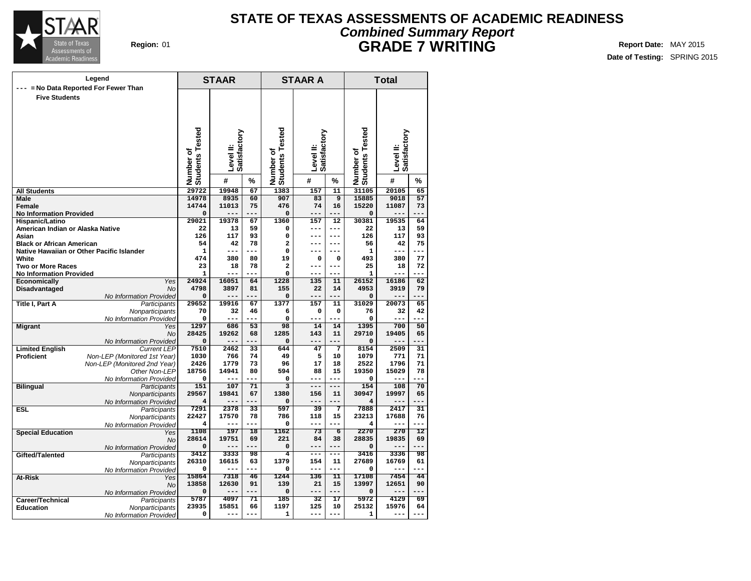# STATE OF TEXAS ASSESSMENTS OF ACADEMIC READINESS

## *Combined Summary Report*

## GRADE 7 WRITING

**Region:** 01

**Report Date:** MAY 2015

**Date of Testing:** SPRING 2015

Legend: --- = No Data Reported For Fewer Than Five Students

| | | STAAR | | | STAAR A | | | Total | | |
|---|---|---|---|---|---|---|---|---|---|---|
| | | Number of Students Tested | Level II: Satisfactory # | Level II: Satisfactory % | Number of Students Tested | Level II: Satisfactory # | Level II: Satisfactory % | Number of Students Tested | Level II: Satisfactory # | Level II: Satisfactory % |
| **All Students** | | 29722 | 19948 | 67 | 1383 | 157 | 11 | 31105 | 20105 | 65 |
| **Male** | | 14978 | 8935 | 60 | 907 | 83 | 9 | 15885 | 9018 | 57 |
| **Female** | | 14744 | 11013 | 75 | 476 | 74 | 16 | 15220 | 11087 | 73 |
| **No Information Provided** | | 0 | --- | --- | 0 | --- | --- | 0 | --- | --- |
| **Hispanic/Latino** | | 29021 | 19378 | 67 | 1360 | 157 | 12 | 30381 | 19535 | 64 |
| **American Indian or Alaska Native** | | 22 | 13 | 59 | 0 | --- | --- | 22 | 13 | 59 |
| **Asian** | | 126 | 117 | 93 | 0 | --- | --- | 126 | 117 | 93 |
| **Black or African American** | | 54 | 42 | 78 | 2 | --- | --- | 56 | 42 | 75 |
| **Native Hawaiian or Other Pacific Islander** | | 1 | --- | --- | 0 | --- | --- | 1 | --- | --- |
| **White** | | 474 | 380 | 80 | 19 | 0 | 0 | 493 | 380 | 77 |
| **Two or More Races** | | 23 | 18 | 78 | 2 | --- | --- | 25 | 18 | 72 |
| **No Information Provided** | | 1 | --- | --- | 0 | --- | --- | 1 | --- | --- |
| **Economically Disadvantaged** | *Yes* | 24924 | 16051 | 64 | 1228 | 135 | 11 | 26152 | 16186 | 62 |
| | *No* | 4798 | 3897 | 81 | 155 | 22 | 14 | 4953 | 3919 | 79 |
| | *No Information Provided* | 0 | --- | --- | 0 | --- | --- | 0 | --- | --- |
| **Title I, Part A** | *Participants* | 29652 | 19916 | 67 | 1377 | 157 | 11 | 31029 | 20073 | 65 |
| | *Nonparticipants* | 70 | 32 | 46 | 6 | 0 | 0 | 76 | 32 | 42 |
| | *No Information Provided* | 0 | --- | --- | 0 | --- | --- | 0 | --- | --- |
| **Migrant** | *Yes* | 1297 | 686 | 53 | 98 | 14 | 14 | 1395 | 700 | 50 |
| | *No* | 28425 | 19262 | 68 | 1285 | 143 | 11 | 29710 | 19405 | 65 |
| | *No Information Provided* | 0 | --- | --- | 0 | --- | --- | 0 | --- | --- |
| **Limited English Proficient** | *Current LEP* | 7510 | 2462 | 33 | 644 | 47 | 7 | 8154 | 2509 | 31 |
| | *Non-LEP (Monitored 1st Year)* | 1030 | 766 | 74 | 49 | 5 | 10 | 1079 | 771 | 71 |
| | *Non-LEP (Monitored 2nd Year)* | 2426 | 1779 | 73 | 96 | 17 | 18 | 2522 | 1796 | 71 |
| | *Other Non-LEP* | 18756 | 14941 | 80 | 594 | 88 | 15 | 19350 | 15029 | 78 |
| | *No Information Provided* | 0 | --- | --- | 0 | --- | --- | 0 | --- | --- |
| **Bilingual** | *Participants* | 151 | 107 | 71 | 3 | --- | --- | 154 | 108 | 70 |
| | *Nonparticipants* | 29567 | 19841 | 67 | 1380 | 156 | 11 | 30947 | 19997 | 65 |
| | *No Information Provided* | 4 | --- | --- | 0 | --- | --- | 4 | --- | --- |
| **ESL** | *Participants* | 7291 | 2378 | 33 | 597 | 39 | 7 | 7888 | 2417 | 31 |
| | *Nonparticipants* | 22427 | 17570 | 78 | 786 | 118 | 15 | 23213 | 17688 | 76 |
| | *No Information Provided* | 4 | --- | --- | 0 | --- | --- | 4 | --- | --- |
| **Special Education** | *Yes* | 1108 | 197 | 18 | 1162 | 73 | 6 | 2270 | 270 | 12 |
| | *No* | 28614 | 19751 | 69 | 221 | 84 | 38 | 28835 | 19835 | 69 |
| | *No Information Provided* | 0 | --- | --- | 0 | --- | --- | 0 | --- | --- |
| **Gifted/Talented** | *Participants* | 3412 | 3333 | 98 | 4 | --- | --- | 3416 | 3336 | 98 |
| | *Nonparticipants* | 26310 | 16615 | 63 | 1379 | 154 | 11 | 27689 | 16769 | 61 |
| | *No Information Provided* | 0 | --- | --- | 0 | --- | --- | 0 | --- | --- |
| **At-Risk** | *Yes* | 15864 | 7318 | 46 | 1244 | 136 | 11 | 17108 | 7454 | 44 |
| | *No* | 13858 | 12630 | 91 | 139 | 21 | 15 | 13997 | 12651 | 90 |
| | *No Information Provided* | 0 | --- | --- | 0 | --- | --- | 0 | --- | --- |
| **Career/Technical Education** | *Participants* | 5787 | 4097 | 71 | 185 | 32 | 17 | 5972 | 4129 | 69 |
| | *Nonparticipants* | 23935 | 15851 | 66 | 1197 | 125 | 10 | 25132 | 15976 | 64 |
| | *No Information Provided* | 0 | --- | --- | 1 | --- | --- | 1 | --- | --- |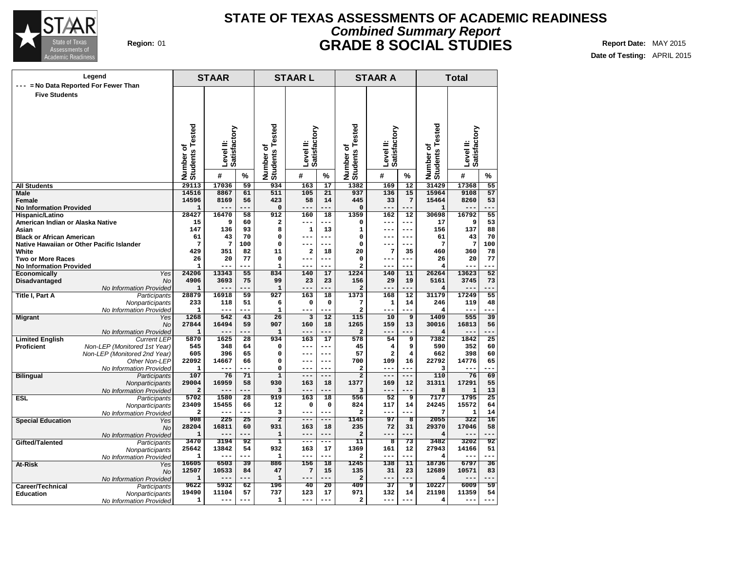# STATE OF TEXAS ASSESSMENTS OF ACADEMIC READINESS

## *Combined Summary Report*

## GRADE 8 SOCIAL STUDIES

**Region:** 01

**Report Date:** MAY 2015

**Date of Testing:** APRIL 2015

**Legend**
--- = No Data Reported For Fewer Than Five Students

| | | STAAR | | | STAAR L | | | STAAR A | | | Total | | |
|---|---|---|---|---|---|---|---|---|---|---|---|---|---|
| | | Number of Students Tested | Level II: Satisfactory | | Number of Students Tested | Level II: Satisfactory | | Number of Students Tested | Level II: Satisfactory | | Number of Students Tested | Level II: Satisfactory | |
| | | | # | % | | # | % | | # | % | | # | % |
| **All Students** | | 29113 | 17036 | 59 | 934 | 163 | 17 | 1382 | 169 | 12 | 31429 | 17368 | 55 |
| **Male** | | 14516 | 8867 | 61 | 511 | 105 | 21 | 937 | 136 | 15 | 15964 | 9108 | 57 |
| **Female** | | 14596 | 8169 | 56 | 423 | 58 | 14 | 445 | 33 | 7 | 15464 | 8260 | 53 |
| **No Information Provided** | | 1 | --- | --- | 0 | --- | --- | 0 | --- | --- | 1 | --- | --- |
| **Hispanic/Latino** | | 28427 | 16470 | 58 | 912 | 160 | 18 | 1359 | 162 | 12 | 30698 | 16792 | 55 |
| **American Indian or Alaska Native** | | 15 | 9 | 60 | 2 | --- | --- | 0 | --- | --- | 17 | 9 | 53 |
| **Asian** | | 147 | 136 | 93 | 8 | 1 | 13 | 1 | --- | --- | 156 | 137 | 88 |
| **Black or African American** | | 61 | 43 | 70 | 0 | --- | --- | 0 | --- | --- | 61 | 43 | 70 |
| **Native Hawaiian or Other Pacific Islander** | | 7 | 7 | 100 | 0 | --- | --- | 0 | --- | --- | 7 | 7 | 100 |
| **White** | | 429 | 351 | 82 | 11 | 2 | 18 | 20 | 7 | 35 | 460 | 360 | 78 |
| **Two or More Races** | | 26 | 20 | 77 | 0 | --- | --- | 0 | --- | --- | 26 | 20 | 77 |
| **No Information Provided** | | 1 | --- | --- | 1 | --- | --- | 2 | --- | --- | 4 | --- | --- |
| **Economically Disadvantaged** | *Yes* | 24206 | 13343 | 55 | 834 | 140 | 17 | 1224 | 140 | 11 | 26264 | 13623 | 52 |
| | *No* | 4906 | 3693 | 75 | 99 | 23 | 23 | 156 | 29 | 19 | 5161 | 3745 | 73 |
| | *No Information Provided* | 1 | --- | --- | 1 | --- | --- | 2 | --- | --- | 4 | --- | --- |
| **Title I, Part A** | *Participants* | 28879 | 16918 | 59 | 927 | 163 | 18 | 1373 | 168 | 12 | 31179 | 17249 | 55 |
| | *Nonparticipants* | 233 | 118 | 51 | 6 | 0 | 0 | 7 | 1 | 14 | 246 | 119 | 48 |
| | *No Information Provided* | 1 | --- | --- | 1 | --- | --- | 2 | --- | --- | 4 | --- | --- |
| **Migrant** | *Yes* | 1268 | 542 | 43 | 26 | 3 | 12 | 115 | 10 | 9 | 1409 | 555 | 39 |
| | *No* | 27844 | 16494 | 59 | 907 | 160 | 18 | 1265 | 159 | 13 | 30016 | 16813 | 56 |
| | *No Information Provided* | 1 | --- | --- | 1 | --- | --- | 2 | --- | --- | 4 | --- | --- |
| **Limited English Proficient** | *Current LEP* | 5870 | 1625 | 28 | 934 | 163 | 17 | 578 | 54 | 9 | 7382 | 1842 | 25 |
| | *Non-LEP (Monitored 1st Year)* | 545 | 348 | 64 | 0 | --- | --- | 45 | 4 | 9 | 590 | 352 | 60 |
| | *Non-LEP (Monitored 2nd Year)* | 605 | 396 | 65 | 0 | --- | --- | 57 | 2 | 4 | 662 | 398 | 60 |
| | *Other Non-LEP* | 22092 | 14667 | 66 | 0 | --- | --- | 700 | 109 | 16 | 22792 | 14776 | 65 |
| | *No Information Provided* | 1 | --- | --- | 0 | --- | --- | 2 | --- | --- | 3 | --- | --- |
| **Bilingual** | *Participants* | 107 | 76 | 71 | 1 | --- | --- | 2 | --- | --- | 110 | 76 | 69 |
| | *Nonparticipants* | 29004 | 16959 | 58 | 930 | 163 | 18 | 1377 | 169 | 12 | 31311 | 17291 | 55 |
| | *No Information Provided* | 2 | --- | --- | 3 | --- | --- | 3 | --- | --- | 8 | 1 | 13 |
| **ESL** | *Participants* | 5702 | 1580 | 28 | 919 | 163 | 18 | 556 | 52 | 9 | 7177 | 1795 | 25 |
| | *Nonparticipants* | 23409 | 15455 | 66 | 12 | 0 | 0 | 824 | 117 | 14 | 24245 | 15572 | 64 |
| | *No Information Provided* | 2 | --- | --- | 3 | --- | --- | 2 | --- | --- | 7 | 1 | 14 |
| **Special Education** | *Yes* | 908 | 225 | 25 | 2 | --- | --- | 1145 | 97 | 8 | 2055 | 322 | 16 |
| | *No* | 28204 | 16811 | 60 | 931 | 163 | 18 | 235 | 72 | 31 | 29370 | 17046 | 58 |
| | *No Information Provided* | 1 | --- | --- | 1 | --- | --- | 2 | --- | --- | 4 | --- | --- |
| **Gifted/Talented** | *Participants* | 3470 | 3194 | 92 | 1 | --- | --- | 11 | 8 | 73 | 3482 | 3202 | 92 |
| | *Nonparticipants* | 25642 | 13842 | 54 | 932 | 163 | 17 | 1369 | 161 | 12 | 27943 | 14166 | 51 |
| | *No Information Provided* | 1 | --- | --- | 1 | --- | --- | 2 | --- | --- | 4 | --- | --- |
| **At-Risk** | *Yes* | 16605 | 6503 | 39 | 886 | 156 | 18 | 1245 | 138 | 11 | 18736 | 6797 | 36 |
| | *No* | 12507 | 10533 | 84 | 47 | 7 | 15 | 135 | 31 | 23 | 12689 | 10571 | 83 |
| | *No Information Provided* | 1 | --- | --- | 1 | --- | --- | 2 | --- | --- | 4 | --- | --- |
| **Career/Technical Education** | *Participants* | 9622 | 5932 | 62 | 196 | 40 | 20 | 409 | 37 | 9 | 10227 | 6009 | 59 |
| | *Nonparticipants* | 19490 | 11104 | 57 | 737 | 123 | 17 | 971 | 132 | 14 | 21198 | 11359 | 54 |
| | *No Information Provided* | 1 | --- | --- | 1 | --- | --- | 2 | --- | --- | 4 | --- | --- |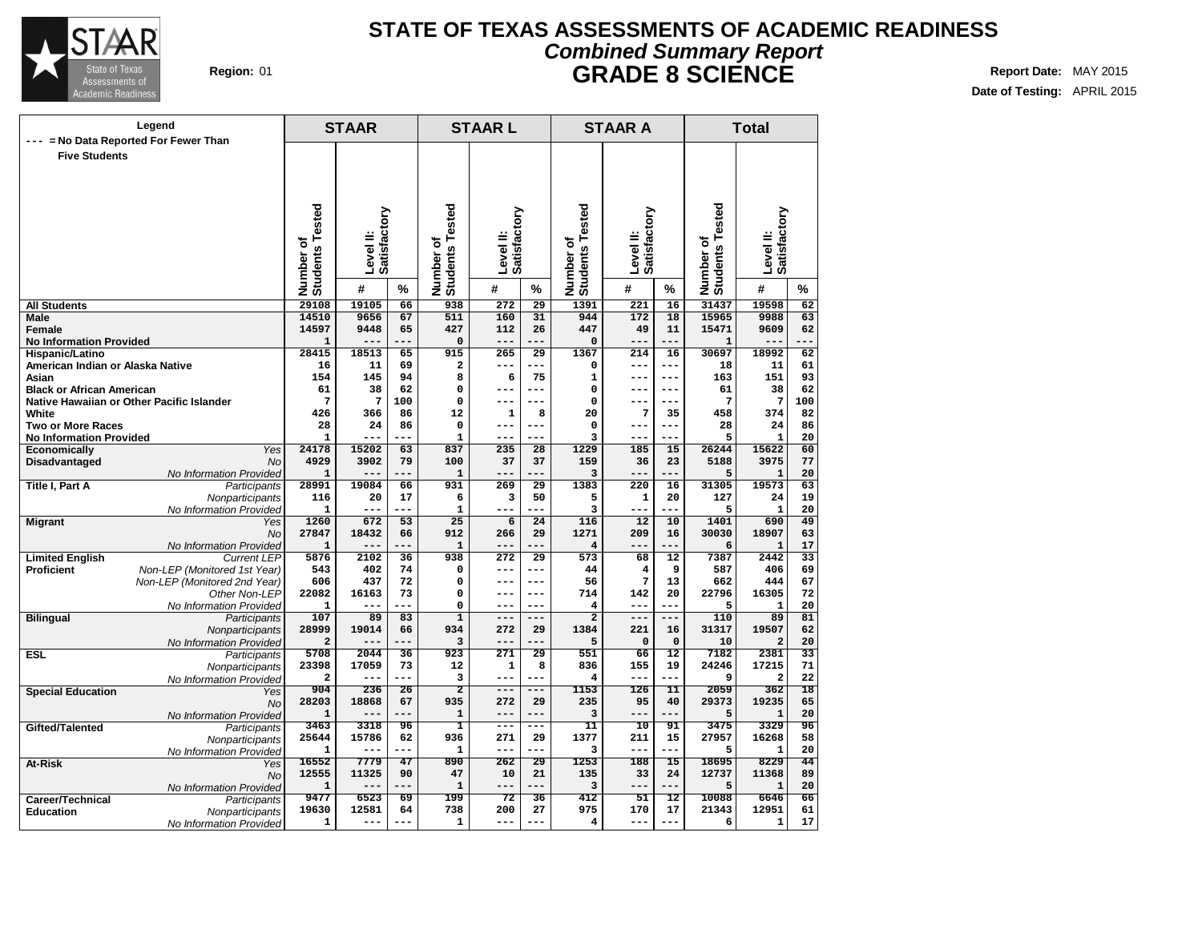# STATE OF TEXAS ASSESSMENTS OF ACADEMIC READINESS

## Combined Summary Report

## GRADE 8 SCIENCE

**Region:** 01

**Report Date:** MAY 2015

**Date of Testing:** APRIL 2015

Legend: --- = No Data Reported For Fewer Than Five Students

| | | STAAR | | | STAAR L | | | STAAR A | | | Total | | |
|---|---|---|---|---|---|---|---|---|---|---|---|---|---|
| | | Number of Students Tested | Level II: Satisfactory # | Level II: Satisfactory % | Number of Students Tested | Level II: Satisfactory # | Level II: Satisfactory % | Number of Students Tested | Level II: Satisfactory # | Level II: Satisfactory % | Number of Students Tested | Level II: Satisfactory # | Level II: Satisfactory % |
| **All Students** | | 29108 | 19105 | 66 | 938 | 272 | 29 | 1391 | 221 | 16 | 31437 | 19598 | 62 |
| **Male** | | 14510 | 9656 | 67 | 511 | 160 | 31 | 944 | 172 | 18 | 15965 | 9988 | 63 |
| **Female** | | 14597 | 9448 | 65 | 427 | 112 | 26 | 447 | 49 | 11 | 15471 | 9609 | 62 |
| **No Information Provided** | | 1 | --- | --- | 0 | --- | --- | 0 | --- | --- | 1 | --- | --- |
| **Hispanic/Latino** | | 28415 | 18513 | 65 | 915 | 265 | 29 | 1367 | 214 | 16 | 30697 | 18992 | 62 |
| **American Indian or Alaska Native** | | 16 | 11 | 69 | 2 | --- | --- | 0 | --- | --- | 18 | 11 | 61 |
| **Asian** | | 154 | 145 | 94 | 8 | 6 | 75 | 1 | --- | --- | 163 | 151 | 93 |
| **Black or African American** | | 61 | 38 | 62 | 0 | --- | --- | 0 | --- | --- | 61 | 38 | 62 |
| **Native Hawaiian or Other Pacific Islander** | | 7 | 7 | 100 | 0 | --- | --- | 0 | --- | --- | 7 | 7 | 100 |
| **White** | | 426 | 366 | 86 | 12 | 1 | 8 | 20 | 7 | 35 | 458 | 374 | 82 |
| **Two or More Races** | | 28 | 24 | 86 | 0 | --- | --- | 0 | --- | --- | 28 | 24 | 86 |
| **No Information Provided** | | 1 | --- | --- | 1 | --- | --- | 3 | --- | --- | 5 | 1 | 20 |
| **Economically Disadvantaged** | *Yes* | 24178 | 15202 | 63 | 837 | 235 | 28 | 1229 | 185 | 15 | 26244 | 15622 | 60 |
| | *No* | 4929 | 3902 | 79 | 100 | 37 | 37 | 159 | 36 | 23 | 5188 | 3975 | 77 |
| | *No Information Provided* | 1 | --- | --- | 1 | --- | --- | 3 | --- | --- | 5 | 1 | 20 |
| **Title I, Part A** | *Participants* | 28991 | 19084 | 66 | 931 | 269 | 29 | 1383 | 220 | 16 | 31305 | 19573 | 63 |
| | *Nonparticipants* | 116 | 20 | 17 | 6 | 3 | 50 | 5 | 1 | 20 | 127 | 24 | 19 |
| | *No Information Provided* | 1 | --- | --- | 1 | --- | --- | 3 | --- | --- | 5 | 1 | 20 |
| **Migrant** | *Yes* | 1260 | 672 | 53 | 25 | 6 | 24 | 116 | 12 | 10 | 1401 | 690 | 49 |
| | *No* | 27847 | 18432 | 66 | 912 | 266 | 29 | 1271 | 209 | 16 | 30030 | 18907 | 63 |
| | *No Information Provided* | 1 | --- | --- | 1 | --- | --- | 4 | --- | --- | 6 | 1 | 17 |
| **Limited English Proficient** | *Current LEP* | 5876 | 2102 | 36 | 938 | 272 | 29 | 573 | 68 | 12 | 7387 | 2442 | 33 |
| | *Non-LEP (Monitored 1st Year)* | 543 | 402 | 74 | 0 | --- | --- | 44 | 4 | 9 | 587 | 406 | 69 |
| | *Non-LEP (Monitored 2nd Year)* | 606 | 437 | 72 | 0 | --- | --- | 56 | 7 | 13 | 662 | 444 | 67 |
| | *Other Non-LEP* | 22082 | 16163 | 73 | 0 | --- | --- | 714 | 142 | 20 | 22796 | 16305 | 72 |
| | *No Information Provided* | 1 | --- | --- | 0 | --- | --- | 4 | --- | --- | 5 | 1 | 20 |
| **Bilingual** | *Participants* | 107 | 89 | 83 | 1 | --- | --- | 2 | --- | --- | 110 | 89 | 81 |
| | *Nonparticipants* | 28999 | 19014 | 66 | 934 | 272 | 29 | 1384 | 221 | 16 | 31317 | 19507 | 62 |
| | *No Information Provided* | 2 | --- | --- | 3 | --- | --- | 5 | 0 | 0 | 10 | 2 | 20 |
| **ESL** | *Participants* | 5708 | 2044 | 36 | 923 | 271 | 29 | 551 | 66 | 12 | 7182 | 2381 | 33 |
| | *Nonparticipants* | 23398 | 17059 | 73 | 12 | 1 | 8 | 836 | 155 | 19 | 24246 | 17215 | 71 |
| | *No Information Provided* | 2 | --- | --- | 3 | --- | --- | 4 | --- | --- | 9 | 2 | 22 |
| **Special Education** | *Yes* | 904 | 236 | 26 | 2 | --- | --- | 1153 | 126 | 11 | 2059 | 362 | 18 |
| | *No* | 28203 | 18868 | 67 | 935 | 272 | 29 | 235 | 95 | 40 | 29373 | 19235 | 65 |
| | *No Information Provided* | 1 | --- | --- | 1 | --- | --- | 3 | --- | --- | 5 | 1 | 20 |
| **Gifted/Talented** | *Participants* | 3463 | 3318 | 96 | 1 | --- | --- | 11 | 10 | 91 | 3475 | 3329 | 96 |
| | *Nonparticipants* | 25644 | 15786 | 62 | 936 | 271 | 29 | 1377 | 211 | 15 | 27957 | 16268 | 58 |
| | *No Information Provided* | 1 | --- | --- | 1 | --- | --- | 3 | --- | --- | 5 | 1 | 20 |
| **At-Risk** | *Yes* | 16552 | 7779 | 47 | 890 | 262 | 29 | 1253 | 188 | 15 | 18695 | 8229 | 44 |
| | *No* | 12555 | 11325 | 90 | 47 | 10 | 21 | 135 | 33 | 24 | 12737 | 11368 | 89 |
| | *No Information Provided* | 1 | --- | --- | 1 | --- | --- | 3 | --- | --- | 5 | 1 | 20 |
| **Career/Technical Education** | *Participants* | 9477 | 6523 | 69 | 199 | 72 | 36 | 412 | 51 | 12 | 10088 | 6646 | 66 |
| | *Nonparticipants* | 19630 | 12581 | 64 | 738 | 200 | 27 | 975 | 170 | 17 | 21343 | 12951 | 61 |
| | *No Information Provided* | 1 | --- | --- | 1 | --- | --- | 4 | --- | --- | 6 | 1 | 17 |